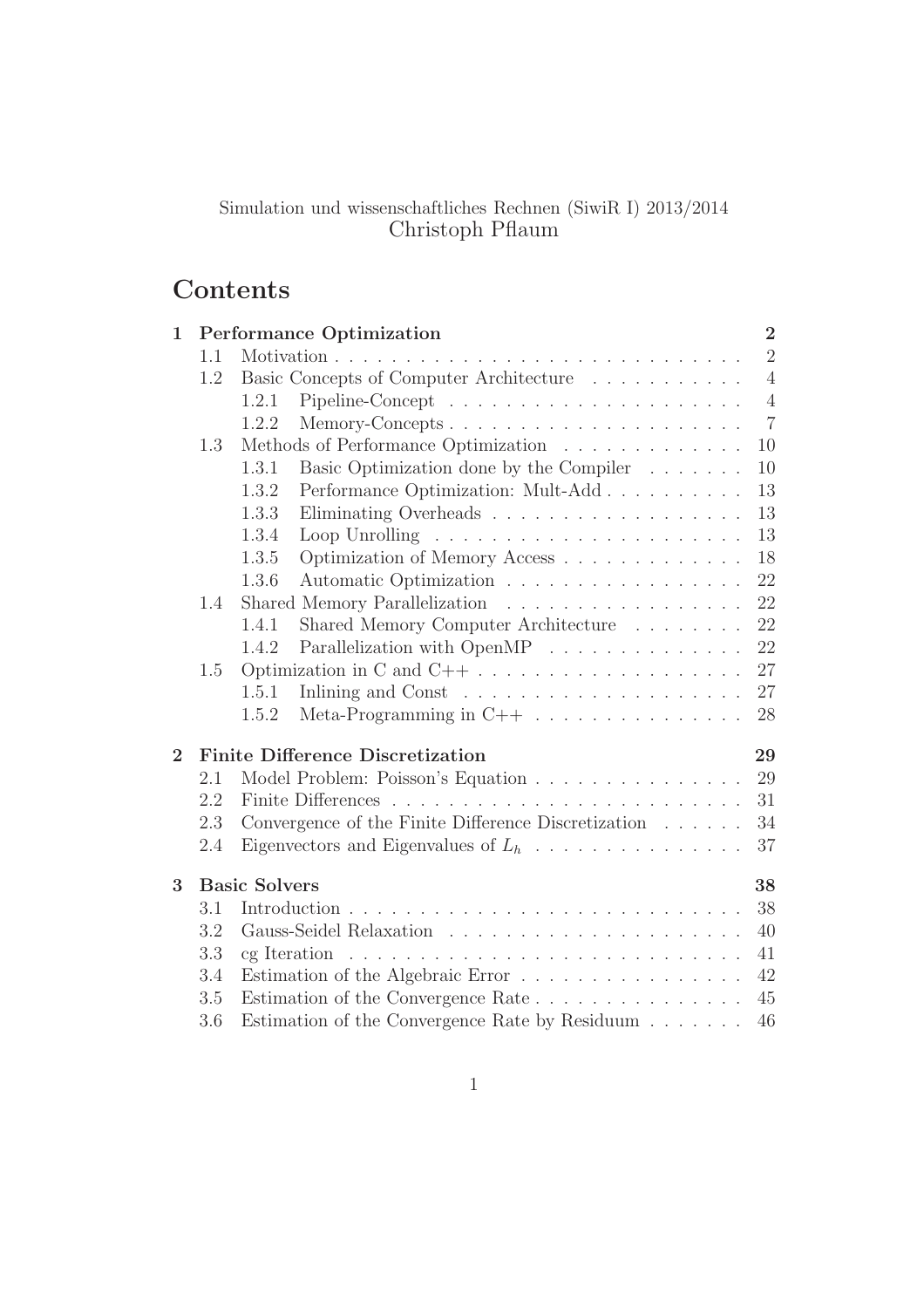Simulation und wissenschaftliches Rechnen (SiwiR I) 2013/2014
Christoph Pflaum

# Contents

**1 Performance Optimization** — **2**
- 1.1 Motivation — 2
- 1.2 Basic Concepts of Computer Architecture — 4
  - 1.2.1 Pipeline-Concept — 4
  - 1.2.2 Memory-Concepts — 7
- 1.3 Methods of Performance Optimization — 10
  - 1.3.1 Basic Optimization done by the Compiler — 10
  - 1.3.2 Performance Optimization: Mult-Add — 13
  - 1.3.3 Eliminating Overheads — 13
  - 1.3.4 Loop Unrolling — 13
  - 1.3.5 Optimization of Memory Access — 18
  - 1.3.6 Automatic Optimization — 22
- 1.4 Shared Memory Parallelization — 22
  - 1.4.1 Shared Memory Computer Architecture — 22
  - 1.4.2 Parallelization with OpenMP — 22
- 1.5 Optimization in C and C++ — 27
  - 1.5.1 Inlining and Const — 27
  - 1.5.2 Meta-Programming in C++ — 28

**2 Finite Difference Discretization** — **29**
- 2.1 Model Problem: Poisson's Equation — 29
- 2.2 Finite Differences — 31
- 2.3 Convergence of the Finite Difference Discretization — 34
- 2.4 Eigenvectors and Eigenvalues of $L_h$ — 37

**3 Basic Solvers** — **38**
- 3.1 Introduction — 38
- 3.2 Gauss-Seidel Relaxation — 40
- 3.3 cg Iteration — 41
- 3.4 Estimation of the Algebraic Error — 42
- 3.5 Estimation of the Convergence Rate — 45
- 3.6 Estimation of the Convergence Rate by Residuum — 46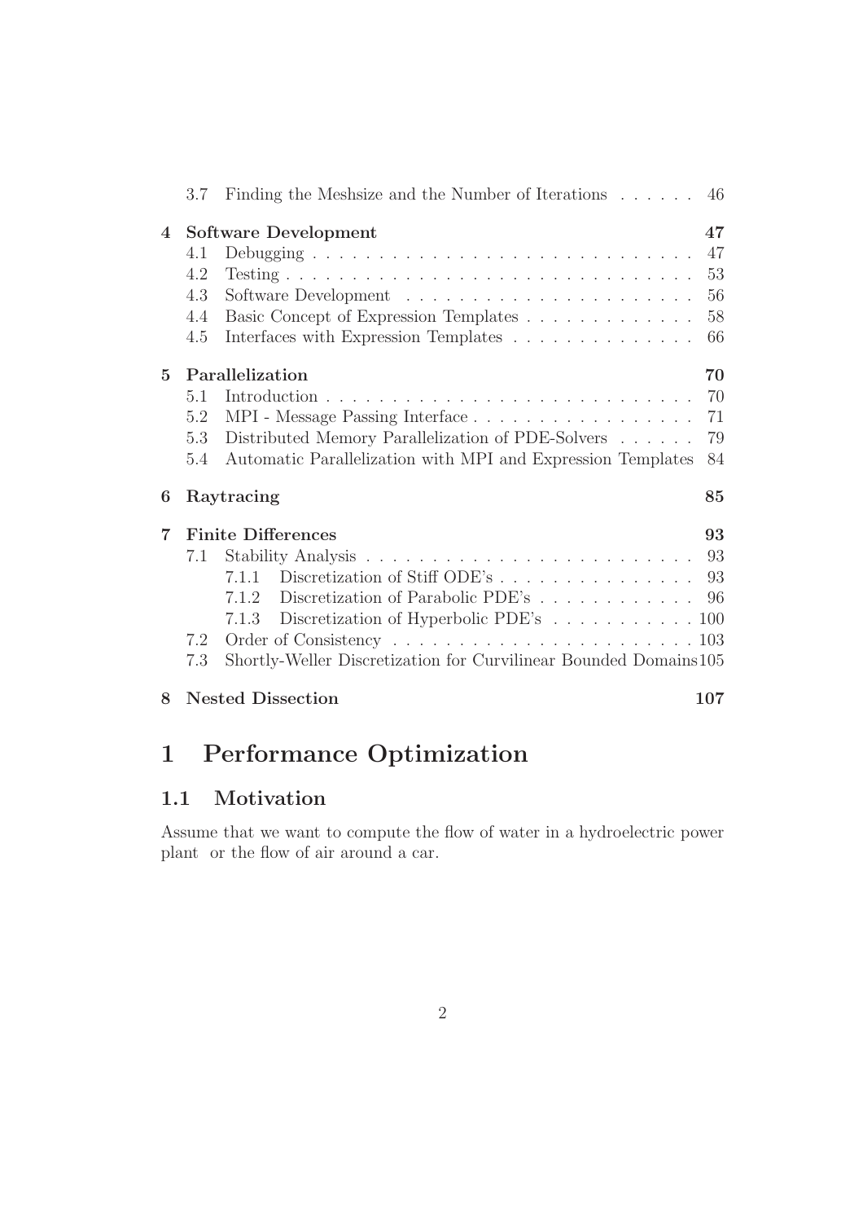3.7 Finding the Meshsize and the Number of Iterations . . . . . . 46

**4 Software Development 47**

- 4.1 Debugging . . . . . . . . . . . . . . . . . . . . . . . . . . . . . 47
- 4.2 Testing . . . . . . . . . . . . . . . . . . . . . . . . . . . . . . 53
- 4.3 Software Development . . . . . . . . . . . . . . . . . . . . . . 56
- 4.4 Basic Concept of Expression Templates . . . . . . . . . . . . . 58
- 4.5 Interfaces with Expression Templates . . . . . . . . . . . . . . 66

**5 Parallelization 70**

- 5.1 Introduction . . . . . . . . . . . . . . . . . . . . . . . . . . . 70
- 5.2 MPI - Message Passing Interface . . . . . . . . . . . . . . . . . 71
- 5.3 Distributed Memory Parallelization of PDE-Solvers . . . . . . 79
- 5.4 Automatic Parallelization with MPI and Expression Templates 84

**6 Raytracing 85**

**7 Finite Differences 93**

- 7.1 Stability Analysis . . . . . . . . . . . . . . . . . . . . . . . . . 93
  - 7.1.1 Discretization of Stiff ODE's . . . . . . . . . . . . . . . 93
  - 7.1.2 Discretization of Parabolic PDE's . . . . . . . . . . . . 96
  - 7.1.3 Discretization of Hyperbolic PDE's . . . . . . . . . . . 100
- 7.2 Order of Consistency . . . . . . . . . . . . . . . . . . . . . . . 103
- 7.3 Shortly-Weller Discretization for Curvilinear Bounded Domains 105

**8 Nested Dissection 107**

# 1 Performance Optimization

## 1.1 Motivation

Assume that we want to compute the flow of water in a hydroelectric power plant or the flow of air around a car.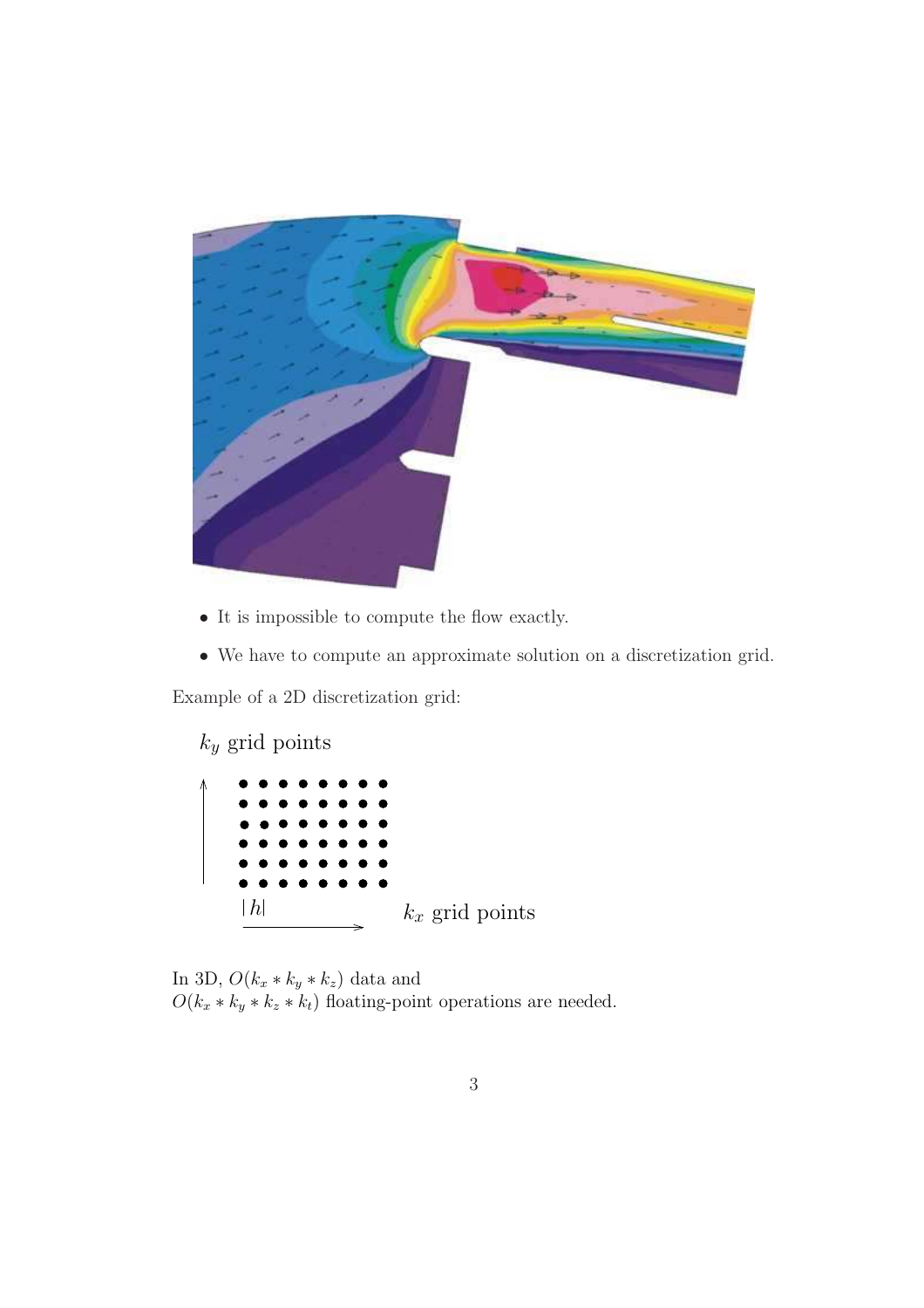- It is impossible to compute the flow exactly.
- We have to compute an approximate solution on a discretization grid.

Example of a 2D discretization grid:

$k_y$ grid points

$|h|$ $k_x$ grid points

In 3D, $O(k_x * k_y * k_z)$ data and
$O(k_x * k_y * k_z * k_t)$ floating-point operations are needed.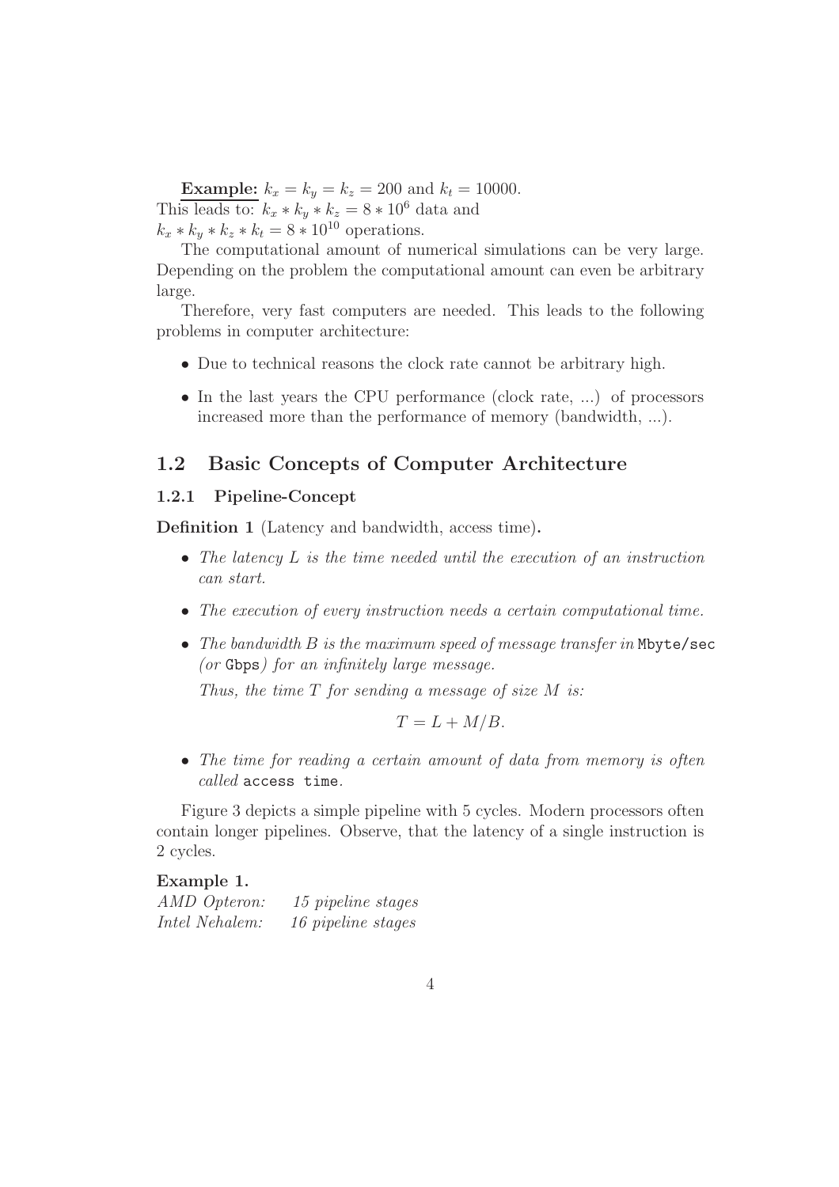**Example:** $k_x = k_y = k_z = 200$ and $k_t = 10000$.
This leads to: $k_x * k_y * k_z = 8 * 10^6$ data and
$k_x * k_y * k_z * k_t = 8 * 10^{10}$ operations.

The computational amount of numerical simulations can be very large. Depending on the problem the computational amount can even be arbitrary large.

Therefore, very fast computers are needed. This leads to the following problems in computer architecture:

- Due to technical reasons the clock rate cannot be arbitrary high.
- In the last years the CPU performance (clock rate, ...) of processors increased more than the performance of memory (bandwidth, ...).

## 1.2 Basic Concepts of Computer Architecture

### 1.2.1 Pipeline-Concept

**Definition 1** (Latency and bandwidth, access time)**.**

- *The latency $L$ is the time needed until the execution of an instruction can start.*
- *The execution of every instruction needs a certain computational time.*
- *The bandwidth $B$ is the maximum speed of message transfer in* `Mbyte/sec` *(or* `Gbps`*) for an infinitely large message.*

  *Thus, the time $T$ for sending a message of size $M$ is:*

$$T = L + M/B.$$

- *The time for reading a certain amount of data from memory is often called* `access time`*.*

Figure 3 depicts a simple pipeline with 5 cycles. Modern processors often contain longer pipelines. Observe, that the latency of a single instruction is 2 cycles.

**Example 1.**
*AMD Opteron: 15 pipeline stages*
*Intel Nehalem: 16 pipeline stages*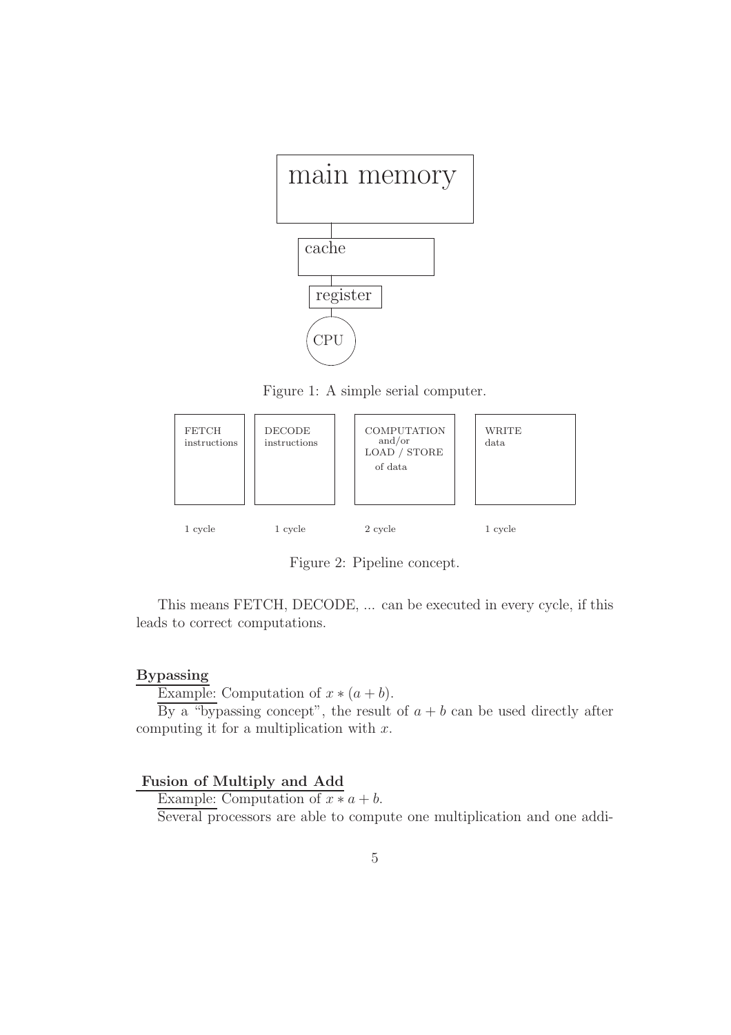main memory

cache

register

CPU

Figure 1: A simple serial computer.

| FETCH instructions | DECODE instructions | COMPUTATION and/or LOAD / STORE of data | WRITE data |
| --- | --- | --- | --- |
| 1 cycle | 1 cycle | 2 cycle | 1 cycle |

Figure 2: Pipeline concept.

This means FETCH, DECODE, ... can be executed in every cycle, if this leads to correct computations.

**Bypassing**

Example: Computation of $x * (a + b)$.

By a "bypassing concept", the result of $a + b$ can be used directly after computing it for a multiplication with $x$.

**Fusion of Multiply and Add**

Example: Computation of $x * a + b$.

Several processors are able to compute one multiplication and one addi-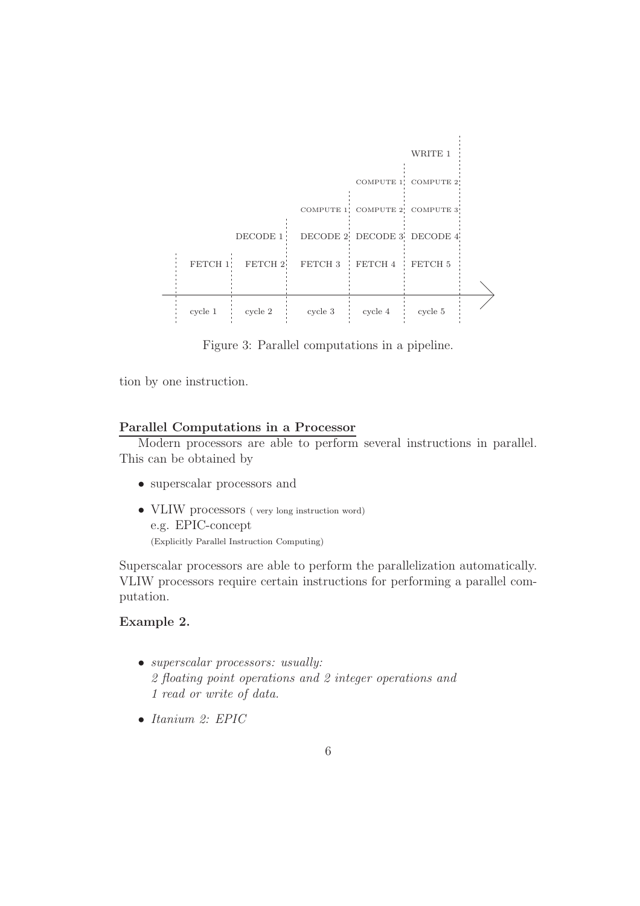Figure 3: Parallel computations in a pipeline.

tion by one instruction.

### Parallel Computations in a Processor

Modern processors are able to perform several instructions in parallel. This can be obtained by

- superscalar processors and
- VLIW processors ( very long instruction word)
  e.g. EPIC-concept
  (Explicitly Parallel Instruction Computing)

Superscalar processors are able to perform the parallelization automatically. VLIW processors require certain instructions for performing a parallel computation.

**Example 2.**

- *superscalar processors: usually:*
  *2 floating point operations and 2 integer operations and*
  *1 read or write of data.*
- *Itanium 2: EPIC*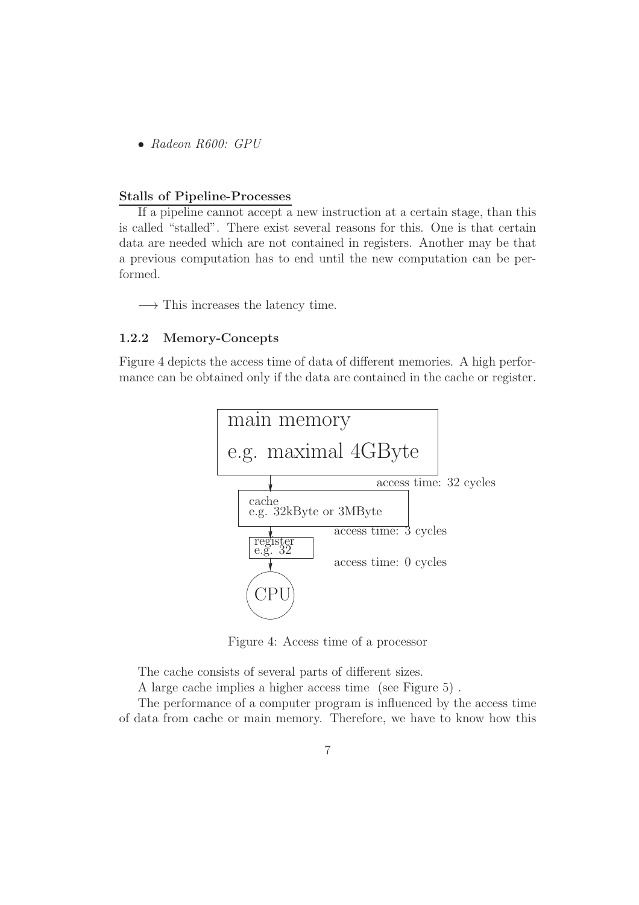- *Radeon R600: GPU*

**Stalls of Pipeline-Processes**

If a pipeline cannot accept a new instruction at a certain stage, than this is called "stalled". There exist several reasons for this. One is that certain data are needed which are not contained in registers. Another may be that a previous computation has to end until the new computation can be performed.

$\longrightarrow$ This increases the latency time.

### 1.2.2 Memory-Concepts

Figure 4 depicts the access time of data of different memories. A high performance can be obtained only if the data are contained in the cache or register.

main memory
e.g. maximal 4GByte

access time: 32 cycles

cache
e.g. 32kByte or 3MByte

access time: 3 cycles

register
e.g. 32

access time: 0 cycles

CPU

Figure 4: Access time of a processor

The cache consists of several parts of different sizes.

A large cache implies a higher access time (see Figure 5) .

The performance of a computer program is influenced by the access time of data from cache or main memory. Therefore, we have to know how this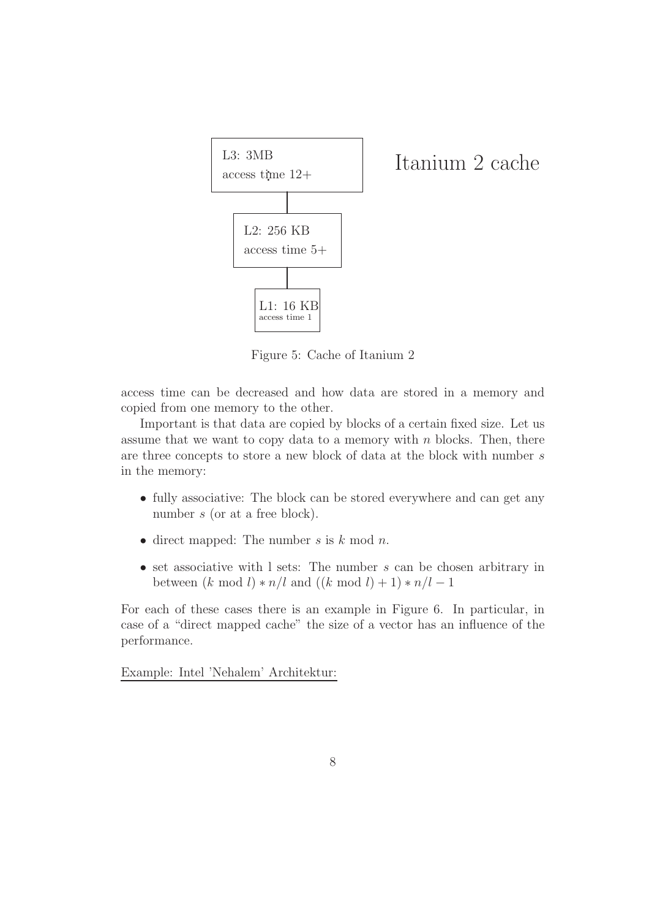L3: 3MB
access time 12+

L2: 256 KB
access time 5+

L1: 16 KB
access time 1

Itanium 2 cache

Figure 5: Cache of Itanium 2

access time can be decreased and how data are stored in a memory and copied from one memory to the other.

Important is that data are copied by blocks of a certain fixed size. Let us assume that we want to copy data to a memory with $n$ blocks. Then, there are three concepts to store a new block of data at the block with number $s$ in the memory:

- fully associative: The block can be stored everywhere and can get any number $s$ (or at a free block).
- direct mapped: The number $s$ is $k \bmod n$.
- set associative with l sets: The number $s$ can be chosen arbitrary in between $(k \bmod l) * n/l$ and $((k \bmod l) + 1) * n/l - 1$

For each of these cases there is an example in Figure 6. In particular, in case of a "direct mapped cache" the size of a vector has an influence of the performance.

Example: Intel 'Nehalem' Architektur: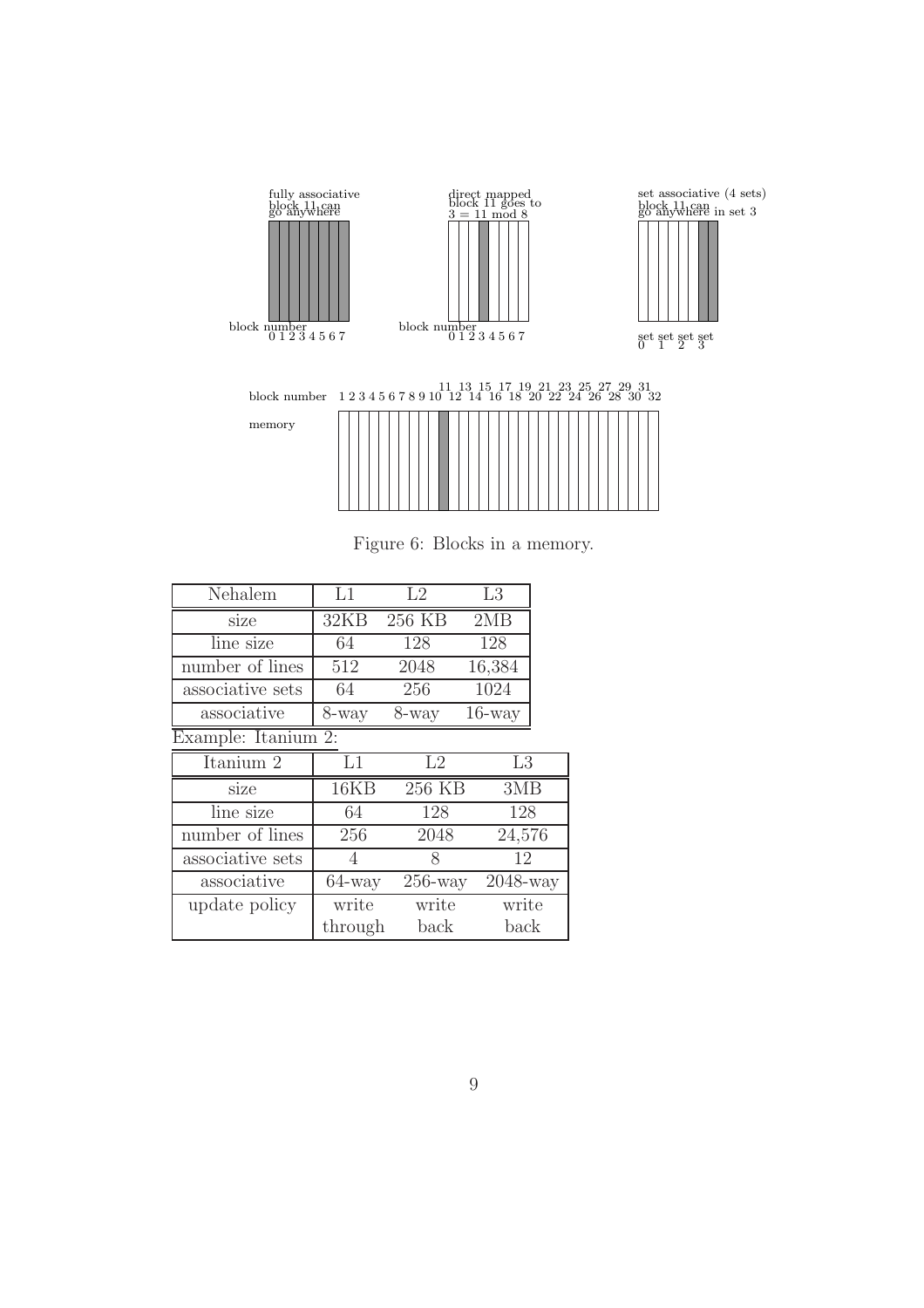fully associative
block 11 can
go anywhere

direct mapped
block 11 goes to
3 = 11 mod 8

set associative (4 sets)
block 11 can
go anywhere in set 3

block number
0 1 2 3 4 5 6 7

block number
0 1 2 3 4 5 6 7

set set set set
0 1 2 3

block number 1 2 3 4 5 6 7 8 9 10 11 12 13 14 15 16 17 18 19 20 21 22 23 24 25 26 27 28 29 30 31 32

memory

Figure 6: Blocks in a memory.

| Nehalem | L1 | L2 | L3 |
|---|---|---|---|
| size | 32KB | 256 KB | 2MB |
| line size | 64 | 128 | 128 |
| number of lines | 512 | 2048 | 16,384 |
| associative sets | 64 | 256 | 1024 |
| associative | 8-way | 8-way | 16-way |

Example: Itanium 2:

| Itanium 2 | L1 | L2 | L3 |
|---|---|---|---|
| size | 16KB | 256 KB | 3MB |
| line size | 64 | 128 | 128 |
| number of lines | 256 | 2048 | 24,576 |
| associative sets | 4 | 8 | 12 |
| associative | 64-way | 256-way | 2048-way |
| update policy | write through | write back | write back |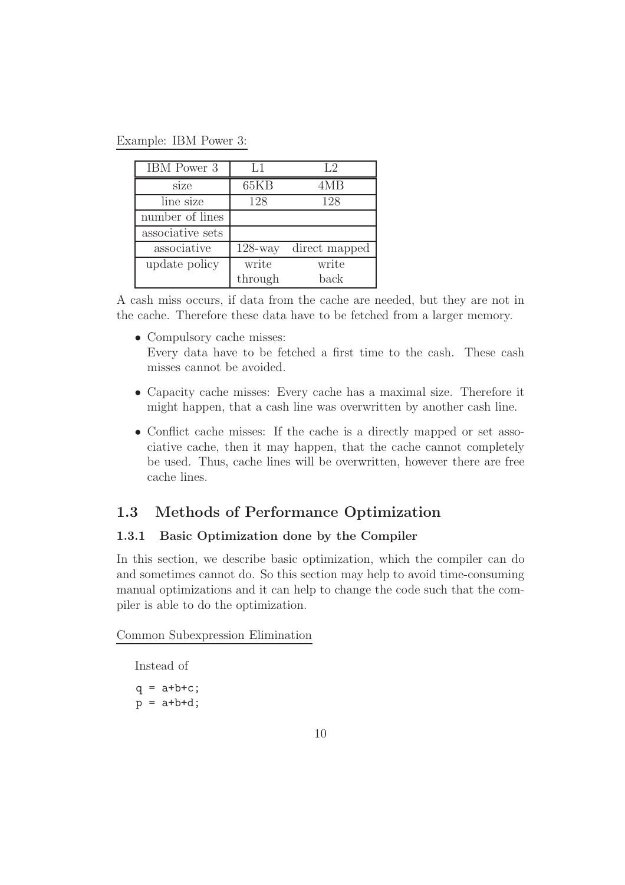Example: IBM Power 3:

| IBM Power 3 | L1 | L2 |
|---|---|---|
| size | 65KB | 4MB |
| line size | 128 | 128 |
| number of lines | | |
| associative sets | | |
| associative | 128-way | direct mapped |
| update policy | write through | write back |

A cash miss occurs, if data from the cache are needed, but they are not in the cache. Therefore these data have to be fetched from a larger memory.

- Compulsory cache misses:
  Every data have to be fetched a first time to the cash. These cash misses cannot be avoided.
- Capacity cache misses: Every cache has a maximal size. Therefore it might happen, that a cash line was overwritten by another cash line.
- Conflict cache misses: If the cache is a directly mapped or set associative cache, then it may happen, that the cache cannot completely be used. Thus, cache lines will be overwritten, however there are free cache lines.

## 1.3 Methods of Performance Optimization

### 1.3.1 Basic Optimization done by the Compiler

In this section, we describe basic optimization, which the compiler can do and sometimes cannot do. So this section may help to avoid time-consuming manual optimizations and it can help to change the code such that the compiler is able to do the optimization.

Common Subexpression Elimination

Instead of

```
q = a+b+c;
p = a+b+d;
```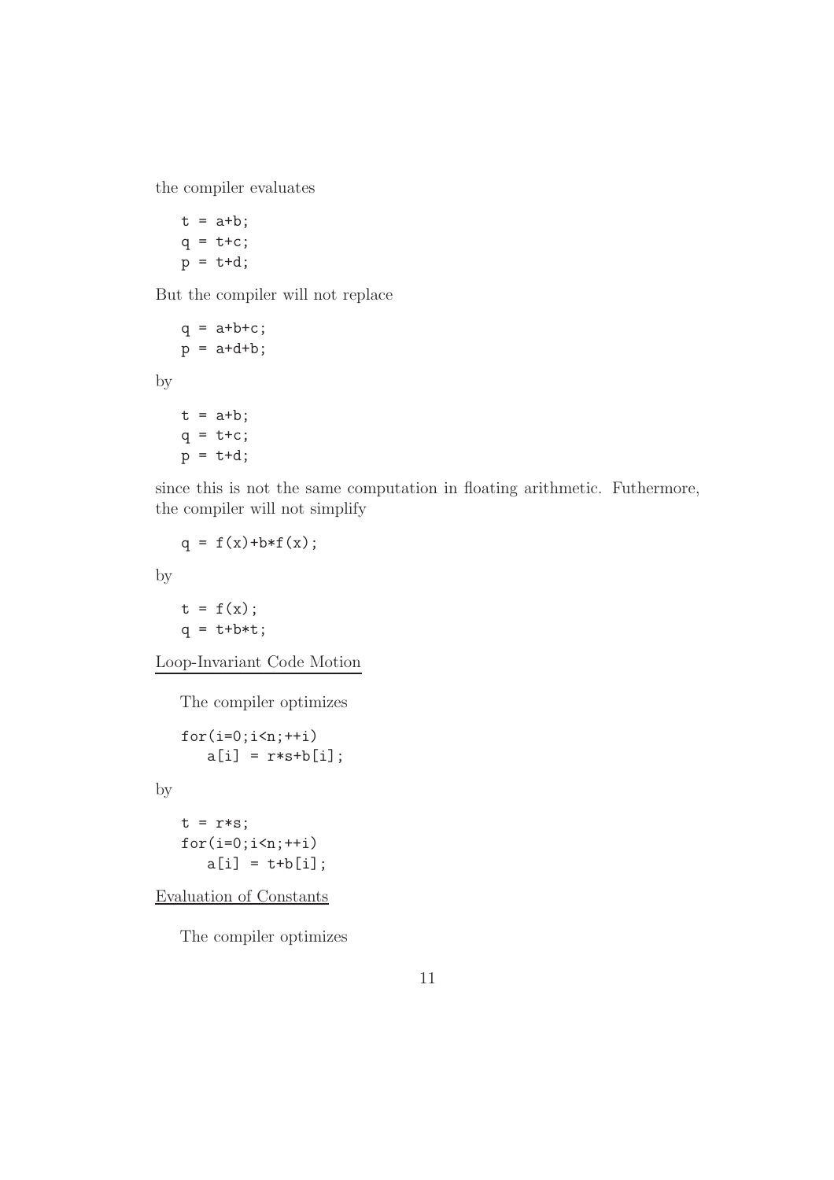the compiler evaluates

```
t = a+b;
q = t+c;
p = t+d;
```

But the compiler will not replace

```
q = a+b+c;
p = a+d+b;
```

by

```
t = a+b;
q = t+c;
p = t+d;
```

since this is not the same computation in floating arithmetic. Futhermore, the compiler will not simplify

```
q = f(x)+b*f(x);
```

by

```
t = f(x);
q = t+b*t;
```

<u>Loop-Invariant Code Motion</u>

The compiler optimizes

```
for(i=0;i<n;++i)
   a[i] = r*s+b[i];
```

by

```
t = r*s;
for(i=0;i<n;++i)
   a[i] = t+b[i];
```

<u>Evaluation of Constants</u>

The compiler optimizes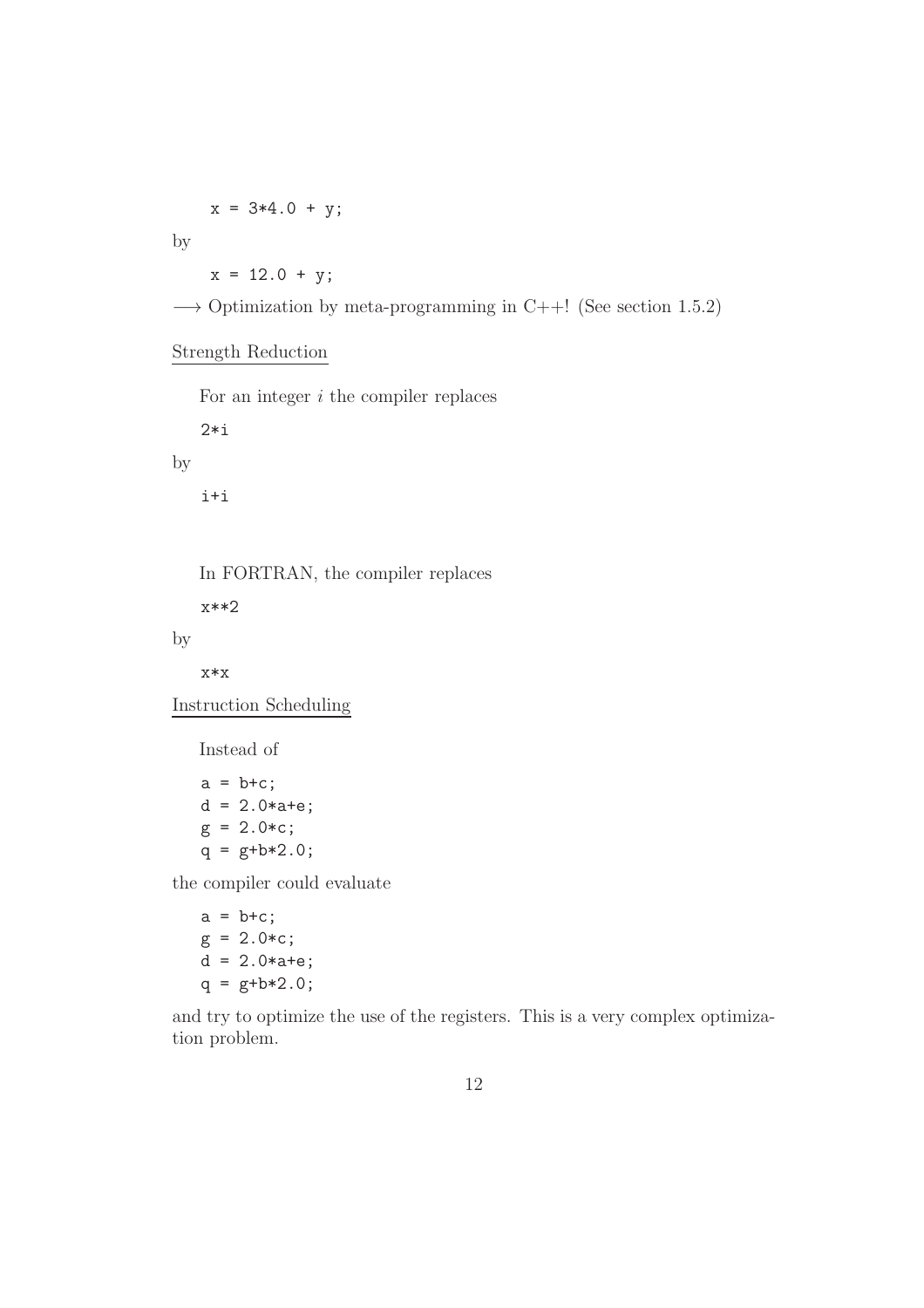```
x = 3*4.0 + y;
```

by

```
x = 12.0 + y;
```

⟶ Optimization by meta-programming in C++! (See section 1.5.2)

### Strength Reduction

For an integer $i$ the compiler replaces

```
2*i
```

by

```
i+i
```

In FORTRAN, the compiler replaces

```
x**2
```

by

```
x*x
```

### Instruction Scheduling

Instead of

```
a = b+c;
d = 2.0*a+e;
g = 2.0*c;
q = g+b*2.0;
```

the compiler could evaluate

```
a = b+c;
g = 2.0*c;
d = 2.0*a+e;
q = g+b*2.0;
```

and try to optimize the use of the registers. This is a very complex optimization problem.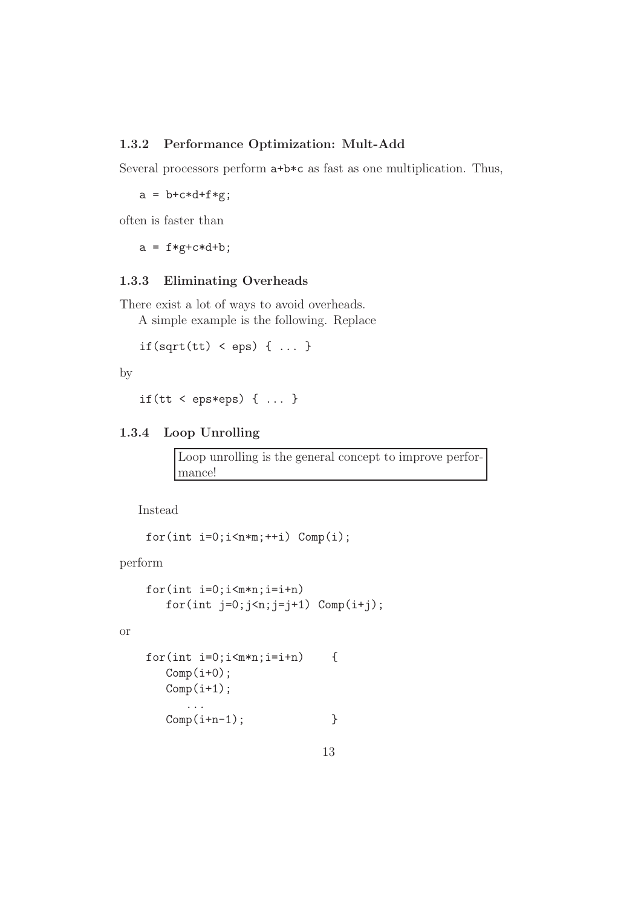### 1.3.2 Performance Optimization: Mult-Add

Several processors perform `a+b*c` as fast as one multiplication. Thus,

```
a = b+c*d+f*g;
```

often is faster than

```
a = f*g+c*d+b;
```

### 1.3.3 Eliminating Overheads

There exist a lot of ways to avoid overheads.

A simple example is the following. Replace

```
if(sqrt(tt) < eps) { ... }
```

by

```
if(tt < eps*eps) { ... }
```

### 1.3.4 Loop Unrolling

> Loop unrolling is the general concept to improve performance!

Instead

```
for(int i=0;i<n*m;++i) Comp(i);
```

perform

```
for(int i=0;i<m*n;i=i+n)
   for(int j=0;j<n;j=j+1) Comp(i+j);
```

or

```
for(int i=0;i<m*n;i=i+n)     {
   Comp(i+0);
   Comp(i+1);
      ...
   Comp(i+n-1);              }
```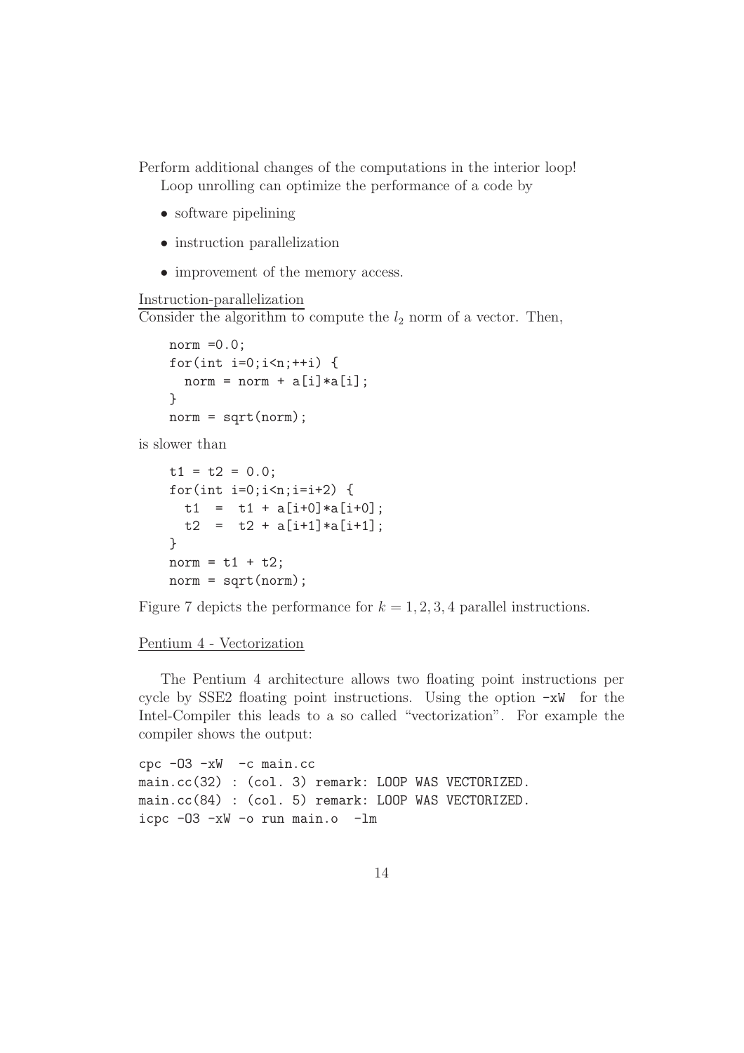Perform additional changes of the computations in the interior loop!

Loop unrolling can optimize the performance of a code by

- software pipelining
- instruction parallelization
- improvement of the memory access.

Instruction-parallelization

Consider the algorithm to compute the $l_2$ norm of a vector. Then,

```
norm =0.0;
for(int i=0;i<n;++i) {
  norm = norm + a[i]*a[i];
}
norm = sqrt(norm);
```

is slower than

```
t1 = t2 = 0.0;
for(int i=0;i<n;i=i+2) {
  t1  =  t1 + a[i+0]*a[i+0];
  t2  =  t2 + a[i+1]*a[i+1];
}
norm = t1 + t2;
norm = sqrt(norm);
```

Figure 7 depicts the performance for $k = 1, 2, 3, 4$ parallel instructions.

Pentium 4 - Vectorization

The Pentium 4 architecture allows two floating point instructions per cycle by SSE2 floating point instructions. Using the option `-xW` for the Intel-Compiler this leads to a so called "vectorization". For example the compiler shows the output:

```
cpc -O3 -xW  -c main.cc
main.cc(32) : (col. 3) remark: LOOP WAS VECTORIZED.
main.cc(84) : (col. 5) remark: LOOP WAS VECTORIZED.
icpc -O3 -xW -o run main.o  -lm
```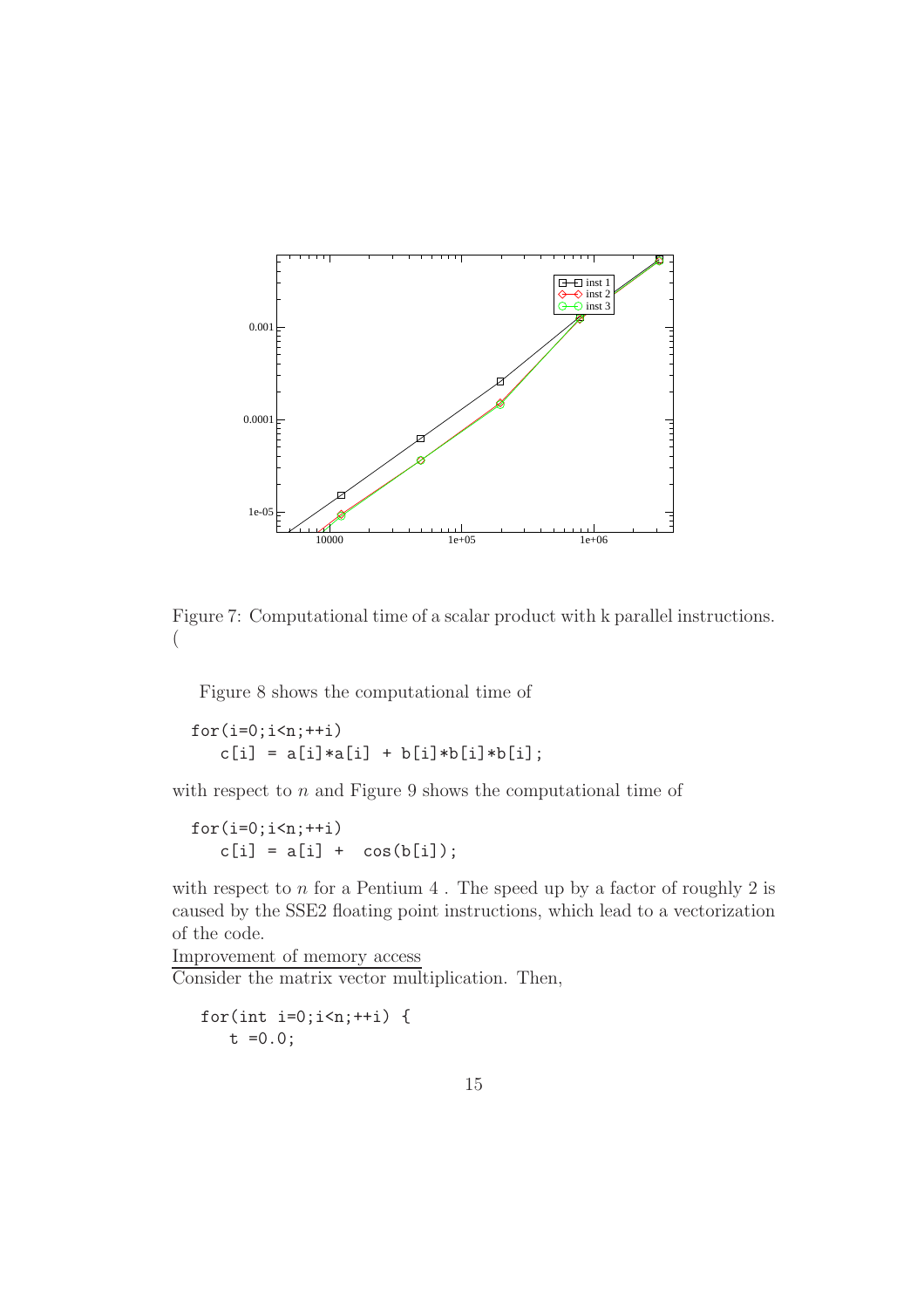Figure 7: Computational time of a scalar product with k parallel instructions. (

Figure 8 shows the computational time of

```
for(i=0;i<n;++i)
   c[i] = a[i]*a[i] + b[i]*b[i]*b[i];
```

with respect to $n$ and Figure 9 shows the computational time of

```
for(i=0;i<n;++i)
   c[i] = a[i] +  cos(b[i]);
```

with respect to $n$ for a Pentium 4 . The speed up by a factor of roughly 2 is caused by the SSE2 floating point instructions, which lead to a vectorization of the code.

Improvement of memory access

Consider the matrix vector multiplication. Then,

```
for(int i=0;i<n;++i) {
   t =0.0;
```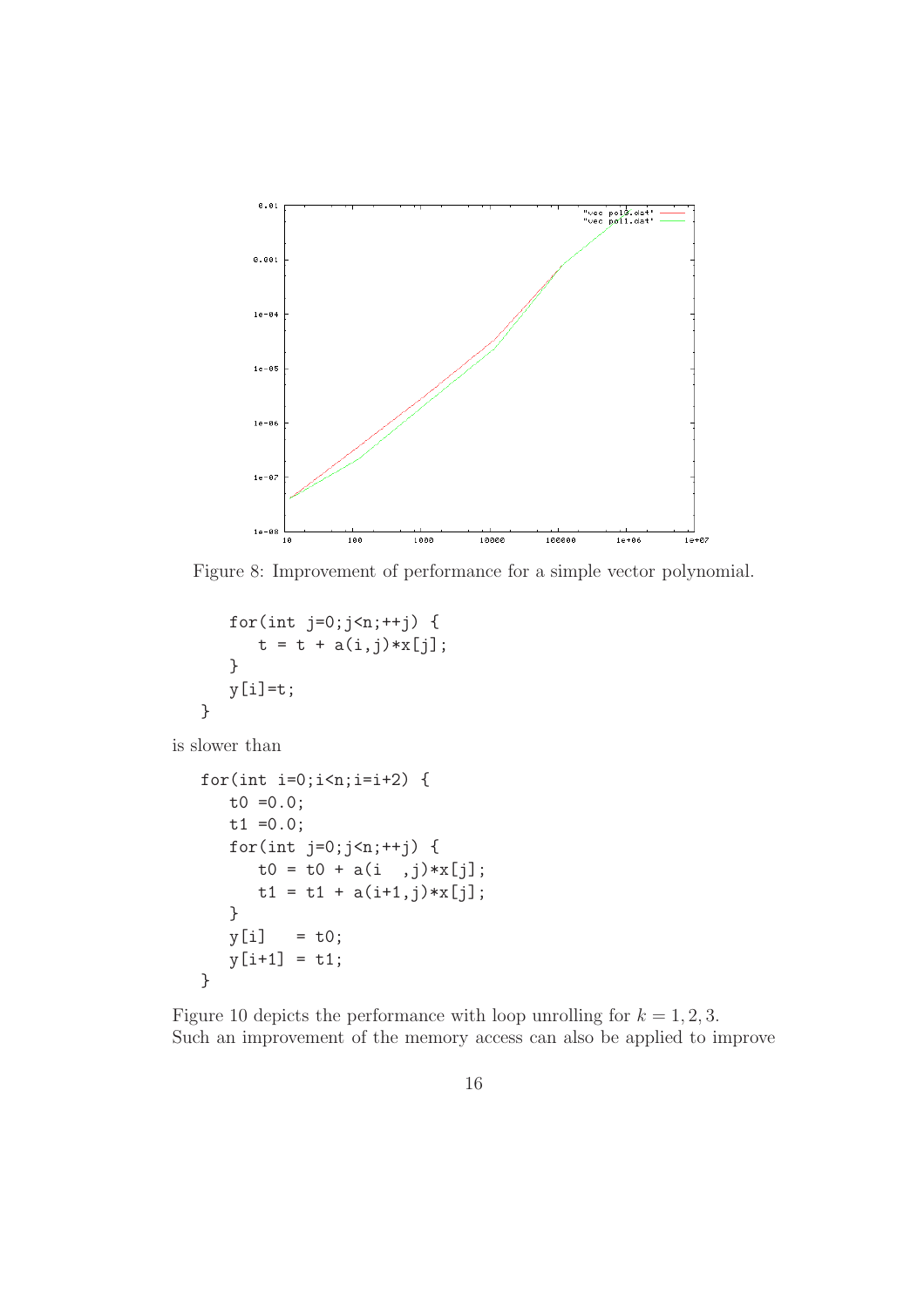Figure 8: Improvement of performance for a simple vector polynomial.

```
      for(int j=0;j<n;++j) {
         t = t + a(i,j)*x[j];
      }
      y[i]=t;
   }
```

is slower than

```
   for(int i=0;i<n;i=i+2) {
      t0 =0.0;
      t1 =0.0;
      for(int j=0;j<n;++j) {
         t0 = t0 + a(i  ,j)*x[j];
         t1 = t1 + a(i+1,j)*x[j];
      }
      y[i]   = t0;
      y[i+1] = t1;
   }
```

Figure 10 depicts the performance with loop unrolling for $k = 1, 2, 3$.
Such an improvement of the memory access can also be applied to improve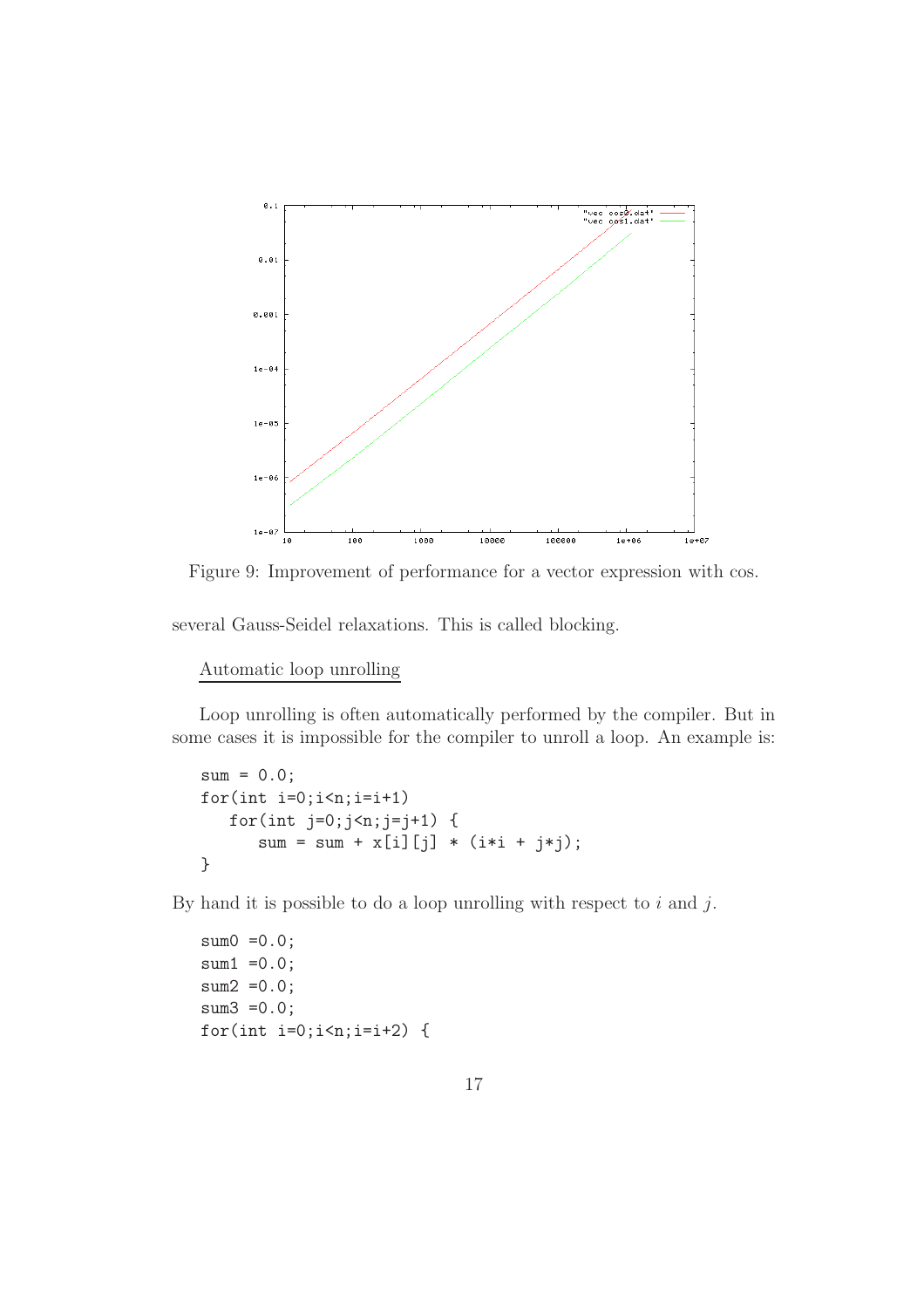Figure 9: Improvement of performance for a vector expression with cos.

several Gauss-Seidel relaxations. This is called blocking.

Automatic loop unrolling

Loop unrolling is often automatically performed by the compiler. But in some cases it is impossible for the compiler to unroll a loop. An example is:

```
sum = 0.0;
for(int i=0;i<n;i=i+1)
   for(int j=0;j<n;j=j+1) {
      sum = sum + x[i][j] * (i*i + j*j);
}
```

By hand it is possible to do a loop unrolling with respect to $i$ and $j$.

```
sum0 =0.0;
sum1 =0.0;
sum2 =0.0;
sum3 =0.0;
for(int i=0;i<n;i=i+2) {
```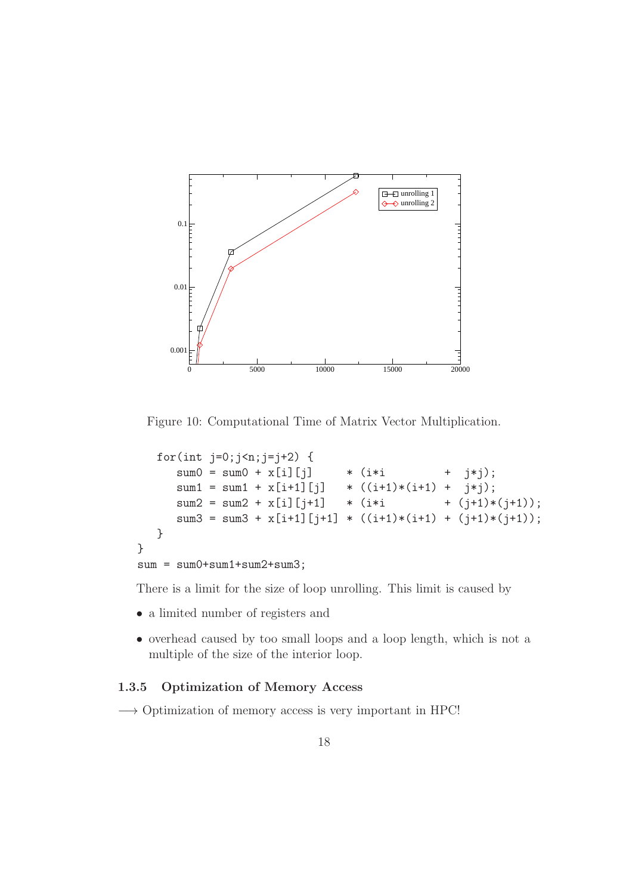Figure 10: Computational Time of Matrix Vector Multiplication.

```
   for(int j=0;j<n;j=j+2) {
      sum0 = sum0 + x[i][j]     * (i*i         +  j*j);
      sum1 = sum1 + x[i+1][j]   * ((i+1)*(i+1) +  j*j);
      sum2 = sum2 + x[i][j+1]   * (i*i         + (j+1)*(j+1));
      sum3 = sum3 + x[i+1][j+1] * ((i+1)*(i+1) + (j+1)*(j+1));
   }
}
sum = sum0+sum1+sum2+sum3;
```

There is a limit for the size of loop unrolling. This limit is caused by

- a limited number of registers and
- overhead caused by too small loops and a loop length, which is not a multiple of the size of the interior loop.

#### 1.3.5 Optimization of Memory Access

$\longrightarrow$ Optimization of memory access is very important in HPC!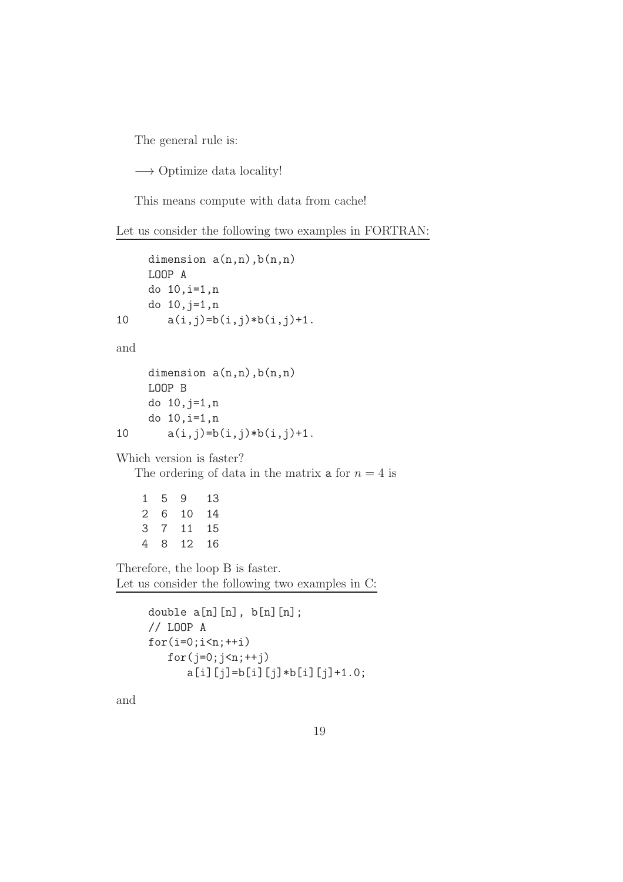The general rule is:

⟶ Optimize data locality!

This means compute with data from cache!

Let us consider the following two examples in FORTRAN:

```
     dimension a(n,n),b(n,n)
     LOOP A
     do 10,i=1,n
     do 10,j=1,n
10      a(i,j)=b(i,j)*b(i,j)+1.
```

and

```
     dimension a(n,n),b(n,n)
     LOOP B
     do 10,j=1,n
     do 10,i=1,n
10      a(i,j)=b(i,j)*b(i,j)+1.
```

Which version is faster?

The ordering of data in the matrix `a` for $n = 4$ is

```
 1  5  9   13
 2  6  10  14
 3  7  11  15
 4  8  12  16
```

Therefore, the loop B is faster.

Let us consider the following two examples in C:

```
double a[n][n], b[n][n];
// LOOP A
for(i=0;i<n;++i)
   for(j=0;j<n;++j)
      a[i][j]=b[i][j]*b[i][j]+1.0;
```

and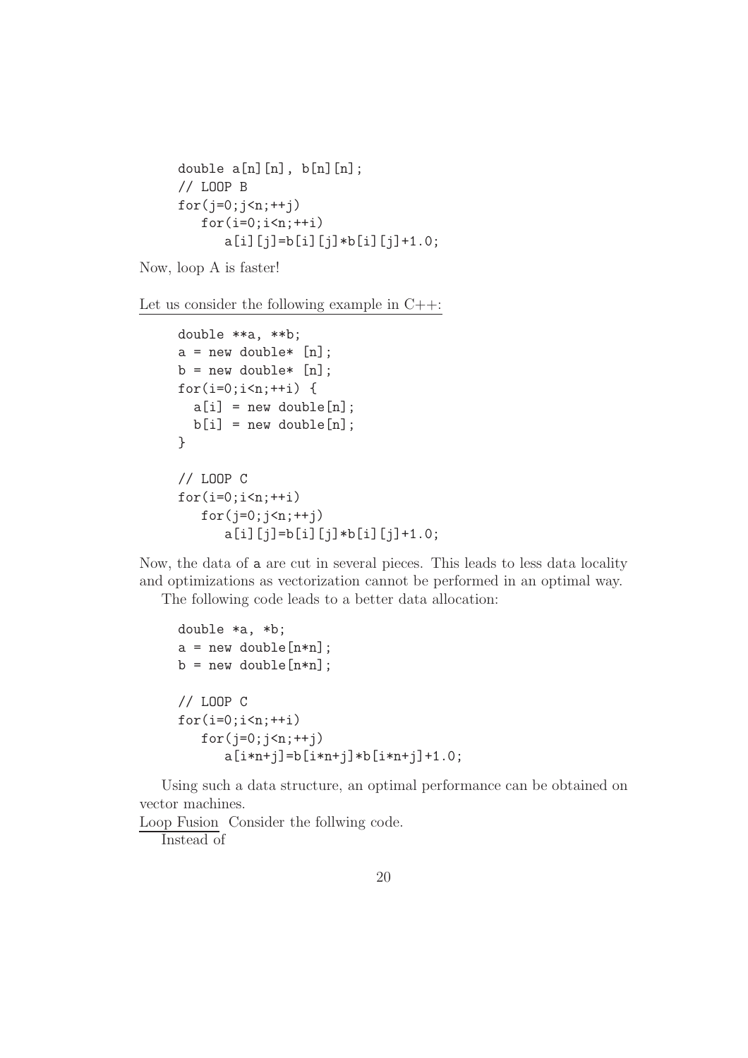```
double a[n][n], b[n][n];
// LOOP B
for(j=0;j<n;++j)
   for(i=0;i<n;++i)
      a[i][j]=b[i][j]*b[i][j]+1.0;
```

Now, loop A is faster!

Let us consider the following example in C++:

```
double **a, **b;
a = new double* [n];
b = new double* [n];
for(i=0;i<n;++i) {
  a[i] = new double[n];
  b[i] = new double[n];
}

// LOOP C
for(i=0;i<n;++i)
   for(j=0;j<n;++j)
      a[i][j]=b[i][j]*b[i][j]+1.0;
```

Now, the data of `a` are cut in several pieces. This leads to less data locality and optimizations as vectorization cannot be performed in an optimal way.

The following code leads to a better data allocation:

```
double *a, *b;
a = new double[n*n];
b = new double[n*n];

// LOOP C
for(i=0;i<n;++i)
   for(j=0;j<n;++j)
      a[i*n+j]=b[i*n+j]*b[i*n+j]+1.0;
```

Using such a data structure, an optimal performance can be obtained on vector machines.

Loop Fusion Consider the follwing code.

Instead of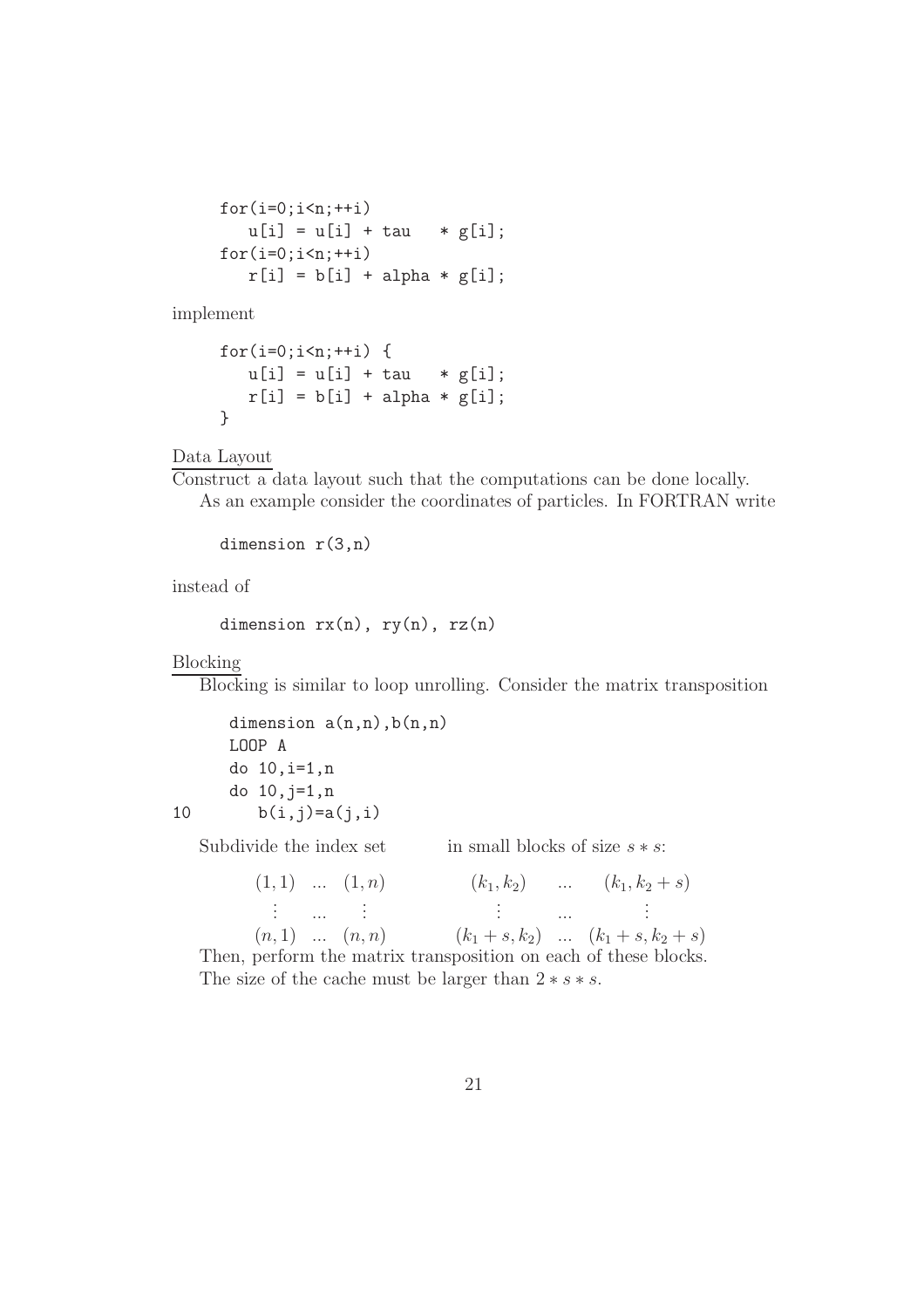```
for(i=0;i<n;++i)
   u[i] = u[i] + tau   * g[i];
for(i=0;i<n;++i)
   r[i] = b[i] + alpha * g[i];
```

implement

```
for(i=0;i<n;++i) {
   u[i] = u[i] + tau   * g[i];
   r[i] = b[i] + alpha * g[i];
}
```

Data Layout

Construct a data layout such that the computations can be done locally.

As an example consider the coordinates of particles. In FORTRAN write

```
dimension r(3,n)
```

instead of

```
dimension rx(n), ry(n), rz(n)
```

Blocking

Blocking is similar to loop unrolling. Consider the matrix transposition

```
      dimension a(n,n),b(n,n)
      LOOP A
      do 10,i=1,n
      do 10,j=1,n
10       b(i,j)=a(j,i)
```

Subdivide the index set in small blocks of size $s * s$:

$$
\begin{matrix} (1,1) & ... & (1,n) \\ \vdots & ... & \vdots \\ (n,1) & ... & (n,n) \end{matrix}
\qquad
\begin{matrix} (k_1,k_2) & ... & (k_1,k_2+s) \\ \vdots & ... & \vdots \\ (k_1+s,k_2) & ... & (k_1+s,k_2+s) \end{matrix}
$$

Then, perform the matrix transposition on each of these blocks.

The size of the cache must be larger than $2 * s * s$.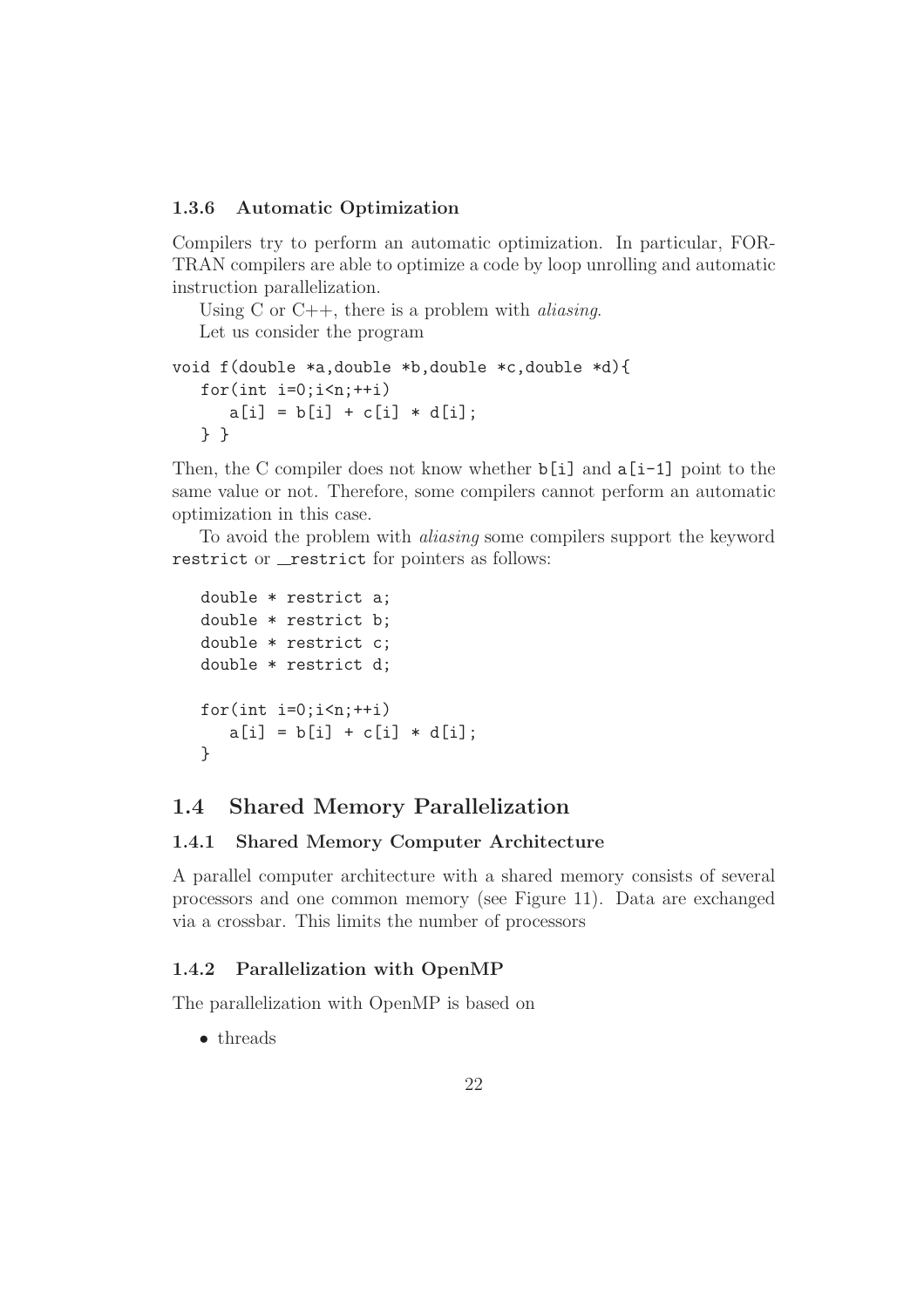### 1.3.6 Automatic Optimization

Compilers try to perform an automatic optimization. In particular, FORTRAN compilers are able to optimize a code by loop unrolling and automatic instruction parallelization.

Using C or C++, there is a problem with *aliasing*.

Let us consider the program

```
void f(double *a,double *b,double *c,double *d){
   for(int i=0;i<n;++i)
      a[i] = b[i] + c[i] * d[i];
   } }
```

Then, the C compiler does not know whether `b[i]` and `a[i-1]` point to the same value or not. Therefore, some compilers cannot perform an automatic optimization in this case.

To avoid the problem with *aliasing* some compilers support the keyword `restrict` or `__restrict` for pointers as follows:

```
double * restrict a;
double * restrict b;
double * restrict c;
double * restrict d;

for(int i=0;i<n;++i)
   a[i] = b[i] + c[i] * d[i];
}
```

## 1.4 Shared Memory Parallelization

### 1.4.1 Shared Memory Computer Architecture

A parallel computer architecture with a shared memory consists of several processors and one common memory (see Figure 11). Data are exchanged via a crossbar. This limits the number of processors

### 1.4.2 Parallelization with OpenMP

The parallelization with OpenMP is based on

- threads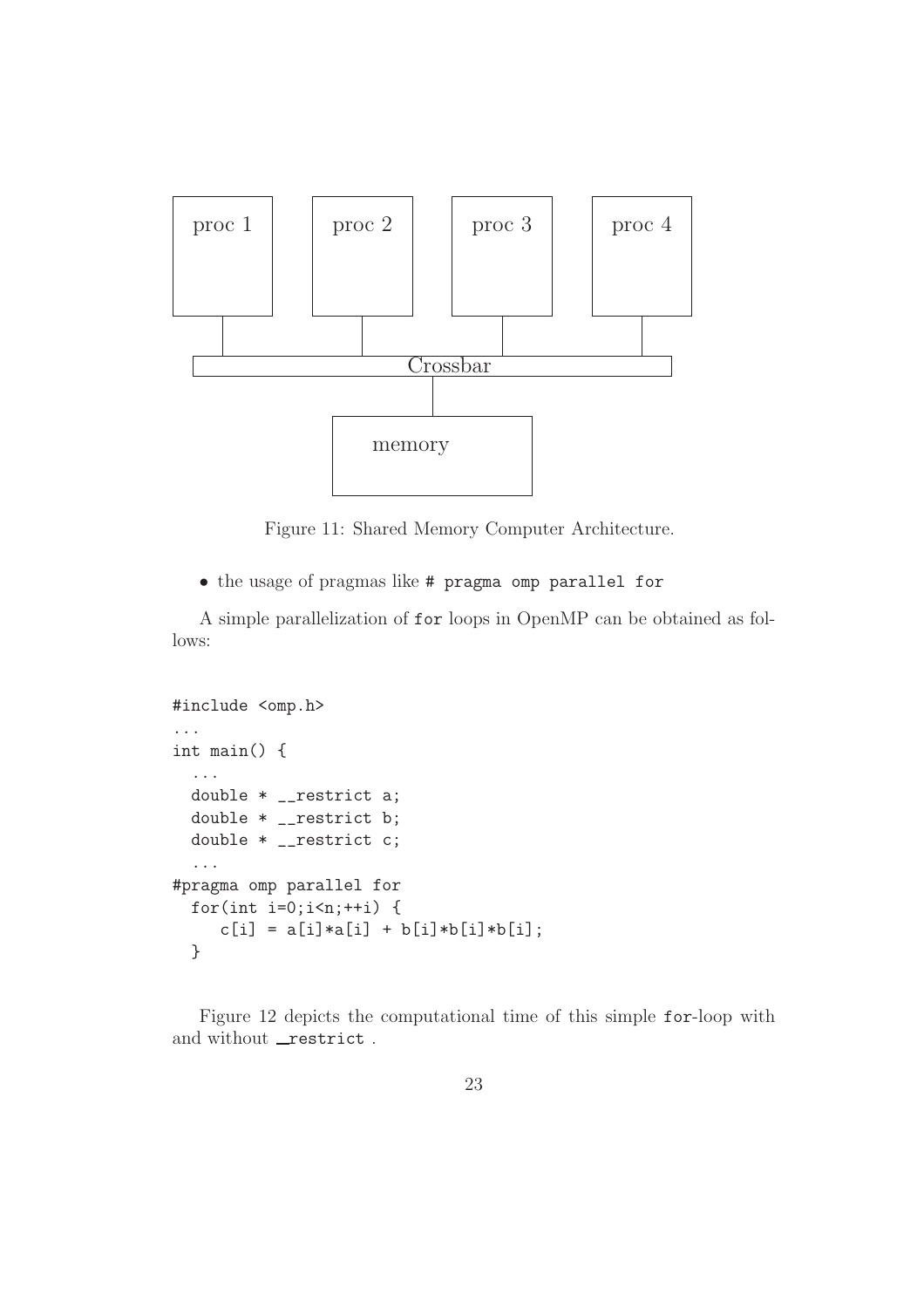Figure 11: Shared Memory Computer Architecture.

- the usage of pragmas like `# pragma omp parallel for`

A simple parallelization of `for` loops in OpenMP can be obtained as follows:

```
#include <omp.h>
...
int main() {
  ...
  double * __restrict a;
  double * __restrict b;
  double * __restrict c;
  ...
#pragma omp parallel for
  for(int i=0;i<n;++i) {
     c[i] = a[i]*a[i] + b[i]*b[i]*b[i];
  }
```

Figure 12 depicts the computational time of this simple `for`-loop with and without `__restrict` .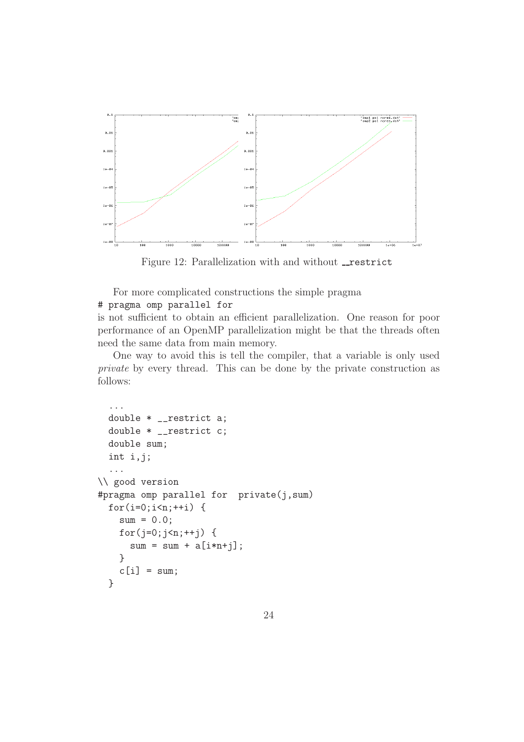Figure 12: Parallelization with and without __restrict

For more complicated constructions the simple pragma
`# pragma omp parallel for`
is not sufficient to obtain an efficient parallelization. One reason for poor performance of an OpenMP parallelization might be that the threads often need the same data from main memory.

One way to avoid this is tell the compiler, that a variable is only used *private* by every thread. This can be done by the private construction as follows:

```
  ...
  double * __restrict a;
  double * __restrict c;
  double sum;
  int i,j;
  ...
\\ good version
#pragma omp parallel for  private(j,sum)
  for(i=0;i<n;++i) {
    sum = 0.0;
    for(j=0;j<n;++j) {
      sum = sum + a[i*n+j];
    }
    c[i] = sum;
  }
```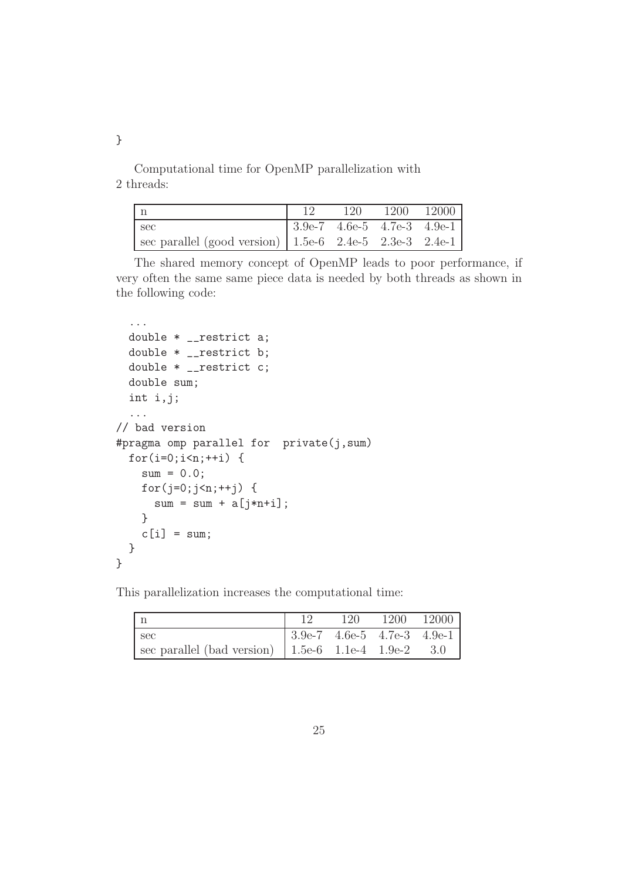```
}
```

Computational time for OpenMP parallelization with 2 threads:

| n | 12 | 120 | 1200 | 12000 |
|---|---|---|---|---|
| sec | 3.9e-7 | 4.6e-5 | 4.7e-3 | 4.9e-1 |
| sec parallel (good version) | 1.5e-6 | 2.4e-5 | 2.3e-3 | 2.4e-1 |

The shared memory concept of OpenMP leads to poor performance, if very often the same same piece data is needed by both threads as shown in the following code:

```
  ...
  double * __restrict a;
  double * __restrict b;
  double * __restrict c;
  double sum;
  int i,j;
  ...
// bad version
#pragma omp parallel for  private(j,sum)
  for(i=0;i<n;++i) {
    sum = 0.0;
    for(j=0;j<n;++j) {
      sum = sum + a[j*n+i];
    }
    c[i] = sum;
  }
}
```

This parallelization increases the computational time:

| n | 12 | 120 | 1200 | 12000 |
|---|---|---|---|---|
| sec | 3.9e-7 | 4.6e-5 | 4.7e-3 | 4.9e-1 |
| sec parallel (bad version) | 1.5e-6 | 1.1e-4 | 1.9e-2 | 3.0 |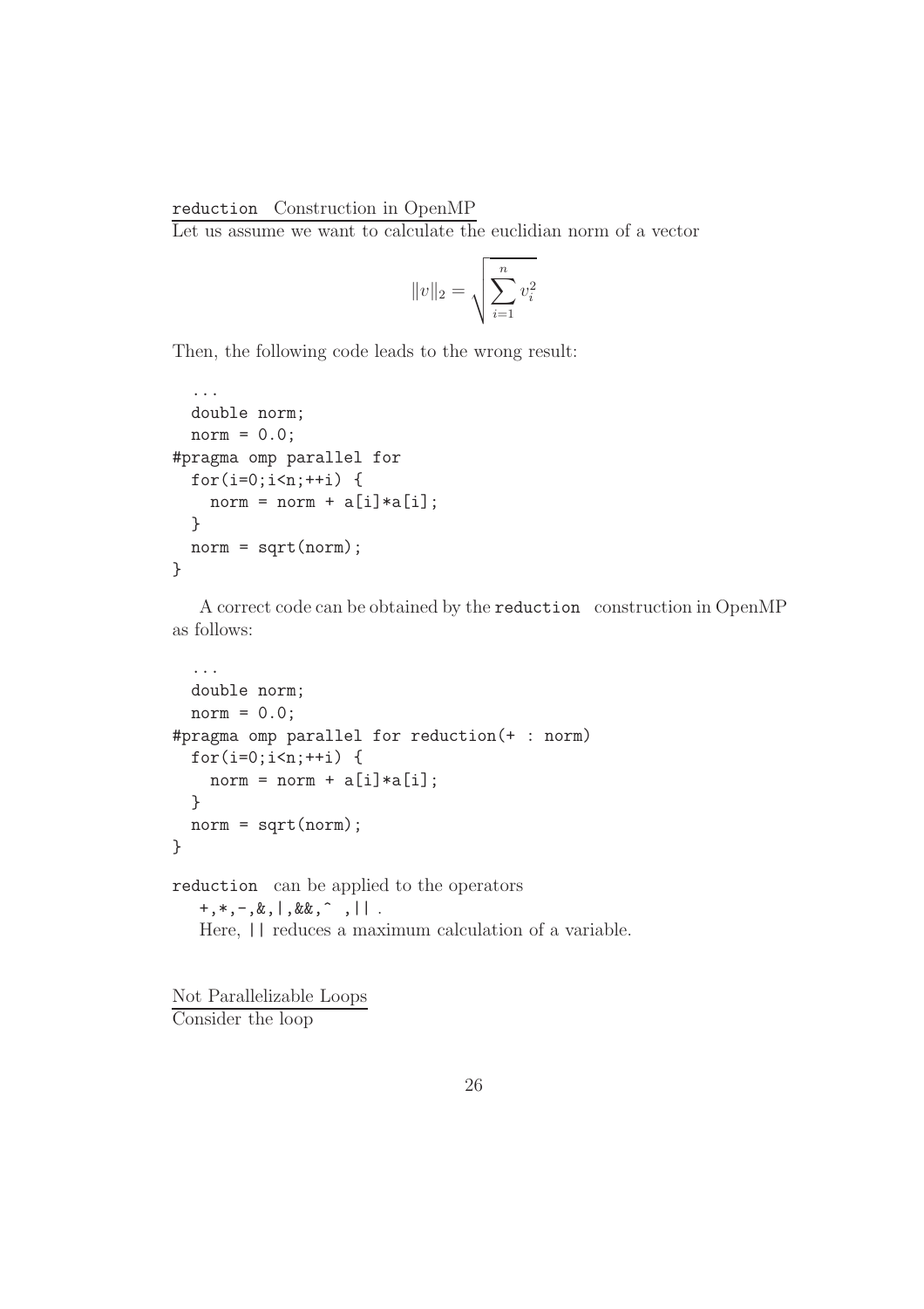`reduction` Construction in OpenMP

Let us assume we want to calculate the euclidian norm of a vector

$$\|v\|_2 = \sqrt{\sum_{i=1}^{n} v_i^2}$$

Then, the following code leads to the wrong result:

```
  ...
  double norm;
  norm = 0.0;
#pragma omp parallel for
  for(i=0;i<n;++i) {
    norm = norm + a[i]*a[i];
  }
  norm = sqrt(norm);
}
```

A correct code can be obtained by the `reduction` construction in OpenMP as follows:

```
  ...
  double norm;
  norm = 0.0;
#pragma omp parallel for reduction(+ : norm)
  for(i=0;i<n;++i) {
    norm = norm + a[i]*a[i];
  }
  norm = sqrt(norm);
}
```

`reduction` can be applied to the operators
`+,*,-,&,|,&&,^ ,||` .
Here, `||` reduces a maximum calculation of a variable.

Not Parallelizable Loops

Consider the loop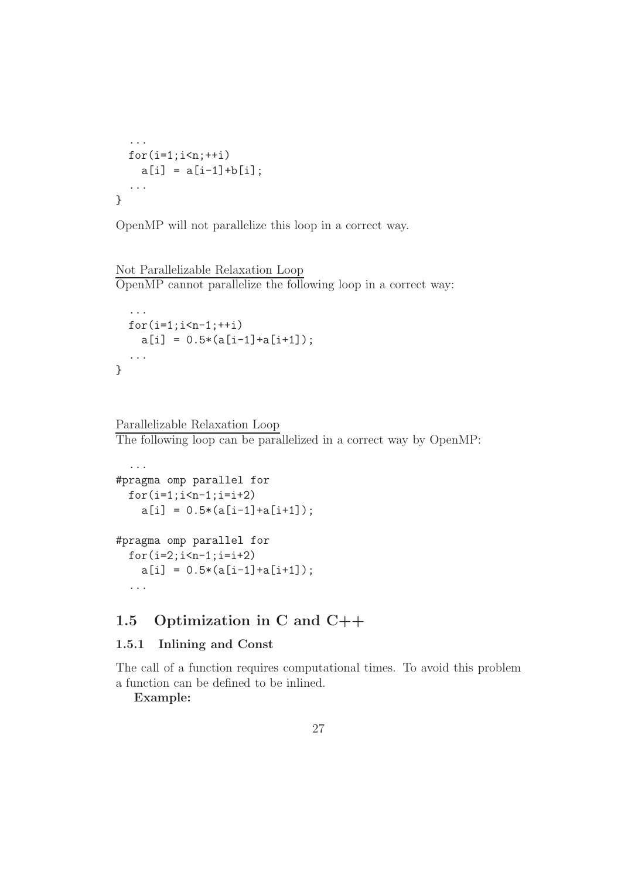```
  ...
  for(i=1;i<n;++i)
    a[i] = a[i-1]+b[i];
  ...
}
```

OpenMP will not parallelize this loop in a correct way.

Not Parallelizable Relaxation Loop

OpenMP cannot parallelize the following loop in a correct way:

```
  ...
  for(i=1;i<n-1;++i)
    a[i] = 0.5*(a[i-1]+a[i+1]);
  ...
}
```

Parallelizable Relaxation Loop

The following loop can be parallelized in a correct way by OpenMP:

```
  ...
#pragma omp parallel for
  for(i=1;i<n-1;i=i+2)
    a[i] = 0.5*(a[i-1]+a[i+1]);

#pragma omp parallel for
  for(i=2;i<n-1;i=i+2)
    a[i] = 0.5*(a[i-1]+a[i+1]);
  ...
```

## 1.5 Optimization in C and C++

### 1.5.1 Inlining and Const

The call of a function requires computational times. To avoid this problem a function can be defined to be inlined.

**Example:**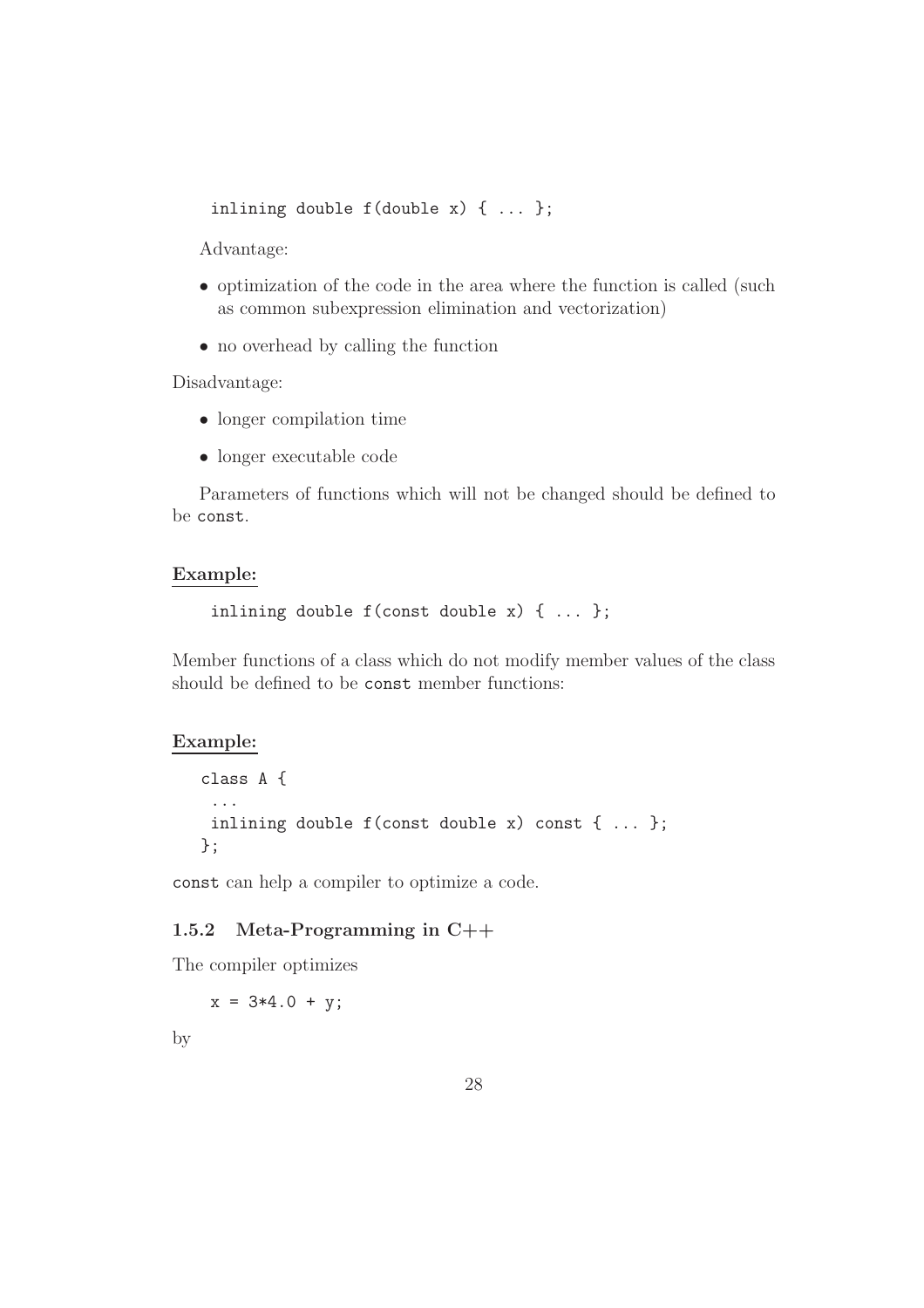```
inlining double f(double x) { ... };
```

Advantage:

- optimization of the code in the area where the function is called (such as common subexpression elimination and vectorization)
- no overhead by calling the function

Disadvantage:

- longer compilation time
- longer executable code

Parameters of functions which will not be changed should be defined to be `const`.

**Example:**

```
inlining double f(const double x) { ... };
```

Member functions of a class which do not modify member values of the class should be defined to be `const` member functions:

**Example:**

```
class A {
 ...
 inlining double f(const double x) const { ... };
};
```

`const` can help a compiler to optimize a code.

### 1.5.2 Meta-Programming in C++

The compiler optimizes

```
x = 3*4.0 + y;
```

by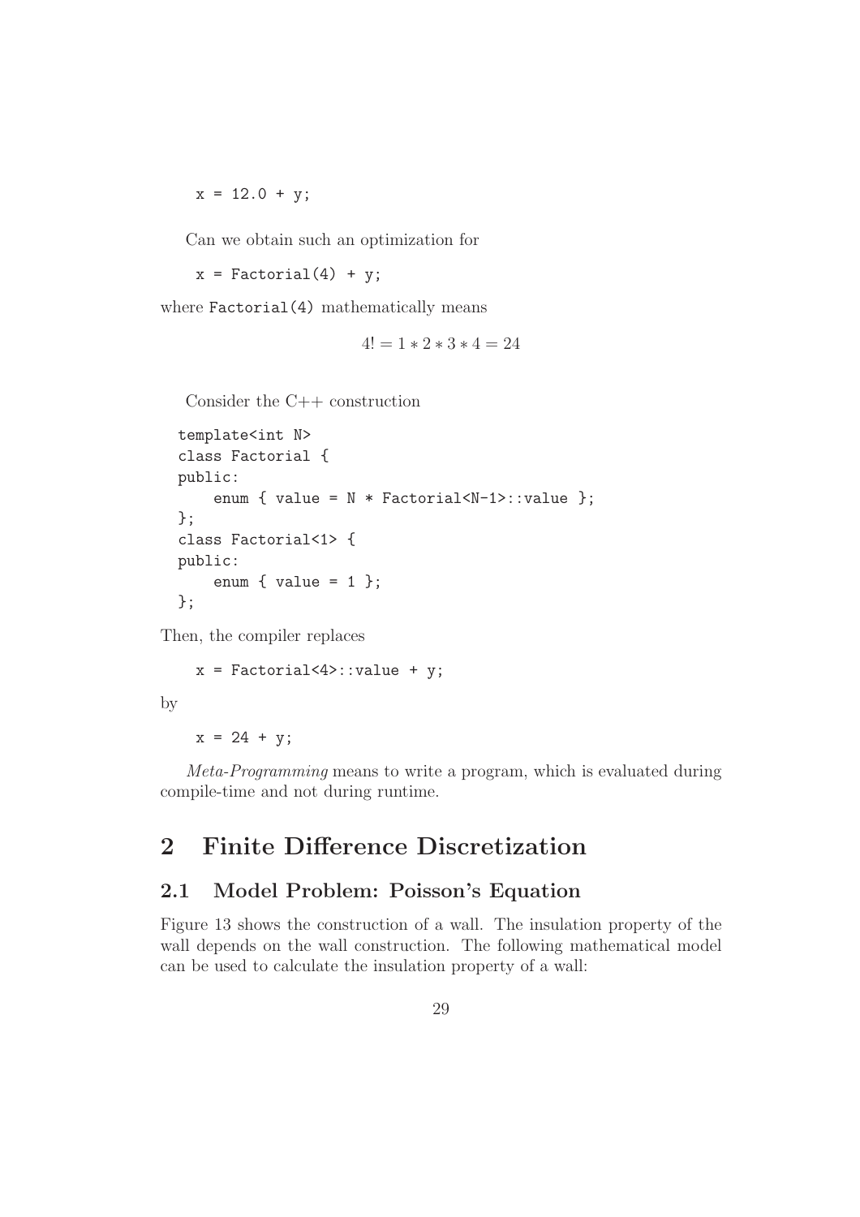```
x = 12.0 + y;
```

Can we obtain such an optimization for

```
x = Factorial(4) + y;
```

where `Factorial(4)` mathematically means

$$4! = 1 * 2 * 3 * 4 = 24$$

Consider the C++ construction

```
template<int N>
class Factorial {
public:
    enum { value = N * Factorial<N-1>::value };
};
class Factorial<1> {
public:
    enum { value = 1 };
};
```

Then, the compiler replaces

```
x = Factorial<4>::value + y;
```

by

```
x = 24 + y;
```

*Meta-Programming* means to write a program, which is evaluated during compile-time and not during runtime.

# 2 Finite Difference Discretization

## 2.1 Model Problem: Poisson's Equation

Figure 13 shows the construction of a wall. The insulation property of the wall depends on the wall construction. The following mathematical model can be used to calculate the insulation property of a wall: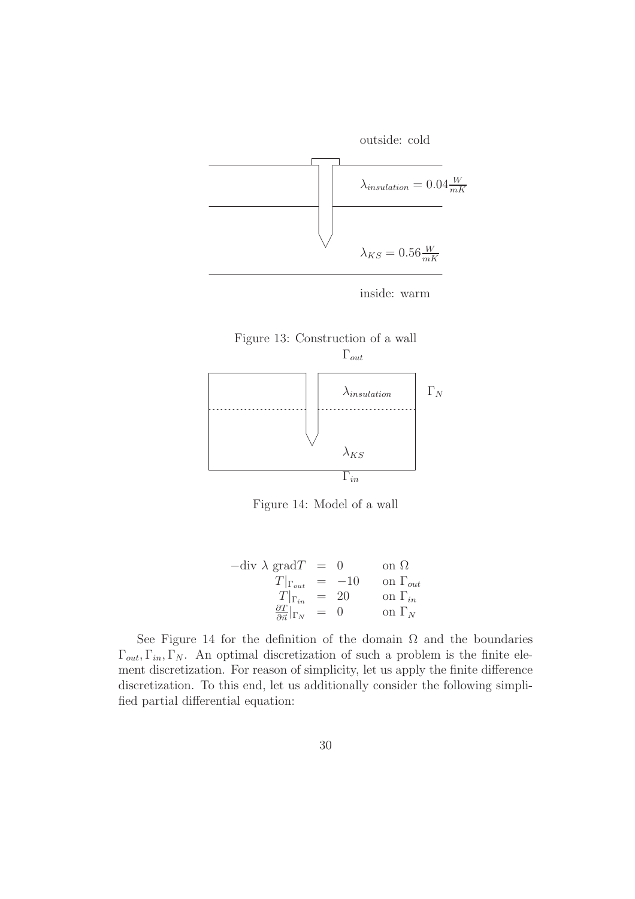outside: cold

$\lambda_{insulation} = 0.04\frac{W}{mK}$

$\lambda_{KS} = 0.56\frac{W}{mK}$

inside: warm

Figure 13: Construction of a wall

$\Gamma_{out}$

$\lambda_{insulation}$ $\Gamma_N$

$\lambda_{KS}$

$\Gamma_{in}$

Figure 14: Model of a wall

$$
\begin{array}{rcll}
-\text{div } \lambda \text{ grad}T & = & 0 & \text{on } \Omega \\
T|_{\Gamma_{out}} & = & -10 & \text{on } \Gamma_{out} \\
T|_{\Gamma_{in}} & = & 20 & \text{on } \Gamma_{in} \\
\frac{\partial T}{\partial \vec{n}}|_{\Gamma_N} & = & 0 & \text{on } \Gamma_N
\end{array}
$$

See Figure 14 for the definition of the domain $\Omega$ and the boundaries $\Gamma_{out}, \Gamma_{in}, \Gamma_N$. An optimal discretization of such a problem is the finite element discretization. For reason of simplicity, let us apply the finite difference discretization. To this end, let us additionally consider the following simplified partial differential equation: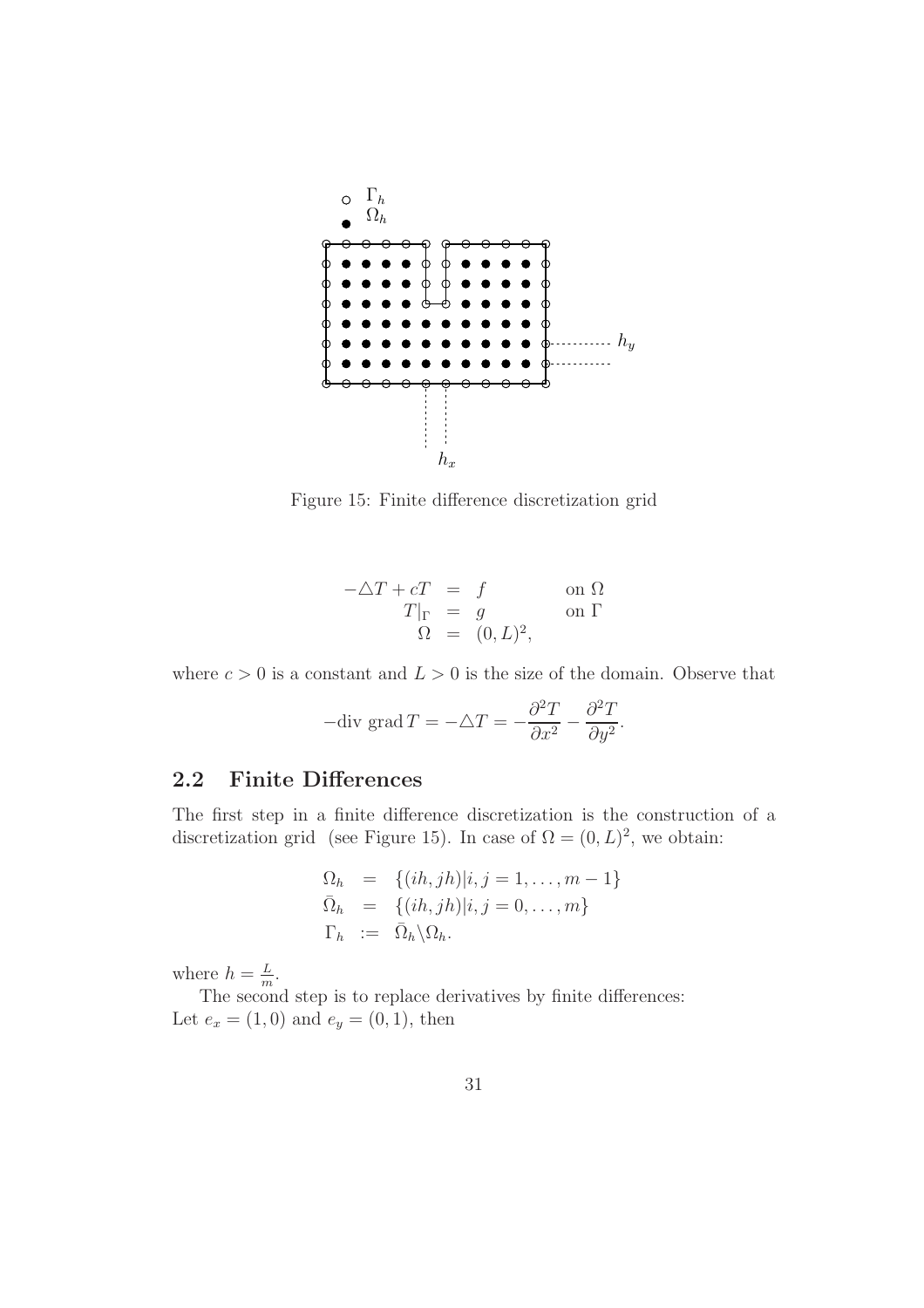Figure 15: Finite difference discretization grid

$$
\begin{aligned}
-\triangle T + cT &= f \qquad \text{on } \Omega \\
T|_\Gamma &= g \qquad \text{on } \Gamma \\
\Omega &= (0, L)^2,
\end{aligned}
$$

where $c > 0$ is a constant and $L > 0$ is the size of the domain. Observe that

$$
-\text{div grad}\, T = -\triangle T = -\frac{\partial^2 T}{\partial x^2} - \frac{\partial^2 T}{\partial y^2}.
$$

## 2.2 Finite Differences

The first step in a finite difference discretization is the construction of a discretization grid (see Figure 15). In case of $\Omega = (0, L)^2$, we obtain:

$$
\begin{aligned}
\Omega_h &= \{(ih, jh) | i, j = 1, \ldots, m-1\} \\
\bar{\Omega}_h &= \{(ih, jh) | i, j = 0, \ldots, m\} \\
\Gamma_h &:= \bar{\Omega}_h \backslash \Omega_h.
\end{aligned}
$$

where $h = \frac{L}{m}$.

The second step is to replace derivatives by finite differences:
Let $e_x = (1, 0)$ and $e_y = (0, 1)$, then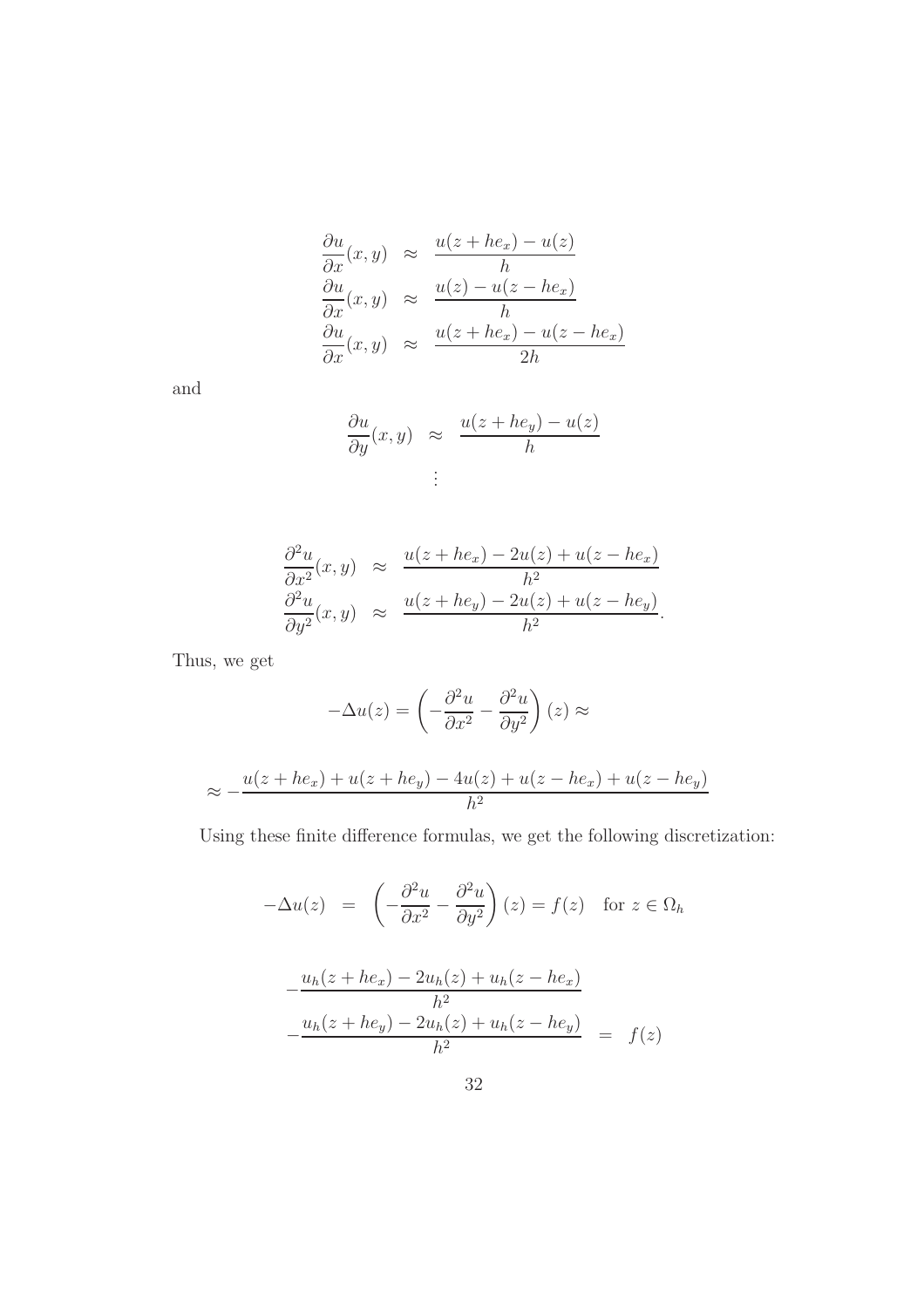$$
\begin{aligned}
\frac{\partial u}{\partial x}(x,y) &\approx \frac{u(z+he_x)-u(z)}{h} \\
\frac{\partial u}{\partial x}(x,y) &\approx \frac{u(z)-u(z-he_x)}{h} \\
\frac{\partial u}{\partial x}(x,y) &\approx \frac{u(z+he_x)-u(z-he_x)}{2h}
\end{aligned}
$$

and

$$
\begin{aligned}
\frac{\partial u}{\partial y}(x,y) &\approx \frac{u(z+he_y)-u(z)}{h} \\
&\vdots
\end{aligned}
$$

$$
\begin{aligned}
\frac{\partial^2 u}{\partial x^2}(x,y) &\approx \frac{u(z+he_x)-2u(z)+u(z-he_x)}{h^2} \\
\frac{\partial^2 u}{\partial y^2}(x,y) &\approx \frac{u(z+he_y)-2u(z)+u(z-he_y)}{h^2}.
\end{aligned}
$$

Thus, we get

$$
-\Delta u(z) = \left(-\frac{\partial^2 u}{\partial x^2}-\frac{\partial^2 u}{\partial y^2}\right)(z) \approx
$$

$$
\approx -\frac{u(z+he_x)+u(z+he_y)-4u(z)+u(z-he_x)+u(z-he_y)}{h^2}
$$

Using these finite difference formulas, we get the following discretization:

$$
-\Delta u(z) \;=\; \left(-\frac{\partial^2 u}{\partial x^2}-\frac{\partial^2 u}{\partial y^2}\right)(z) = f(z) \quad \text{for } z \in \Omega_h
$$

$$
\begin{aligned}
&-\frac{u_h(z+he_x)-2u_h(z)+u_h(z-he_x)}{h^2} \\
&-\frac{u_h(z+he_y)-2u_h(z)+u_h(z-he_y)}{h^2} \;=\; f(z)
\end{aligned}
$$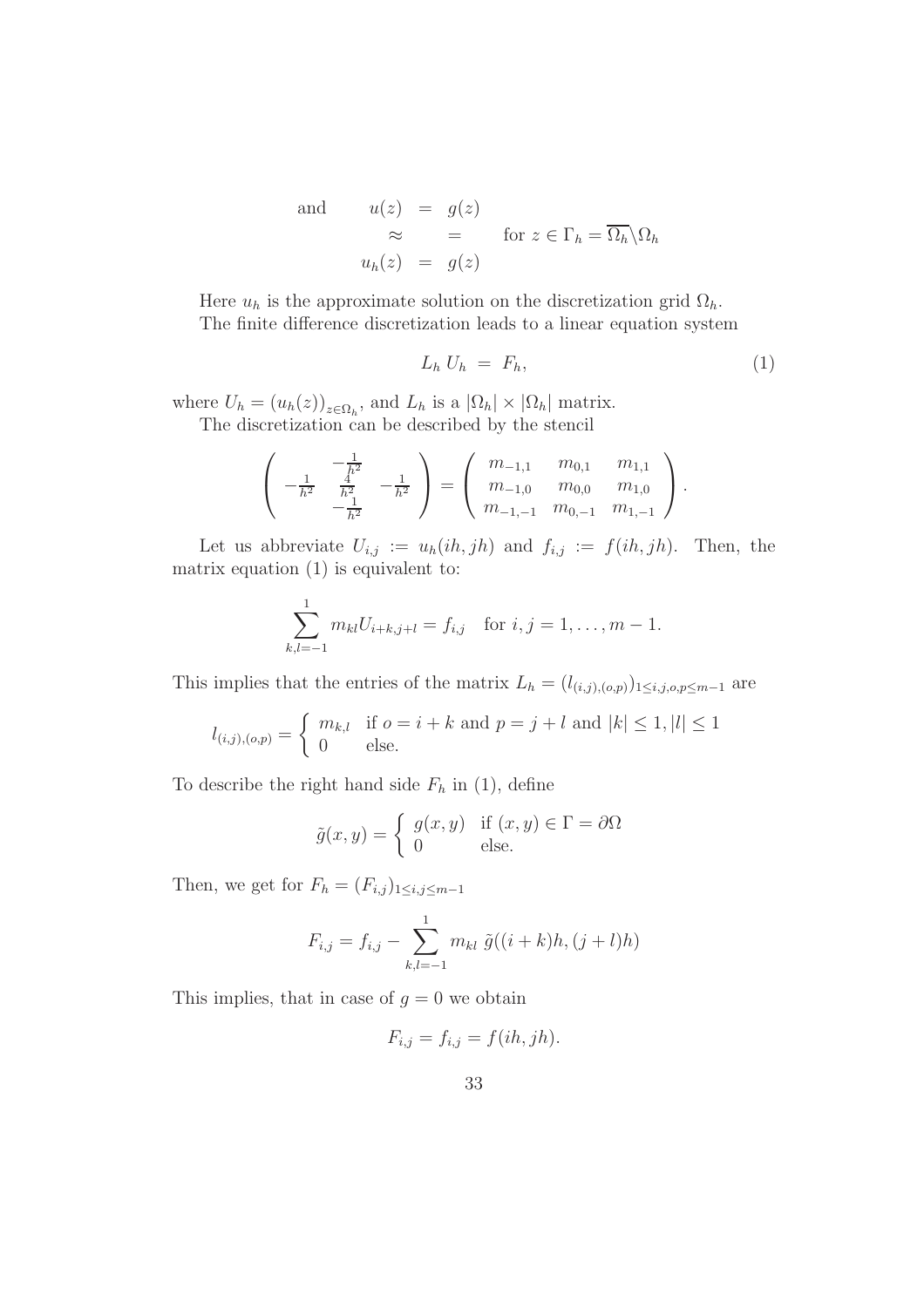$$
\begin{array}{rcll}
\text{and} \qquad u(z) & = & g(z) & \\
\approx & & = & \text{for } z \in \Gamma_h = \overline{\Omega_h} \backslash \Omega_h \\
u_h(z) & = & g(z) &
\end{array}
$$

Here $u_h$ is the approximate solution on the discretization grid $\Omega_h$.

The finite difference discretization leads to a linear equation system

$$
L_h \, U_h \; = \; F_h, \tag{1}
$$

where $U_h = (u_h(z))_{z \in \Omega_h}$, and $L_h$ is a $|\Omega_h| \times |\Omega_h|$ matrix.

The discretization can be described by the stencil

$$
\left( \begin{array}{ccc} & -\frac{1}{h^2} & \\ -\frac{1}{h^2} & \frac{4}{h^2} & -\frac{1}{h^2} \\ & -\frac{1}{h^2} & \end{array} \right) = \left( \begin{array}{ccc} m_{-1,1} & m_{0,1} & m_{1,1} \\ m_{-1,0} & m_{0,0} & m_{1,0} \\ m_{-1,-1} & m_{0,-1} & m_{1,-1} \end{array} \right).
$$

Let us abbreviate $U_{i,j} := u_h(ih, jh)$ and $f_{i,j} := f(ih, jh)$. Then, the matrix equation (1) is equivalent to:

$$
\sum_{k,l=-1}^{1} m_{kl} U_{i+k,j+l} = f_{i,j} \quad \text{for } i,j = 1, \ldots, m-1.
$$

This implies that the entries of the matrix $L_h = (l_{(i,j),(o,p)})_{1 \le i,j,o,p \le m-1}$ are

$$
l_{(i,j),(o,p)} = \left\{ \begin{array}{ll} m_{k,l} & \text{if } o = i+k \text{ and } p = j+l \text{ and } |k| \le 1, |l| \le 1 \\ 0 & \text{else.} \end{array} \right.
$$

To describe the right hand side $F_h$ in (1), define

$$
\tilde{g}(x,y) = \left\{ \begin{array}{ll} g(x,y) & \text{if } (x,y) \in \Gamma = \partial\Omega \\ 0 & \text{else.} \end{array} \right.
$$

Then, we get for $F_h = (F_{i,j})_{1 \le i,j \le m-1}$

$$
F_{i,j} = f_{i,j} - \sum_{k,l=-1}^{1} m_{kl} \; \tilde{g}((i+k)h, (j+l)h)
$$

This implies, that in case of $g = 0$ we obtain

$$
F_{i,j} = f_{i,j} = f(ih, jh).
$$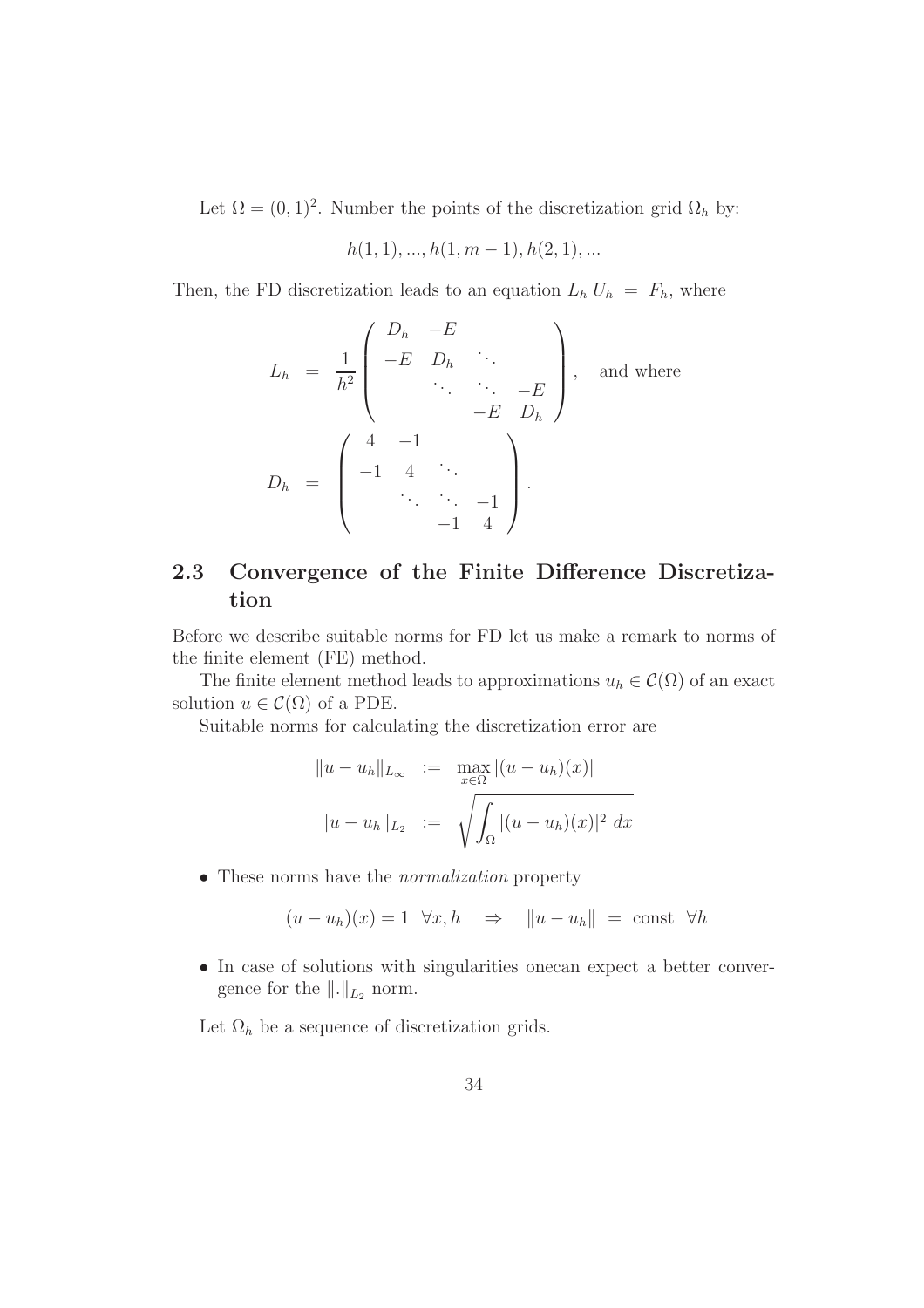Let $\Omega = (0,1)^2$. Number the points of the discretization grid $\Omega_h$ by:

$$h(1,1), ..., h(1,m-1), h(2,1), ...$$

Then, the FD discretization leads to an equation $L_h\, U_h \;=\; F_h$, where

$$L_h \;=\; \frac{1}{h^2}\begin{pmatrix} D_h & -E & & \\ -E & D_h & \ddots & \\ & \ddots & \ddots & -E \\ & & -E & D_h \end{pmatrix}, \quad \text{and where}$$

$$D_h \;=\; \begin{pmatrix} 4 & -1 & & \\ -1 & 4 & \ddots & \\ & \ddots & \ddots & -1 \\ & & -1 & 4 \end{pmatrix}.$$

## 2.3 Convergence of the Finite Difference Discretization

Before we describe suitable norms for FD let us make a remark to norms of the finite element (FE) method.

The finite element method leads to approximations $u_h \in \mathcal{C}(\Omega)$ of an exact solution $u \in \mathcal{C}(\Omega)$ of a PDE.

Suitable norms for calculating the discretization error are

$$\|u - u_h\|_{L_\infty} \;:=\; \max_{x\in\Omega} |(u-u_h)(x)|$$

$$\|u - u_h\|_{L_2} \;:=\; \sqrt{\int_\Omega |(u-u_h)(x)|^2\, dx}$$

- These norms have the *normalization* property

$$(u-u_h)(x) = 1 \;\; \forall x, h \quad \Rightarrow \quad \|u-u_h\| \;=\; \text{const} \;\; \forall h$$

- In case of solutions with singularities onecan expect a better convergence for the $\|.\|_{L_2}$ norm.

Let $\Omega_h$ be a sequence of discretization grids.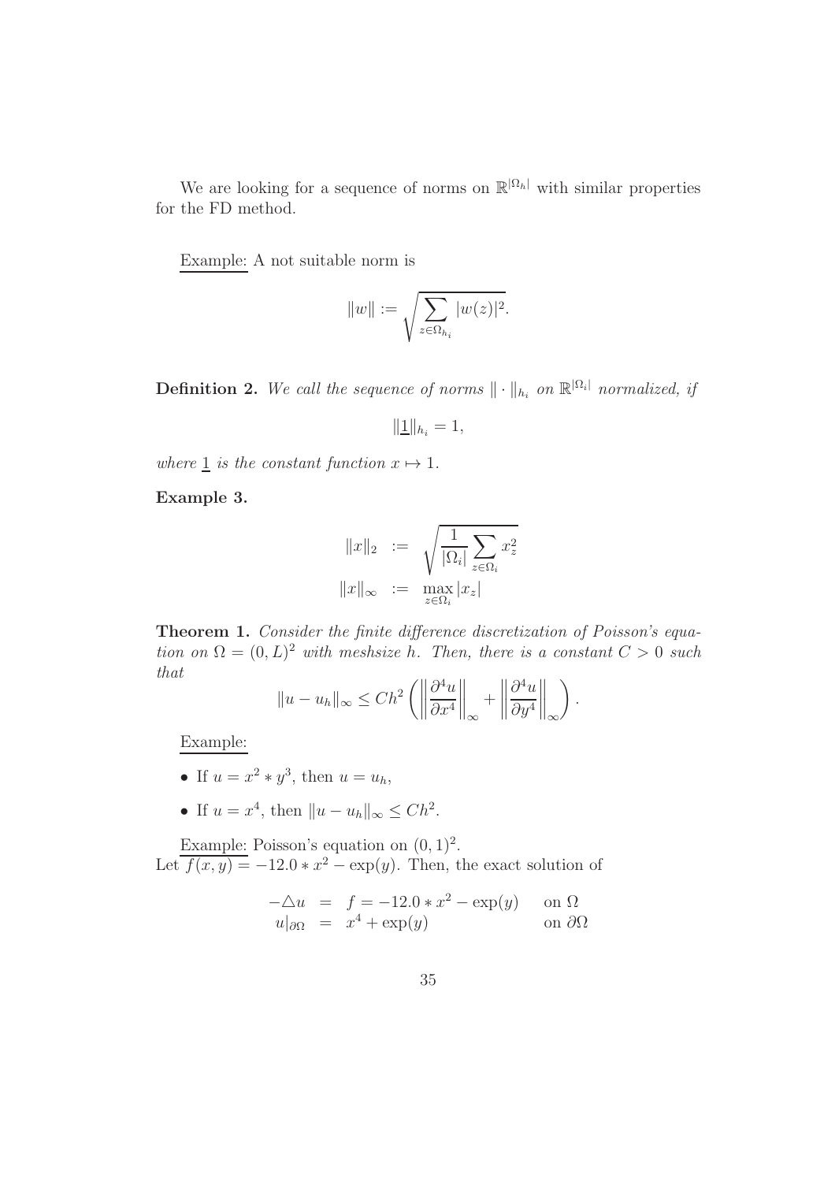We are looking for a sequence of norms on $\mathbb{R}^{|\Omega_h|}$ with similar properties for the FD method.

Example: A not suitable norm is

$$\|w\| := \sqrt{\sum_{z \in \Omega_{h_i}} |w(z)|^2}.$$

**Definition 2.** *We call the sequence of norms $\|\cdot\|_{h_i}$ on $\mathbb{R}^{|\Omega_i|}$ normalized, if*

$$\|\underline{1}\|_{h_i} = 1,$$

*where $\underline{1}$ is the constant function $x \mapsto 1$.*

**Example 3.**

$$\begin{aligned} \|x\|_2 &:= \sqrt{\frac{1}{|\Omega_i|} \sum_{z \in \Omega_i} x_z^2} \\ \|x\|_\infty &:= \max_{z \in \Omega_i} |x_z| \end{aligned}$$

**Theorem 1.** *Consider the finite difference discretization of Poisson's equation on $\Omega = (0, L)^2$ with meshsize $h$. Then, there is a constant $C > 0$ such that*

$$\|u - u_h\|_\infty \leq Ch^2 \left( \left\| \frac{\partial^4 u}{\partial x^4} \right\|_\infty + \left\| \frac{\partial^4 u}{\partial y^4} \right\|_\infty \right).$$

Example:

- If $u = x^2 * y^3$, then $u = u_h$,
- If $u = x^4$, then $\|u - u_h\|_\infty \leq Ch^2$.

Example: Poisson's equation on $(0, 1)^2$.
Let $f(x, y) = -12.0 * x^2 - \exp(y)$. Then, the exact solution of

$$\begin{aligned} -\triangle u &= f = -12.0 * x^2 - \exp(y) && \text{on } \Omega \\ u|_{\partial\Omega} &= x^4 + \exp(y) && \text{on } \partial\Omega \end{aligned}$$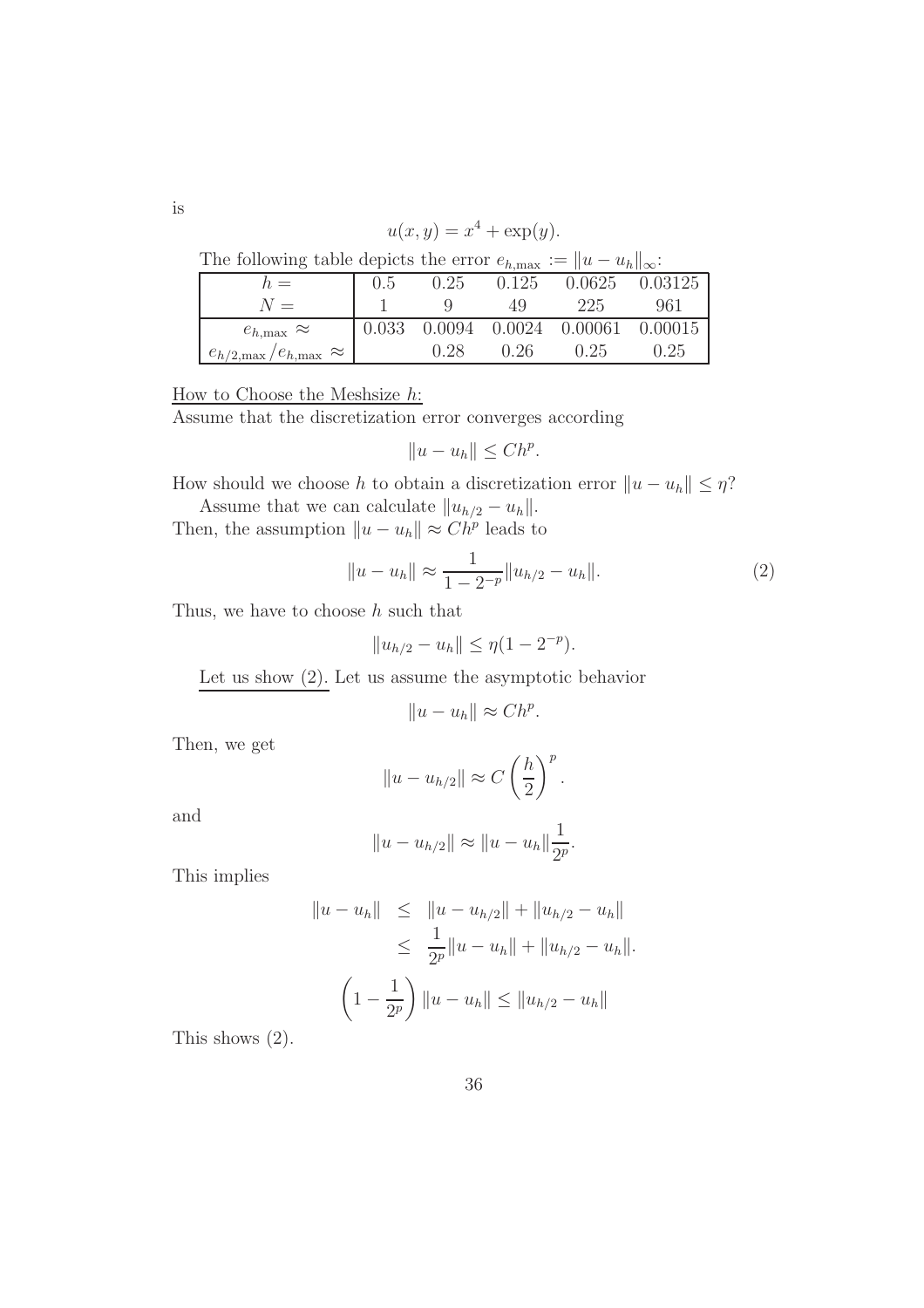is

$$u(x, y) = x^4 + \exp(y).$$

The following table depicts the error $e_{h,\max} := \|u - u_h\|_\infty$:

| $h =$ | 0.5 | 0.25 | 0.125 | 0.0625 | 0.03125 |
|---|---|---|---|---|---|
| $N =$ | 1 | 9 | 49 | 225 | 961 |
| $e_{h,\max} \approx$ | 0.033 | 0.0094 | 0.0024 | 0.00061 | 0.00015 |
| $e_{h/2,\max}/e_{h,\max} \approx$ | | 0.28 | 0.26 | 0.25 | 0.25 |

<u>How to Choose the Meshsize $h$:</u>
Assume that the discretization error converges according

$$\|u - u_h\| \leq Ch^p.$$

How should we choose $h$ to obtain a discretization error $\|u - u_h\| \leq \eta$?

Assume that we can calculate $\|u_{h/2} - u_h\|$.
Then, the assumption $\|u - u_h\| \approx Ch^p$ leads to

$$\|u - u_h\| \approx \frac{1}{1 - 2^{-p}} \|u_{h/2} - u_h\|. \tag{2}$$

Thus, we have to choose $h$ such that

$$\|u_{h/2} - u_h\| \leq \eta(1 - 2^{-p}).$$

<u>Let us show (2).</u> Let us assume the asymptotic behavior

$$\|u - u_h\| \approx Ch^p.$$

Then, we get

$$\|u - u_{h/2}\| \approx C \left(\frac{h}{2}\right)^p.$$

and

$$\|u - u_{h/2}\| \approx \|u - u_h\| \frac{1}{2^p}.$$

This implies

$$\begin{aligned}
\|u - u_h\| &\leq \|u - u_{h/2}\| + \|u_{h/2} - u_h\| \\
&\leq \frac{1}{2^p} \|u - u_h\| + \|u_{h/2} - u_h\|.
\end{aligned}$$

$$\left(1 - \frac{1}{2^p}\right) \|u - u_h\| \leq \|u_{h/2} - u_h\|$$

This shows (2).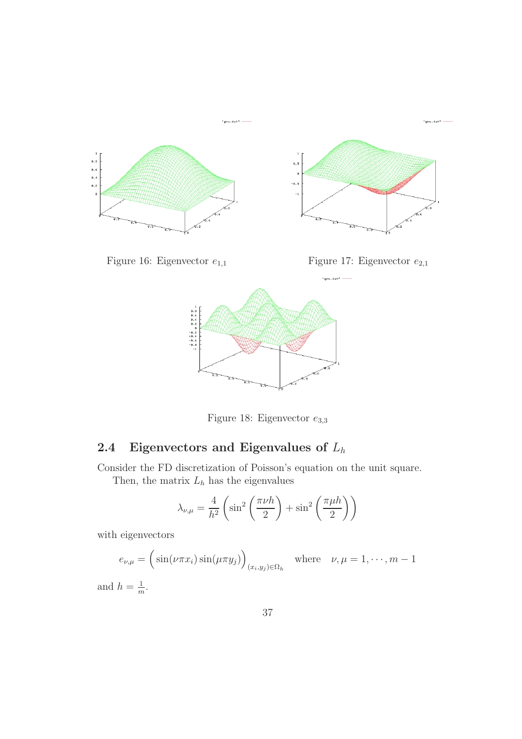Figure 16: Eigenvector $e_{1,1}$

Figure 17: Eigenvector $e_{2,1}$

Figure 18: Eigenvector $e_{3,3}$

## 2.4 Eigenvectors and Eigenvalues of $L_h$

Consider the FD discretization of Poisson's equation on the unit square.

Then, the matrix $L_h$ has the eigenvalues

$$\lambda_{\nu,\mu} = \frac{4}{h^2}\left(\sin^2\left(\frac{\pi\nu h}{2}\right) + \sin^2\left(\frac{\pi\mu h}{2}\right)\right)$$

with eigenvectors

$$e_{\nu,\mu} = \Big(\sin(\nu\pi x_i)\sin(\mu\pi y_j)\Big)_{(x_i,y_j)\in\Omega_h} \quad \text{where} \quad \nu,\mu = 1,\cdots,m-1$$

and $h = \frac{1}{m}$.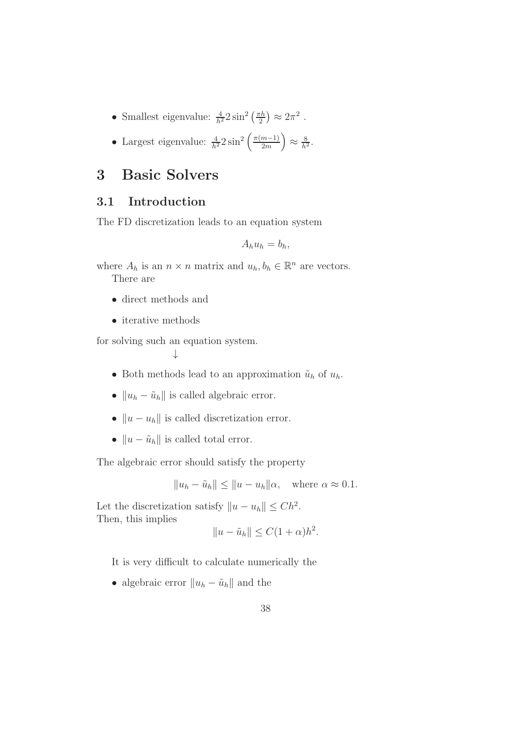- Smallest eigenvalue: $\frac{4}{h^2} 2 \sin^2\left(\frac{\pi h}{2}\right) \approx 2\pi^2$ .
- Largest eigenvalue: $\frac{4}{h^2} 2 \sin^2\left(\frac{\pi(m-1)}{2m}\right) \approx \frac{8}{h^2}$.

# 3 Basic Solvers

## 3.1 Introduction

The FD discretization leads to an equation system

$$A_h u_h = b_h,$$

where $A_h$ is an $n \times n$ matrix and $u_h, b_h \in \mathbb{R}^n$ are vectors.

There are

- direct methods and
- iterative methods

for solving such an equation system.

$\downarrow$

- Both methods lead to an approximation $\tilde{u}_h$ of $u_h$.
- $\|u_h - \tilde{u}_h\|$ is called algebraic error.
- $\|u - u_h\|$ is called discretization error.
- $\|u - \tilde{u}_h\|$ is called total error.

The algebraic error should satisfy the property

$$\|u_h - \tilde{u}_h\| \leq \|u - u_h\| \alpha, \quad \text{where } \alpha \approx 0.1.$$

Let the discretization satisfy $\|u - u_h\| \leq Ch^2$.
Then, this implies

$$\|u - \tilde{u}_h\| \leq C(1 + \alpha)h^2.$$

It is very difficult to calculate numerically the

- algebraic error $\|u_h - \tilde{u}_h\|$ and the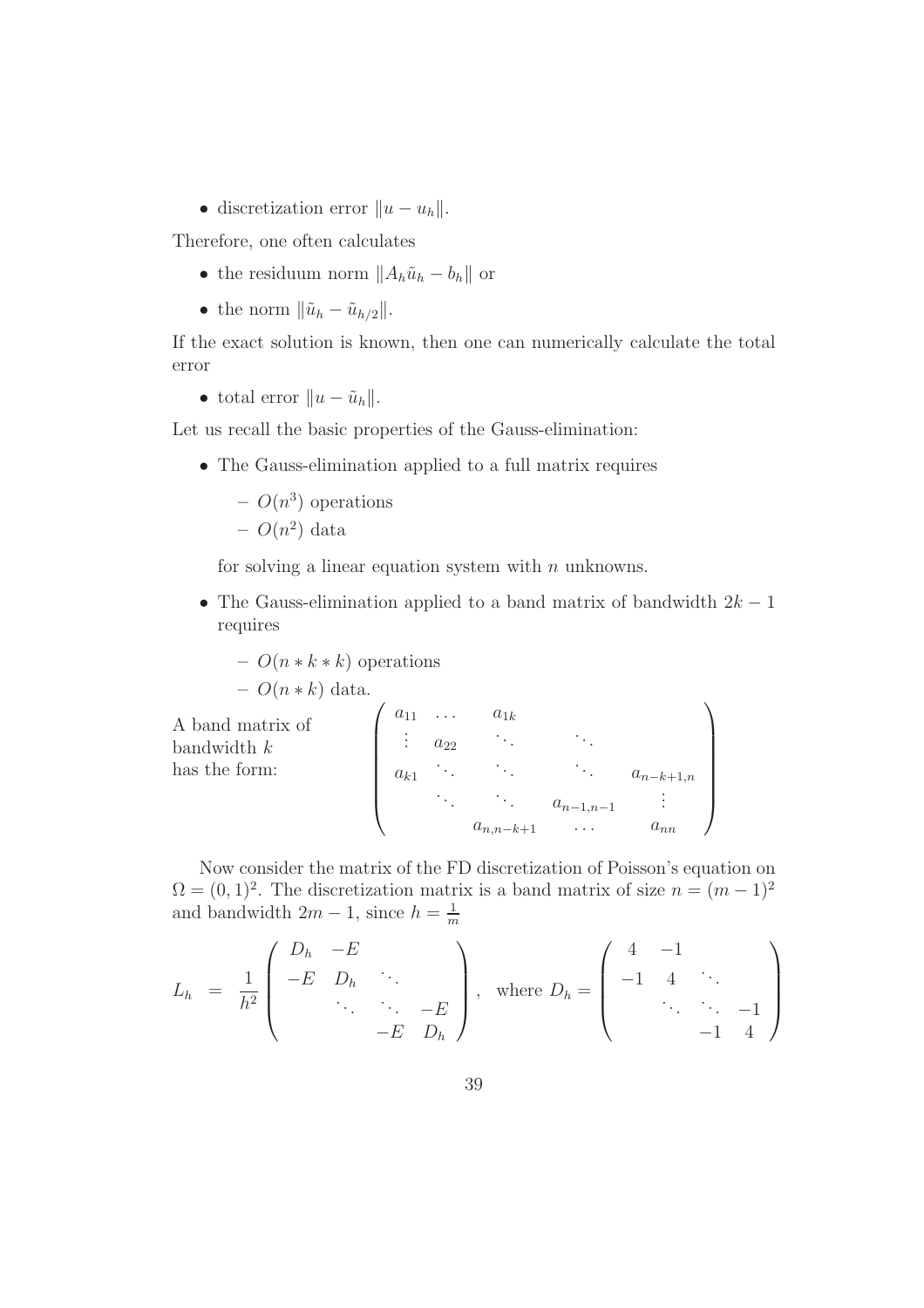- discretization error $\|u - u_h\|$.

Therefore, one often calculates

- the residuum norm $\|A_h\tilde{u}_h - b_h\|$ or
- the norm $\|\tilde{u}_h - \tilde{u}_{h/2}\|$.

If the exact solution is known, then one can numerically calculate the total error

- total error $\|u - \tilde{u}_h\|$.

Let us recall the basic properties of the Gauss-elimination:

- The Gauss-elimination applied to a full matrix requires
  - $O(n^3)$ operations
  - $O(n^2)$ data

  for solving a linear equation system with $n$ unknowns.

- The Gauss-elimination applied to a band matrix of bandwidth $2k - 1$ requires
  - $O(n * k * k)$ operations
  - $O(n * k)$ data.

A band matrix of bandwidth $k$ has the form:

$$
\begin{pmatrix}
a_{11} & \dots & a_{1k} & & \\
\vdots & a_{22} & \ddots & \ddots & \\
a_{k1} & \ddots & \ddots & \ddots & a_{n-k+1,n} \\
 & \ddots & \ddots & a_{n-1,n-1} & \vdots \\
 & & a_{n,n-k+1} & \dots & a_{nn}
\end{pmatrix}
$$

Now consider the matrix of the FD discretization of Poisson's equation on $\Omega = (0,1)^2$. The discretization matrix is a band matrix of size $n = (m-1)^2$ and bandwidth $2m - 1$, since $h = \frac{1}{m}$

$$
L_h = \frac{1}{h^2} \begin{pmatrix}
D_h & -E & & \\
-E & D_h & \ddots & \\
 & \ddots & \ddots & -E \\
 & & -E & D_h
\end{pmatrix}, \quad \text{where } D_h = \begin{pmatrix}
4 & -1 & & \\
-1 & 4 & \ddots & \\
 & \ddots & \ddots & -1 \\
 & & -1 & 4
\end{pmatrix}
$$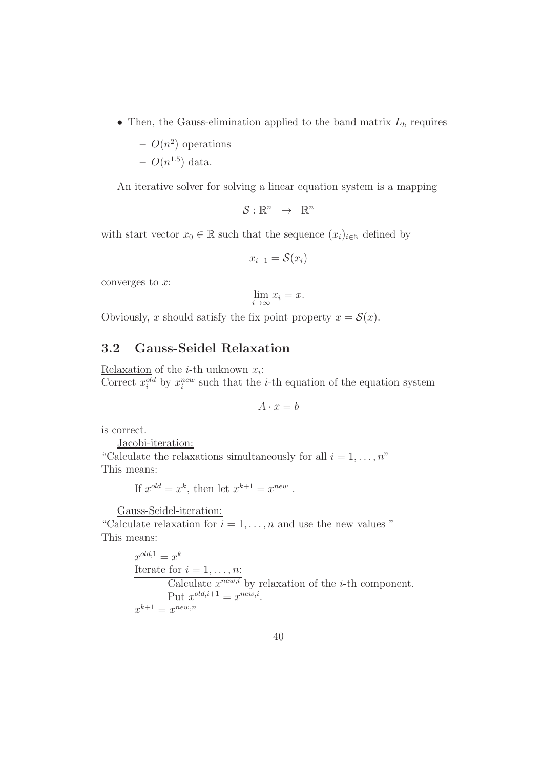- Then, the Gauss-elimination applied to the band matrix $L_h$ requires
  - $O(n^2)$ operations
  - $O(n^{1.5})$ data.

An iterative solver for solving a linear equation system is a mapping

$$\mathcal{S} : \mathbb{R}^n \rightarrow \mathbb{R}^n$$

with start vector $x_0 \in \mathbb{R}$ such that the sequence $(x_i)_{i \in \mathbb{N}}$ defined by

$$x_{i+1} = \mathcal{S}(x_i)$$

converges to $x$:

$$\lim_{i \to \infty} x_i = x.$$

Obviously, $x$ should satisfy the fix point property $x = \mathcal{S}(x)$.

## 3.2 Gauss-Seidel Relaxation

Relaxation of the $i$-th unknown $x_i$:
Correct $x_i^{old}$ by $x_i^{new}$ such that the $i$-th equation of the equation system

$$A \cdot x = b$$

is correct.

Jacobi-iteration:
"Calculate the relaxations simultaneously for all $i = 1, \ldots, n$"
This means:

If $x^{old} = x^k$, then let $x^{k+1} = x^{new}$ .

Gauss-Seidel-iteration:
"Calculate relaxation for $i = 1, \ldots, n$ and use the new values "
This means:

$x^{old,1} = x^k$
Iterate for $i = 1, \ldots, n$:
  Calculate $x^{new,i}$ by relaxation of the $i$-th component.
  Put $x^{old,i+1} = x^{new,i}$.
$x^{k+1} = x^{new,n}$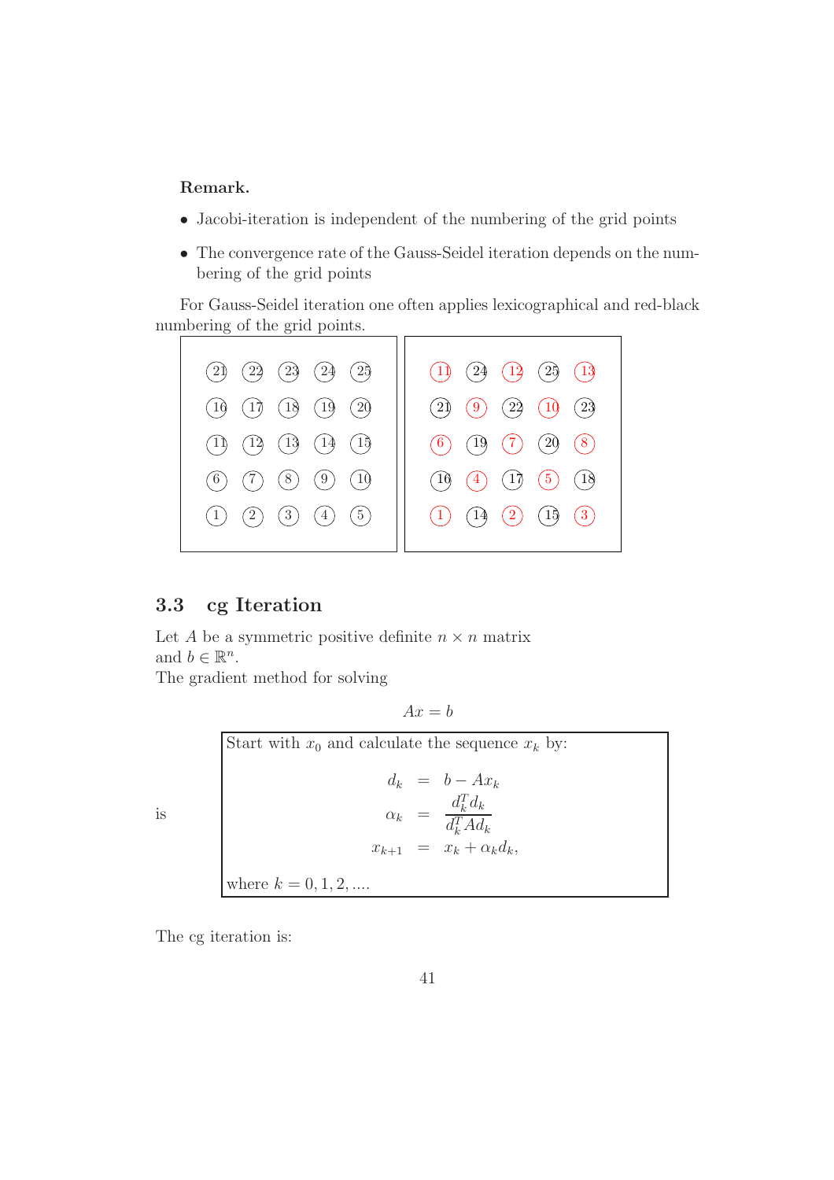**Remark.**

- Jacobi-iteration is independent of the numbering of the grid points
- The convergence rate of the Gauss-Seidel iteration depends on the numbering of the grid points

For Gauss-Seidel iteration one often applies lexicographical and red-black numbering of the grid points.

| | | | | |
|---|---|---|---|---|
| 21 | 22 | 23 | 24 | 25 |
| 16 | 17 | 18 | 19 | 20 |
| 11 | 12 | 13 | 14 | 15 |
| 6 | 7 | 8 | 9 | 10 |
| 1 | 2 | 3 | 4 | 5 |

| | | | | |
|---|---|---|---|---|
| 11 | 24 | 12 | 25 | 13 |
| 21 | 9 | 22 | 10 | 23 |
| 6 | 19 | 7 | 20 | 8 |
| 16 | 4 | 17 | 5 | 18 |
| 1 | 14 | 2 | 15 | 3 |

## 3.3 cg Iteration

Let $A$ be a symmetric positive definite $n \times n$ matrix
and $b \in \mathbb{R}^n$.
The gradient method for solving

$$Ax = b$$

is

Start with $x_0$ and calculate the sequence $x_k$ by:

$$\begin{aligned} d_k &= b - Ax_k \\ \alpha_k &= \frac{d_k^T d_k}{d_k^T A d_k} \\ x_{k+1} &= x_k + \alpha_k d_k, \end{aligned}$$

where $k = 0, 1, 2, \ldots$.

The cg iteration is: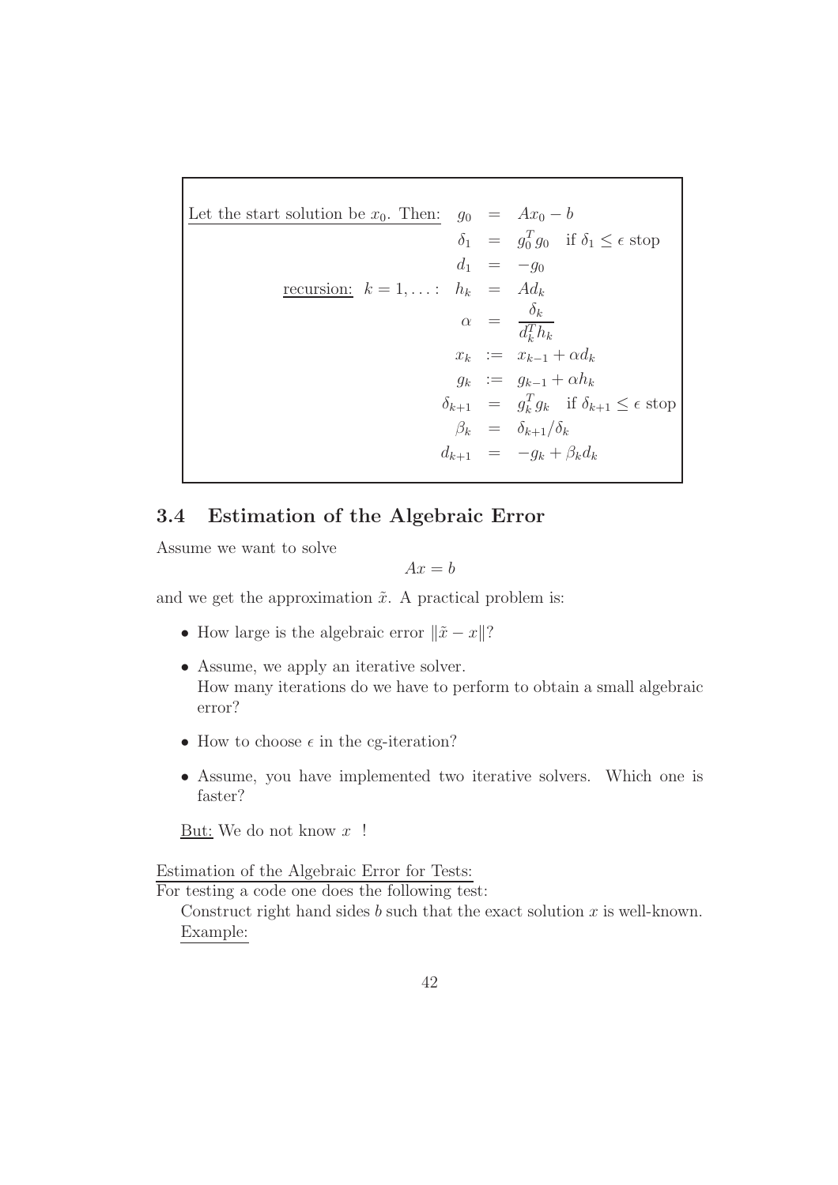Let the start solution be $x_0$. Then:

$$
\begin{aligned}
g_0 &= Ax_0 - b \\
\delta_1 &= g_0^T g_0 \quad \text{if } \delta_1 \leq \epsilon \text{ stop} \\
d_1 &= -g_0
\end{aligned}
$$

recursion: $k = 1, \ldots$ :

$$
\begin{aligned}
h_k &= Ad_k \\
\alpha &= \frac{\delta_k}{d_k^T h_k} \\
x_k &:= x_{k-1} + \alpha d_k \\
g_k &:= g_{k-1} + \alpha h_k \\
\delta_{k+1} &= g_k^T g_k \quad \text{if } \delta_{k+1} \leq \epsilon \text{ stop} \\
\beta_k &= \delta_{k+1}/\delta_k \\
d_{k+1} &= -g_k + \beta_k d_k
\end{aligned}
$$

## 3.4 Estimation of the Algebraic Error

Assume we want to solve

$$Ax = b$$

and we get the approximation $\tilde{x}$. A practical problem is:

- How large is the algebraic error $\|\tilde{x} - x\|$?
- Assume, we apply an iterative solver.
  How many iterations do we have to perform to obtain a small algebraic error?
- How to choose $\epsilon$ in the cg-iteration?
- Assume, you have implemented two iterative solvers. Which one is faster?

But: We do not know $x$ !

Estimation of the Algebraic Error for Tests:

For testing a code one does the following test:

Construct right hand sides $b$ such that the exact solution $x$ is well-known.

Example: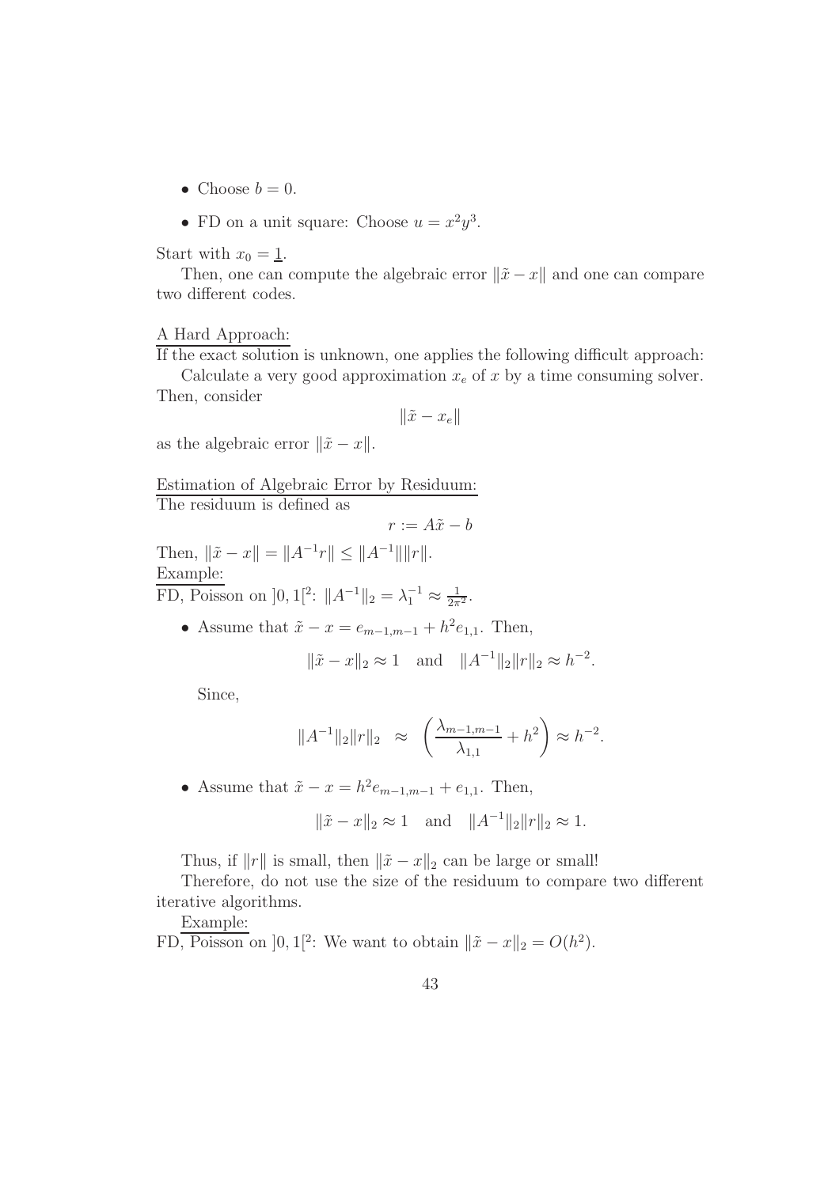- Choose $b = 0$.
- FD on a unit square: Choose $u = x^2 y^3$.

Start with $x_0 = \underline{1}$.

Then, one can compute the algebraic error $\|\tilde{x} - x\|$ and one can compare two different codes.

<u>A Hard Approach:</u>
If the exact solution is unknown, one applies the following difficult approach:

Calculate a very good approximation $x_e$ of $x$ by a time consuming solver. Then, consider

$$\|\tilde{x} - x_e\|$$

as the algebraic error $\|\tilde{x} - x\|$.

<u>Estimation of Algebraic Error by Residuum:</u>
The residuum is defined as

$$r := A\tilde{x} - b$$

Then, $\|\tilde{x} - x\| = \|A^{-1}r\| \leq \|A^{-1}\|\|r\|$.

<u>Example:</u>
FD, Poisson on $]0, 1[^2$: $\|A^{-1}\|_2 = \lambda_1^{-1} \approx \frac{1}{2\pi^2}$.

- Assume that $\tilde{x} - x = e_{m-1,m-1} + h^2 e_{1,1}$. Then,

  $$\|\tilde{x} - x\|_2 \approx 1 \quad \text{and} \quad \|A^{-1}\|_2 \|r\|_2 \approx h^{-2}.$$

  Since,

  $$\|A^{-1}\|_2 \|r\|_2 \;\approx\; \left( \frac{\lambda_{m-1,m-1}}{\lambda_{1,1}} + h^2 \right) \approx h^{-2}.$$

- Assume that $\tilde{x} - x = h^2 e_{m-1,m-1} + e_{1,1}$. Then,

  $$\|\tilde{x} - x\|_2 \approx 1 \quad \text{and} \quad \|A^{-1}\|_2 \|r\|_2 \approx 1.$$

Thus, if $\|r\|$ is small, then $\|\tilde{x} - x\|_2$ can be large or small!

Therefore, do not use the size of the residuum to compare two different iterative algorithms.

<u>Example:</u>
FD, Poisson on $]0, 1[^2$: We want to obtain $\|\tilde{x} - x\|_2 = O(h^2)$.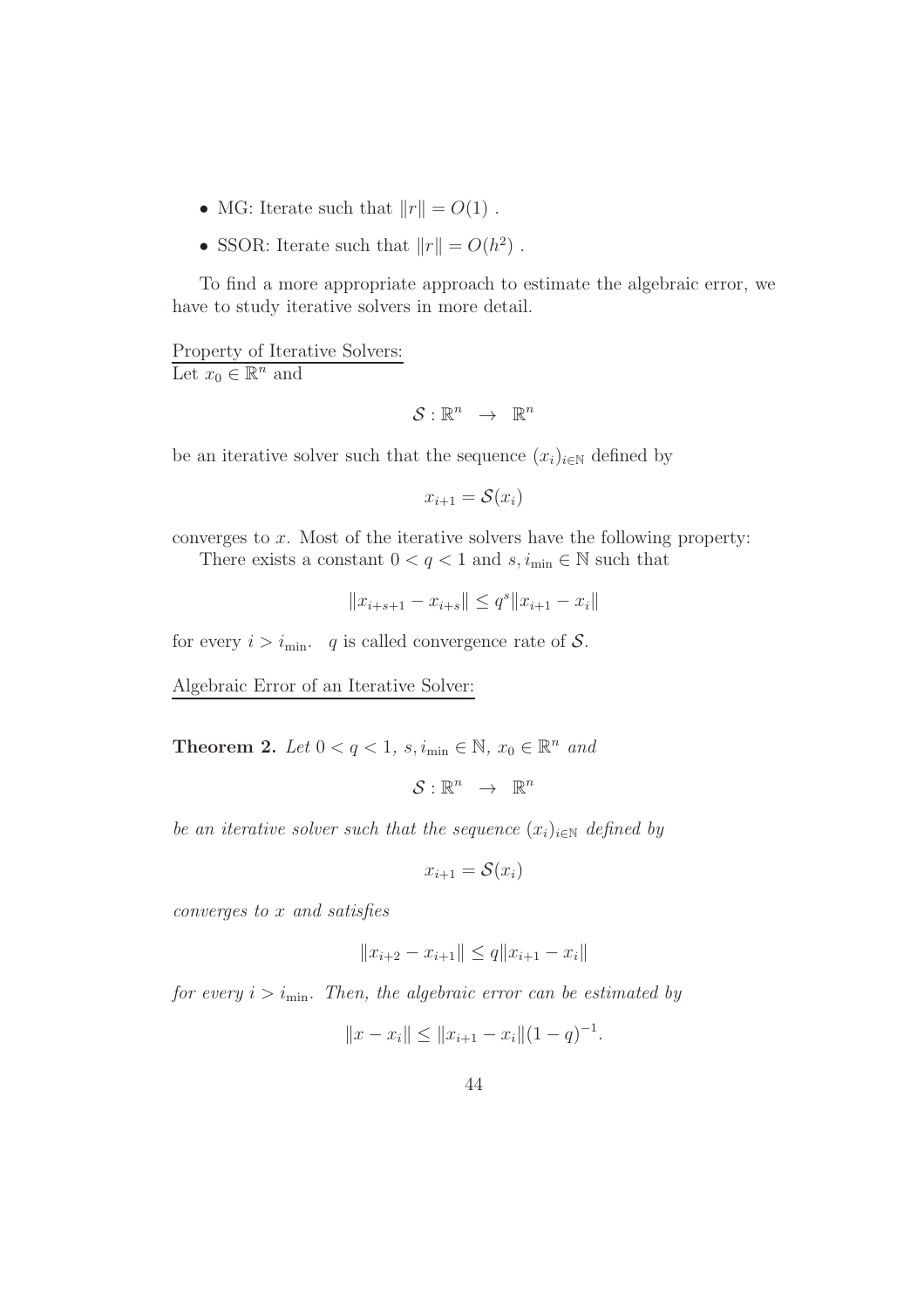- MG: Iterate such that $\|r\| = O(1)$ .
- SSOR: Iterate such that $\|r\| = O(h^2)$ .

To find a more appropriate approach to estimate the algebraic error, we have to study iterative solvers in more detail.

Property of Iterative Solvers:
Let $x_0 \in \mathbb{R}^n$ and

$$\mathcal{S} : \mathbb{R}^n \rightarrow \mathbb{R}^n$$

be an iterative solver such that the sequence $(x_i)_{i\in\mathbb{N}}$ defined by

$$x_{i+1} = \mathcal{S}(x_i)$$

converges to $x$. Most of the iterative solvers have the following property:

There exists a constant $0 < q < 1$ and $s, i_{\min} \in \mathbb{N}$ such that

$$\|x_{i+s+1} - x_{i+s}\| \leq q^s \|x_{i+1} - x_i\|$$

for every $i > i_{\min}$. $q$ is called convergence rate of $\mathcal{S}$.

Algebraic Error of an Iterative Solver:

**Theorem 2.** *Let $0 < q < 1$, $s, i_{\min} \in \mathbb{N}$, $x_0 \in \mathbb{R}^n$ and*

$$\mathcal{S} : \mathbb{R}^n \rightarrow \mathbb{R}^n$$

*be an iterative solver such that the sequence $(x_i)_{i\in\mathbb{N}}$ defined by*

$$x_{i+1} = \mathcal{S}(x_i)$$

*converges to $x$ and satisfies*

$$\|x_{i+2} - x_{i+1}\| \leq q\|x_{i+1} - x_i\|$$

*for every $i > i_{\min}$. Then, the algebraic error can be estimated by*

$$\|x - x_i\| \leq \|x_{i+1} - x_i\|(1 - q)^{-1}.$$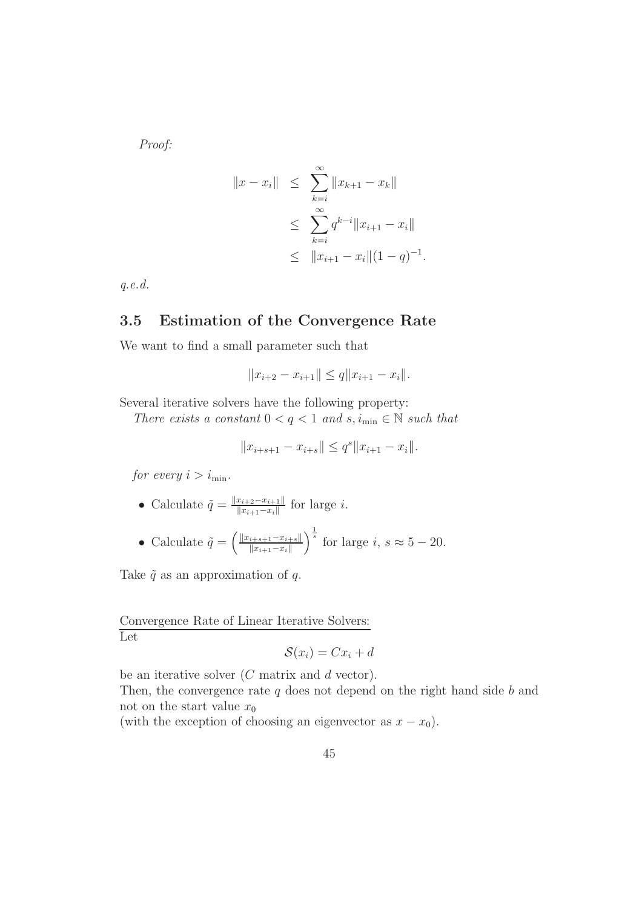*Proof:*

$$
\begin{aligned}
\|x - x_i\| &\leq \sum_{k=i}^{\infty} \|x_{k+1} - x_k\| \\
&\leq \sum_{k=i}^{\infty} q^{k-i} \|x_{i+1} - x_i\| \\
&\leq \|x_{i+1} - x_i\|(1-q)^{-1}.
\end{aligned}
$$

*q.e.d.*

## 3.5 Estimation of the Convergence Rate

We want to find a small parameter such that

$$\|x_{i+2} - x_{i+1}\| \leq q\|x_{i+1} - x_i\|.$$

Several iterative solvers have the following property:
*There exists a constant $0 < q < 1$ and $s, i_{\min} \in \mathbb{N}$ such that*

$$\|x_{i+s+1} - x_{i+s}\| \leq q^s \|x_{i+1} - x_i\|.$$

*for every $i > i_{\min}$.*

- Calculate $\tilde{q} = \frac{\|x_{i+2} - x_{i+1}\|}{\|x_{i+1} - x_i\|}$ for large $i$.
- Calculate $\tilde{q} = \left(\frac{\|x_{i+s+1} - x_{i+s}\|}{\|x_{i+1} - x_i\|}\right)^{\frac{1}{s}}$ for large $i$, $s \approx 5 - 20$.

Take $\tilde{q}$ as an approximation of $q$.

<u>Convergence Rate of Linear Iterative Solvers:</u>
Let

$$\mathcal{S}(x_i) = Cx_i + d$$

be an iterative solver ($C$ matrix and $d$ vector).
Then, the convergence rate $q$ does not depend on the right hand side $b$ and not on the start value $x_0$
(with the exception of choosing an eigenvector as $x - x_0$).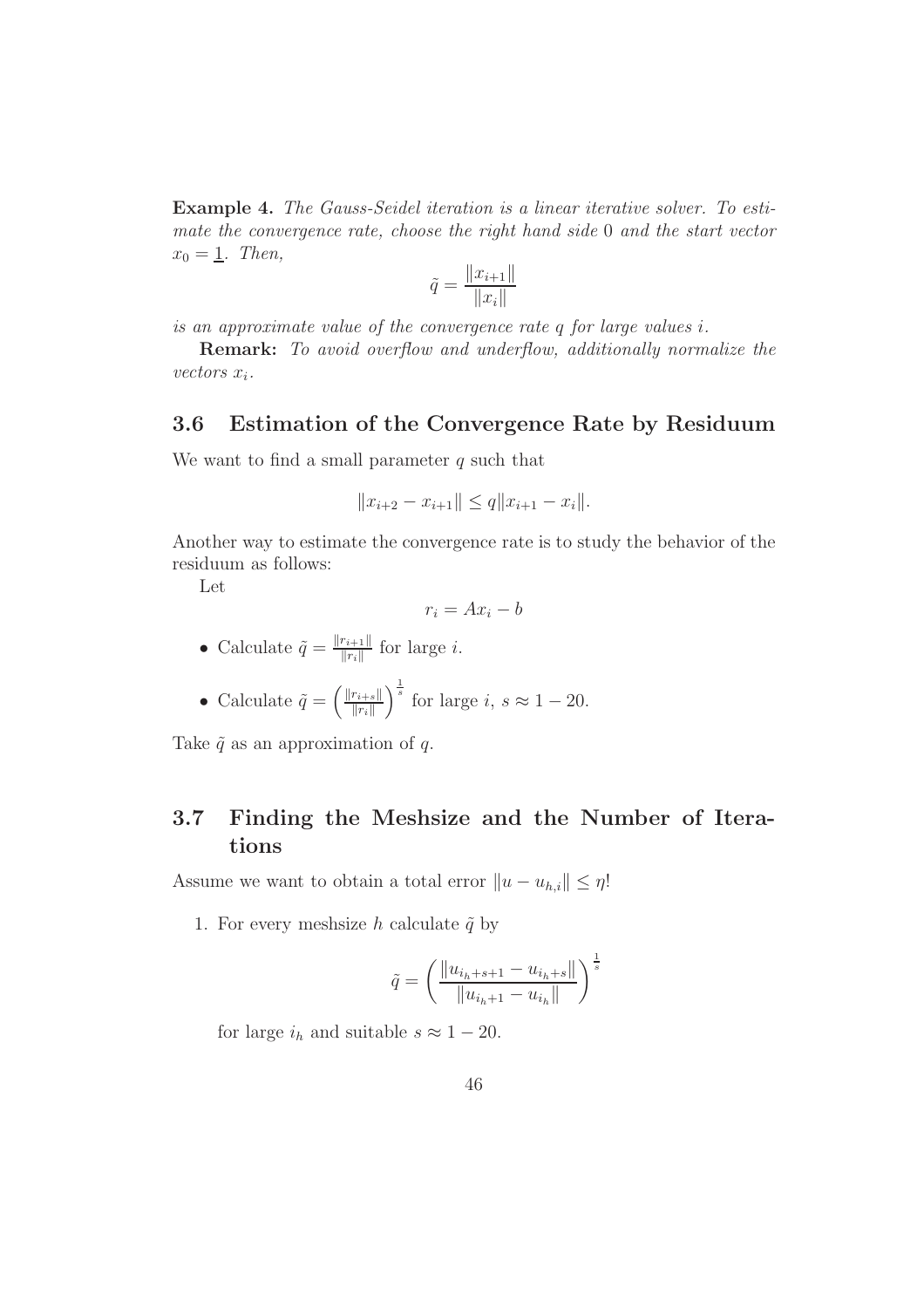**Example 4.** *The Gauss-Seidel iteration is a linear iterative solver. To estimate the convergence rate, choose the right hand side* 0 *and the start vector* $x_0 = \underline{1}$*. Then,*

$$\tilde{q} = \frac{\|x_{i+1}\|}{\|x_i\|}$$

*is an approximate value of the convergence rate* $q$ *for large values* $i$*.*

**Remark:** *To avoid overflow and underflow, additionally normalize the vectors* $x_i$*.*

## 3.6 Estimation of the Convergence Rate by Residuum

We want to find a small parameter $q$ such that

$$\|x_{i+2} - x_{i+1}\| \leq q\|x_{i+1} - x_i\|.$$

Another way to estimate the convergence rate is to study the behavior of the residuum as follows:

Let

$$r_i = Ax_i - b$$

- Calculate $\tilde{q} = \frac{\|r_{i+1}\|}{\|r_i\|}$ for large $i$.
- Calculate $\tilde{q} = \left(\frac{\|r_{i+s}\|}{\|r_i\|}\right)^{\frac{1}{s}}$ for large $i$, $s \approx 1 - 20$.

Take $\tilde{q}$ as an approximation of $q$.

## 3.7 Finding the Meshsize and the Number of Iterations

Assume we want to obtain a total error $\|u - u_{h,i}\| \leq \eta$!

1. For every meshsize $h$ calculate $\tilde{q}$ by

$$\tilde{q} = \left(\frac{\|u_{i_h+s+1} - u_{i_h+s}\|}{\|u_{i_h+1} - u_{i_h}\|}\right)^{\frac{1}{s}}$$

   for large $i_h$ and suitable $s \approx 1 - 20$.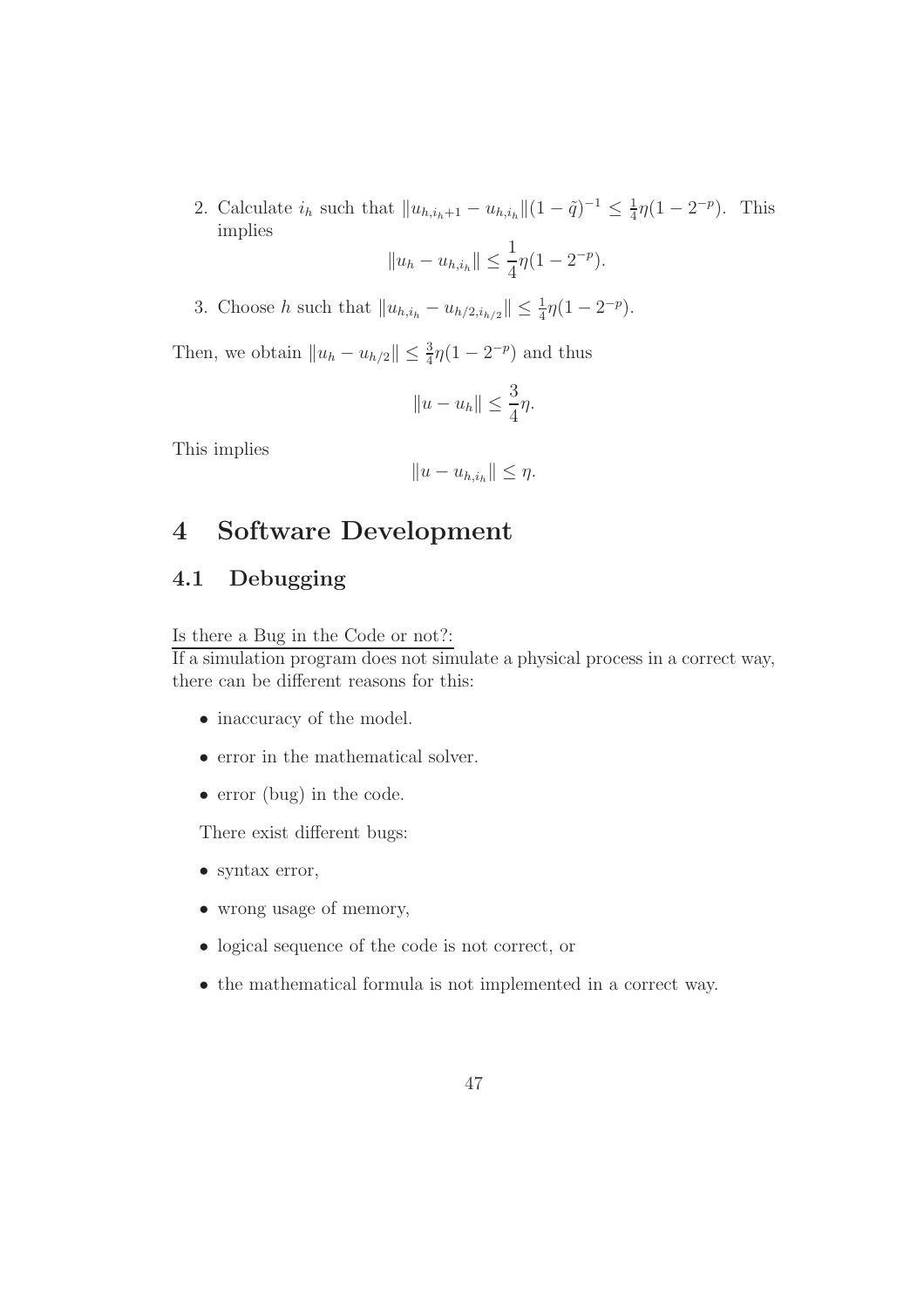2. Calculate $i_h$ such that $\|u_{h,i_h+1} - u_{h,i_h}\|(1-\tilde{q})^{-1} \leq \frac{1}{4}\eta(1-2^{-p})$. This implies

$$\|u_h - u_{h,i_h}\| \leq \frac{1}{4}\eta(1-2^{-p}).$$

3. Choose $h$ such that $\|u_{h,i_h} - u_{h/2,i_{h/2}}\| \leq \frac{1}{4}\eta(1-2^{-p})$.

Then, we obtain $\|u_h - u_{h/2}\| \leq \frac{3}{4}\eta(1-2^{-p})$ and thus

$$\|u - u_h\| \leq \frac{3}{4}\eta.$$

This implies

$$\|u - u_{h,i_h}\| \leq \eta.$$

# 4 Software Development

## 4.1 Debugging

Is there a Bug in the Code or not?:

If a simulation program does not simulate a physical process in a correct way, there can be different reasons for this:

- inaccuracy of the model.
- error in the mathematical solver.
- error (bug) in the code.

There exist different bugs:

- syntax error,
- wrong usage of memory,
- logical sequence of the code is not correct, or
- the mathematical formula is not implemented in a correct way.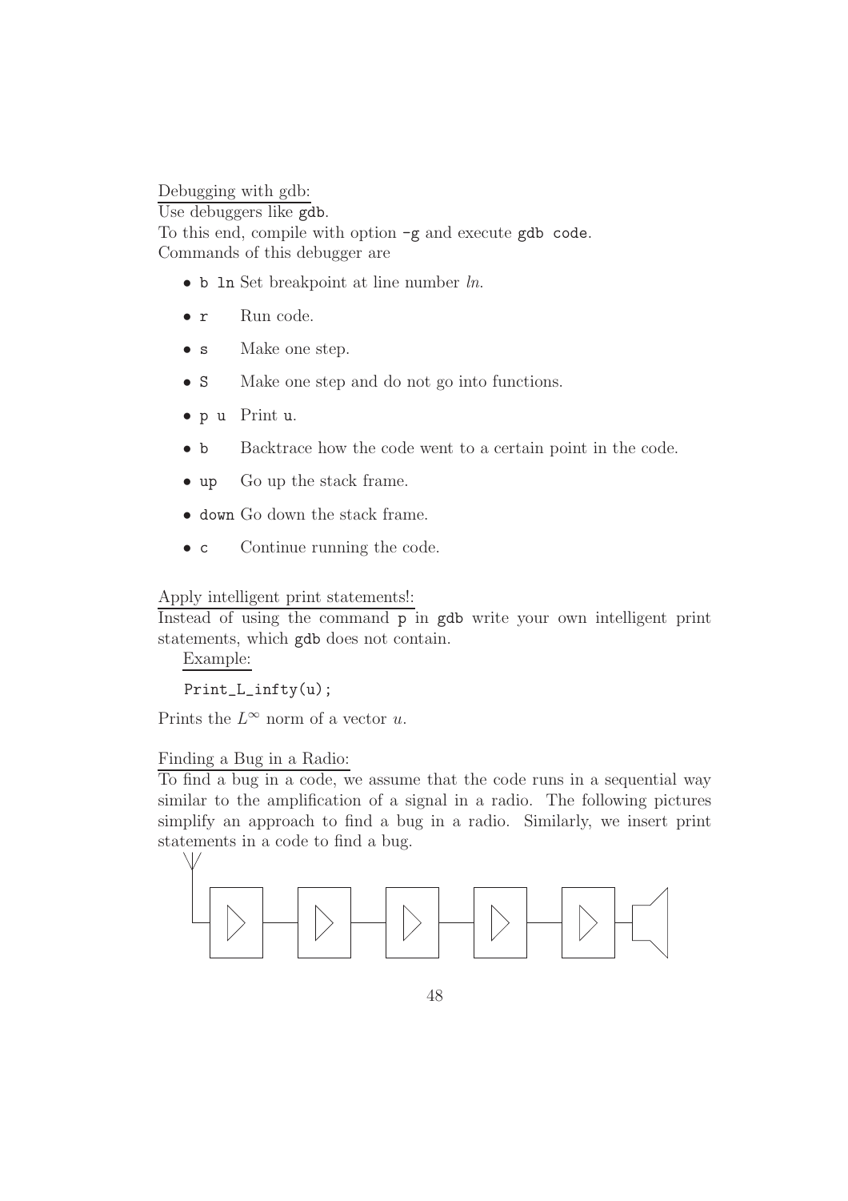Debugging with gdb:

Use debuggers like `gdb`.
To this end, compile with option `-g` and execute `gdb code`.
Commands of this debugger are

- `b ln` Set breakpoint at line number *ln*.
- `r` Run code.
- `s` Make one step.
- `S` Make one step and do not go into functions.
- `p u` Print `u`.
- `b` Backtrace how the code went to a certain point in the code.
- `up` Go up the stack frame.
- `down` Go down the stack frame.
- `c` Continue running the code.

Apply intelligent print statements!:

Instead of using the command `p` in `gdb` write your own intelligent print statements, which `gdb` does not contain.

Example:

```
Print_L_infty(u);
```

Prints the $L^\infty$ norm of a vector $u$.

Finding a Bug in a Radio:

To find a bug in a code, we assume that the code runs in a sequential way similar to the amplification of a signal in a radio. The following pictures simplify an approach to find a bug in a radio. Similarly, we insert print statements in a code to find a bug.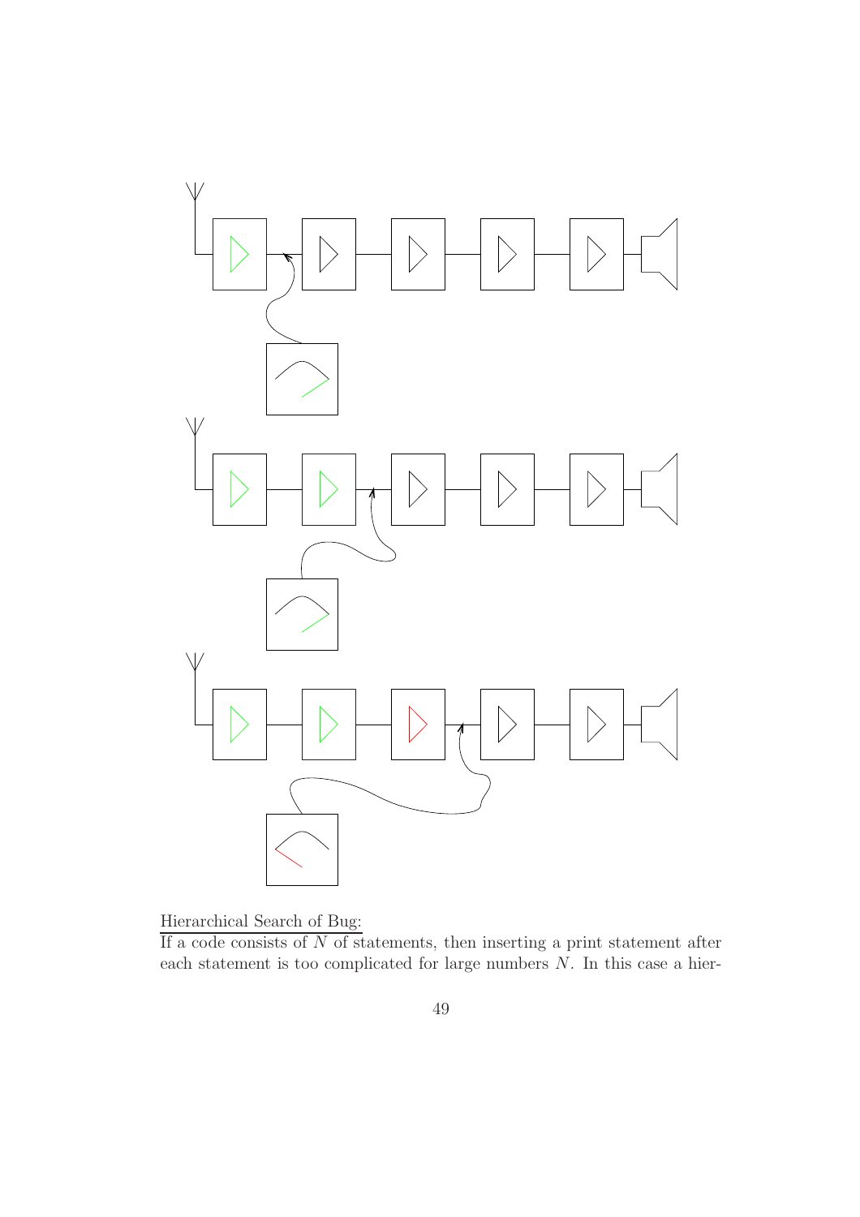Hierarchical Search of Bug:

If a code consists of $N$ of statements, then inserting a print statement after each statement is too complicated for large numbers $N$. In this case a hier-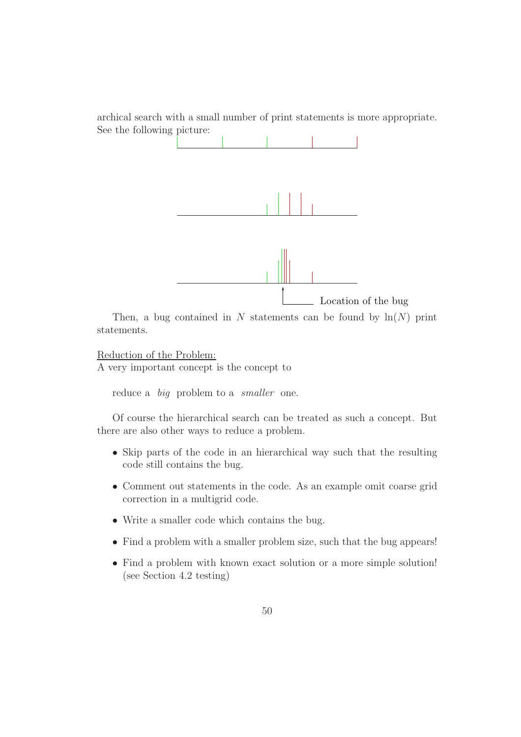archical search with a small number of print statements is more appropriate. See the following picture:

Location of the bug

Then, a bug contained in $N$ statements can be found by $\ln(N)$ print statements.

Reduction of the Problem:
A very important concept is the concept to

reduce a *big* problem to a *smaller* one.

Of course the hierarchical search can be treated as such a concept. But there are also other ways to reduce a problem.

- Skip parts of the code in an hierarchical way such that the resulting code still contains the bug.
- Comment out statements in the code. As an example omit coarse grid correction in a multigrid code.
- Write a smaller code which contains the bug.
- Find a problem with a smaller problem size, such that the bug appears!
- Find a problem with known exact solution or a more simple solution! (see Section 4.2 testing)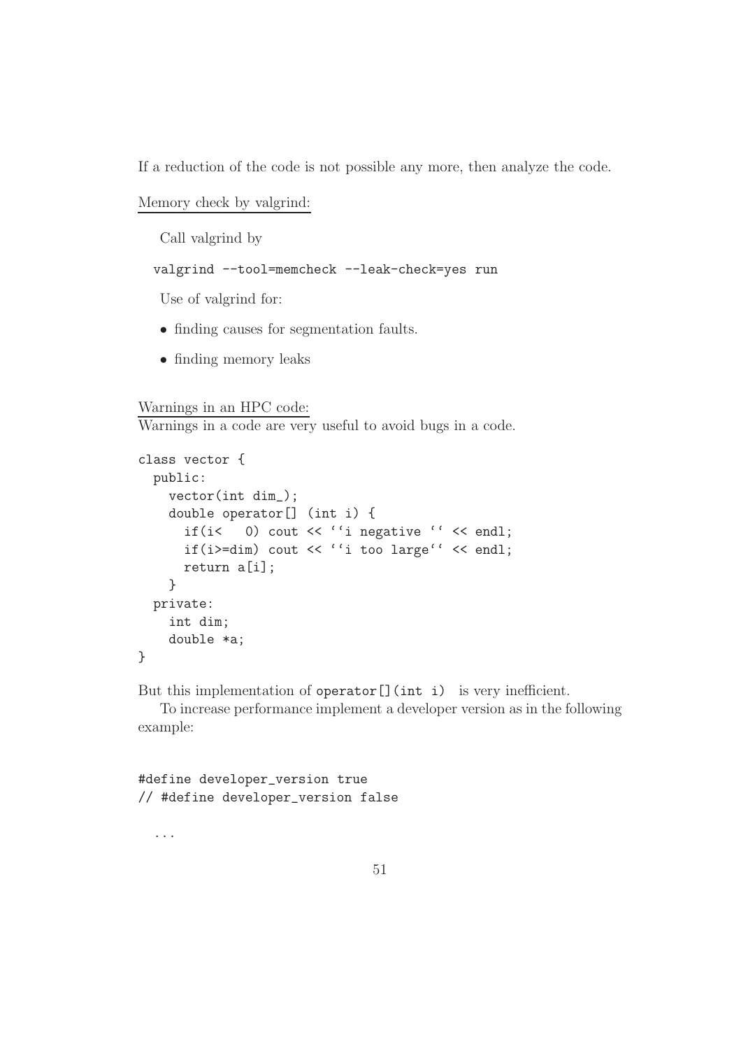If a reduction of the code is not possible any more, then analyze the code.

Memory check by valgrind:

Call valgrind by

```
valgrind --tool=memcheck --leak-check=yes run
```

Use of valgrind for:

- finding causes for segmentation faults.
- finding memory leaks

Warnings in an HPC code:
Warnings in a code are very useful to avoid bugs in a code.

```
class vector {
  public:
    vector(int dim_);
    double operator[] (int i) {
      if(i<   0) cout << ``i negative `` << endl;
      if(i>=dim) cout << ``i too large`` << endl;
      return a[i];
    }
  private:
    int dim;
    double *a;
}
```

But this implementation of `operator[](int i)` is very inefficient.

To increase performance implement a developer version as in the following example:

```
#define developer_version true
// #define developer_version false

  ...
```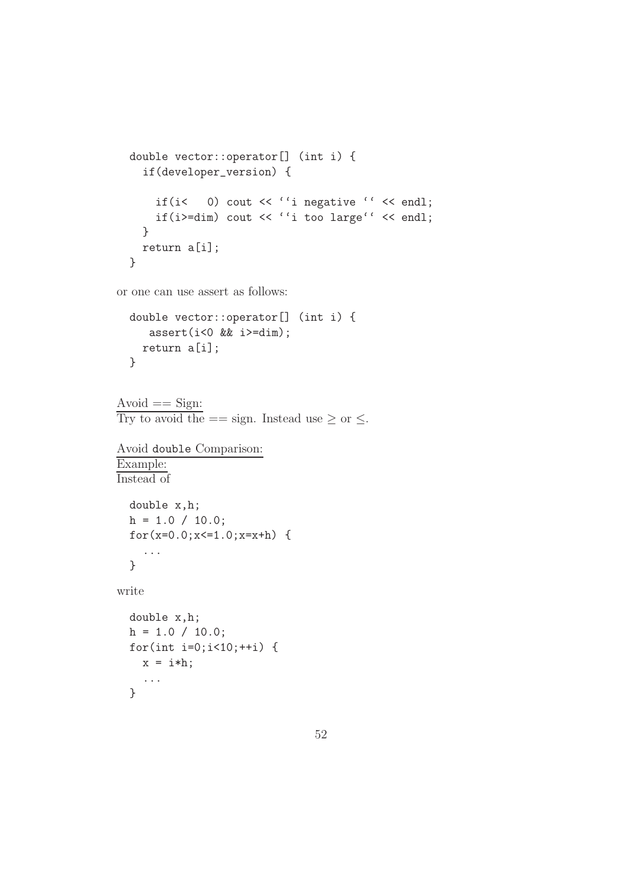```
double vector::operator[] (int i) {
  if(developer_version) {

    if(i<   0) cout << ``i negative `` << endl;
    if(i>=dim) cout << ``i too large`` << endl;
  }
  return a[i];
}
```

or one can use assert as follows:

```
double vector::operator[] (int i) {
   assert(i<0 && i>=dim);
  return a[i];
}
```

Avoid == Sign:
Try to avoid the == sign. Instead use $\geq$ or $\leq$.

Avoid `double` Comparison:
Example:
Instead of

```
double x,h;
h = 1.0 / 10.0;
for(x=0.0;x<=1.0;x=x+h) {
  ...
}
```

write

```
double x,h;
h = 1.0 / 10.0;
for(int i=0;i<10;++i) {
  x = i*h;
  ...
}
```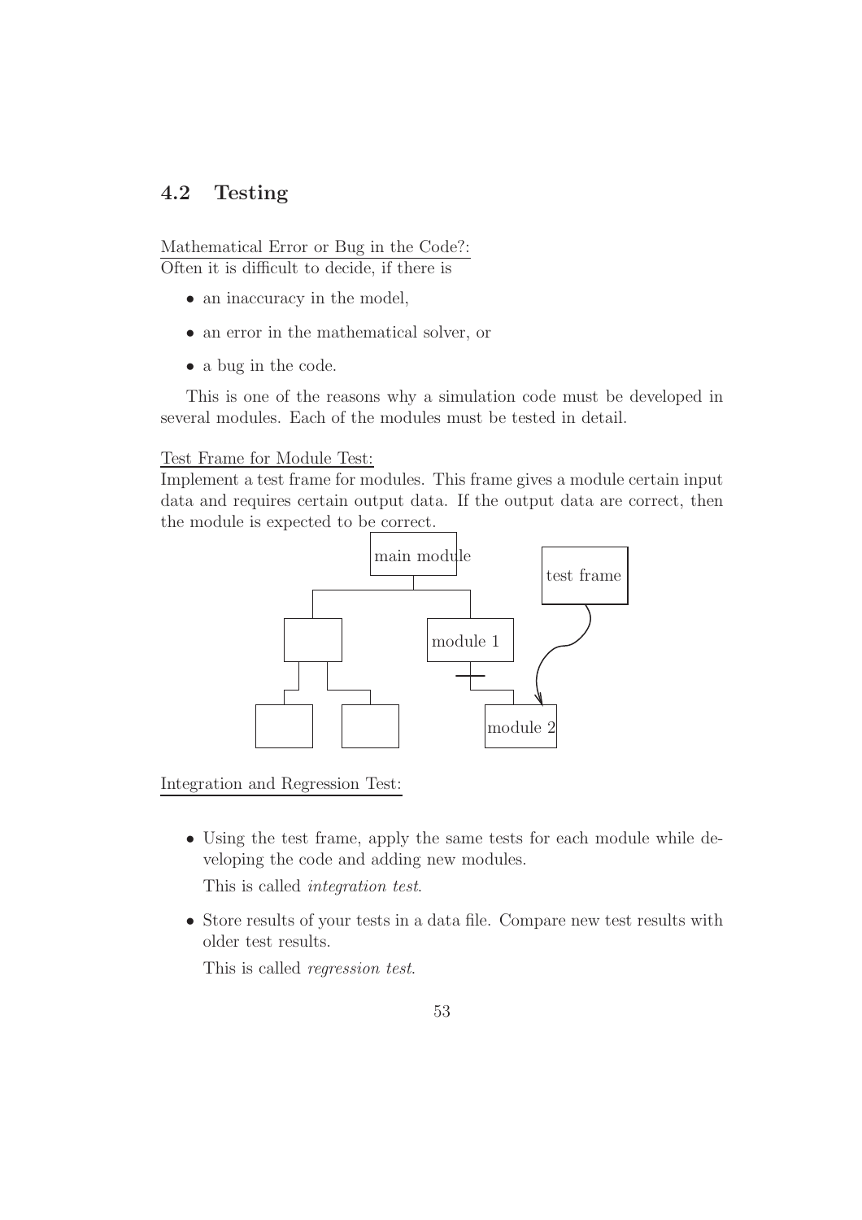## 4.2 Testing

Mathematical Error or Bug in the Code?:
Often it is difficult to decide, if there is

- an inaccuracy in the model,
- an error in the mathematical solver, or
- a bug in the code.

This is one of the reasons why a simulation code must be developed in several modules. Each of the modules must be tested in detail.

Test Frame for Module Test:
Implement a test frame for modules. This frame gives a module certain input data and requires certain output data. If the output data are correct, then the module is expected to be correct.

Integration and Regression Test:

- Using the test frame, apply the same tests for each module while developing the code and adding new modules.

  This is called *integration test*.

- Store results of your tests in a data file. Compare new test results with older test results.

  This is called *regression test*.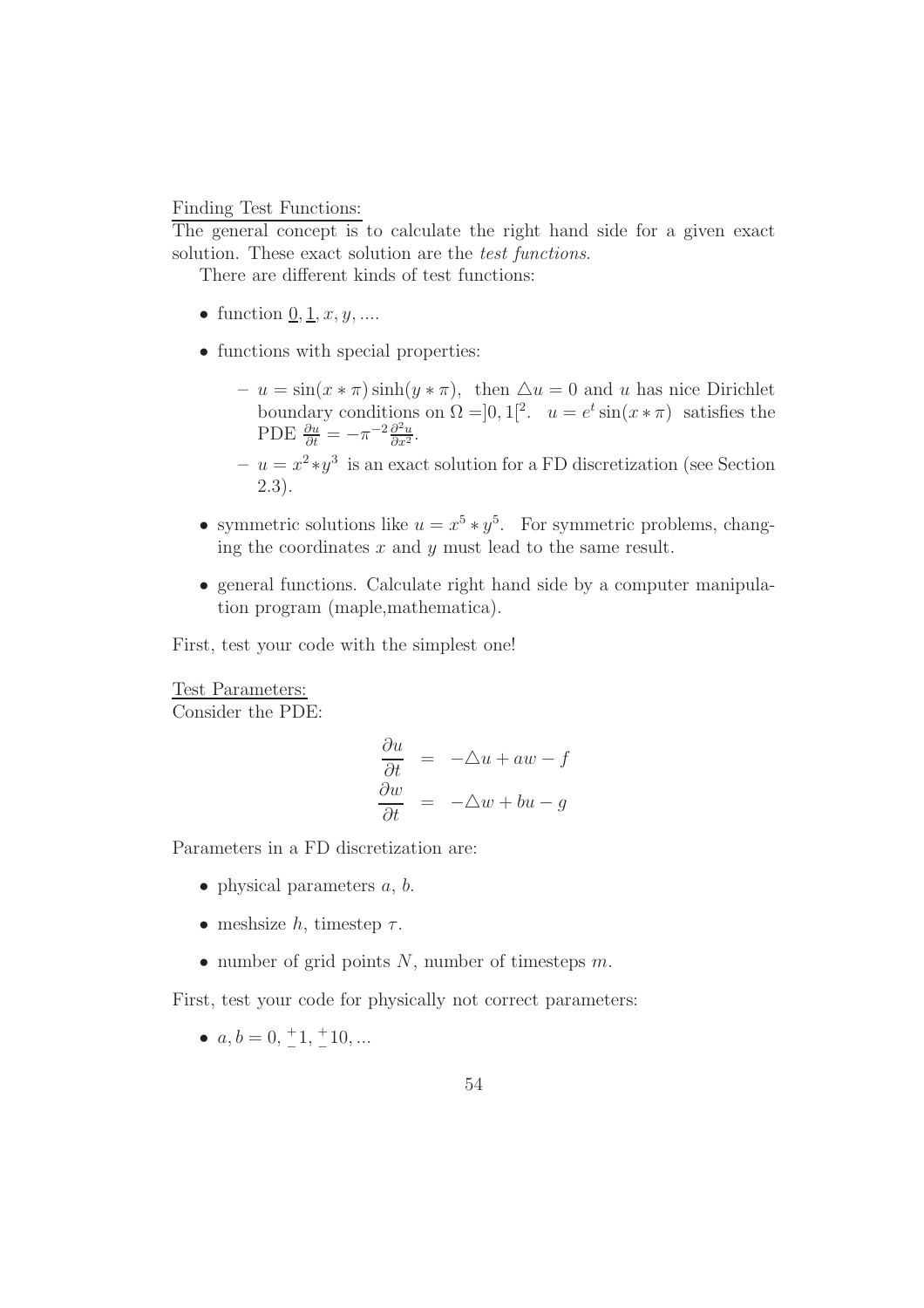Finding Test Functions:

The general concept is to calculate the right hand side for a given exact solution. These exact solution are the *test functions*.

There are different kinds of test functions:

- function $\underline{0}, \underline{1}, x, y, ....$
- functions with special properties:
  - $u = \sin(x * \pi)\sinh(y * \pi)$, then $\triangle u = 0$ and $u$ has nice Dirichlet boundary conditions on $\Omega = ]0, 1[^2$. $u = e^t \sin(x * \pi)$ satisfies the PDE $\frac{\partial u}{\partial t} = -\pi^{-2}\frac{\partial^2 u}{\partial x^2}$.
  - $u = x^2 * y^3$ is an exact solution for a FD discretization (see Section 2.3).
- symmetric solutions like $u = x^5 * y^5$. For symmetric problems, changing the coordinates $x$ and $y$ must lead to the same result.
- general functions. Calculate right hand side by a computer manipulation program (maple,mathematica).

First, test your code with the simplest one!

Test Parameters:

Consider the PDE:

$$
\begin{aligned}
\frac{\partial u}{\partial t} &= -\triangle u + aw - f \\
\frac{\partial w}{\partial t} &= -\triangle w + bu - g
\end{aligned}
$$

Parameters in a FD discretization are:

- physical parameters $a$, $b$.
- meshsize $h$, timestep $\tau$.
- number of grid points $N$, number of timesteps $m$.

First, test your code for physically not correct parameters:

- $a, b = 0, \pm 1, \pm 10, ...$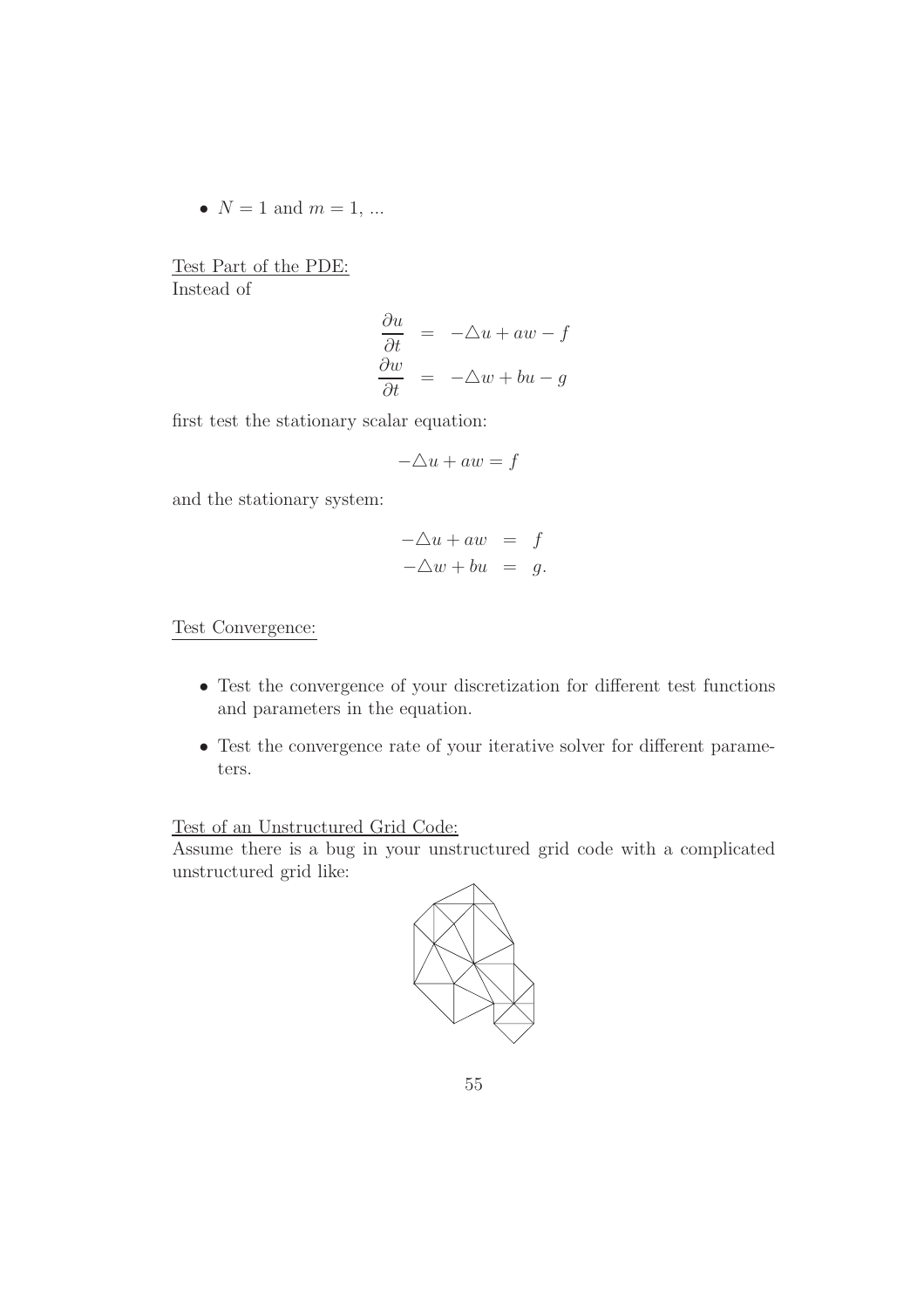- $N = 1$ and $m = 1$, ...

Test Part of the PDE:
Instead of

$$
\begin{aligned}
\frac{\partial u}{\partial t} &= -\triangle u + aw - f \\
\frac{\partial w}{\partial t} &= -\triangle w + bu - g
\end{aligned}
$$

first test the stationary scalar equation:

$$
-\triangle u + aw = f
$$

and the stationary system:

$$
\begin{aligned}
-\triangle u + aw &= f \\
-\triangle w + bu &= g.
\end{aligned}
$$

Test Convergence:

- Test the convergence of your discretization for different test functions and parameters in the equation.
- Test the convergence rate of your iterative solver for different parameters.

Test of an Unstructured Grid Code:
Assume there is a bug in your unstructured grid code with a complicated unstructured grid like: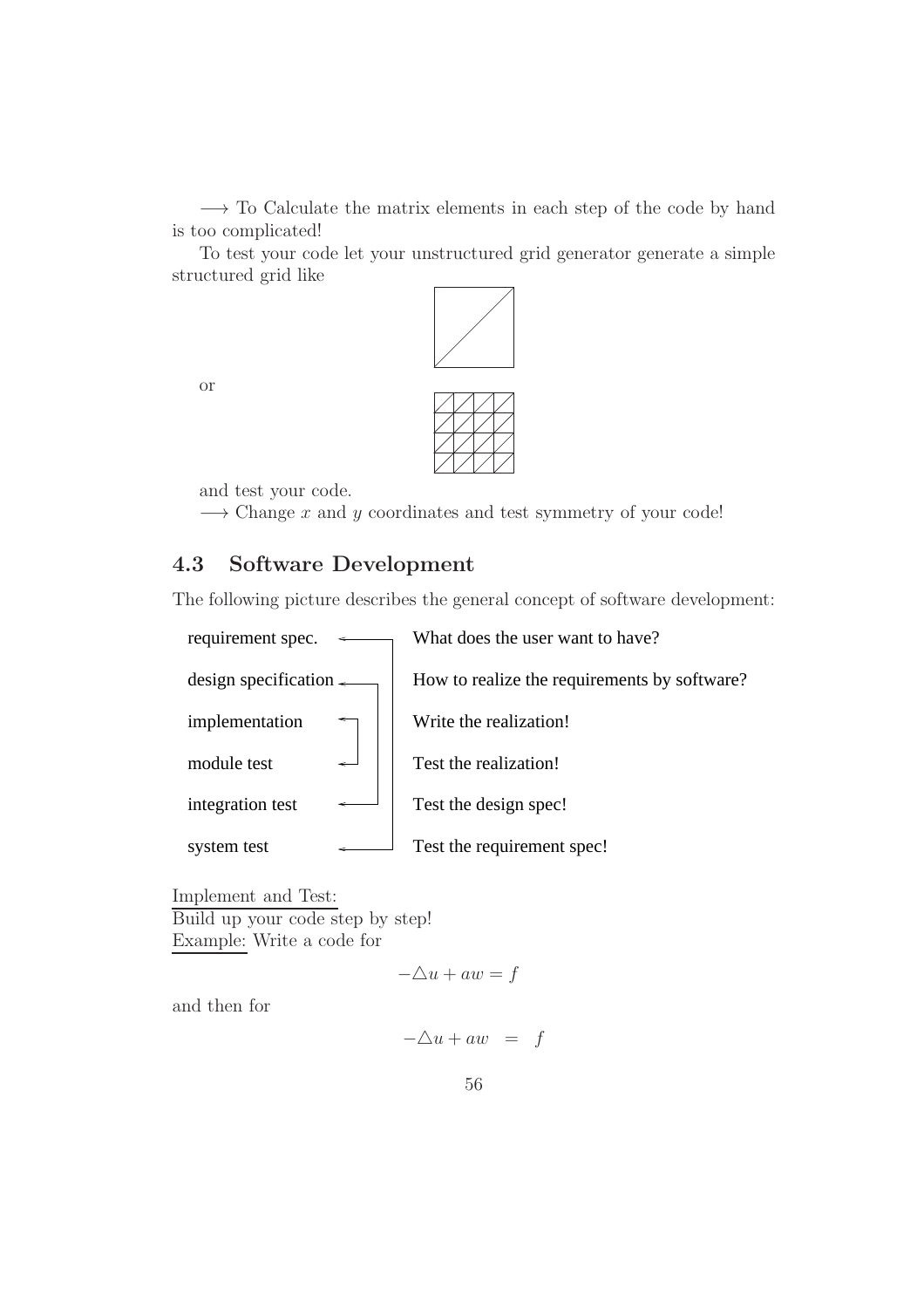$\longrightarrow$ To Calculate the matrix elements in each step of the code by hand is too complicated!

To test your code let your unstructured grid generator generate a simple structured grid like

or

and test your code.

$\longrightarrow$ Change $x$ and $y$ coordinates and test symmetry of your code!

## 4.3 Software Development

The following picture describes the general concept of software development:

| | |
|---|---|
| requirement spec. | What does the user want to have? |
| design specification | How to realize the requirements by software? |
| implementation | Write the realization! |
| module test | Test the realization! |
| integration test | Test the design spec! |
| system test | Test the requirement spec! |

Implement and Test:
Build up your code step by step!
Example: Write a code for

$$-\triangle u + aw = f$$

and then for

$$-\triangle u + aw \;\; = \;\; f$$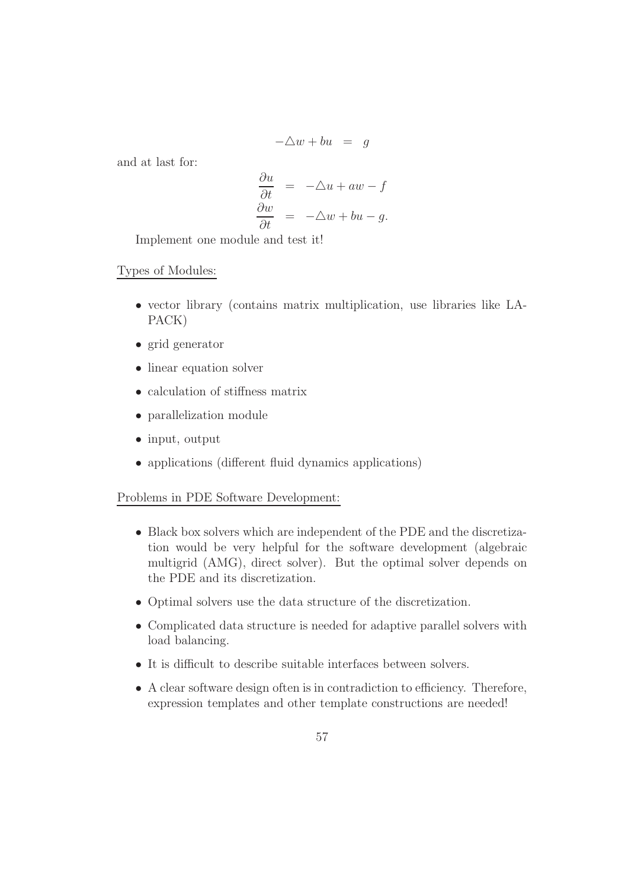$$-\triangle w + bu \quad = \quad g$$

and at last for:

$$\begin{aligned}
\frac{\partial u}{\partial t} &= -\triangle u + aw - f \\
\frac{\partial w}{\partial t} &= -\triangle w + bu - g.
\end{aligned}$$

Implement one module and test it!

<u>Types of Modules:</u>

- vector library (contains matrix multiplication, use libraries like LAPACK)
- grid generator
- linear equation solver
- calculation of stiffness matrix
- parallelization module
- input, output
- applications (different fluid dynamics applications)

<u>Problems in PDE Software Development:</u>

- Black box solvers which are independent of the PDE and the discretization would be very helpful for the software development (algebraic multigrid (AMG), direct solver). But the optimal solver depends on the PDE and its discretization.
- Optimal solvers use the data structure of the discretization.
- Complicated data structure is needed for adaptive parallel solvers with load balancing.
- It is difficult to describe suitable interfaces between solvers.
- A clear software design often is in contradiction to efficiency. Therefore, expression templates and other template constructions are needed!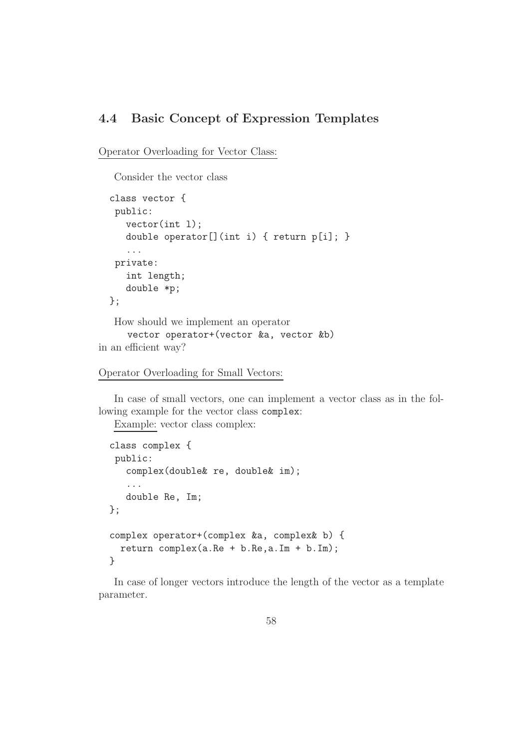## 4.4 Basic Concept of Expression Templates

Operator Overloading for Vector Class:

Consider the vector class

```
class vector {
 public:
   vector(int l);
   double operator[](int i) { return p[i]; }
   ...
 private:
   int length;
   double *p;
};
```

How should we implement an operator

```
vector operator+(vector &a, vector &b)
```

in an efficient way?

Operator Overloading for Small Vectors:

In case of small vectors, one can implement a vector class as in the following example for the vector class `complex`:

Example: vector class complex:

```
class complex {
 public:
   complex(double& re, double& im);
   ...
   double Re, Im;
};

complex operator+(complex &a, complex& b) {
  return complex(a.Re + b.Re,a.Im + b.Im);
}
```

In case of longer vectors introduce the length of the vector as a template parameter.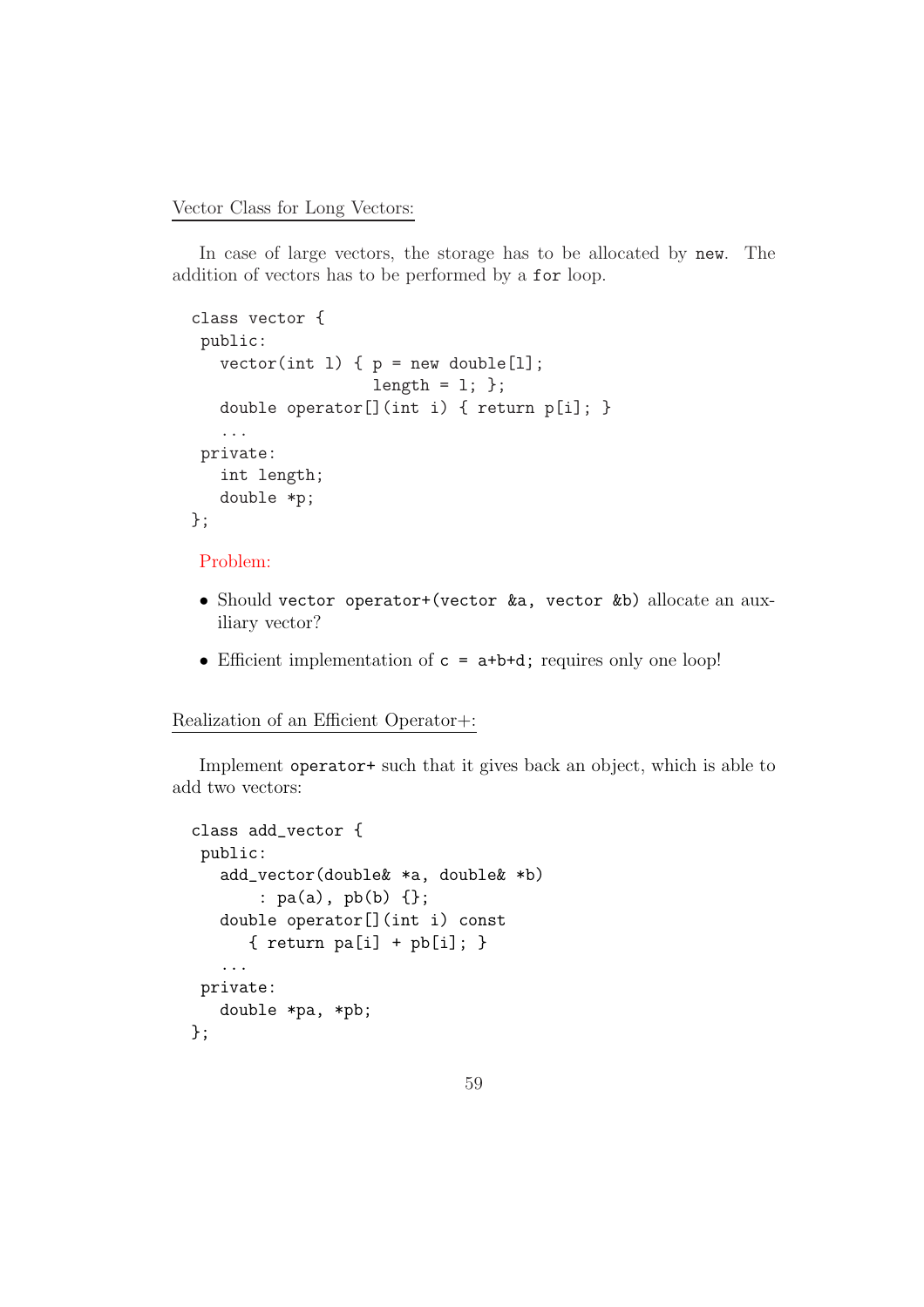## Vector Class for Long Vectors:

In case of large vectors, the storage has to be allocated by `new`. The addition of vectors has to be performed by a `for` loop.

```
class vector {
 public:
   vector(int l) { p = new double[l];
                   length = l; };
   double operator[](int i) { return p[i]; }
   ...
 private:
   int length;
   double *p;
};
```

Problem:

- Should `vector operator+(vector &a, vector &b)` allocate an auxiliary vector?
- Efficient implementation of `c = a+b+d;` requires only one loop!

## Realization of an Efficient Operator+:

Implement `operator+` such that it gives back an object, which is able to add two vectors:

```
class add_vector {
 public:
   add_vector(double& *a, double& *b)
       : pa(a), pb(b) {};
   double operator[](int i) const
      { return pa[i] + pb[i]; }
   ...
 private:
   double *pa, *pb;
};
```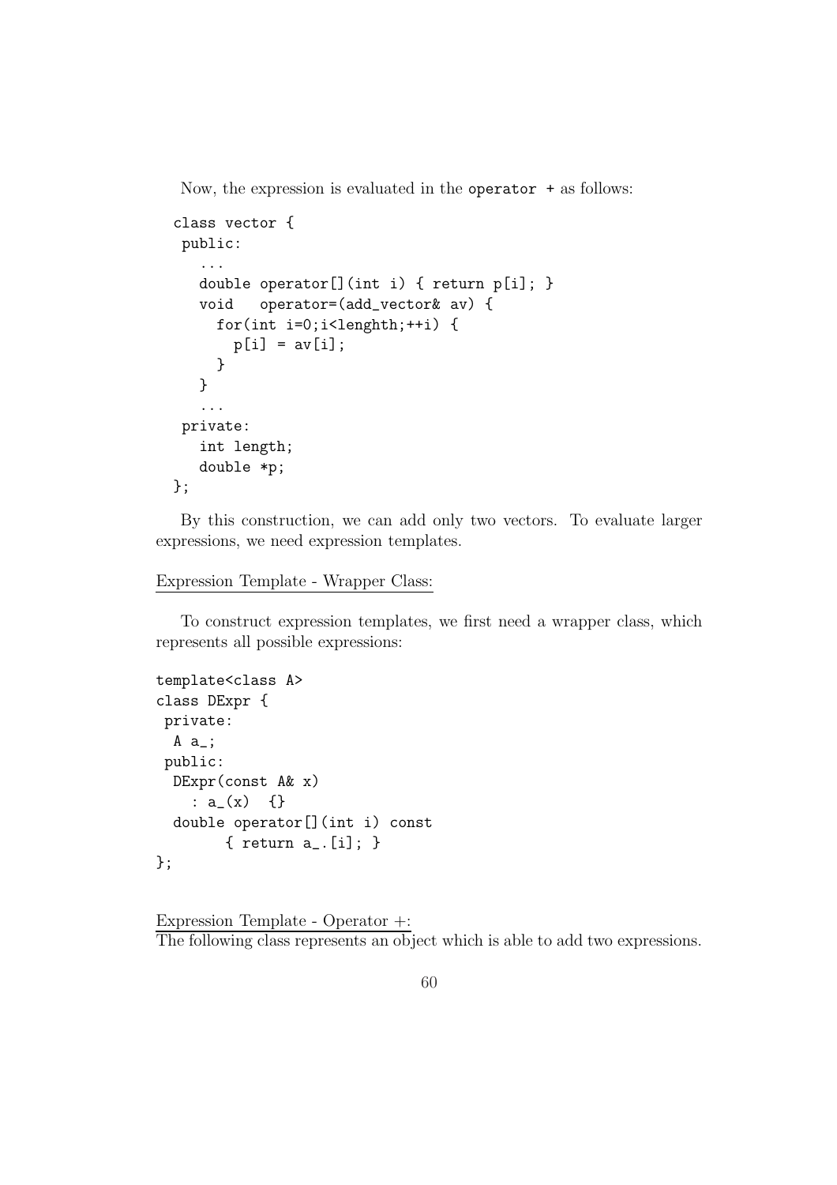Now, the expression is evaluated in the `operator +` as follows:

```
class vector {
 public:
   ...
   double operator[](int i) { return p[i]; }
   void   operator=(add_vector& av) {
     for(int i=0;i<lenghth;++i) {
       p[i] = av[i];
     }
   }
   ...
 private:
   int length;
   double *p;
};
```

By this construction, we can add only two vectors. To evaluate larger expressions, we need expression templates.

Expression Template - Wrapper Class:

To construct expression templates, we first need a wrapper class, which represents all possible expressions:

```
template<class A>
class DExpr {
 private:
  A a_;
 public:
  DExpr(const A& x)
    : a_(x)  {}
  double operator[](int i) const
        { return a_.[i]; }
};
```

Expression Template - Operator +:
The following class represents an object which is able to add two expressions.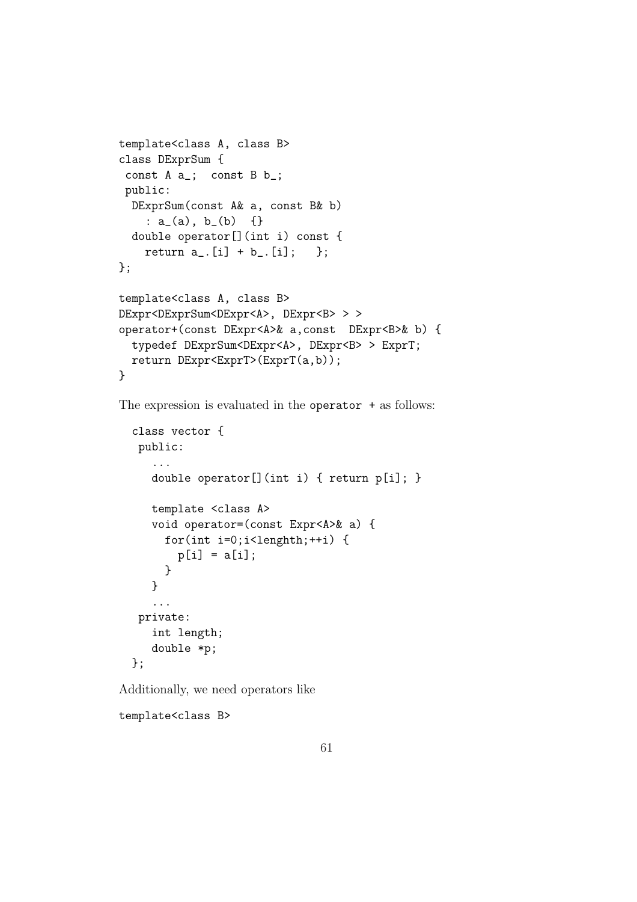```
template<class A, class B>
class DExprSum {
 const A a_;  const B b_;
 public:
  DExprSum(const A& a, const B& b)
    : a_(a), b_(b)  {}
  double operator[](int i) const {
    return a_.[i] + b_.[i];   };
};

template<class A, class B>
DExpr<DExprSum<DExpr<A>, DExpr<B> > >
operator+(const DExpr<A>& a,const  DExpr<B>& b) {
  typedef DExprSum<DExpr<A>, DExpr<B> > ExprT;
  return DExpr<ExprT>(ExprT(a,b));
}
```

The expression is evaluated in the `operator +` as follows:

```
  class vector {
   public:
     ...
     double operator[](int i) { return p[i]; }

     template <class A>
     void operator=(const Expr<A>& a) {
       for(int i=0;i<lenghth;++i) {
         p[i] = a[i];
       }
     }
     ...
   private:
     int length;
     double *p;
  };
```

Additionally, we need operators like

```
template<class B>
```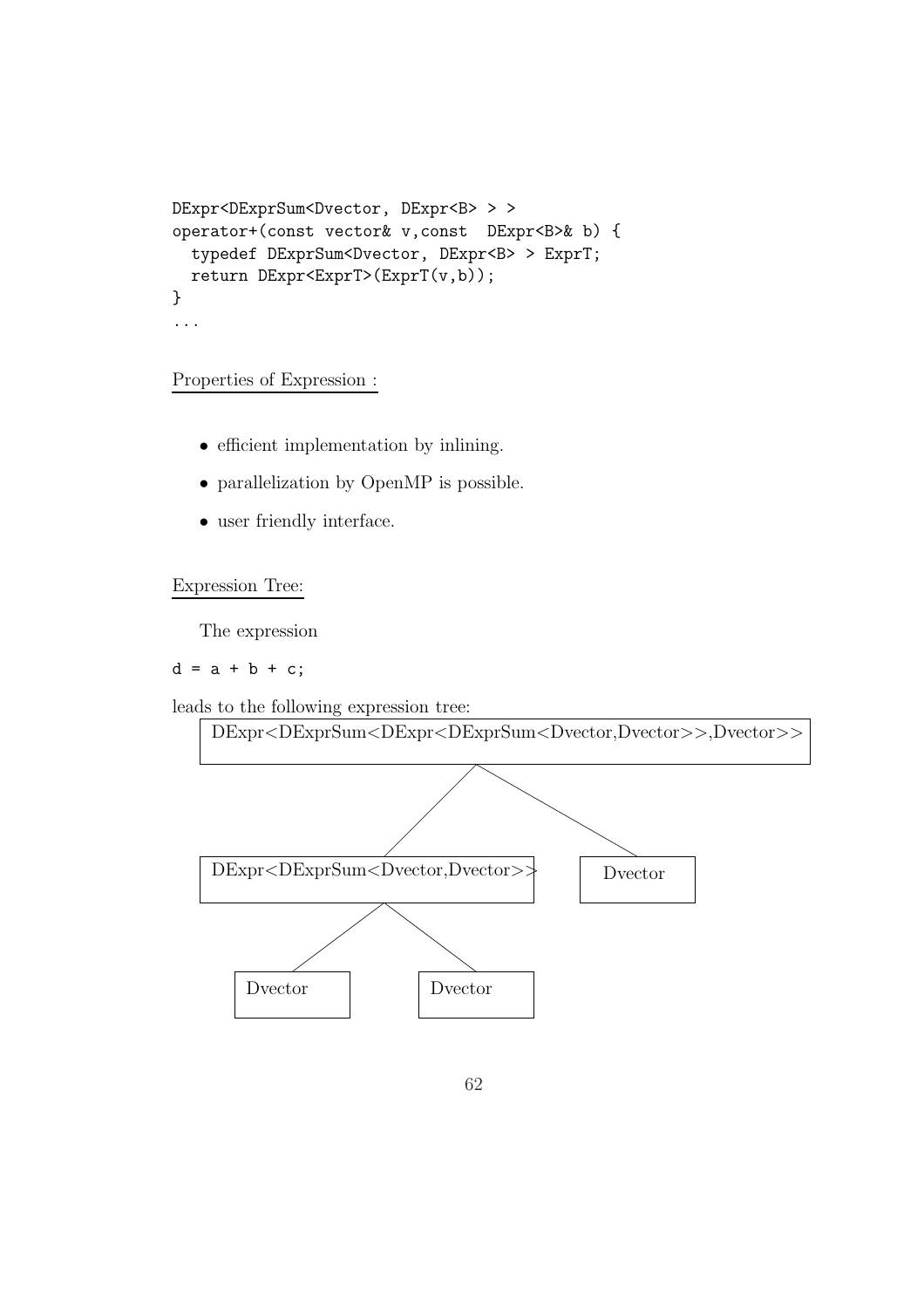```
DExpr<DExprSum<Dvector, DExpr<B> > >
operator+(const vector& v,const  DExpr<B>& b) {
  typedef DExprSum<Dvector, DExpr<B> > ExprT;
  return DExpr<ExprT>(ExprT(v,b));
}
...
```

Properties of Expression :

- efficient implementation by inlining.
- parallelization by OpenMP is possible.
- user friendly interface.

Expression Tree:

The expression

```
d = a + b + c;
```

leads to the following expression tree:

```
DExpr<DExprSum<DExpr<DExprSum<Dvector,Dvector>>,Dvector>>
├── DExpr<DExprSum<Dvector,Dvector>>
│   ├── Dvector
│   └── Dvector
└── Dvector
```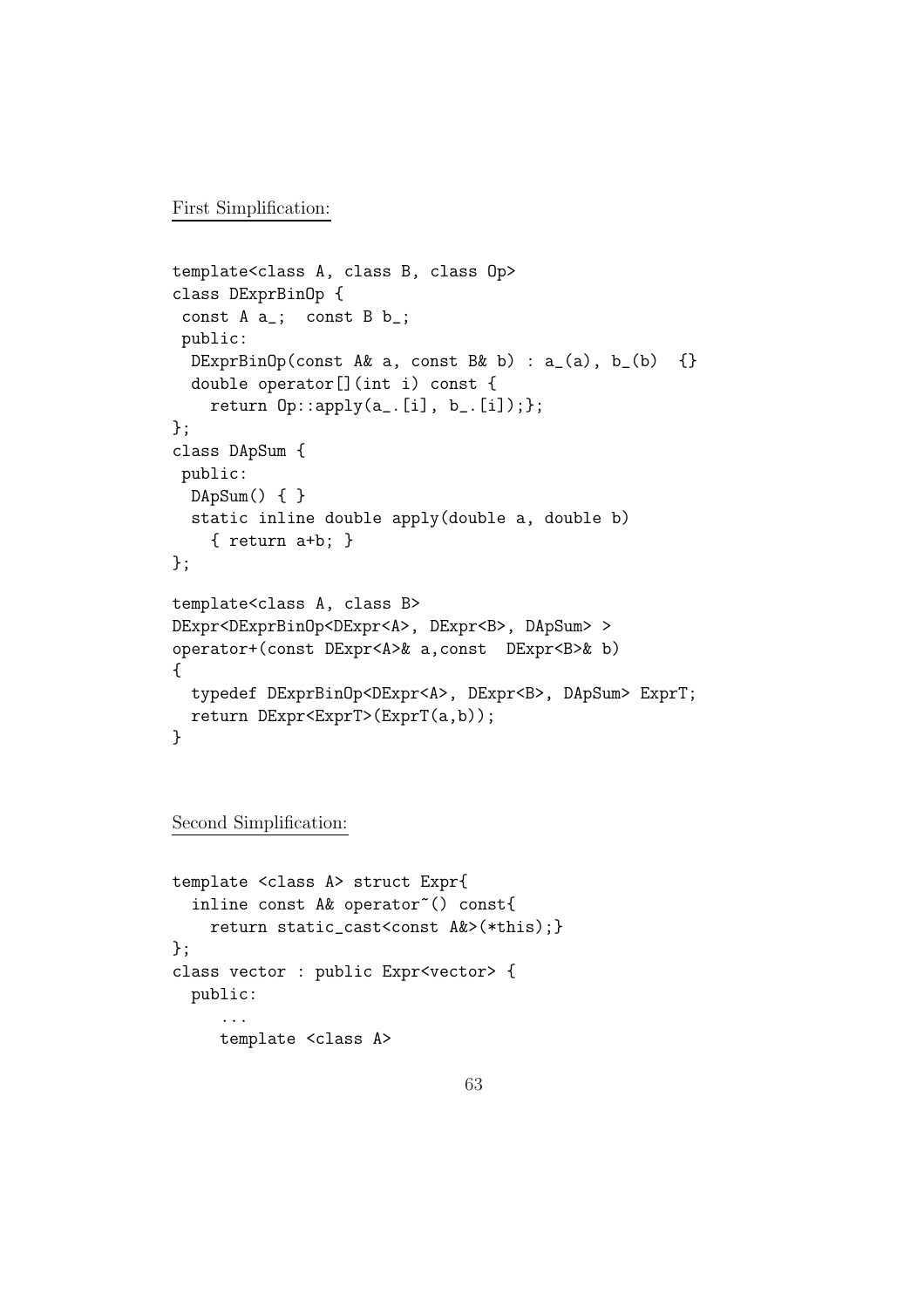First Simplification:

```
template<class A, class B, class Op>
class DExprBinOp {
 const A a_;  const B b_;
 public:
  DExprBinOp(const A& a, const B& b) : a_(a), b_(b)  {}
  double operator[](int i) const {
    return Op::apply(a_.[i], b_.[i]);};
};
class DApSum {
 public:
  DApSum() { }
  static inline double apply(double a, double b)
    { return a+b; }
};

template<class A, class B>
DExpr<DExprBinOp<DExpr<A>, DExpr<B>, DApSum> >
operator+(const DExpr<A>& a,const  DExpr<B>& b)
{
  typedef DExprBinOp<DExpr<A>, DExpr<B>, DApSum> ExprT;
  return DExpr<ExprT>(ExprT(a,b));
}
```

Second Simplification:

```
template <class A> struct Expr{
  inline const A& operator~() const{
    return static_cast<const A&>(*this);}
};
class vector : public Expr<vector> {
  public:
     ...
     template <class A>
```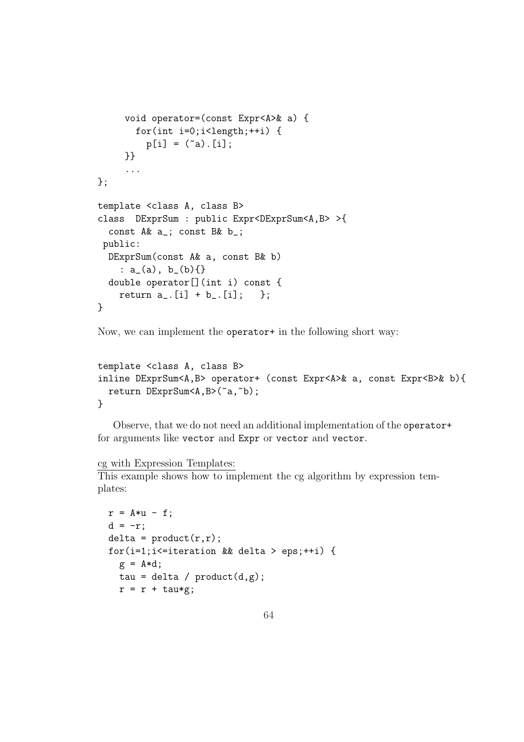```
    void operator=(const Expr<A>& a) {
      for(int i=0;i<length;++i) {
        p[i] = (~a).[i];
    }}
    ...
};

template <class A, class B>
class  DExprSum : public Expr<DExprSum<A,B> >{
  const A& a_; const B& b_;
 public:
  DExprSum(const A& a, const B& b)
    : a_(a), b_(b){}
  double operator[](int i) const {
    return a_.[i] + b_.[i];   };
}
```

Now, we can implement the `operator+` in the following short way:

```
template <class A, class B>
inline DExprSum<A,B> operator+ (const Expr<A>& a, const Expr<B>& b){
  return DExprSum<A,B>(~a,~b);
}
```

Observe, that we do not need an additional implementation of the `operator+` for arguments like `vector` and `Expr` or `vector` and `vector`.

cg with Expression Templates:
This example shows how to implement the cg algorithm by expression templates:

```
  r = A*u - f;
  d = -r;
  delta = product(r,r);
  for(i=1;i<=iteration && delta > eps;++i) {
    g = A*d;
    tau = delta / product(d,g);
    r = r + tau*g;
```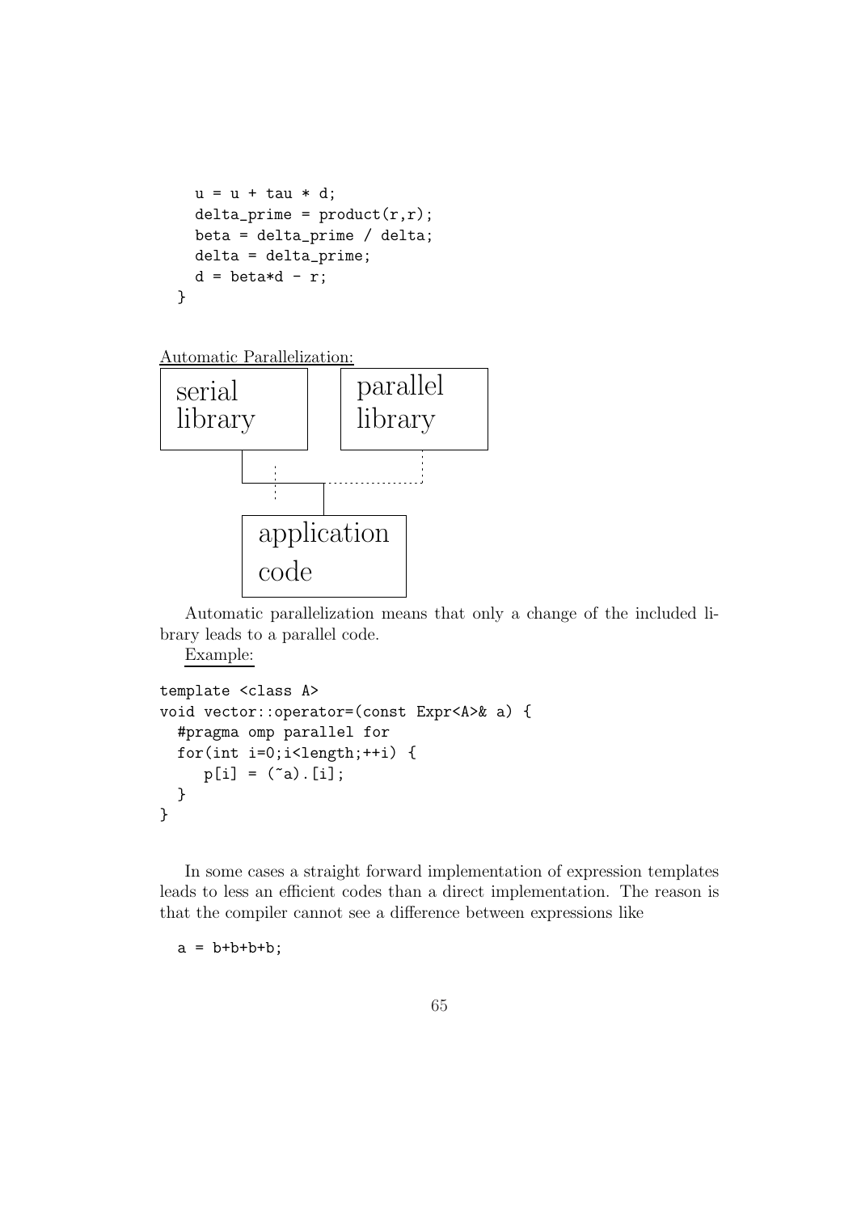```
    u = u + tau * d;
    delta_prime = product(r,r);
    beta = delta_prime / delta;
    delta = delta_prime;
    d = beta*d - r;
  }
```

Automatic Parallelization:

```
+-----------+     +-----------+
| serial    |     | parallel  |
| library   |     | library   |
+-----------+     +-----------+
      |     :            :
      |     :            :
      +---------+.........
                |
        +-------------+
        | application |
        | code        |
        +-------------+
```

Automatic parallelization means that only a change of the included library leads to a parallel code.

Example:

```
template <class A>
void vector::operator=(const Expr<A>& a) {
  #pragma omp parallel for
  for(int i=0;i<length;++i) {
     p[i] = (~a).[i];
  }
}
```

In some cases a straight forward implementation of expression templates leads to less an efficient codes than a direct implementation. The reason is that the compiler cannot see a difference between expressions like

```
  a = b+b+b+b;
```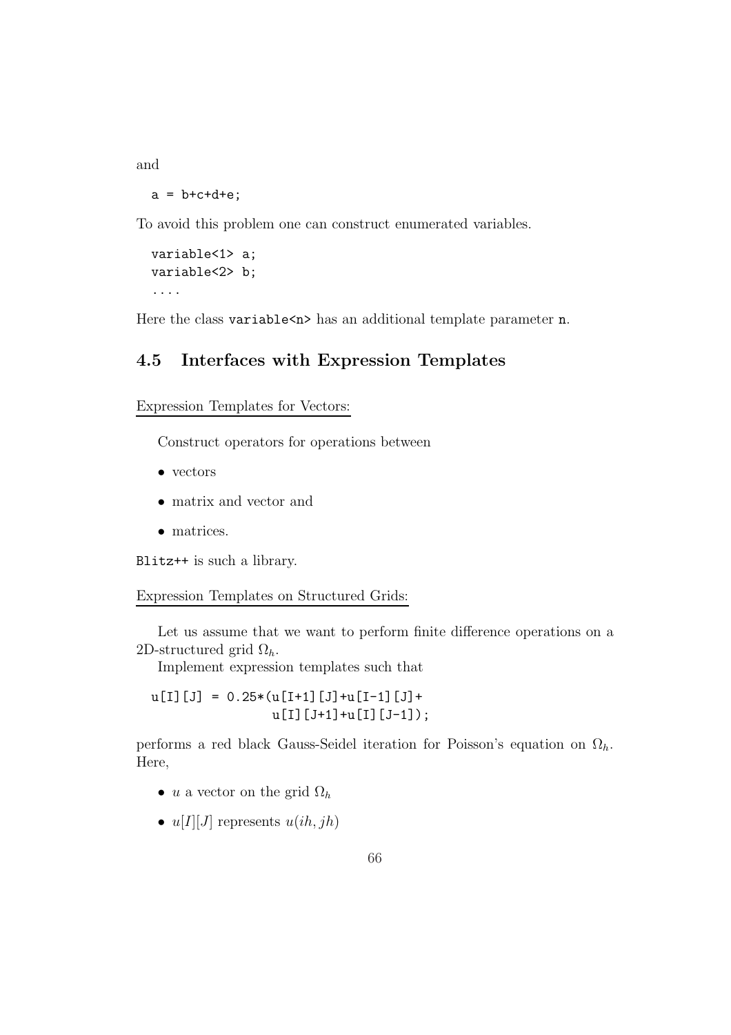and

```
a = b+c+d+e;
```

To avoid this problem one can construct enumerated variables.

```
variable<1> a;
variable<2> b;
....
```

Here the class `variable<n>` has an additional template parameter `n`.

## 4.5 Interfaces with Expression Templates

Expression Templates for Vectors:

Construct operators for operations between

- vectors
- matrix and vector and
- matrices.

`Blitz++` is such a library.

Expression Templates on Structured Grids:

Let us assume that we want to perform finite difference operations on a 2D-structured grid $\Omega_h$.

Implement expression templates such that

```
u[I][J] = 0.25*(u[I+1][J]+u[I-1][J]+
                u[I][J+1]+u[I][J-1]);
```

performs a red black Gauss-Seidel iteration for Poisson's equation on $\Omega_h$. Here,

- $u$ a vector on the grid $\Omega_h$
- $u[I][J]$ represents $u(ih, jh)$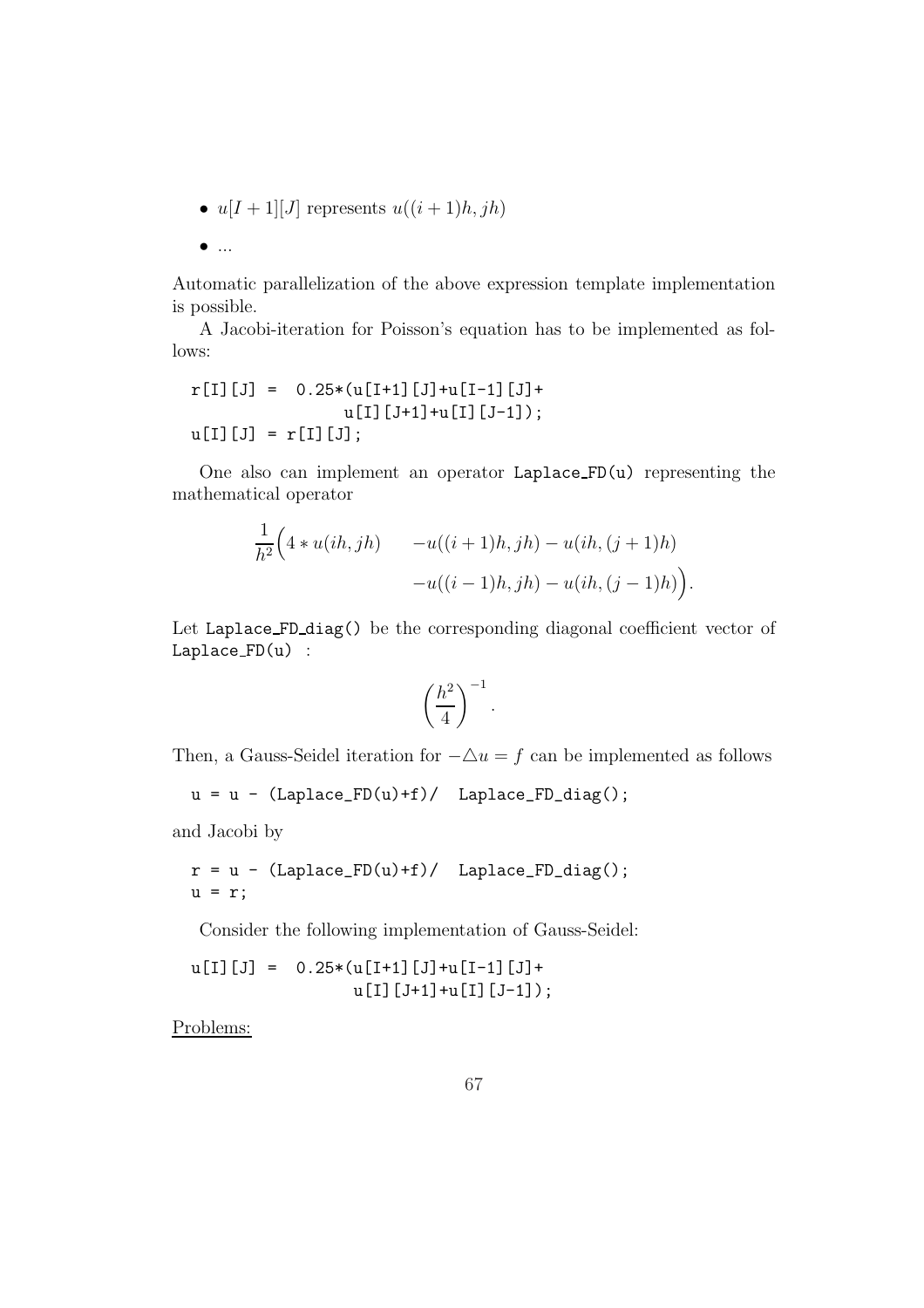- $u[I+1][J]$ represents $u((i+1)h, jh)$
- ...

Automatic parallelization of the above expression template implementation is possible.

A Jacobi-iteration for Poisson's equation has to be implemented as follows:

```
r[I][J] =  0.25*(u[I+1][J]+u[I-1][J]+
                 u[I][J+1]+u[I][J-1]);
u[I][J] = r[I][J];
```

One also can implement an operator `Laplace_FD(u)` representing the mathematical operator

$$\frac{1}{h^2}\Big(4 * u(ih, jh) \quad -u((i+1)h, jh) - u(ih, (j+1)h) \\ \quad -u((i-1)h, jh) - u(ih, (j-1)h)\Big).$$

Let `Laplace_FD_diag()` be the corresponding diagonal coefficient vector of `Laplace_FD(u)` :

$$\left(\frac{h^2}{4}\right)^{-1}.$$

Then, a Gauss-Seidel iteration for $-\triangle u = f$ can be implemented as follows

```
u = u - (Laplace_FD(u)+f)/  Laplace_FD_diag();
```

and Jacobi by

```
r = u - (Laplace_FD(u)+f)/  Laplace_FD_diag();
u = r;
```

Consider the following implementation of Gauss-Seidel:

```
u[I][J] =  0.25*(u[I+1][J]+u[I-1][J]+
                 u[I][J+1]+u[I][J-1]);
```

<u>Problems:</u>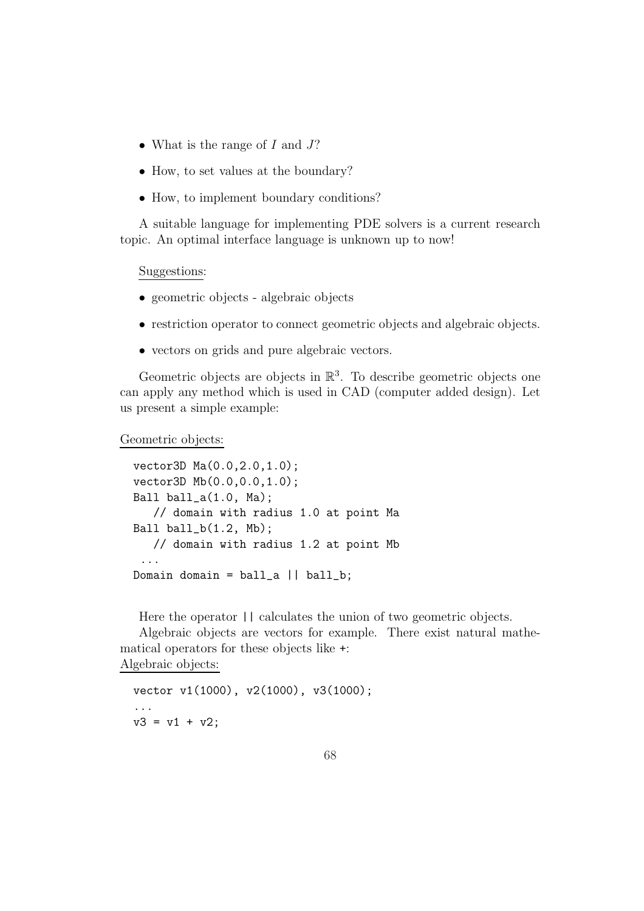- What is the range of $I$ and $J$?
- How, to set values at the boundary?
- How, to implement boundary conditions?

A suitable language for implementing PDE solvers is a current research topic. An optimal interface language is unknown up to now!

Suggestions:

- geometric objects - algebraic objects
- restriction operator to connect geometric objects and algebraic objects.
- vectors on grids and pure algebraic vectors.

Geometric objects are objects in $\mathbb{R}^3$. To describe geometric objects one can apply any method which is used in CAD (computer added design). Let us present a simple example:

Geometric objects:

```
vector3D Ma(0.0,2.0,1.0);
vector3D Mb(0.0,0.0,1.0);
Ball ball_a(1.0, Ma);
   // domain with radius 1.0 at point Ma
Ball ball_b(1.2, Mb);
   // domain with radius 1.2 at point Mb
 ...
Domain domain = ball_a || ball_b;
```

Here the operator `||` calculates the union of two geometric objects.

Algebraic objects are vectors for example. There exist natural mathematical operators for these objects like `+`:

Algebraic objects:

```
vector v1(1000), v2(1000), v3(1000);
...
v3 = v1 + v2;
```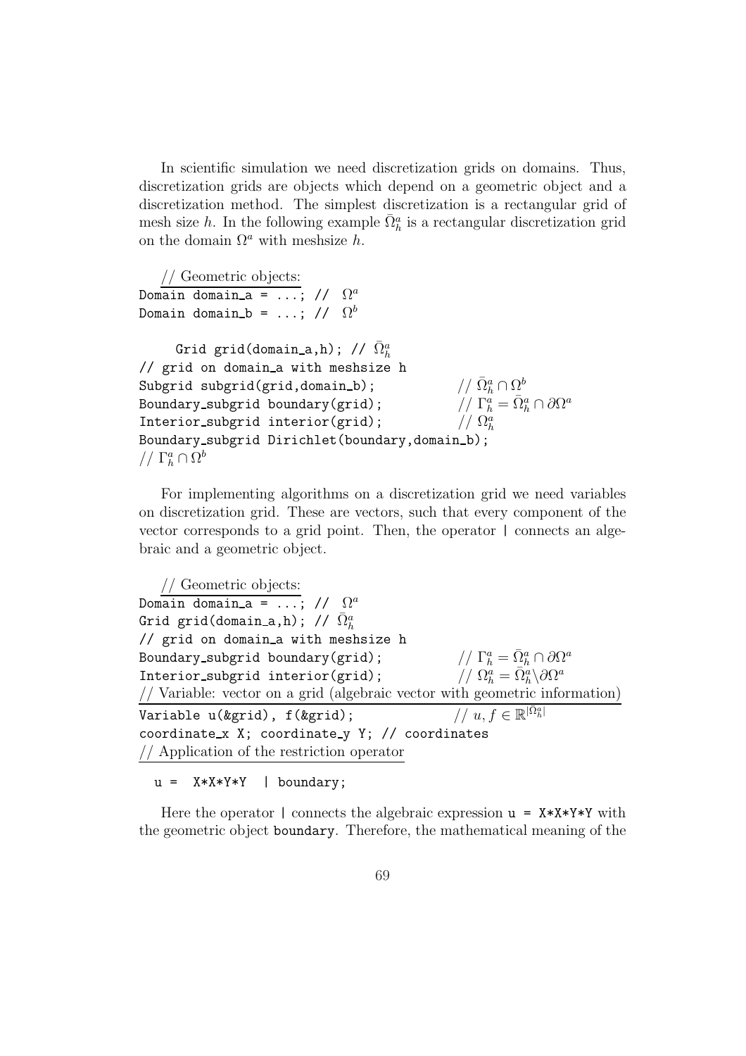In scientific simulation we need discretization grids on domains. Thus, discretization grids are objects which depend on a geometric object and a discretization method. The simplest discretization is a rectangular grid of mesh size $h$. In the following example $\bar{\Omega}_h^a$ is a rectangular discretization grid on the domain $\Omega^a$ with meshsize $h$.

```
   // Geometric objects:
Domain domain_a = ...; //  Ω^a
Domain domain_b = ...; //  Ω^b

     Grid grid(domain_a,h); // Ω̄_h^a
// grid on domain_a with meshsize h
Subgrid subgrid(grid,domain_b);           // Ω̄_h^a ∩ Ω^b
Boundary_subgrid boundary(grid);          // Γ_h^a = Ω̄_h^a ∩ ∂Ω^a
Interior_subgrid interior(grid);          // Ω_h^a
Boundary_subgrid Dirichlet(boundary,domain_b);
// Γ_h^a ∩ Ω^b
```

For implementing algorithms on a discretization grid we need variables on discretization grid. These are vectors, such that every component of the vector corresponds to a grid point. Then, the operator `|` connects an algebraic and a geometric object.

```
   // Geometric objects:
Domain domain_a = ...; //  Ω^a
Grid grid(domain_a,h); // Ω̄_h^a
// grid on domain_a with meshsize h
Boundary_subgrid boundary(grid);          // Γ_h^a = Ω̄_h^a ∩ ∂Ω^a
Interior_subgrid interior(grid);          // Ω_h^a = Ω̄_h^a \ ∂Ω^a
// Variable: vector on a grid (algebraic vector with geometric information)
Variable u(&grid), f(&grid);              // u, f ∈ R^{|Ω̄_h^a|}
coordinate_x X; coordinate_y Y; // coordinates
// Application of the restriction operator

  u =  X*X*Y*Y  | boundary;
```

Here the operator `|` connects the algebraic expression `u = X*X*Y*Y` with the geometric object `boundary`. Therefore, the mathematical meaning of the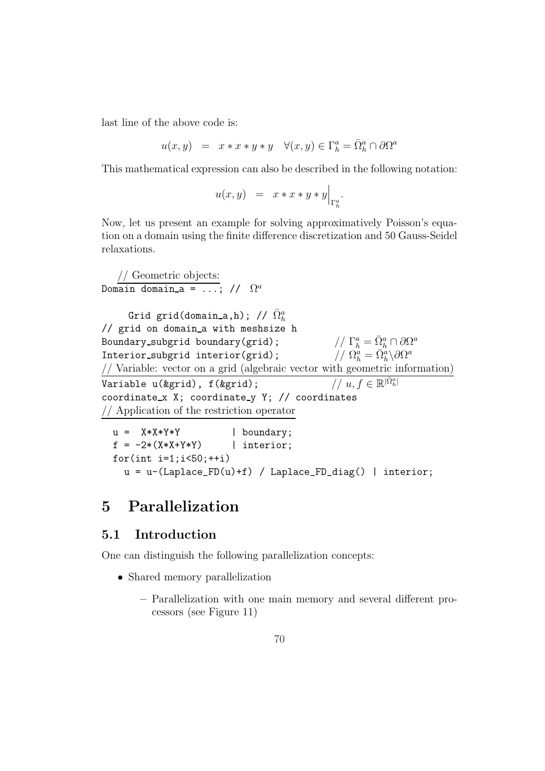last line of the above code is:

$$u(x,y) \;\; = \;\; x*x*y*y \quad \forall (x,y) \in \Gamma_h^a = \bar{\Omega}_h^a \cap \partial\Omega^a$$

This mathematical expression can also be described in the following notation:

$$u(x,y) \;\; = \;\; x*x*y*y\Big|_{\Gamma_h^a}.$$

Now, let us present an example for solving approximatively Poisson's equation on a domain using the finite difference discretization and 50 Gauss-Seidel relaxations.

```
// Geometric objects:
Domain domain_a = ...; //  Ω^a

     Grid grid(domain_a,h); // Ω̄_h^a
// grid on domain_a with meshsize h
Boundary_subgrid boundary(grid);          // Γ_h^a = Ω̄_h^a ∩ ∂Ω^a
Interior_subgrid interior(grid);          // Ω_h^a = Ω̄_h^a \ ∂Ω^a
// Variable: vector on a grid (algebraic vector with geometric information)
Variable u(&grid), f(&grid);              // u, f ∈ R^|Ω̄_h^a|
coordinate_x X; coordinate_y Y; // coordinates
// Application of the restriction operator

  u =  X*X*Y*Y          | boundary;
  f = -2*(X*X+Y*Y)      | interior;
  for(int i=1;i<50;++i)
    u = u-(Laplace_FD(u)+f) / Laplace_FD_diag() | interior;
```

# 5 Parallelization

## 5.1 Introduction

One can distinguish the following parallelization concepts:

- Shared memory parallelization
  - Parallelization with one main memory and several different processors (see Figure 11)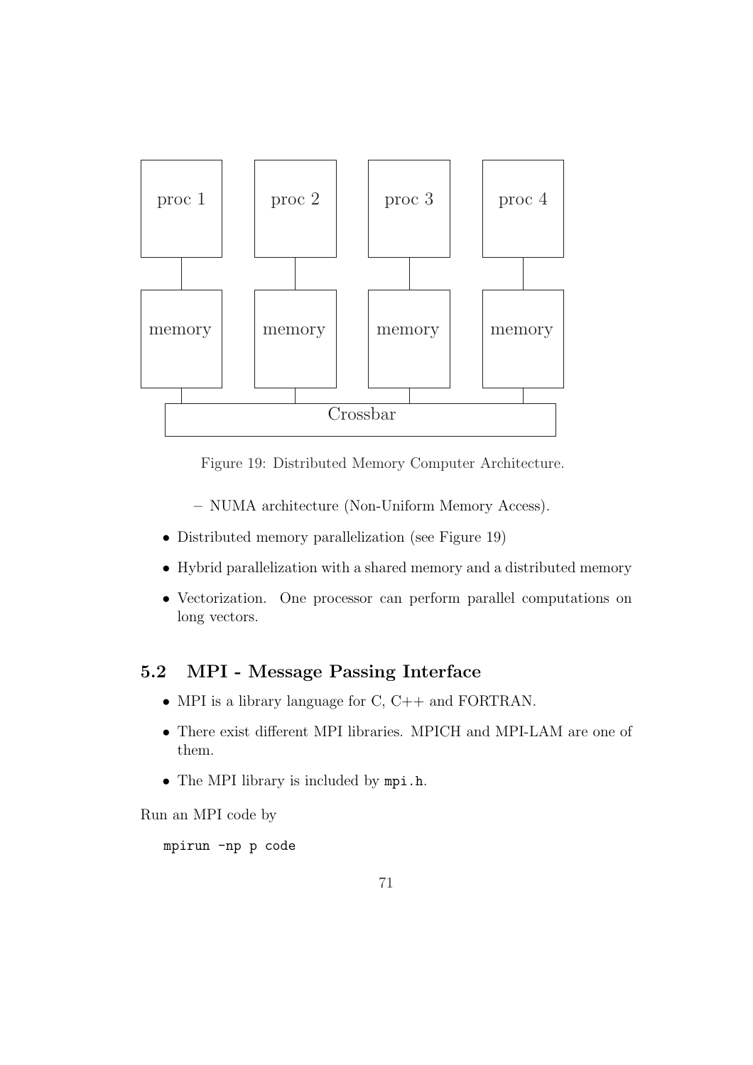Figure 19: Distributed Memory Computer Architecture.

   - NUMA architecture (Non-Uniform Memory Access).

- Distributed memory parallelization (see Figure 19)
- Hybrid parallelization with a shared memory and a distributed memory
- Vectorization. One processor can perform parallel computations on long vectors.

## 5.2 MPI - Message Passing Interface

- MPI is a library language for C, C++ and FORTRAN.
- There exist different MPI libraries. MPICH and MPI-LAM are one of them.
- The MPI library is included by `mpi.h`.

Run an MPI code by

```
mpirun -np p code
```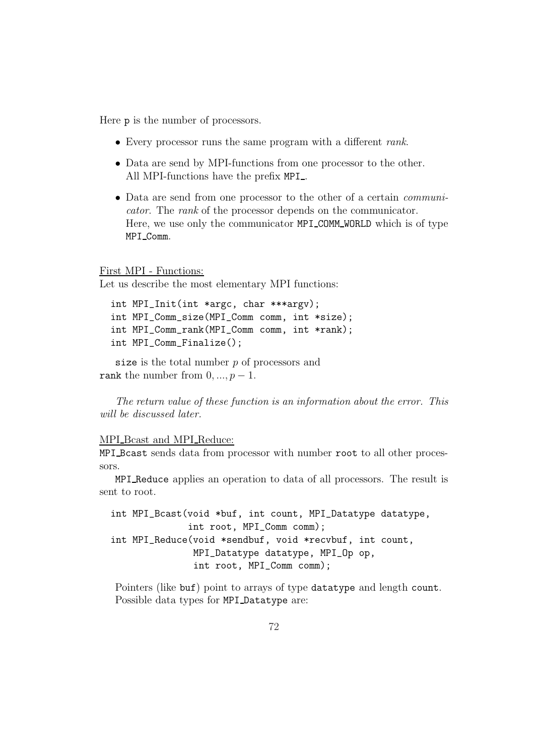Here `p` is the number of processors.

- Every processor runs the same program with a different *rank*.
- Data are send by MPI-functions from one processor to the other. All MPI-functions have the prefix `MPI_`.
- Data are send from one processor to the other of a certain *communicator*. The *rank* of the processor depends on the communicator. Here, we use only the communicator `MPI_COMM_WORLD` which is of type `MPI_Comm`.

<u>First MPI - Functions:</u>
Let us describe the most elementary MPI functions:

```
int MPI_Init(int *argc, char ***argv);
int MPI_Comm_size(MPI_Comm comm, int *size);
int MPI_Comm_rank(MPI_Comm comm, int *rank);
int MPI_Comm_Finalize();
```

`size` is the total number $p$ of processors and `rank` the number from $0, ..., p-1$.

*The return value of these function is an information about the error. This will be discussed later.*

<u>MPI_Bcast and MPI_Reduce:</u>
`MPI_Bcast` sends data from processor with number `root` to all other processors.

`MPI_Reduce` applies an operation to data of all processors. The result is sent to root.

```
int MPI_Bcast(void *buf, int count, MPI_Datatype datatype,
              int root, MPI_Comm comm);
int MPI_Reduce(void *sendbuf, void *recvbuf, int count,
               MPI_Datatype datatype, MPI_Op op,
               int root, MPI_Comm comm);
```

Pointers (like `buf`) point to arrays of type `datatype` and length `count`. Possible data types for `MPI_Datatype` are: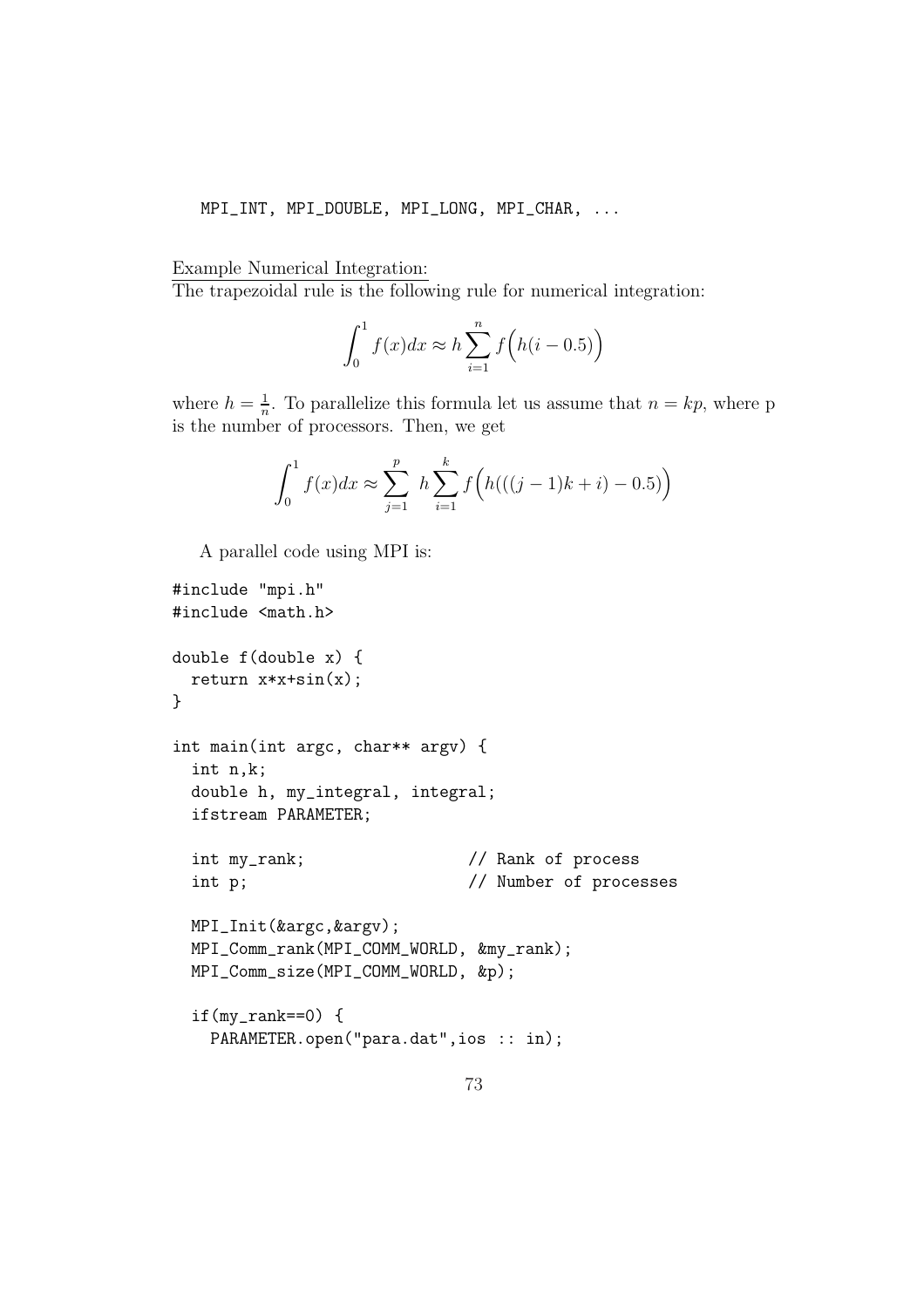```
MPI_INT, MPI_DOUBLE, MPI_LONG, MPI_CHAR, ...
```

Example Numerical Integration:

The trapezoidal rule is the following rule for numerical integration:

$$\int_0^1 f(x)dx \approx h \sum_{i=1}^{n} f\Big(h(i-0.5)\Big)$$

where $h = \frac{1}{n}$. To parallelize this formula let us assume that $n = kp$, where p is the number of processors. Then, we get

$$\int_0^1 f(x)dx \approx \sum_{j=1}^{p} \; h \sum_{i=1}^{k} f\Big(h(((j-1)k+i)-0.5)\Big)$$

A parallel code using MPI is:

```
#include "mpi.h"
#include <math.h>

double f(double x) {
  return x*x+sin(x);
}

int main(int argc, char** argv) {
  int n,k;
  double h, my_integral, integral;
  ifstream PARAMETER;

  int my_rank;                 // Rank of process
  int p;                       // Number of processes

  MPI_Init(&argc,&argv);
  MPI_Comm_rank(MPI_COMM_WORLD, &my_rank);
  MPI_Comm_size(MPI_COMM_WORLD, &p);

  if(my_rank==0) {
    PARAMETER.open("para.dat",ios :: in);
```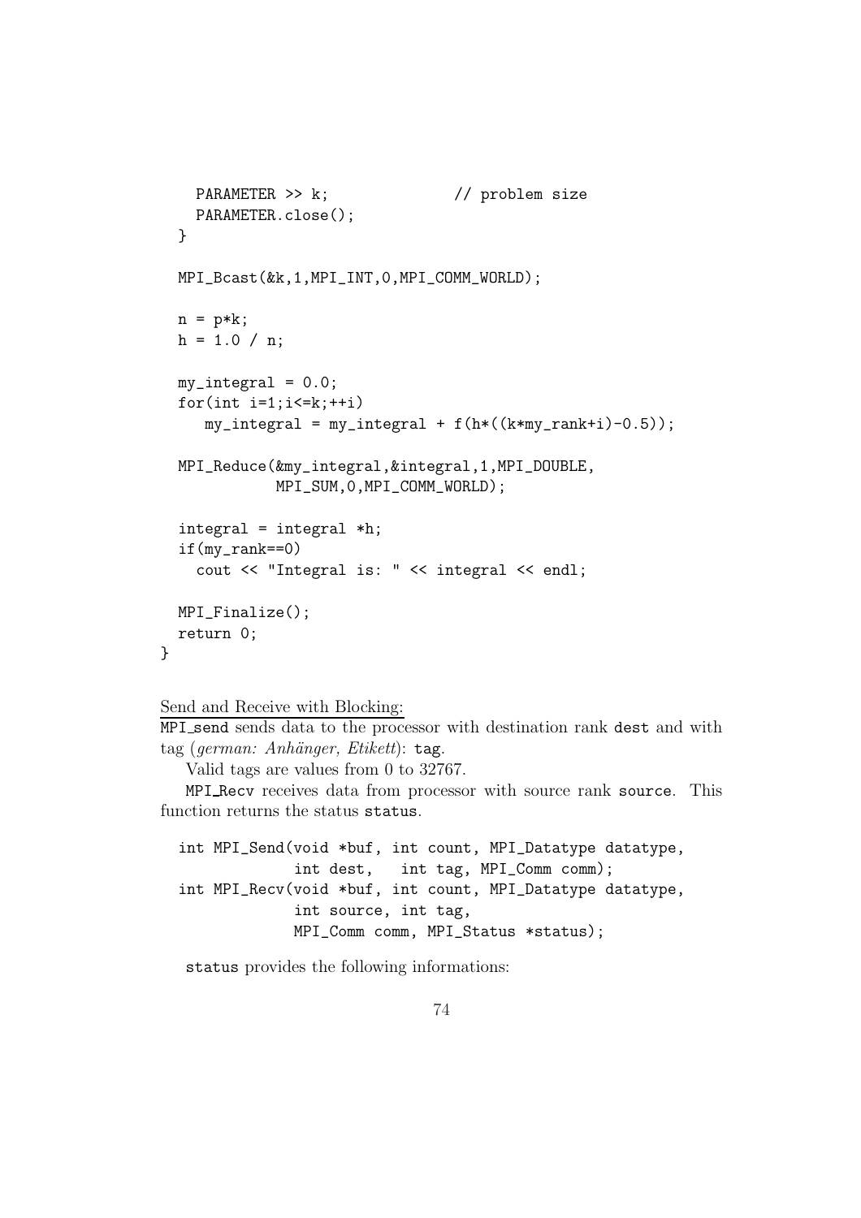```
    PARAMETER >> k;              // problem size
    PARAMETER.close();
  }

  MPI_Bcast(&k,1,MPI_INT,0,MPI_COMM_WORLD);

  n = p*k;
  h = 1.0 / n;

  my_integral = 0.0;
  for(int i=1;i<=k;++i)
     my_integral = my_integral + f(h*((k*my_rank+i)-0.5));

  MPI_Reduce(&my_integral,&integral,1,MPI_DOUBLE,
             MPI_SUM,0,MPI_COMM_WORLD);

  integral = integral *h;
  if(my_rank==0)
    cout << "Integral is: " << integral << endl;

  MPI_Finalize();
  return 0;
}
```

Send and Receive with Blocking:

`MPI_send` sends data to the processor with destination rank `dest` and with tag (*german: Anhänger, Etikett*): `tag`.

Valid tags are values from 0 to 32767.

`MPI_Recv` receives data from processor with source rank `source`. This function returns the status `status`.

```
  int MPI_Send(void *buf, int count, MPI_Datatype datatype,
               int dest,   int tag, MPI_Comm comm);
  int MPI_Recv(void *buf, int count, MPI_Datatype datatype,
               int source, int tag,
               MPI_Comm comm, MPI_Status *status);
```

`status` provides the following informations: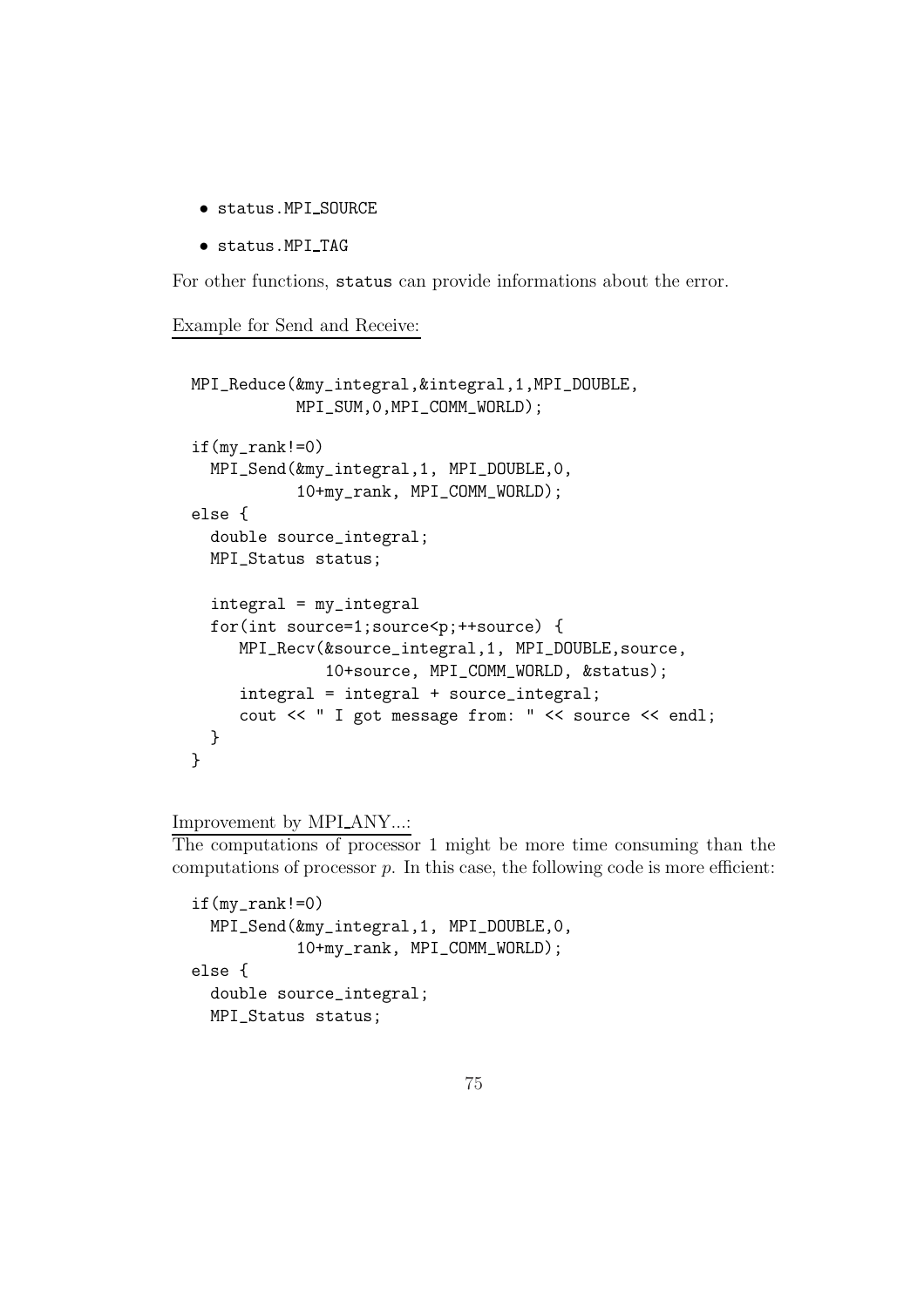- `status.MPI_SOURCE`
- `status.MPI_TAG`

For other functions, `status` can provide informations about the error.

Example for Send and Receive:

```
MPI_Reduce(&my_integral,&integral,1,MPI_DOUBLE,
           MPI_SUM,0,MPI_COMM_WORLD);

if(my_rank!=0)
  MPI_Send(&my_integral,1, MPI_DOUBLE,0,
           10+my_rank, MPI_COMM_WORLD);
else {
  double source_integral;
  MPI_Status status;

  integral = my_integral
  for(int source=1;source<p;++source) {
     MPI_Recv(&source_integral,1, MPI_DOUBLE,source,
              10+source, MPI_COMM_WORLD, &status);
     integral = integral + source_integral;
     cout << " I got message from: " << source << endl;
  }
}
```

Improvement by MPI_ANY...:
The computations of processor 1 might be more time consuming than the computations of processor $p$. In this case, the following code is more efficient:

```
if(my_rank!=0)
  MPI_Send(&my_integral,1, MPI_DOUBLE,0,
           10+my_rank, MPI_COMM_WORLD);
else {
  double source_integral;
  MPI_Status status;
```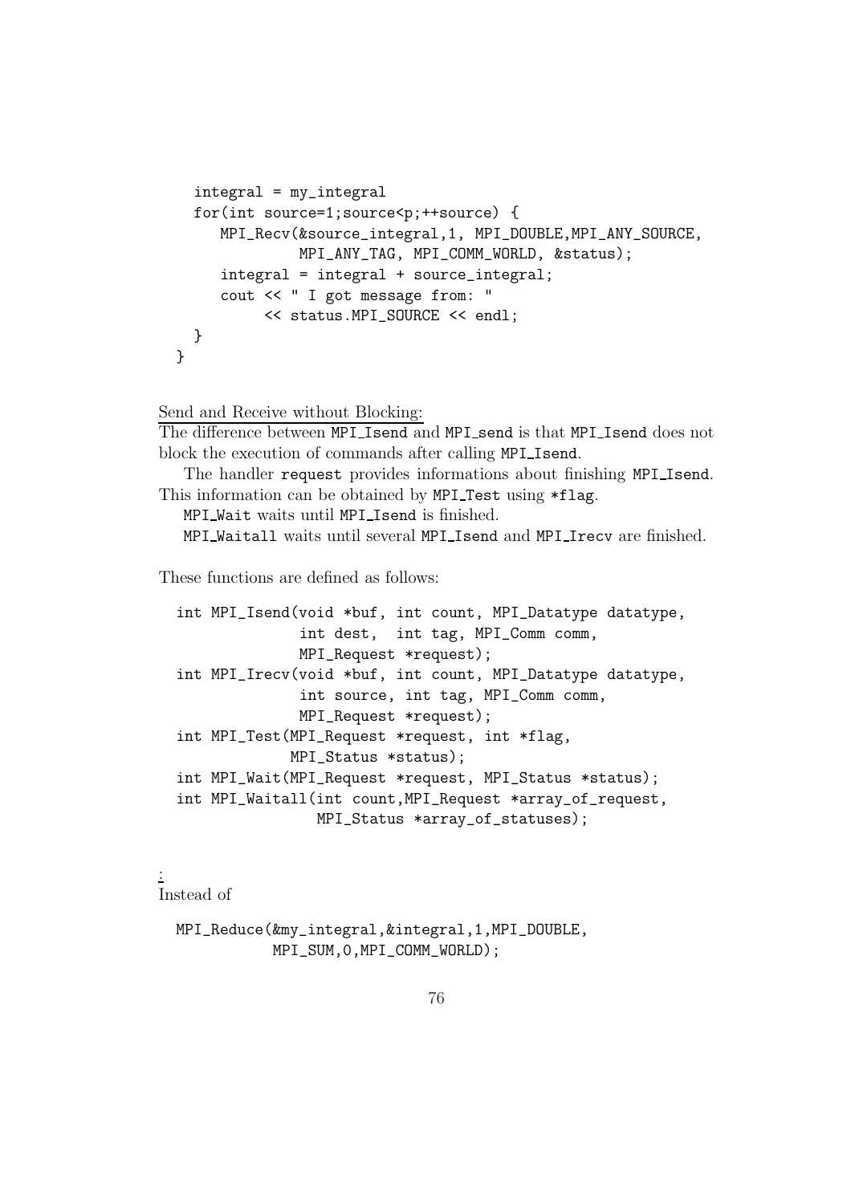```
    integral = my_integral
    for(int source=1;source<p;++source) {
       MPI_Recv(&source_integral,1, MPI_DOUBLE,MPI_ANY_SOURCE,
                MPI_ANY_TAG, MPI_COMM_WORLD, &status);
       integral = integral + source_integral;
       cout << " I got message from: "
            << status.MPI_SOURCE << endl;
    }
  }
```

Send and Receive without Blocking:
The difference between MPI_Isend and MPI_send is that MPI_Isend does not block the execution of commands after calling MPI_Isend.

The handler request provides informations about finishing MPI_Isend. This information can be obtained by MPI_Test using *flag.

MPI_Wait waits until MPI_Isend is finished.

MPI_Waitall waits until several MPI_Isend and MPI_Irecv are finished.

These functions are defined as follows:

```
int MPI_Isend(void *buf, int count, MPI_Datatype datatype,
              int dest,  int tag, MPI_Comm comm,
              MPI_Request *request);
int MPI_Irecv(void *buf, int count, MPI_Datatype datatype,
              int source, int tag, MPI_Comm comm,
              MPI_Request *request);
int MPI_Test(MPI_Request *request, int *flag,
             MPI_Status *status);
int MPI_Wait(MPI_Request *request, MPI_Status *status);
int MPI_Waitall(int count,MPI_Request *array_of_request,
                MPI_Status *array_of_statuses);
```

:
Instead of

```
MPI_Reduce(&my_integral,&integral,1,MPI_DOUBLE,
           MPI_SUM,0,MPI_COMM_WORLD);
```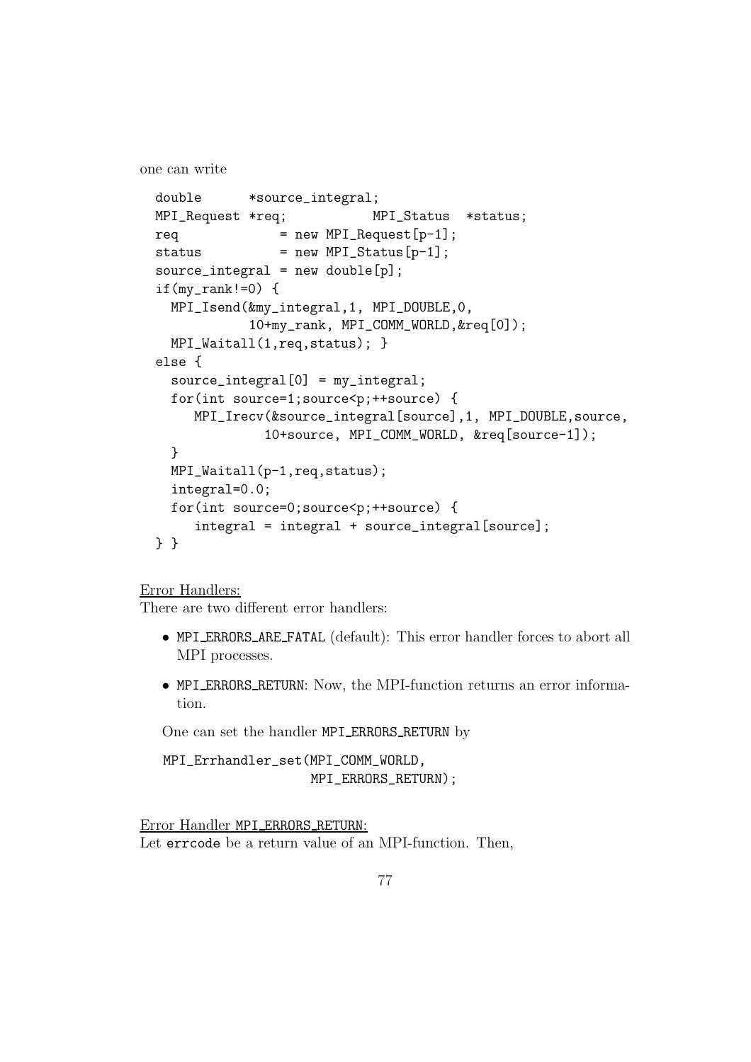one can write

```
double      *source_integral;
MPI_Request *req;           MPI_Status  *status;
req             = new MPI_Request[p-1];
status          = new MPI_Status[p-1];
source_integral = new double[p];
if(my_rank!=0) {
  MPI_Isend(&my_integral,1, MPI_DOUBLE,0,
            10+my_rank, MPI_COMM_WORLD,&req[0]);
  MPI_Waitall(1,req,status); }
else {
  source_integral[0] = my_integral;
  for(int source=1;source<p;++source) {
     MPI_Irecv(&source_integral[source],1, MPI_DOUBLE,source,
               10+source, MPI_COMM_WORLD, &req[source-1]);
  }
  MPI_Waitall(p-1,req,status);
  integral=0.0;
  for(int source=0;source<p;++source) {
     integral = integral + source_integral[source];
} }
```

<u>Error Handlers:</u>
There are two different error handlers:

- `MPI_ERRORS_ARE_FATAL` (default): This error handler forces to abort all MPI processes.
- `MPI_ERRORS_RETURN`: Now, the MPI-function returns an error information.

One can set the handler `MPI_ERRORS_RETURN` by

```
MPI_Errhandler_set(MPI_COMM_WORLD,
                   MPI_ERRORS_RETURN);
```

<u>Error Handler `MPI_ERRORS_RETURN`:</u>
Let `errcode` be a return value of an MPI-function. Then,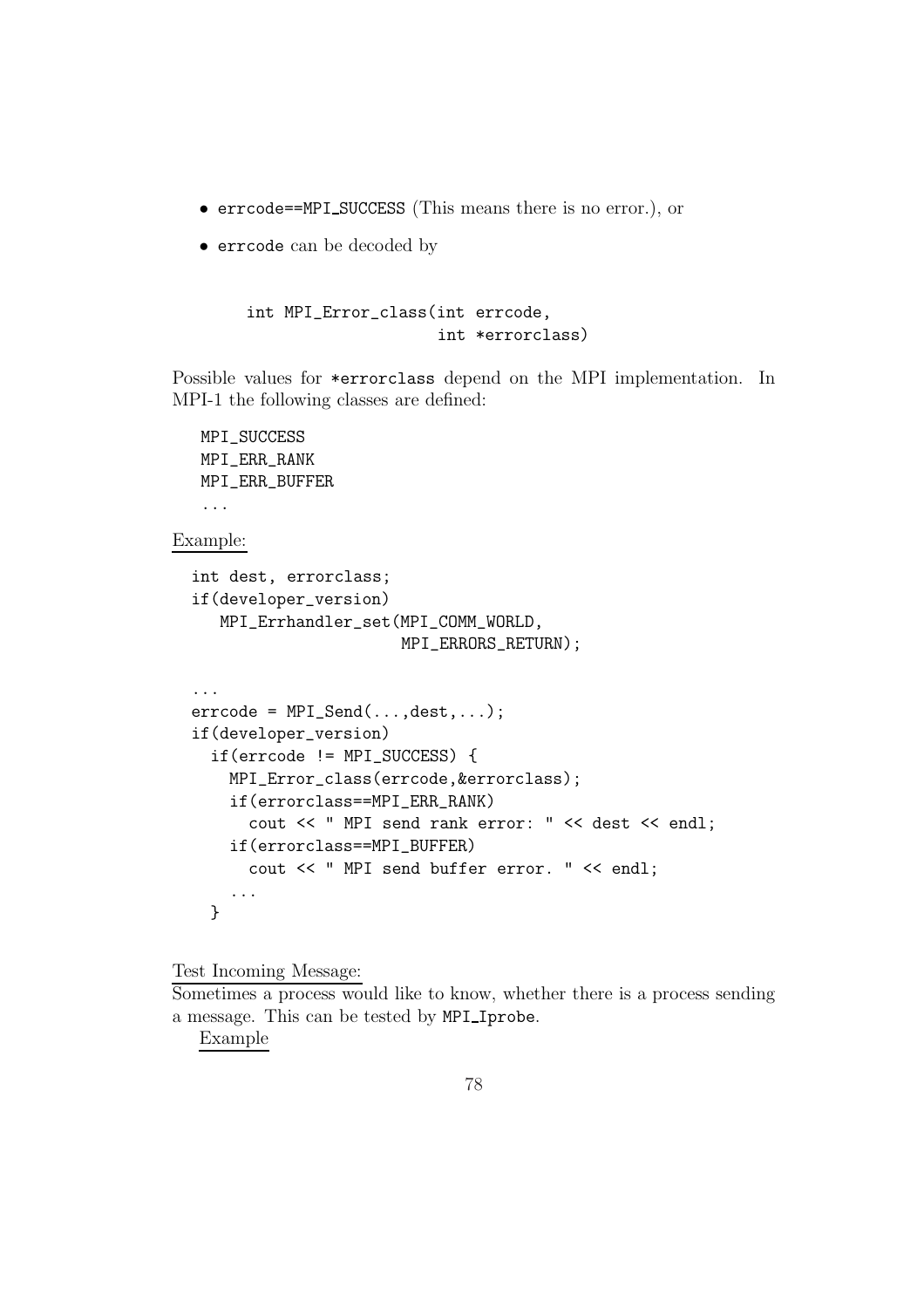- `errcode==MPI_SUCCESS` (This means there is no error.), or
- `errcode` can be decoded by

```
int MPI_Error_class(int errcode,
                    int *errorclass)
```

Possible values for `*errorclass` depend on the MPI implementation. In MPI-1 the following classes are defined:

```
MPI_SUCCESS
MPI_ERR_RANK
MPI_ERR_BUFFER
...
```

Example:

```
int dest, errorclass;
if(developer_version)
   MPI_Errhandler_set(MPI_COMM_WORLD,
                      MPI_ERRORS_RETURN);

...
errcode = MPI_Send(...,dest,...);
if(developer_version)
  if(errcode != MPI_SUCCESS) {
    MPI_Error_class(errcode,&errorclass);
    if(errorclass==MPI_ERR_RANK)
      cout << " MPI send rank error: " << dest << endl;
    if(errorclass==MPI_BUFFER)
      cout << " MPI send buffer error. " << endl;
    ...
  }
```

Test Incoming Message:
Sometimes a process would like to know, whether there is a process sending a message. This can be tested by `MPI_Iprobe`.

Example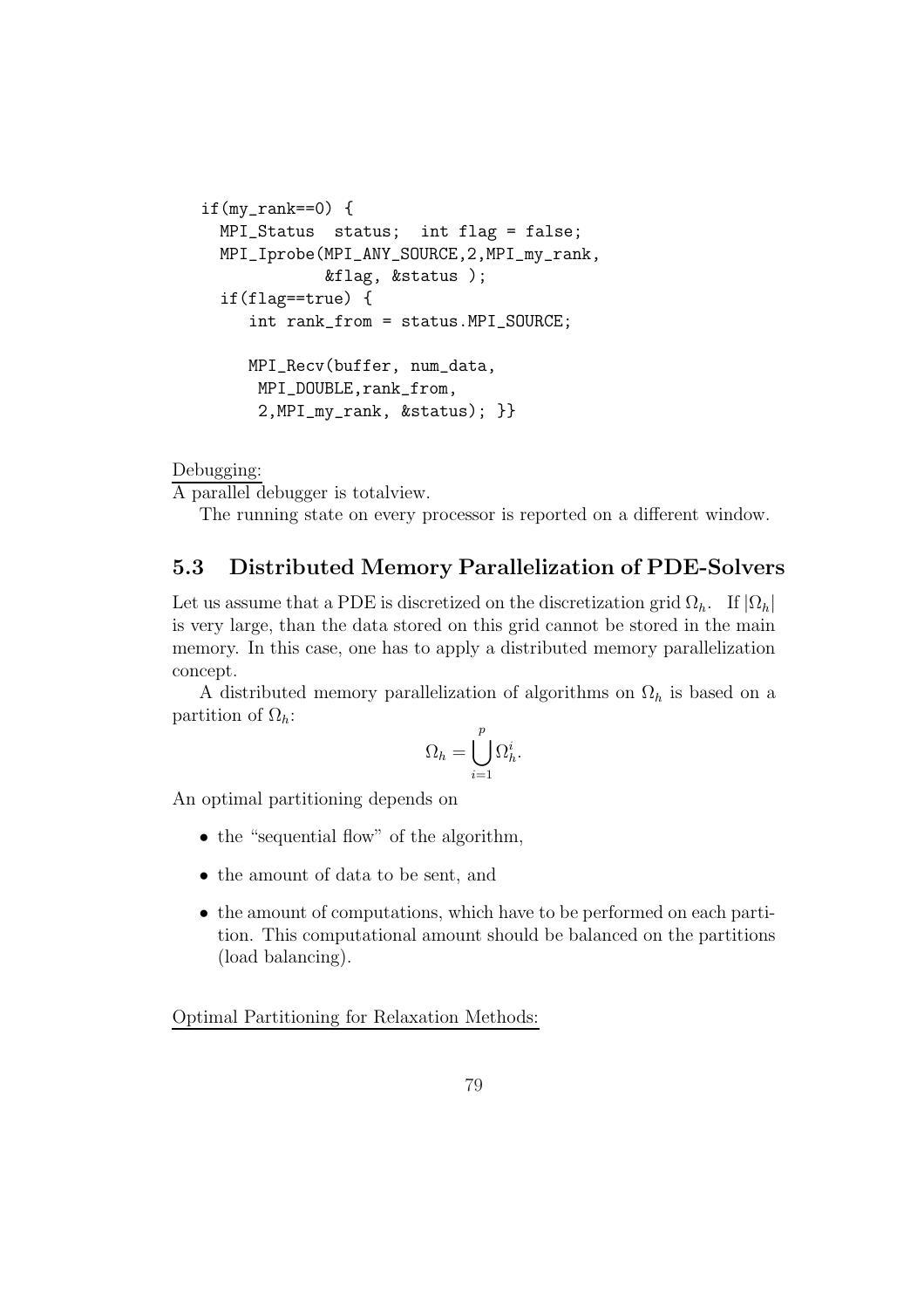```
if(my_rank==0) {
  MPI_Status  status;  int flag = false;
  MPI_Iprobe(MPI_ANY_SOURCE,2,MPI_my_rank,
             &flag, &status );
  if(flag==true) {
     int rank_from = status.MPI_SOURCE;

     MPI_Recv(buffer, num_data,
      MPI_DOUBLE,rank_from,
      2,MPI_my_rank, &status); }}
```

Debugging:

A parallel debugger is totalview.

The running state on every processor is reported on a different window.

## 5.3 Distributed Memory Parallelization of PDE-Solvers

Let us assume that a PDE is discretized on the discretization grid $\Omega_h$. If $|\Omega_h|$ is very large, than the data stored on this grid cannot be stored in the main memory. In this case, one has to apply a distributed memory parallelization concept.

A distributed memory parallelization of algorithms on $\Omega_h$ is based on a partition of $\Omega_h$:

$$\Omega_h = \bigcup_{i=1}^{p} \Omega_h^i.$$

An optimal partitioning depends on

- the "sequential flow" of the algorithm,
- the amount of data to be sent, and
- the amount of computations, which have to be performed on each partition. This computational amount should be balanced on the partitions (load balancing).

Optimal Partitioning for Relaxation Methods: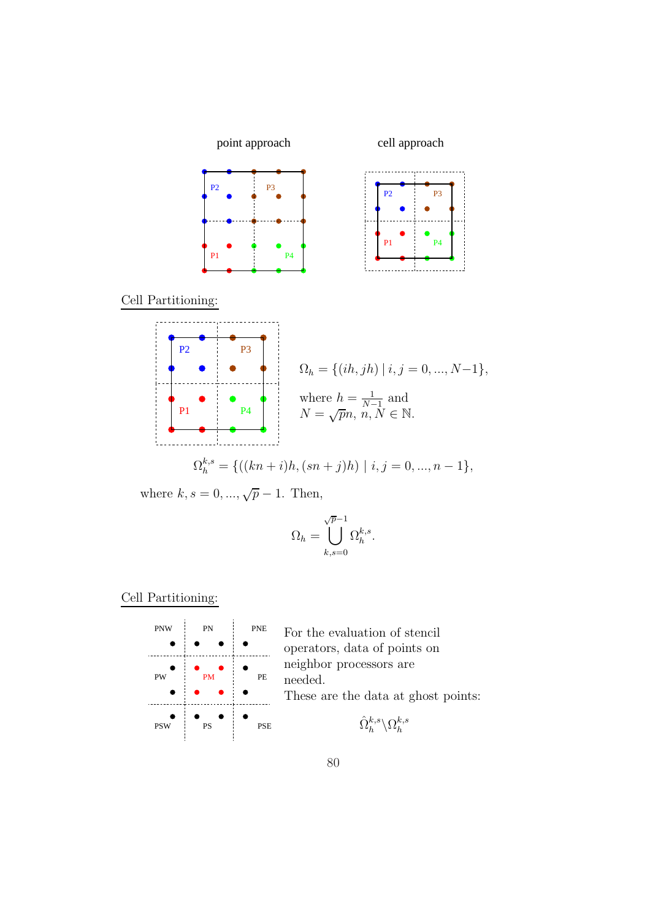point approach

cell approach

Cell Partitioning:

$$\Omega_h = \{(ih, jh) \mid i, j = 0, ..., N-1\},$$

where $h = \frac{1}{N-1}$ and $N = \sqrt{p}n$, $n, N \in \mathbb{N}$.

$$\Omega_h^{k,s} = \{((kn+i)h, (sn+j)h) \mid i, j = 0, ..., n-1\},$$

where $k, s = 0, ..., \sqrt{p} - 1$. Then,

$$\Omega_h = \bigcup_{k,s=0}^{\sqrt{p}-1} \Omega_h^{k,s}.$$

Cell Partitioning:

For the evaluation of stencil operators, data of points on neighbor processors are needed.

These are the data at ghost points:

$$\hat{\Omega}_h^{k,s} \backslash \Omega_h^{k,s}$$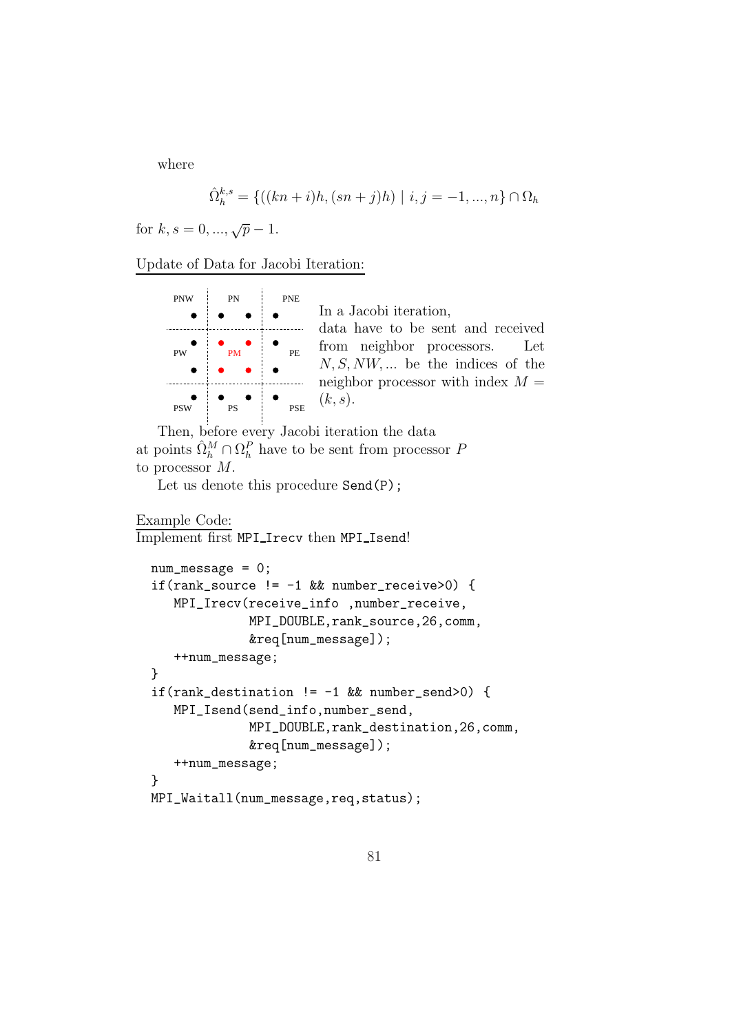where

$$\hat{\Omega}_h^{k,s} = \{((kn+i)h, (sn+j)h) \mid i,j = -1, ..., n\} \cap \Omega_h$$

for $k, s = 0, ..., \sqrt{p} - 1$.

<u>Update of Data for Jacobi Iteration:</u>

PNW PN PNE

PW PM PE

PSW PS PSE

In a Jacobi iteration, data have to be sent and received from neighbor processors. Let $N, S, NW, ...$ be the indices of the neighbor processor with index $M = (k, s)$.

Then, before every Jacobi iteration the data at points $\hat{\Omega}_h^M \cap \Omega_h^P$ have to be sent from processor $P$ to processor $M$.

Let us denote this procedure `Send(P);`

<u>Example Code:</u>

Implement first `MPI_Irecv` then `MPI_Isend`!

```
num_message = 0;
if(rank_source != -1 && number_receive>0) {
   MPI_Irecv(receive_info ,number_receive,
             MPI_DOUBLE,rank_source,26,comm,
             &req[num_message]);
   ++num_message;
}
if(rank_destination != -1 && number_send>0) {
   MPI_Isend(send_info,number_send,
             MPI_DOUBLE,rank_destination,26,comm,
             &req[num_message]);
   ++num_message;
}
MPI_Waitall(num_message,req,status);
```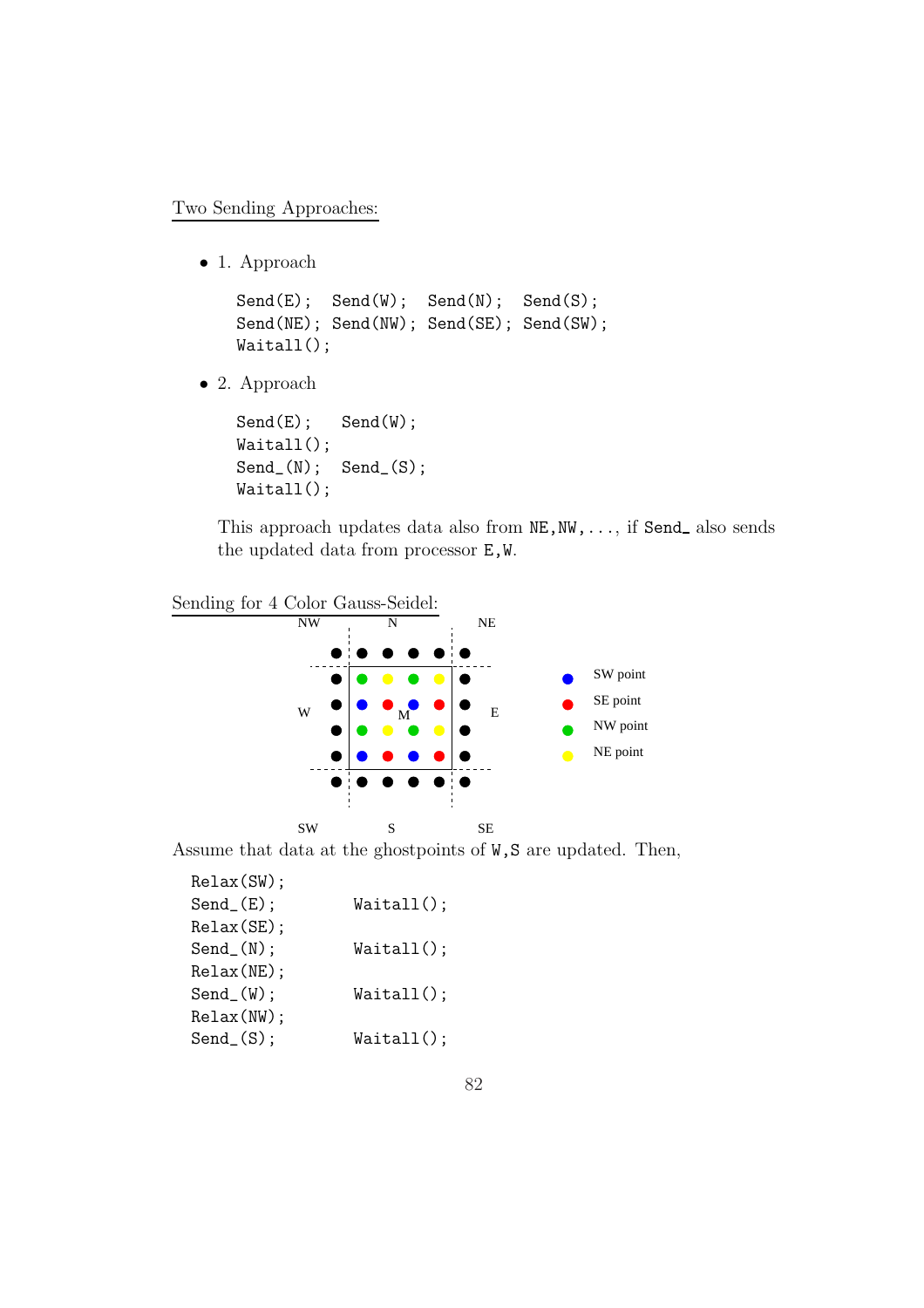Two Sending Approaches:

- 1. Approach

```
Send(E);  Send(W);  Send(N);  Send(S);
Send(NE); Send(NW); Send(SE); Send(SW);
Waitall();
```

- 2. Approach

```
Send(E);   Send(W);
Waitall();
Send_(N);  Send_(S);
Waitall();
```

This approach updates data also from NE,NW,..., if Send_ also sends the updated data from processor E,W.

Sending for 4 Color Gauss-Seidel:

Assume that data at the ghostpoints of W,S are updated. Then,

```
Relax(SW);
Send_(E);         Waitall();
Relax(SE);
Send_(N);         Waitall();
Relax(NE);
Send_(W);         Waitall();
Relax(NW);
Send_(S);         Waitall();
```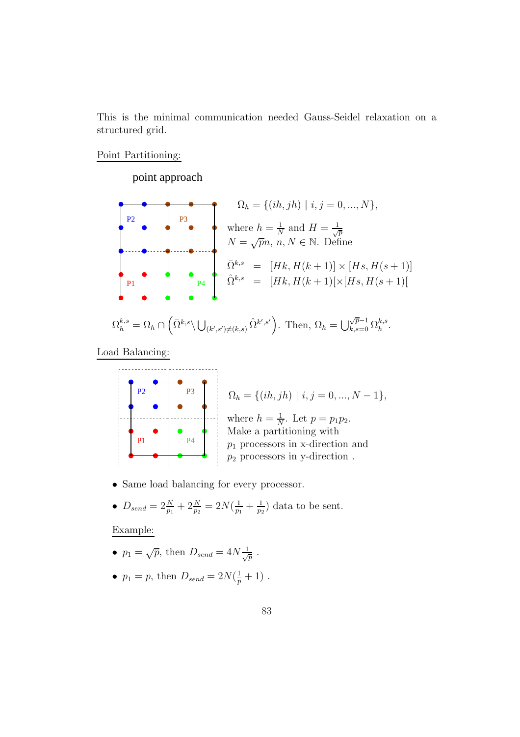This is the minimal communication needed Gauss-Seidel relaxation on a structured grid.

Point Partitioning:

point approach

P2 P3 P1 P4

$\Omega_h = \{(ih, jh) \mid i, j = 0, ..., N\}$,

where $h = \frac{1}{N}$ and $H = \frac{1}{\sqrt{p}}$
$N = \sqrt{p}n$, $n, N \in \mathbb{N}$. Define

$$\bar{\Omega}^{k,s} = [Hk, H(k+1)] \times [Hs, H(s+1)]$$
$$\hat{\Omega}^{k,s} = [Hk, H(k+1)[\times[Hs, H(s+1)[$$

$\Omega_h^{k,s} = \Omega_h \cap \left(\bar{\Omega}^{k,s} \setminus \bigcup_{(k',s')\neq(k,s)} \hat{\Omega}^{k',s'}\right)$. Then, $\Omega_h = \bigcup_{k,s=0}^{\sqrt{p}-1} \Omega_h^{k,s}$.

Load Balancing:

P2 P3 P1 P4

$\Omega_h = \{(ih, jh) \mid i, j = 0, ..., N-1\}$,

where $h = \frac{1}{N}$. Let $p = p_1 p_2$.
Make a partitioning with
$p_1$ processors in x-direction and
$p_2$ processors in y-direction .

- Same load balancing for every processor.
- $D_{send} = 2\frac{N}{p_1} + 2\frac{N}{p_2} = 2N(\frac{1}{p_1} + \frac{1}{p_2})$ data to be sent.

Example:

- $p_1 = \sqrt{p}$, then $D_{send} = 4N\frac{1}{\sqrt{p}}$ .
- $p_1 = p$, then $D_{send} = 2N(\frac{1}{p} + 1)$ .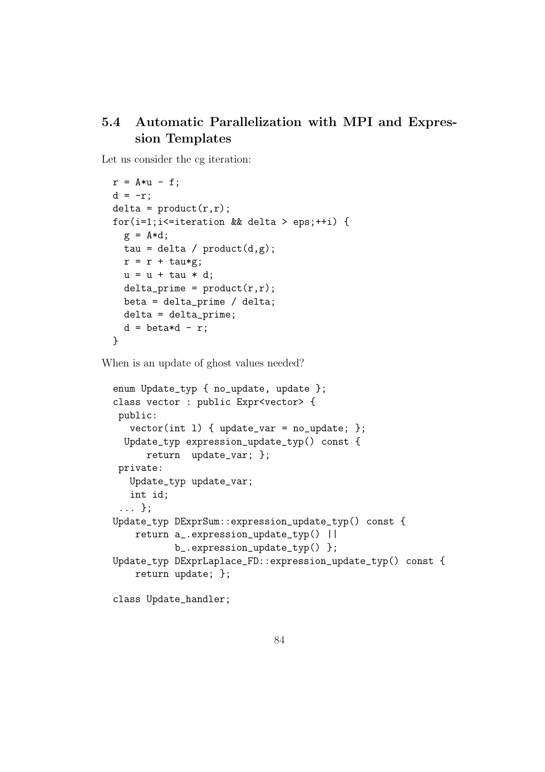## 5.4 Automatic Parallelization with MPI and Expression Templates

Let us consider the cg iteration:

```
r = A*u - f;
d = -r;
delta = product(r,r);
for(i=1;i<=iteration && delta > eps;++i) {
  g = A*d;
  tau = delta / product(d,g);
  r = r + tau*g;
  u = u + tau * d;
  delta_prime = product(r,r);
  beta = delta_prime / delta;
  delta = delta_prime;
  d = beta*d - r;
}
```

When is an update of ghost values needed?

```
enum Update_typ { no_update, update };
class vector : public Expr<vector> {
 public:
   vector(int l) { update_var = no_update; };
  Update_typ expression_update_typ() const {
      return  update_var; };
 private:
   Update_typ update_var;
   int id;
 ... };
Update_typ DExprSum::expression_update_typ() const {
    return a_.expression_update_typ() ||
           b_.expression_update_typ() };
Update_typ DExprLaplace_FD::expression_update_typ() const {
    return update; };

class Update_handler;
```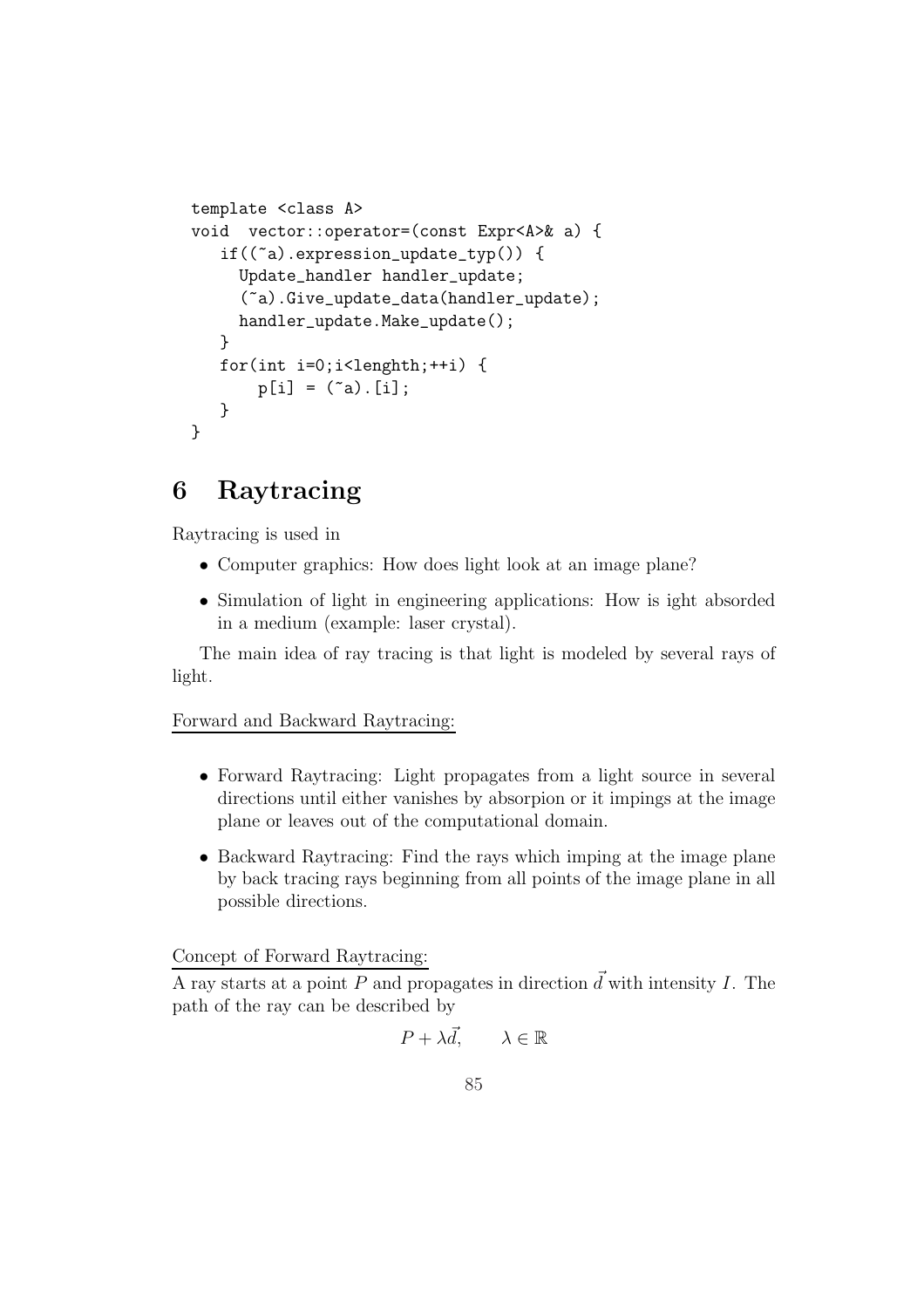```
template <class A>
void  vector::operator=(const Expr<A>& a) {
   if((~a).expression_update_typ()) {
     Update_handler handler_update;
     (~a).Give_update_data(handler_update);
     handler_update.Make_update();
   }
   for(int i=0;i<lenghth;++i) {
       p[i] = (~a).[i];
   }
}
```

# 6 Raytracing

Raytracing is used in

- Computer graphics: How does light look at an image plane?
- Simulation of light in engineering applications: How is ight absorded in a medium (example: laser crystal).

The main idea of ray tracing is that light is modeled by several rays of light.

Forward and Backward Raytracing:

- Forward Raytracing: Light propagates from a light source in several directions until either vanishes by absorpion or it impings at the image plane or leaves out of the computational domain.
- Backward Raytracing: Find the rays which imping at the image plane by back tracing rays beginning from all points of the image plane in all possible directions.

Concept of Forward Raytracing:

A ray starts at a point $P$ and propagates in direction $\vec{d}$ with intensity $I$. The path of the ray can be described by

$$P + \lambda \vec{d}, \qquad \lambda \in \mathbb{R}$$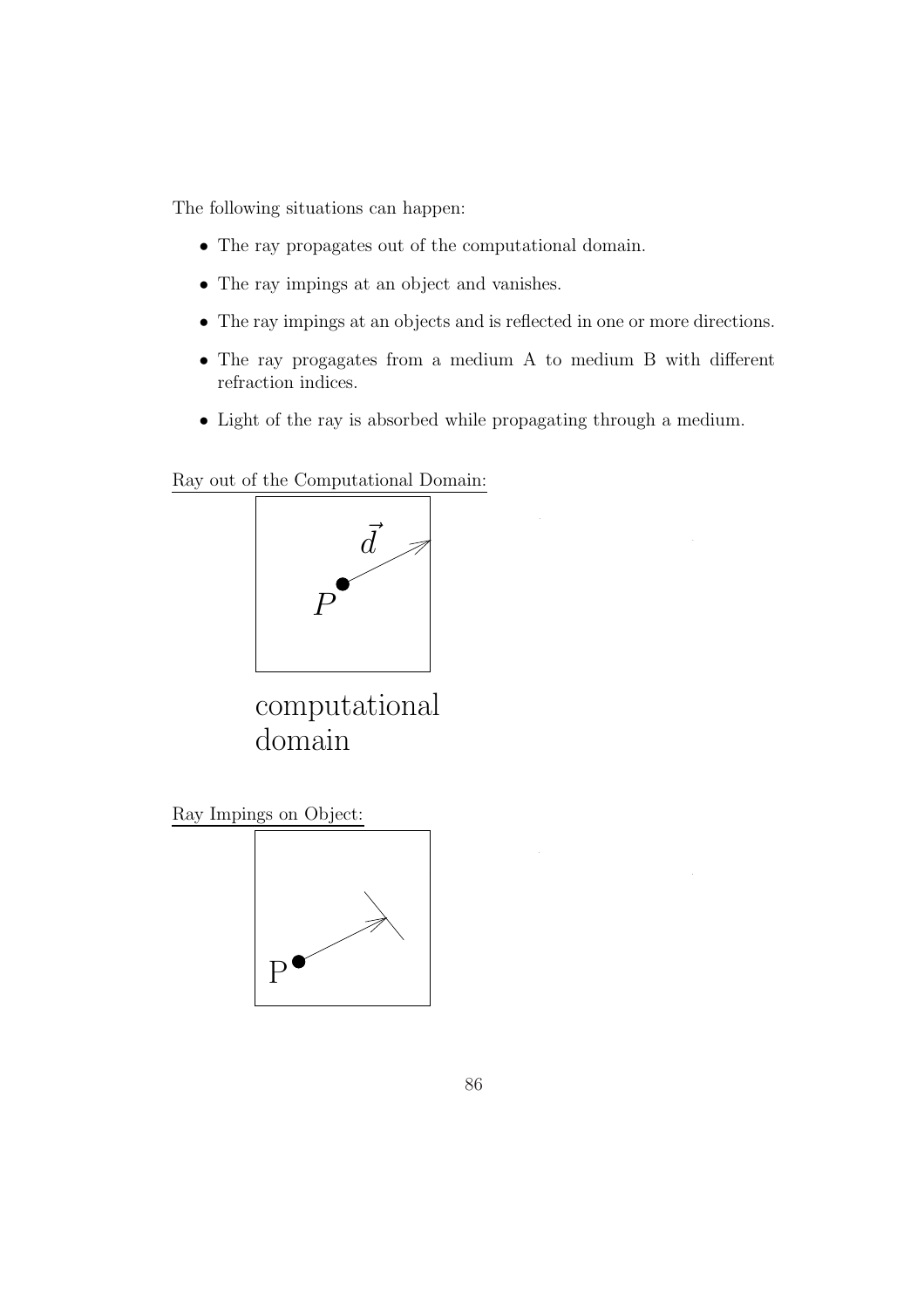The following situations can happen:

- The ray propagates out of the computational domain.
- The ray impings at an object and vanishes.
- The ray impings at an objects and is reflected in one or more directions.
- The ray progagates from a medium A to medium B with different refraction indices.
- Light of the ray is absorbed while propagating through a medium.

<u>Ray out of the Computational Domain:</u>

$\vec{d}$

$P$

computational domain

<u>Ray Impings on Object:</u>

P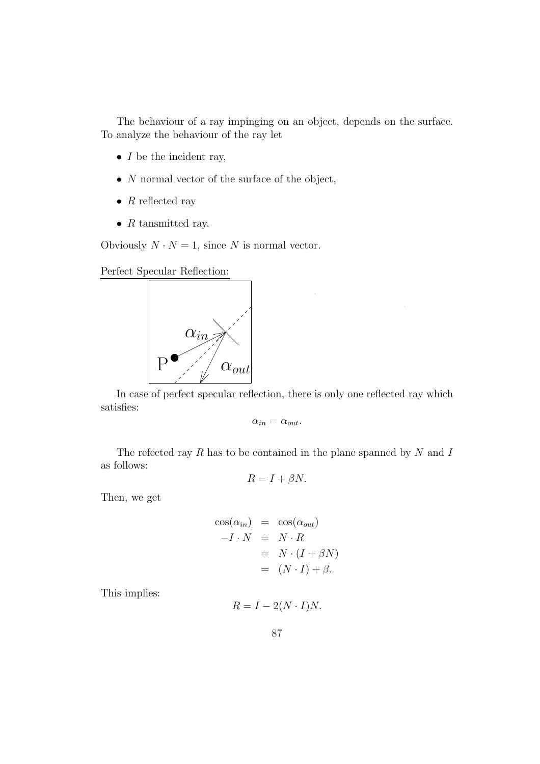The behaviour of a ray impinging on an object, depends on the surface. To analyze the behaviour of the ray let

- $I$ be the incident ray,
- $N$ normal vector of the surface of the object,
- $R$ reflected ray
- $R$ tansmitted ray.

Obviously $N \cdot N = 1$, since $N$ is normal vector.

Perfect Specular Reflection:

In case of perfect specular reflection, there is only one reflected ray which satisfies:

$$\alpha_{in} = \alpha_{out}.$$

The refected ray $R$ has to be contained in the plane spanned by $N$ and $I$ as follows:

$$R = I + \beta N.$$

Then, we get

$$\begin{aligned}
\cos(\alpha_{in}) &= \cos(\alpha_{out}) \\
-I \cdot N &= N \cdot R \\
&= N \cdot (I + \beta N) \\
&= (N \cdot I) + \beta.
\end{aligned}$$

This implies:

$$R = I - 2(N \cdot I)N.$$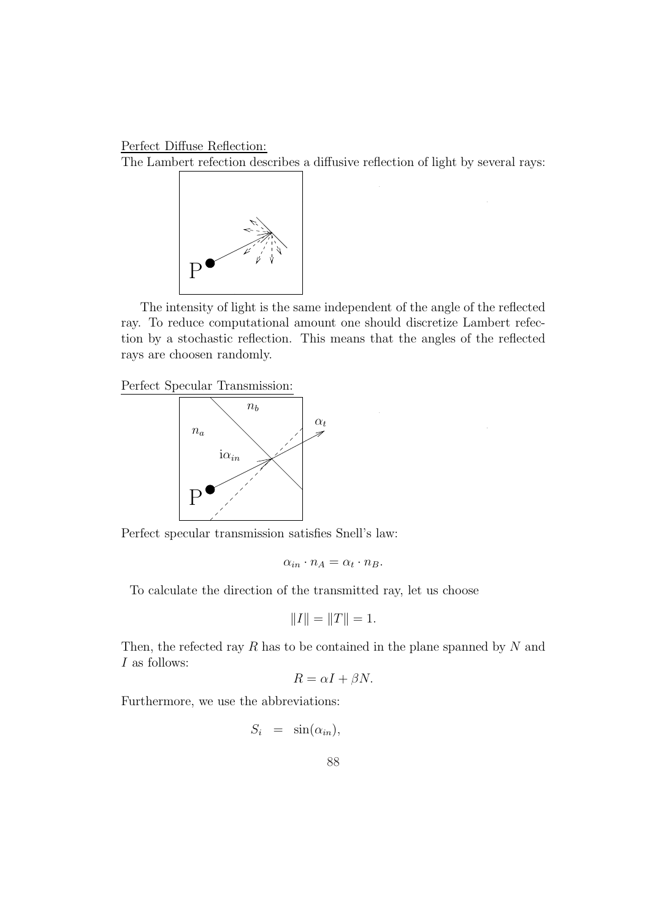Perfect Diffuse Reflection:

The Lambert refection describes a diffusive reflection of light by several rays:

The intensity of light is the same independent of the angle of the reflected ray. To reduce computational amount one should discretize Lambert refection by a stochastic reflection. This means that the angles of the reflected rays are choosen randomly.

Perfect Specular Transmission:

Perfect specular transmission satisfies Snell's law:

$$\alpha_{in} \cdot n_A = \alpha_t \cdot n_B.$$

To calculate the direction of the transmitted ray, let us choose

$$\|I\| = \|T\| = 1.$$

Then, the refected ray $R$ has to be contained in the plane spanned by $N$ and $I$ as follows:

$$R = \alpha I + \beta N.$$

Furthermore, we use the abbreviations:

$$S_i \;=\; \sin(\alpha_{in}),$$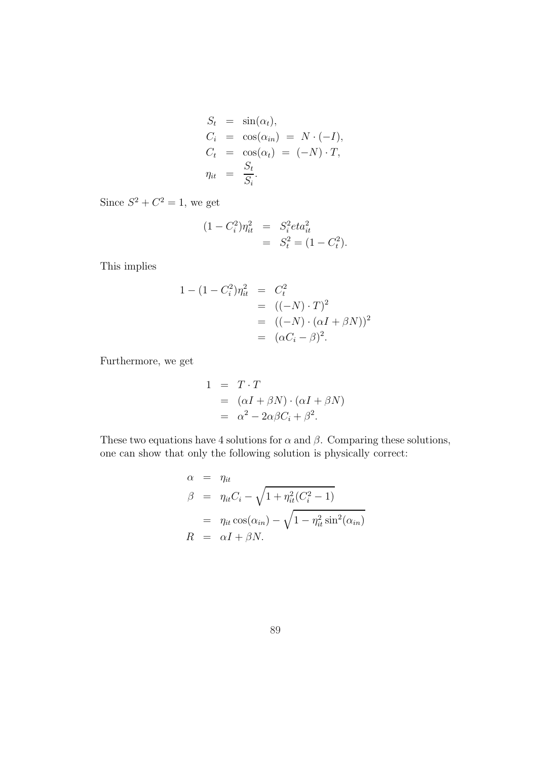$$
\begin{aligned}
S_t &= \sin(\alpha_t), \\
C_i &= \cos(\alpha_{in}) \;=\; N \cdot (-I), \\
C_t &= \cos(\alpha_t) \;=\; (-N) \cdot T, \\
\eta_{it} &= \frac{S_t}{S_i}.
\end{aligned}
$$

Since $S^2 + C^2 = 1$, we get

$$
\begin{aligned}
(1 - C_i^2)\eta_{it}^2 &= S_i^2 eta_{it}^2 \\
&= S_t^2 = (1 - C_t^2).
\end{aligned}
$$

This implies

$$
\begin{aligned}
1 - (1 - C_i^2)\eta_{it}^2 &= C_t^2 \\
&= ((-N) \cdot T)^2 \\
&= ((-N) \cdot (\alpha I + \beta N))^2 \\
&= (\alpha C_i - \beta)^2.
\end{aligned}
$$

Furthermore, we get

$$
\begin{aligned}
1 &= T \cdot T \\
&= (\alpha I + \beta N) \cdot (\alpha I + \beta N) \\
&= \alpha^2 - 2\alpha\beta C_i + \beta^2.
\end{aligned}
$$

These two equations have 4 solutions for $\alpha$ and $\beta$. Comparing these solutions, one can show that only the following solution is physically correct:

$$
\begin{aligned}
\alpha &= \eta_{it} \\
\beta &= \eta_{it} C_i - \sqrt{1 + \eta_{it}^2 (C_i^2 - 1)} \\
&= \eta_{it} \cos(\alpha_{in}) - \sqrt{1 - \eta_{it}^2 \sin^2(\alpha_{in})} \\
R &= \alpha I + \beta N.
\end{aligned}
$$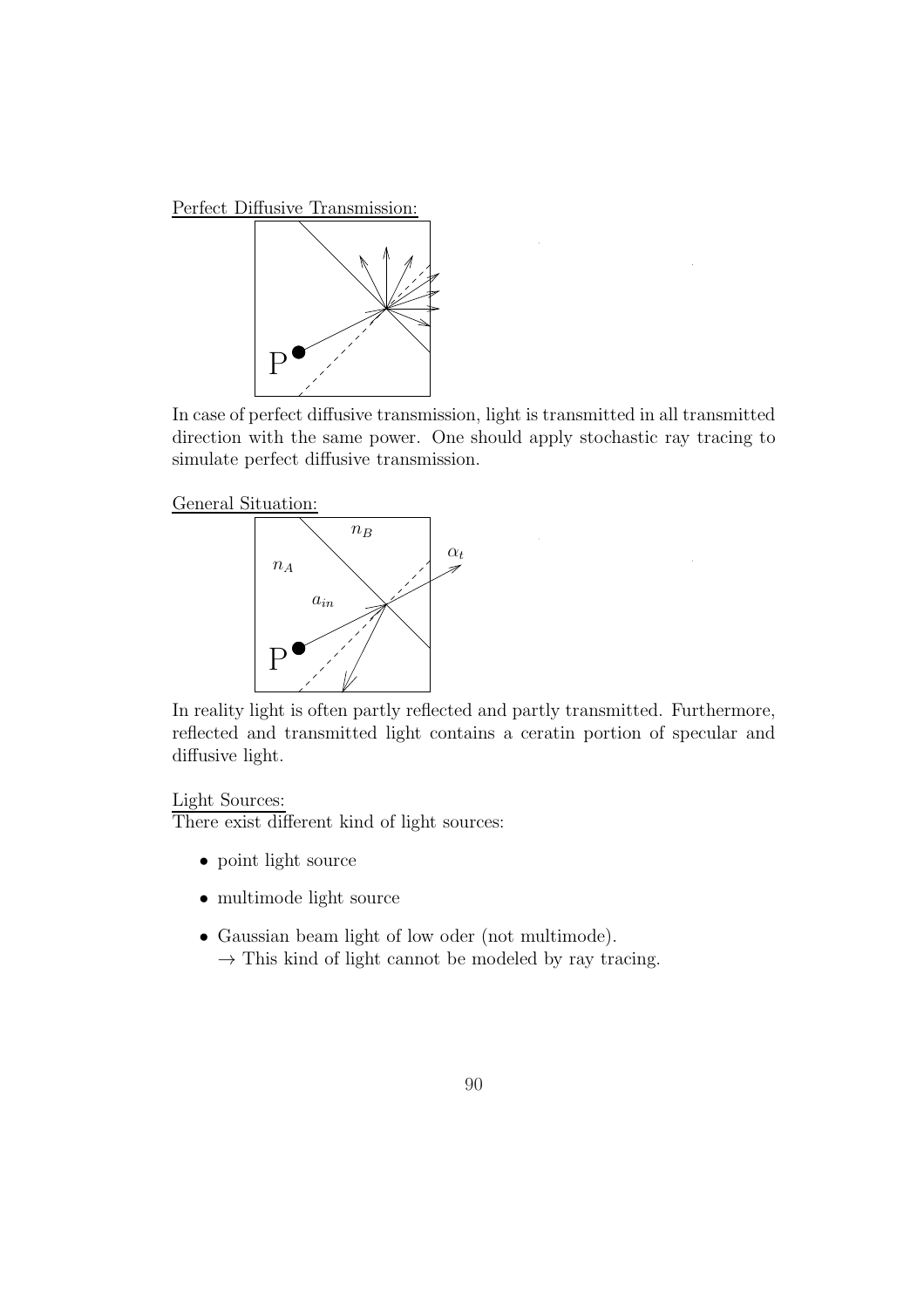Perfect Diffusive Transmission:

In case of perfect diffusive transmission, light is transmitted in all transmitted direction with the same power. One should apply stochastic ray tracing to simulate perfect diffusive transmission.

General Situation:

In reality light is often partly reflected and partly transmitted. Furthermore, reflected and transmitted light contains a ceratin portion of specular and diffusive light.

Light Sources:
There exist different kind of light sources:

- point light source
- multimode light source
- Gaussian beam light of low oder (not multimode).
  → This kind of light cannot be modeled by ray tracing.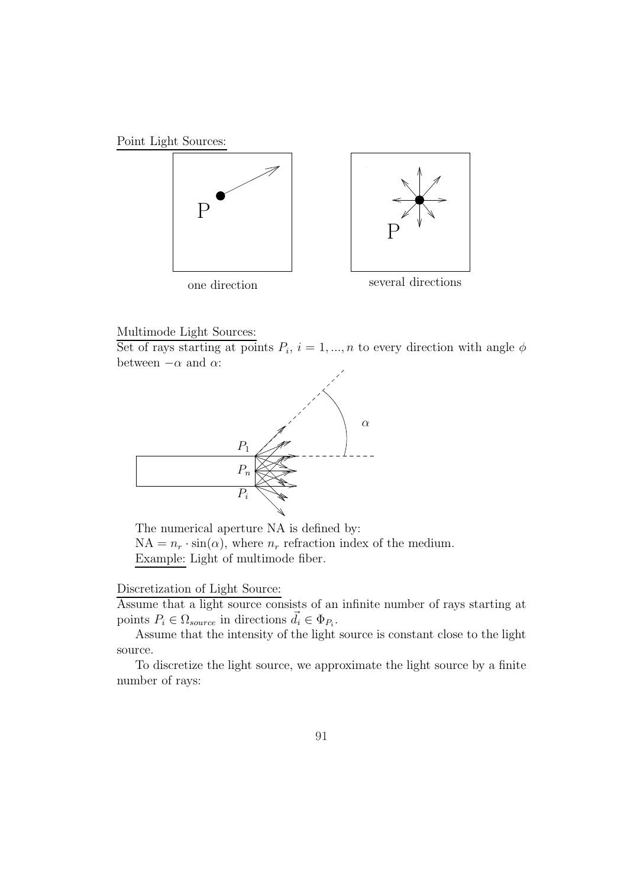Point Light Sources:

one direction

several directions

Multimode Light Sources:

Set of rays starting at points $P_i$, $i = 1, ..., n$ to every direction with angle $\phi$ between $-\alpha$ and $\alpha$:

The numerical aperture NA is defined by:
$\text{NA} = n_r \cdot \sin(\alpha)$, where $n_r$ refraction index of the medium.
Example: Light of multimode fiber.

Discretization of Light Source:

Assume that a light source consists of an infinite number of rays starting at points $P_i \in \Omega_{source}$ in directions $\vec{d_i} \in \Phi_{P_i}$.

Assume that the intensity of the light source is constant close to the light source.

To discretize the light source, we approximate the light source by a finite number of rays: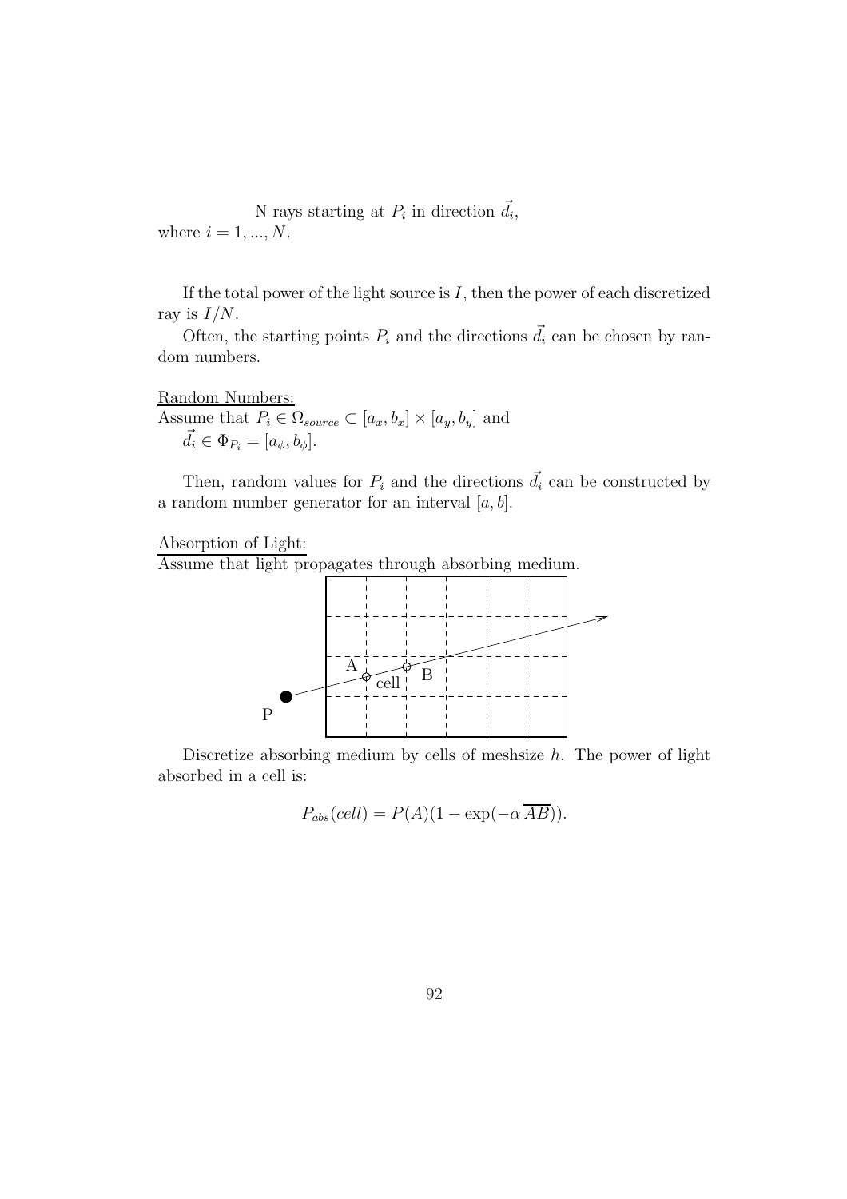N rays starting at $P_i$ in direction $\vec{d_i}$,
where $i = 1, ..., N$.

If the total power of the light source is $I$, then the power of each discretized ray is $I/N$.

Often, the starting points $P_i$ and the directions $\vec{d_i}$ can be chosen by random numbers.

<u>Random Numbers:</u>
Assume that $P_i \in \Omega_{source} \subset [a_x, b_x] \times [a_y, b_y]$ and
$\vec{d_i} \in \Phi_{P_i} = [a_\phi, b_\phi]$.

Then, random values for $P_i$ and the directions $\vec{d_i}$ can be constructed by a random number generator for an interval $[a, b]$.

<u>Absorption of Light:</u>
Assume that light propagates through absorbing medium.

Discretize absorbing medium by cells of meshsize $h$. The power of light absorbed in a cell is:

$$P_{abs}(cell) = P(A)(1 - \exp(-\alpha\, \overline{AB})).$$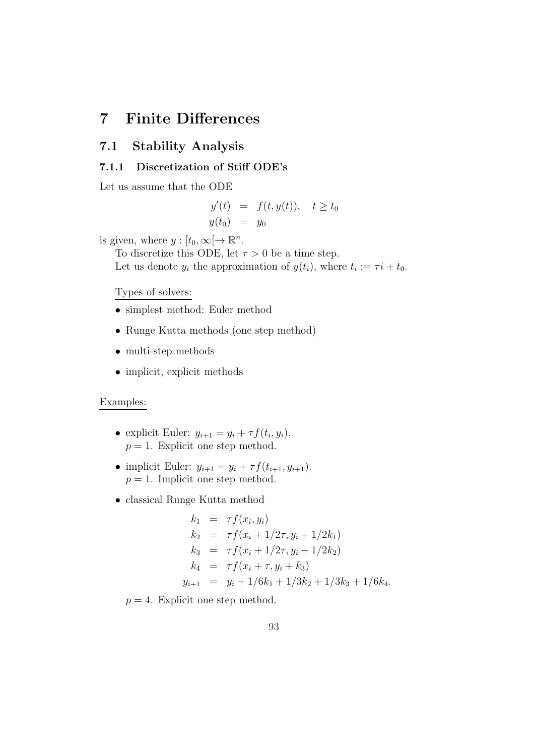# 7 Finite Differences

## 7.1 Stability Analysis

### 7.1.1 Discretization of Stiff ODE's

Let us assume that the ODE

$$
\begin{aligned}
y'(t) &= f(t, y(t)), \quad t \geq t_0 \\
y(t_0) &= y_0
\end{aligned}
$$

is given, where $y : [t_0, \infty[ \to \mathbb{R}^n$.

To discretize this ODE, let $\tau > 0$ be a time step.

Let us denote $y_i$ the approximation of $y(t_i)$, where $t_i := \tau i + t_0$.

Types of solvers:

- simplest method: Euler method
- Runge Kutta methods (one step method)
- multi-step methods
- implicit, explicit methods

Examples:

- explicit Euler: $y_{i+1} = y_i + \tau f(t_i, y_i)$.
  $p = 1$. Explicit one step method.
- implicit Euler: $y_{i+1} = y_i + \tau f(t_{i+1}, y_{i+1})$.
  $p = 1$. Implicit one step method.
- classical Runge Kutta method

$$
\begin{aligned}
k_1 &= \tau f(x_i, y_i) \\
k_2 &= \tau f(x_i + 1/2\tau, y_i + 1/2k_1) \\
k_3 &= \tau f(x_i + 1/2\tau, y_i + 1/2k_2) \\
k_4 &= \tau f(x_i + \tau, y_i + k_3) \\
y_{i+1} &= y_i + 1/6k_1 + 1/3k_2 + 1/3k_3 + 1/6k_4.
\end{aligned}
$$

  $p = 4$. Explicit one step method.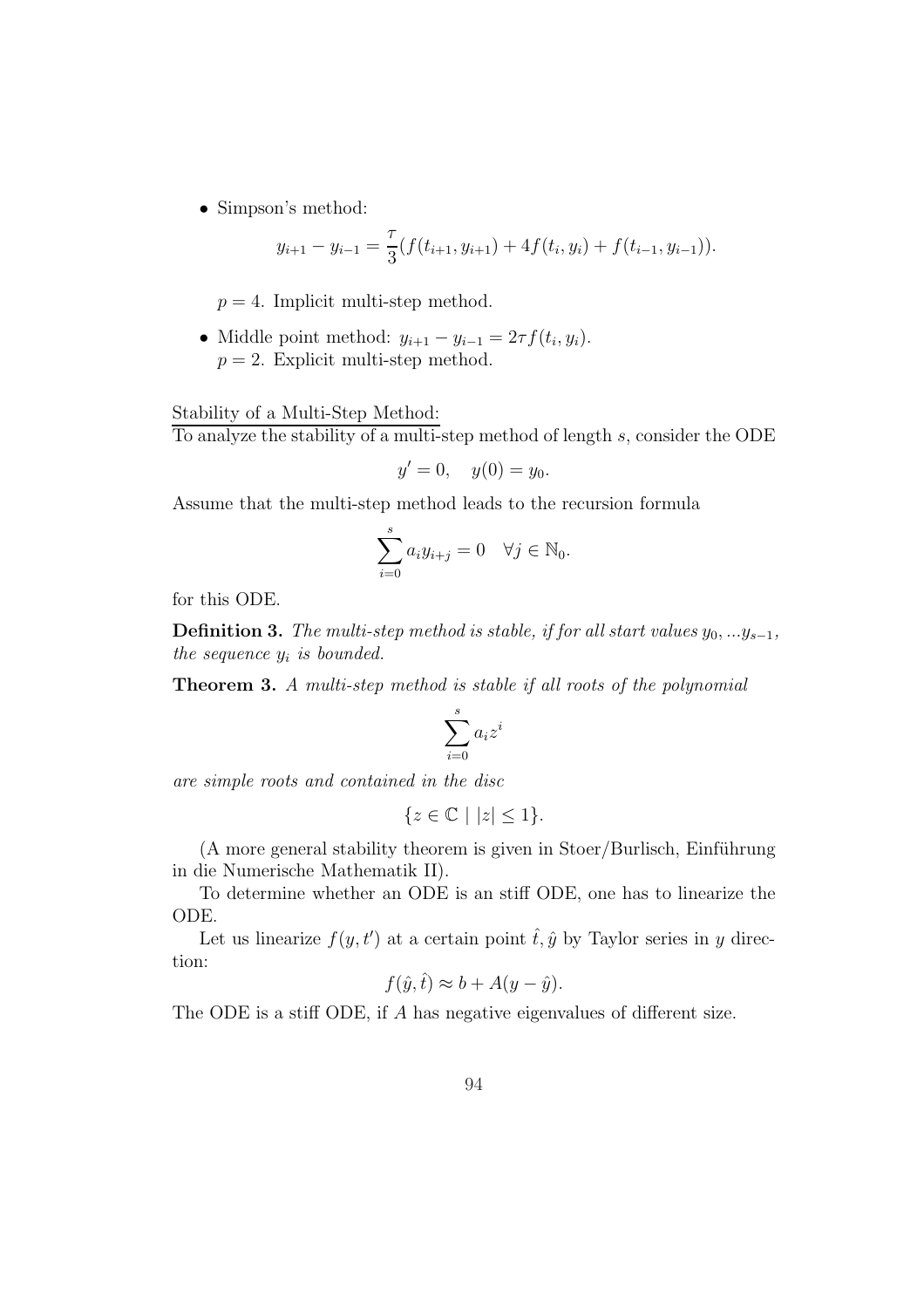- Simpson's method:

$$y_{i+1} - y_{i-1} = \frac{\tau}{3}(f(t_{i+1}, y_{i+1}) + 4f(t_i, y_i) + f(t_{i-1}, y_{i-1})).$$

  $p = 4$. Implicit multi-step method.

- Middle point method: $y_{i+1} - y_{i-1} = 2\tau f(t_i, y_i)$.
  $p = 2$. Explicit multi-step method.

Stability of a Multi-Step Method:
To analyze the stability of a multi-step method of length $s$, consider the ODE

$$y' = 0, \quad y(0) = y_0.$$

Assume that the multi-step method leads to the recursion formula

$$\sum_{i=0}^{s} a_i y_{i+j} = 0 \quad \forall j \in \mathbb{N}_0.$$

for this ODE.

**Definition 3.** *The multi-step method is stable, if for all start values $y_0, ...y_{s-1}$, the sequence $y_i$ is bounded.*

**Theorem 3.** *A multi-step method is stable if all roots of the polynomial*

$$\sum_{i=0}^{s} a_i z^i$$

*are simple roots and contained in the disc*

$$\{z \in \mathbb{C} \mid |z| \leq 1\}.$$

(A more general stability theorem is given in Stoer/Burlisch, Einführung in die Numerische Mathematik II).

To determine whether an ODE is an stiff ODE, one has to linearize the ODE.

Let us linearize $f(y, t')$ at a certain point $\hat{t}, \hat{y}$ by Taylor series in $y$ direction:

$$f(\hat{y}, \hat{t}) \approx b + A(y - \hat{y}).$$

The ODE is a stiff ODE, if $A$ has negative eigenvalues of different size.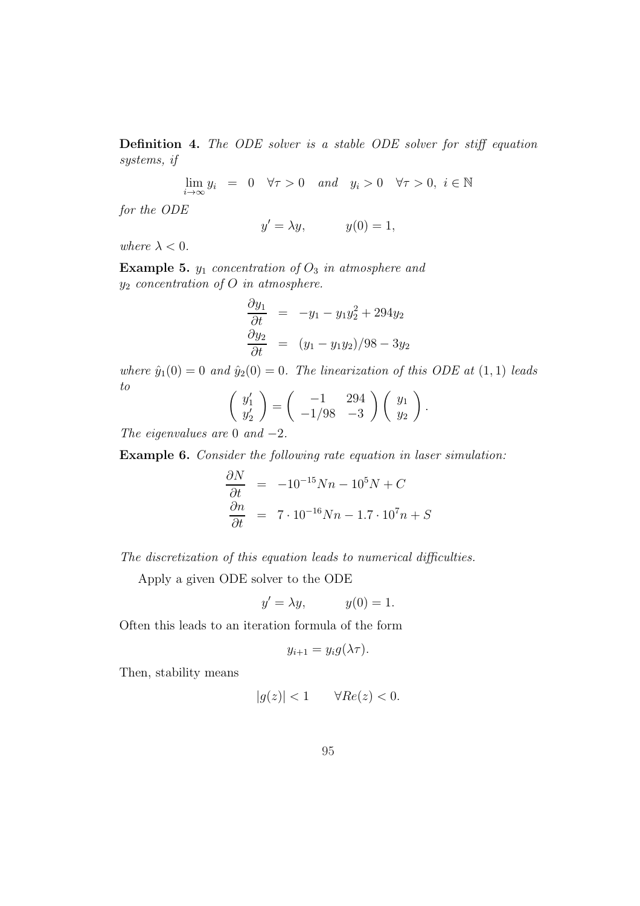**Definition 4.** *The ODE solver is a stable ODE solver for stiff equation systems, if*

$$\lim_{i\to\infty} y_i \;=\; 0 \quad \forall \tau > 0 \quad \textit{and} \quad y_i > 0 \quad \forall \tau > 0,\; i \in \mathbb{N}$$

*for the ODE*

$$y' = \lambda y, \qquad y(0) = 1,$$

*where* $\lambda < 0$*.*

**Example 5.** $y_1$ *concentration of* $O_3$ *in atmosphere and* $y_2$ *concentration of* $O$ *in atmosphere.*

$$\begin{aligned}
\frac{\partial y_1}{\partial t} &= -y_1 - y_1 y_2^2 + 294 y_2 \\
\frac{\partial y_2}{\partial t} &= (y_1 - y_1 y_2)/98 - 3y_2
\end{aligned}$$

*where* $\hat{y}_1(0) = 0$ *and* $\hat{y}_2(0) = 0$*. The linearization of this ODE at* $(1,1)$ *leads to*

$$\begin{pmatrix} y_1' \\ y_2' \end{pmatrix} = \begin{pmatrix} -1 & 294 \\ -1/98 & -3 \end{pmatrix} \begin{pmatrix} y_1 \\ y_2 \end{pmatrix}.$$

*The eigenvalues are* $0$ *and* $-2$*.*

**Example 6.** *Consider the following rate equation in laser simulation:*

$$\begin{aligned}
\frac{\partial N}{\partial t} &= -10^{-15} N n - 10^5 N + C \\
\frac{\partial n}{\partial t} &= 7 \cdot 10^{-16} N n - 1.7 \cdot 10^7 n + S
\end{aligned}$$

*The discretization of this equation leads to numerical difficulties.*

Apply a given ODE solver to the ODE

$$y' = \lambda y, \qquad y(0) = 1.$$

Often this leads to an iteration formula of the form

$$y_{i+1} = y_i g(\lambda \tau).$$

Then, stability means

$$|g(z)| < 1 \qquad \forall Re(z) < 0.$$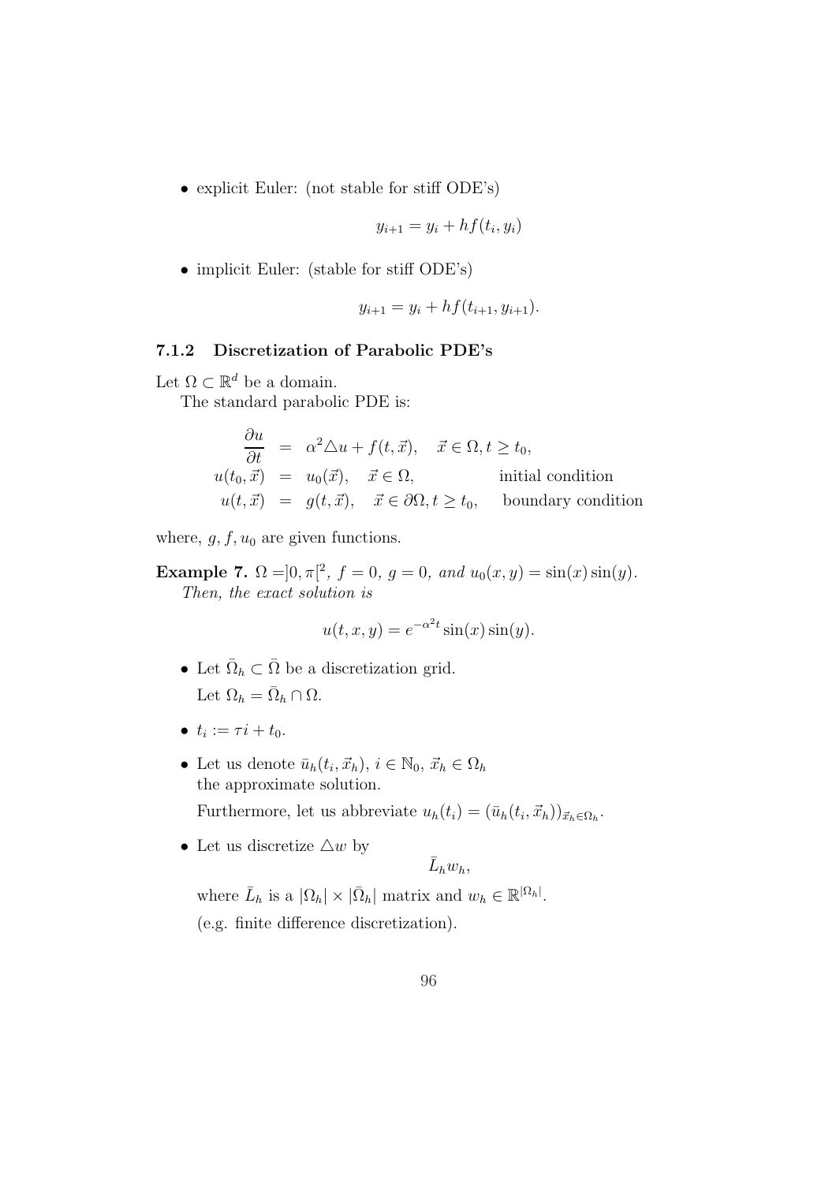- explicit Euler: (not stable for stiff ODE's)

$$y_{i+1} = y_i + hf(t_i, y_i)$$

- implicit Euler: (stable for stiff ODE's)

$$y_{i+1} = y_i + hf(t_{i+1}, y_{i+1}).$$

### 7.1.2 Discretization of Parabolic PDE's

Let $\Omega \subset \mathbb{R}^d$ be a domain.

The standard parabolic PDE is:

$$\begin{aligned}
\frac{\partial u}{\partial t} &= \alpha^2 \triangle u + f(t, \vec{x}), \quad \vec{x} \in \Omega, t \geq t_0, \\
u(t_0, \vec{x}) &= u_0(\vec{x}), \quad \vec{x} \in \Omega, \qquad \text{initial condition} \\
u(t, \vec{x}) &= g(t, \vec{x}), \quad \vec{x} \in \partial\Omega, t \geq t_0, \qquad \text{boundary condition}
\end{aligned}$$

where, $g, f, u_0$ are given functions.

**Example 7.** *$\Omega = ]0, \pi[^2$, $f = 0$, $g = 0$, and $u_0(x, y) = \sin(x)\sin(y)$.*
*Then, the exact solution is*

$$u(t, x, y) = e^{-\alpha^2 t} \sin(x) \sin(y).$$

- Let $\bar{\Omega}_h \subset \bar{\Omega}$ be a discretization grid.
  Let $\Omega_h = \bar{\Omega}_h \cap \Omega$.
- $t_i := \tau i + t_0$.
- Let us denote $\bar{u}_h(t_i, \vec{x}_h)$, $i \in \mathbb{N}_0$, $\vec{x}_h \in \Omega_h$ the approximate solution.
  Furthermore, let us abbreviate $u_h(t_i) = (\bar{u}_h(t_i, \vec{x}_h))_{\vec{x}_h \in \Omega_h}$.
- Let us discretize $\triangle w$ by

$$\bar{L}_h w_h,$$

  where $\bar{L}_h$ is a $|\Omega_h| \times |\bar{\Omega}_h|$ matrix and $w_h \in \mathbb{R}^{|\Omega_h|}$.
  (e.g. finite difference discretization).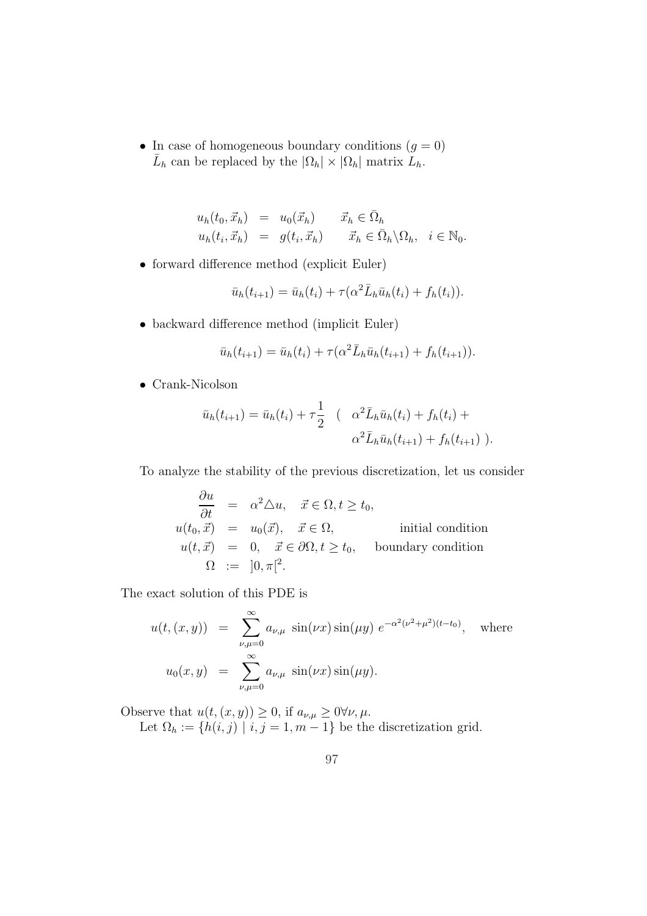- In case of homogeneous boundary conditions ($g = 0$) $\bar{L}_h$ can be replaced by the $|\Omega_h| \times |\Omega_h|$ matrix $L_h$.

$$
\begin{aligned}
u_h(t_0, \vec{x}_h) &= u_0(\vec{x}_h) \qquad \vec{x}_h \in \bar{\Omega}_h \\
u_h(t_i, \vec{x}_h) &= g(t_i, \vec{x}_h) \qquad \vec{x}_h \in \bar{\Omega}_h \backslash \Omega_h, \quad i \in \mathbb{N}_0.
\end{aligned}
$$

- forward difference method (explicit Euler)

$$
\bar{u}_h(t_{i+1}) = \bar{u}_h(t_i) + \tau(\alpha^2 \bar{L}_h \bar{u}_h(t_i) + f_h(t_i)).
$$

- backward difference method (implicit Euler)

$$
\bar{u}_h(t_{i+1}) = \bar{u}_h(t_i) + \tau(\alpha^2 \bar{L}_h \bar{u}_h(t_{i+1}) + f_h(t_{i+1})).
$$

- Crank-Nicolson

$$
\bar{u}_h(t_{i+1}) = \bar{u}_h(t_i) + \tau\frac{1}{2} \quad ( \quad \alpha^2 \bar{L}_h \bar{u}_h(t_i) + f_h(t_i) + \alpha^2 \bar{L}_h \bar{u}_h(t_{i+1}) + f_h(t_{i+1}) \ ).
$$

To analyze the stability of the previous discretization, let us consider

$$
\begin{aligned}
\frac{\partial u}{\partial t} &= \alpha^2 \triangle u, \quad \vec{x} \in \Omega, t \geq t_0, \\
u(t_0, \vec{x}) &= u_0(\vec{x}), \quad \vec{x} \in \Omega, \qquad\qquad \text{initial condition} \\
u(t, \vec{x}) &= 0, \quad \vec{x} \in \partial\Omega, t \geq t_0, \quad \text{boundary condition} \\
\Omega &:= \, ]0, \pi[^2.
\end{aligned}
$$

The exact solution of this PDE is

$$
\begin{aligned}
u(t, (x, y)) &= \sum_{\nu,\mu=0}^{\infty} a_{\nu,\mu} \, \sin(\nu x) \sin(\mu y) \, e^{-\alpha^2(\nu^2+\mu^2)(t-t_0)}, \quad \text{where} \\
u_0(x, y) &= \sum_{\nu,\mu=0}^{\infty} a_{\nu,\mu} \, \sin(\nu x) \sin(\mu y).
\end{aligned}
$$

Observe that $u(t, (x, y)) \geq 0$, if $a_{\nu,\mu} \geq 0 \forall \nu, \mu$.

Let $\Omega_h := \{h(i, j) \mid i, j = 1, m-1\}$ be the discretization grid.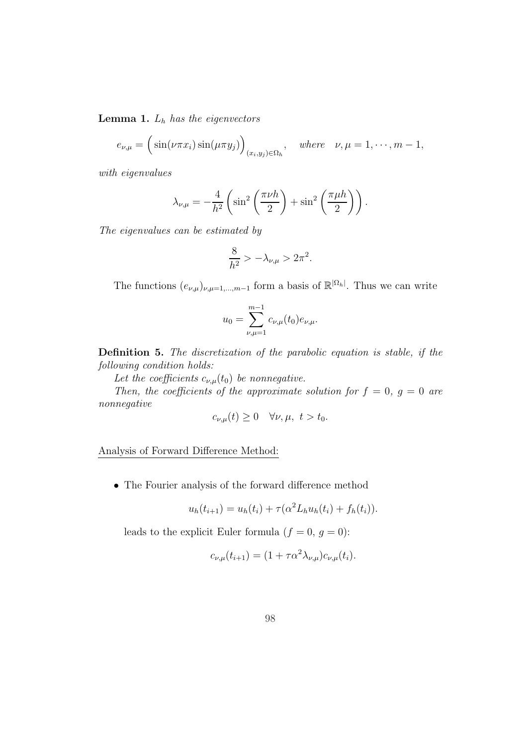**Lemma 1.** *$L_h$ has the eigenvectors*

$$e_{\nu,\mu} = \Big(\sin(\nu\pi x_i)\sin(\mu\pi y_j)\Big)_{(x_i,y_j)\in\Omega_h}, \quad \textit{where} \quad \nu,\mu = 1,\cdots,m-1,$$

*with eigenvalues*

$$\lambda_{\nu,\mu} = -\frac{4}{h^2}\left(\sin^2\left(\frac{\pi\nu h}{2}\right) + \sin^2\left(\frac{\pi\mu h}{2}\right)\right).$$

*The eigenvalues can be estimated by*

$$\frac{8}{h^2} > -\lambda_{\nu,\mu} > 2\pi^2.$$

The functions $(e_{\nu,\mu})_{\nu,\mu=1,\ldots,m-1}$ form a basis of $\mathbb{R}^{|\Omega_h|}$. Thus we can write

$$u_0 = \sum_{\nu,\mu=1}^{m-1} c_{\nu,\mu}(t_0) e_{\nu,\mu}.$$

**Definition 5.** *The discretization of the parabolic equation is stable, if the following condition holds:*

*Let the coefficients $c_{\nu,\mu}(t_0)$ be nonnegative.*

*Then, the coefficients of the approximate solution for $f = 0$, $g = 0$ are nonnegative*

$$c_{\nu,\mu}(t) \geq 0 \quad \forall \nu,\mu,\ t > t_0.$$

Analysis of Forward Difference Method:

- The Fourier analysis of the forward difference method

  $$u_h(t_{i+1}) = u_h(t_i) + \tau(\alpha^2 L_h u_h(t_i) + f_h(t_i)).$$

  leads to the explicit Euler formula ($f = 0$, $g = 0$):

  $$c_{\nu,\mu}(t_{i+1}) = (1 + \tau\alpha^2\lambda_{\nu,\mu}) c_{\nu,\mu}(t_i).$$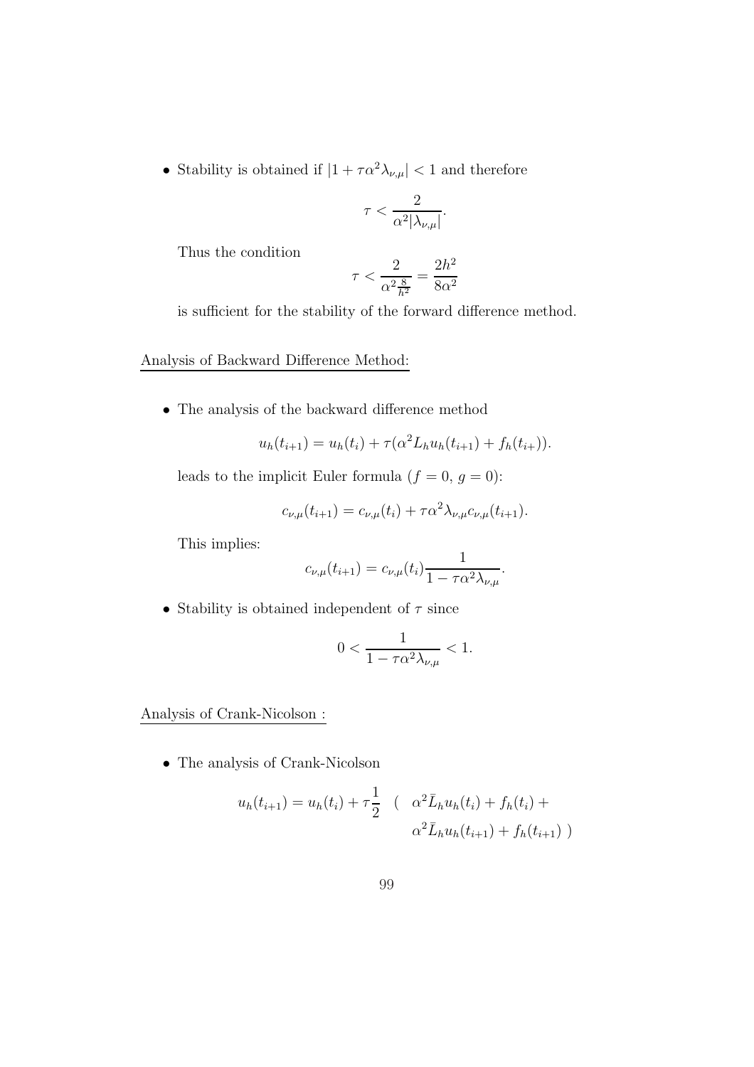- Stability is obtained if $|1 + \tau\alpha^2\lambda_{\nu,\mu}| < 1$ and therefore

$$\tau < \frac{2}{\alpha^2|\lambda_{\nu,\mu}|}.$$

Thus the condition

$$\tau < \frac{2}{\alpha^2\frac{8}{h^2}} = \frac{2h^2}{8\alpha^2}$$

is sufficient for the stability of the forward difference method.

<u>Analysis of Backward Difference Method:</u>

- The analysis of the backward difference method

$$u_h(t_{i+1}) = u_h(t_i) + \tau(\alpha^2 L_h u_h(t_{i+1}) + f_h(t_{i+})).$$

leads to the implicit Euler formula ($f = 0$, $g = 0$):

$$c_{\nu,\mu}(t_{i+1}) = c_{\nu,\mu}(t_i) + \tau\alpha^2\lambda_{\nu,\mu}c_{\nu,\mu}(t_{i+1}).$$

This implies:

$$c_{\nu,\mu}(t_{i+1}) = c_{\nu,\mu}(t_i)\frac{1}{1 - \tau\alpha^2\lambda_{\nu,\mu}}.$$

- Stability is obtained independent of $\tau$ since

$$0 < \frac{1}{1 - \tau\alpha^2\lambda_{\nu,\mu}} < 1.$$

<u>Analysis of Crank-Nicolson :</u>

- The analysis of Crank-Nicolson

$$u_h(t_{i+1}) = u_h(t_i) + \tau\frac{1}{2} \quad ( \quad \alpha^2\bar{L}_h u_h(t_i) + f_h(t_i) + \alpha^2\bar{L}_h u_h(t_{i+1}) + f_h(t_{i+1}) \ )$$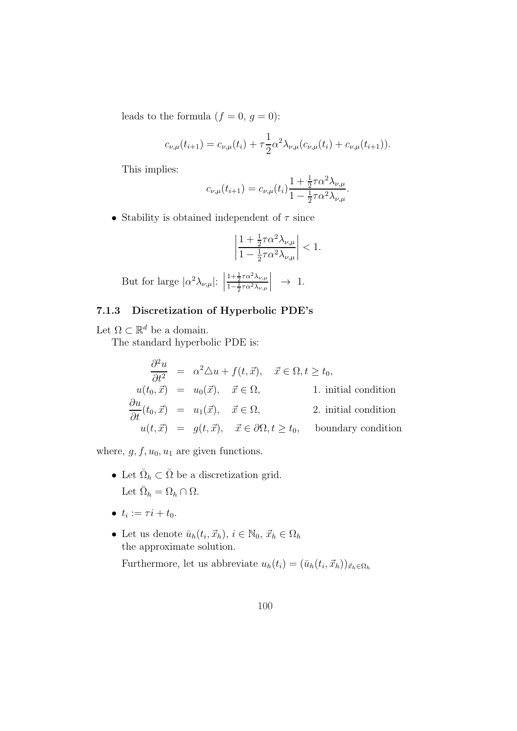leads to the formula ($f = 0$, $g = 0$):

$$c_{\nu,\mu}(t_{i+1}) = c_{\nu,\mu}(t_i) + \tau \frac{1}{2} \alpha^2 \lambda_{\nu,\mu}(c_{\nu,\mu}(t_i) + c_{\nu,\mu}(t_{i+1})).$$

This implies:

$$c_{\nu,\mu}(t_{i+1}) = c_{\nu,\mu}(t_i) \frac{1 + \frac{1}{2}\tau\alpha^2\lambda_{\nu,\mu}}{1 - \frac{1}{2}\tau\alpha^2\lambda_{\nu,\mu}}.$$

- Stability is obtained independent of $\tau$ since

$$\left| \frac{1 + \frac{1}{2}\tau\alpha^2\lambda_{\nu,\mu}}{1 - \frac{1}{2}\tau\alpha^2\lambda_{\nu,\mu}} \right| < 1.$$

But for large $|\alpha^2\lambda_{\nu,\mu}|$: $\left| \frac{1 + \frac{1}{2}\tau\alpha^2\lambda_{\nu,\mu}}{1 - \frac{1}{2}\tau\alpha^2\lambda_{\nu,\mu}} \right| \to 1$.

### 7.1.3 Discretization of Hyperbolic PDE's

Let $\Omega \subset \mathbb{R}^d$ be a domain.

The standard hyperbolic PDE is:

$$\begin{aligned}
\frac{\partial^2 u}{\partial t^2} &= \alpha^2 \triangle u + f(t, \vec{x}), \quad \vec{x} \in \Omega, t \geq t_0, \\
u(t_0, \vec{x}) &= u_0(\vec{x}), \quad \vec{x} \in \Omega, \qquad \text{1. initial condition} \\
\frac{\partial u}{\partial t}(t_0, \vec{x}) &= u_1(\vec{x}), \quad \vec{x} \in \Omega, \qquad \text{2. initial condition} \\
u(t, \vec{x}) &= g(t, \vec{x}), \quad \vec{x} \in \partial\Omega, t \geq t_0, \quad \text{boundary condition}
\end{aligned}$$

where, $g, f, u_0, u_1$ are given functions.

- Let $\bar{\Omega}_h \subset \bar{\Omega}$ be a discretization grid.
  Let $\bar{\Omega}_h = \Omega_h \cap \Omega$.
- $t_i := \tau i + t_0$.
- Let us denote $\bar{u}_h(t_i, \vec{x}_h)$, $i \in \mathbb{N}_0$, $\vec{x}_h \in \Omega_h$ the approximate solution.

  Furthermore, let us abbreviate $u_h(t_i) = (\bar{u}_h(t_i, \vec{x}_h))_{\vec{x}_h \in \Omega_h}$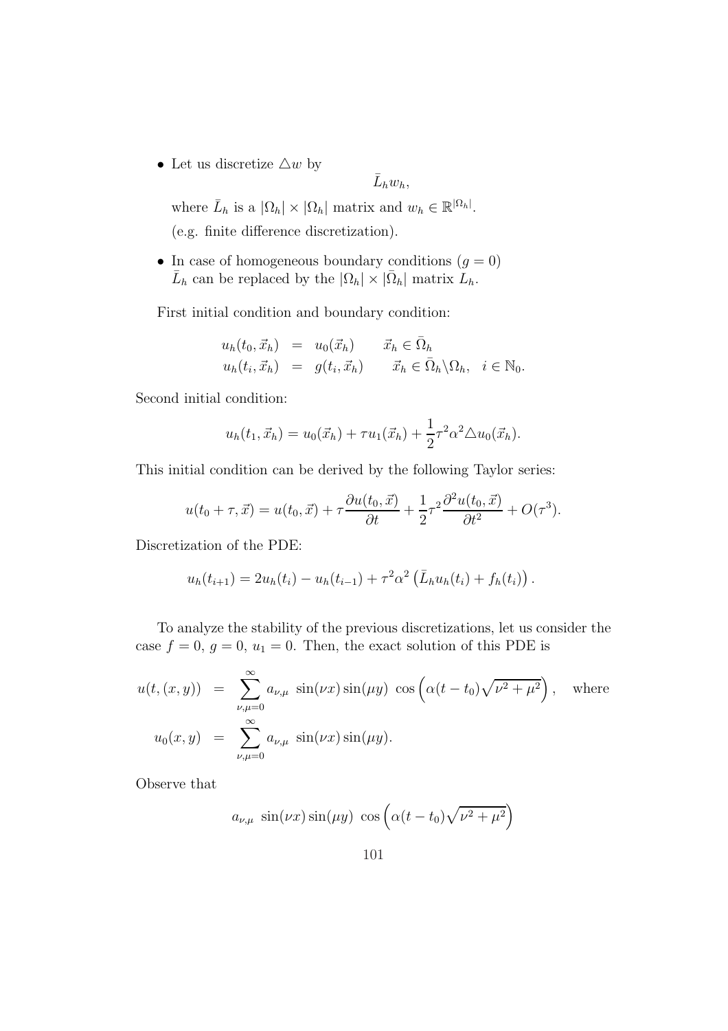- Let us discretize $\triangle w$ by

$$\bar{L}_h w_h,$$

  where $\bar{L}_h$ is a $|\Omega_h| \times |\Omega_h|$ matrix and $w_h \in \mathbb{R}^{|\Omega_h|}$.

  (e.g. finite difference discretization).

- In case of homogeneous boundary conditions ($g = 0$) $\bar{L}_h$ can be replaced by the $|\Omega_h| \times |\bar{\Omega}_h|$ matrix $L_h$.

First initial condition and boundary condition:

$$\begin{aligned}
u_h(t_0, \vec{x}_h) &= u_0(\vec{x}_h) \qquad \vec{x}_h \in \bar{\Omega}_h \\
u_h(t_i, \vec{x}_h) &= g(t_i, \vec{x}_h) \qquad \vec{x}_h \in \bar{\Omega}_h \backslash \Omega_h, \quad i \in \mathbb{N}_0.
\end{aligned}$$

Second initial condition:

$$u_h(t_1, \vec{x}_h) = u_0(\vec{x}_h) + \tau u_1(\vec{x}_h) + \frac{1}{2}\tau^2 \alpha^2 \triangle u_0(\vec{x}_h).$$

This initial condition can be derived by the following Taylor series:

$$u(t_0 + \tau, \vec{x}) = u(t_0, \vec{x}) + \tau \frac{\partial u(t_0, \vec{x})}{\partial t} + \frac{1}{2}\tau^2 \frac{\partial^2 u(t_0, \vec{x})}{\partial t^2} + O(\tau^3).$$

Discretization of the PDE:

$$u_h(t_{i+1}) = 2u_h(t_i) - u_h(t_{i-1}) + \tau^2 \alpha^2 \left( \bar{L}_h u_h(t_i) + f_h(t_i) \right).$$

To analyze the stability of the previous discretizations, let us consider the case $f = 0$, $g = 0$, $u_1 = 0$. Then, the exact solution of this PDE is

$$\begin{aligned}
u(t, (x, y)) &= \sum_{\nu,\mu=0}^{\infty} a_{\nu,\mu} \ \sin(\nu x) \sin(\mu y) \ \cos\left( \alpha (t - t_0) \sqrt{\nu^2 + \mu^2} \right), \quad \text{where} \\
u_0(x, y) &= \sum_{\nu,\mu=0}^{\infty} a_{\nu,\mu} \ \sin(\nu x) \sin(\mu y).
\end{aligned}$$

Observe that

$$a_{\nu,\mu} \ \sin(\nu x) \sin(\mu y) \ \cos\left( \alpha (t - t_0) \sqrt{\nu^2 + \mu^2} \right)$$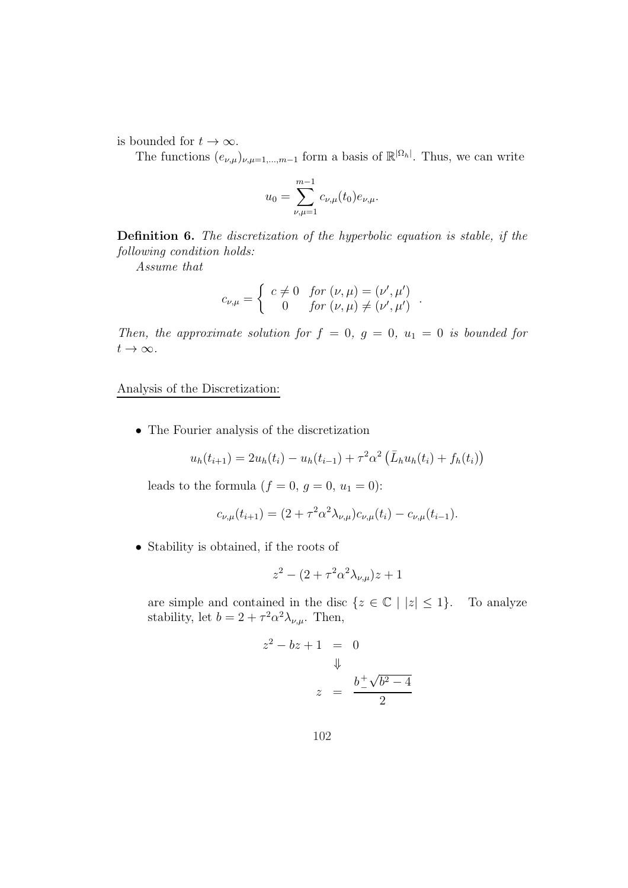is bounded for $t \to \infty$.

The functions $(e_{\nu,\mu})_{\nu,\mu=1,\dots,m-1}$ form a basis of $\mathbb{R}^{|\Omega_h|}$. Thus, we can write

$$u_0 = \sum_{\nu,\mu=1}^{m-1} c_{\nu,\mu}(t_0) e_{\nu,\mu}.$$

**Definition 6.** *The discretization of the hyperbolic equation is stable, if the following condition holds:*

*Assume that*

$$c_{\nu,\mu} = \begin{cases} c \neq 0 & \text{for } (\nu,\mu) = (\nu',\mu') \\ 0 & \text{for } (\nu,\mu) \neq (\nu',\mu') \end{cases}.$$

*Then, the approximate solution for $f = 0$, $g = 0$, $u_1 = 0$ is bounded for $t \to \infty$.*

Analysis of the Discretization:

- The Fourier analysis of the discretization

  $$u_h(t_{i+1}) = 2u_h(t_i) - u_h(t_{i-1}) + \tau^2\alpha^2 \left(\bar{L}_h u_h(t_i) + f_h(t_i)\right)$$

  leads to the formula ($f = 0$, $g = 0$, $u_1 = 0$):

  $$c_{\nu,\mu}(t_{i+1}) = (2 + \tau^2\alpha^2\lambda_{\nu,\mu})c_{\nu,\mu}(t_i) - c_{\nu,\mu}(t_{i-1}).$$

- Stability is obtained, if the roots of

  $$z^2 - (2 + \tau^2\alpha^2\lambda_{\nu,\mu})z + 1$$

  are simple and contained in the disc $\{z \in \mathbb{C} \mid |z| \leq 1\}$. To analyze stability, let $b = 2 + \tau^2\alpha^2\lambda_{\nu,\mu}$. Then,

  $$\begin{aligned} z^2 - bz + 1 &= 0 \\ &\Downarrow \\ z &= \frac{b \pm \sqrt{b^2 - 4}}{2} \end{aligned}$$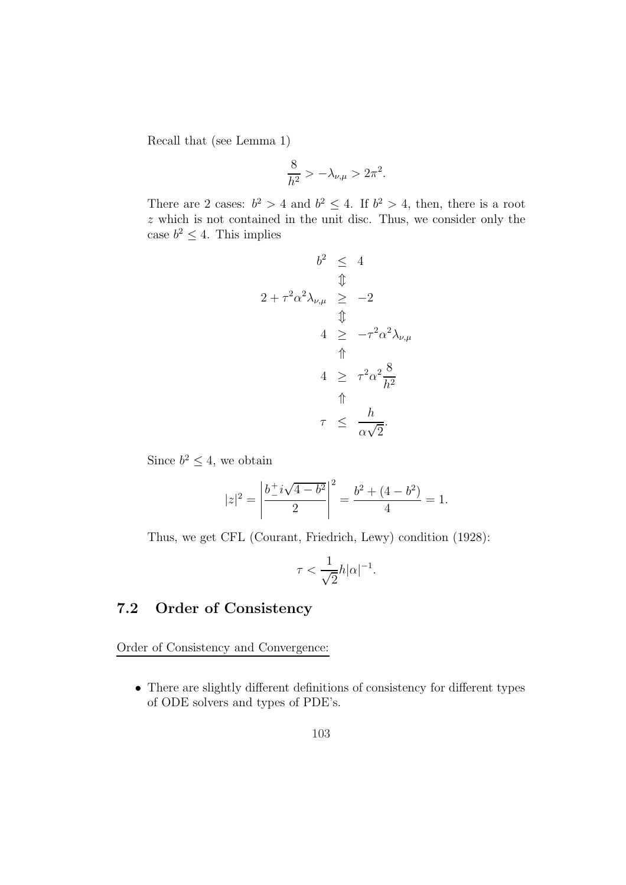Recall that (see Lemma 1)

$$\frac{8}{h^2} > -\lambda_{\nu,\mu} > 2\pi^2.$$

There are 2 cases: $b^2 > 4$ and $b^2 \leq 4$. If $b^2 > 4$, then, there is a root $z$ which is not contained in the unit disc. Thus, we consider only the case $b^2 \leq 4$. This implies

$$\begin{array}{rcl}
b^2 & \leq & 4 \\
& \Updownarrow & \\
2 + \tau^2\alpha^2\lambda_{\nu,\mu} & \geq & -2 \\
& \Updownarrow & \\
4 & \geq & -\tau^2\alpha^2\lambda_{\nu,\mu} \\
& \Uparrow & \\
4 & \geq & \tau^2\alpha^2\dfrac{8}{h^2} \\
& \Uparrow & \\
\tau & \leq & \dfrac{h}{\alpha\sqrt{2}}.
\end{array}$$

Since $b^2 \leq 4$, we obtain

$$|z|^2 = \left| \frac{b \pm i\sqrt{4 - b^2}}{2} \right|^2 = \frac{b^2 + (4 - b^2)}{4} = 1.$$

Thus, we get CFL (Courant, Friedrich, Lewy) condition (1928):

$$\tau < \frac{1}{\sqrt{2}} h |\alpha|^{-1}.$$

## 7.2 Order of Consistency

Order of Consistency and Convergence:

- There are slightly different definitions of consistency for different types of ODE solvers and types of PDE's.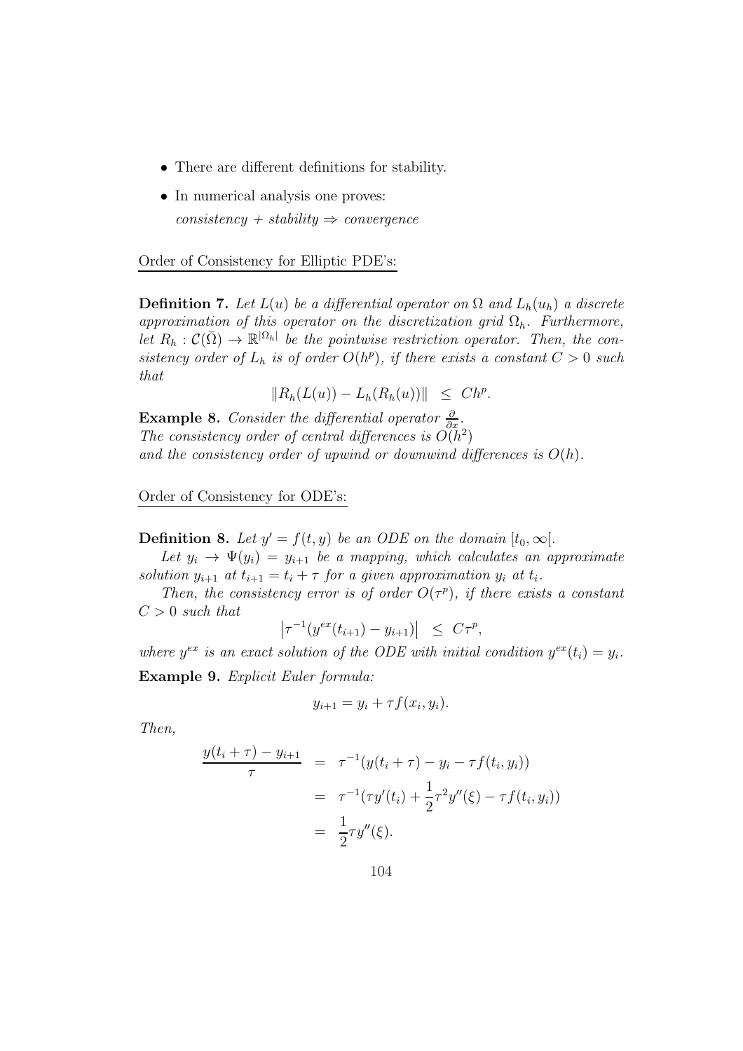- There are different definitions for stability.
- In numerical analysis one proves:

  *consistency + stability ⇒ convergence*

Order of Consistency for Elliptic PDE's:

**Definition 7.** *Let $L(u)$ be a differential operator on $\Omega$ and $L_h(u_h)$ a discrete approximation of this operator on the discretization grid $\Omega_h$. Furthermore, let $R_h : \mathcal{C}(\bar{\Omega}) \to \mathbb{R}^{|\Omega_h|}$ be the pointwise restriction operator. Then, the consistency order of $L_h$ is of order $O(h^p)$, if there exists a constant $C > 0$ such that*

$$\|R_h(L(u)) - L_h(R_h(u))\| \;\leq\; Ch^p.$$

**Example 8.** *Consider the differential operator $\frac{\partial}{\partial x}$.*
*The consistency order of central differences is $O(h^2)$*
*and the consistency order of upwind or downwind differences is $O(h)$.*

Order of Consistency for ODE's:

**Definition 8.** *Let $y' = f(t, y)$ be an ODE on the domain $[t_0, \infty[$.*

*Let $y_i \to \Psi(y_i) = y_{i+1}$ be a mapping, which calculates an approximate solution $y_{i+1}$ at $t_{i+1} = t_i + \tau$ for a given approximation $y_i$ at $t_i$.*

*Then, the consistency error is of order $O(\tau^p)$, if there exists a constant $C > 0$ such that*

$$\left|\tau^{-1}(y^{ex}(t_{i+1}) - y_{i+1})\right| \;\leq\; C\tau^p,$$

*where $y^{ex}$ is an exact solution of the ODE with initial condition $y^{ex}(t_i) = y_i$.*

**Example 9.** *Explicit Euler formula:*

$$y_{i+1} = y_i + \tau f(x_i, y_i).$$

*Then,*

$$\begin{aligned}
\frac{y(t_i + \tau) - y_{i+1}}{\tau} &= \tau^{-1}(y(t_i + \tau) - y_i - \tau f(t_i, y_i)) \\
&= \tau^{-1}(\tau y'(t_i) + \frac{1}{2}\tau^2 y''(\xi) - \tau f(t_i, y_i)) \\
&= \frac{1}{2}\tau y''(\xi).
\end{aligned}$$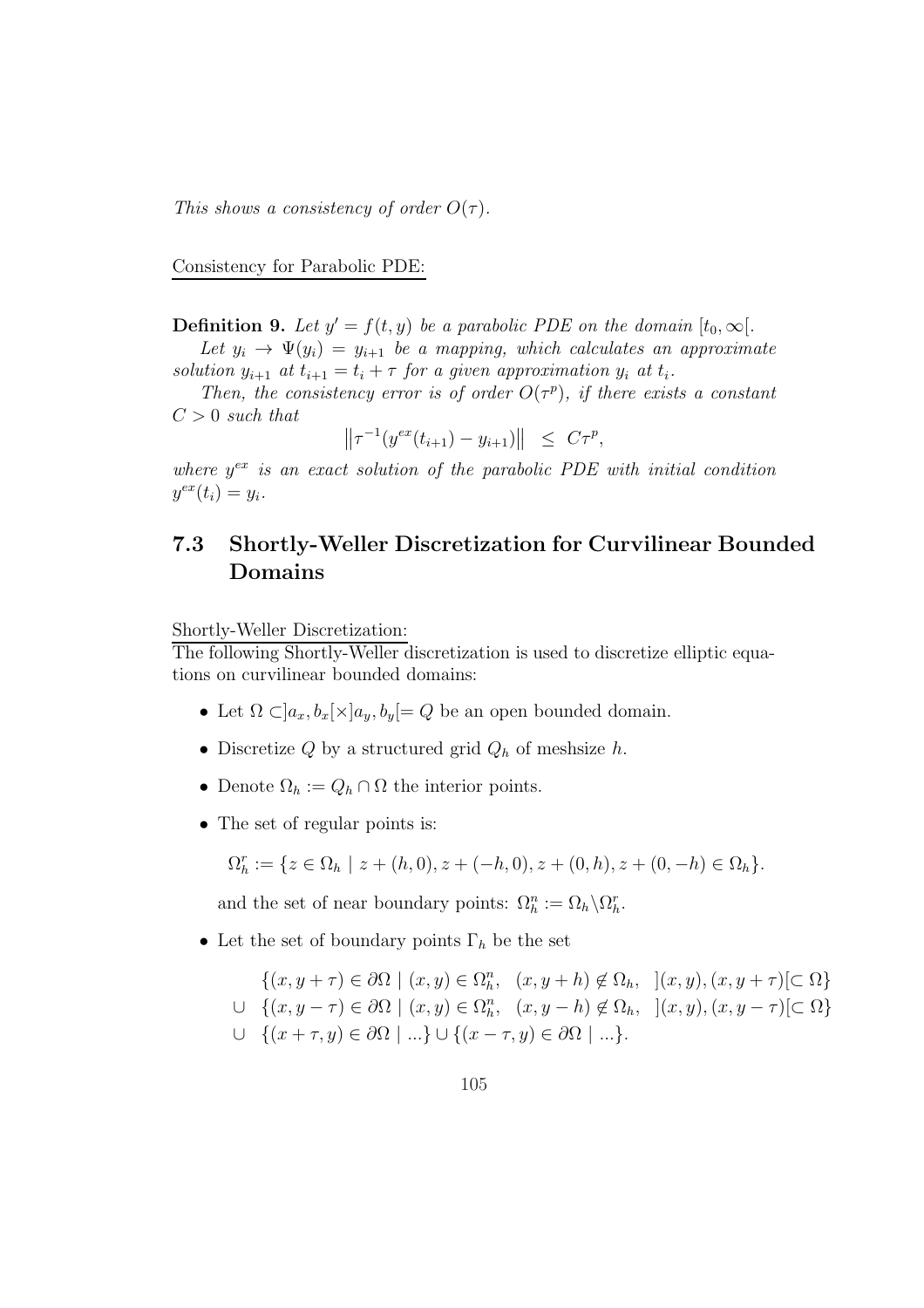*This shows a consistency of order $O(\tau)$.*

Consistency for Parabolic PDE:

**Definition 9.** *Let $y' = f(t, y)$ be a parabolic PDE on the domain $[t_0, \infty[$.*

*Let $y_i \to \Psi(y_i) = y_{i+1}$ be a mapping, which calculates an approximate solution $y_{i+1}$ at $t_{i+1} = t_i + \tau$ for a given approximation $y_i$ at $t_i$.*

*Then, the consistency error is of order $O(\tau^p)$, if there exists a constant $C > 0$ such that*

$$\left\| \tau^{-1}(y^{ex}(t_{i+1}) - y_{i+1}) \right\| \leq C\tau^p,$$

*where $y^{ex}$ is an exact solution of the parabolic PDE with initial condition $y^{ex}(t_i) = y_i$.*

## 7.3 Shortly-Weller Discretization for Curvilinear Bounded Domains

Shortly-Weller Discretization:

The following Shortly-Weller discretization is used to discretize elliptic equations on curvilinear bounded domains:

- Let $\Omega \subset ]a_x, b_x[\times]a_y, b_y[= Q$ be an open bounded domain.
- Discretize $Q$ by a structured grid $Q_h$ of meshsize $h$.
- Denote $\Omega_h := Q_h \cap \Omega$ the interior points.
- The set of regular points is:

  $$\Omega_h^r := \{z \in \Omega_h \mid z + (h, 0), z + (-h, 0), z + (0, h), z + (0, -h) \in \Omega_h\}.$$

  and the set of near boundary points: $\Omega_h^n := \Omega_h \backslash \Omega_h^r$.

- Let the set of boundary points $\Gamma_h$ be the set

  $$\begin{aligned} &\{(x, y + \tau) \in \partial\Omega \mid (x, y) \in \Omega_h^n, \ \ (x, y + h) \notin \Omega_h, \ \ ](x, y), (x, y + \tau)[\subset \Omega\} \\ \cup \ \ &\{(x, y - \tau) \in \partial\Omega \mid (x, y) \in \Omega_h^n, \ \ (x, y - h) \notin \Omega_h, \ \ ](x, y), (x, y - \tau)[\subset \Omega\} \\ \cup \ \ &\{(x + \tau, y) \in \partial\Omega \mid ...\} \cup \{(x - \tau, y) \in \partial\Omega \mid ...\}. \end{aligned}$$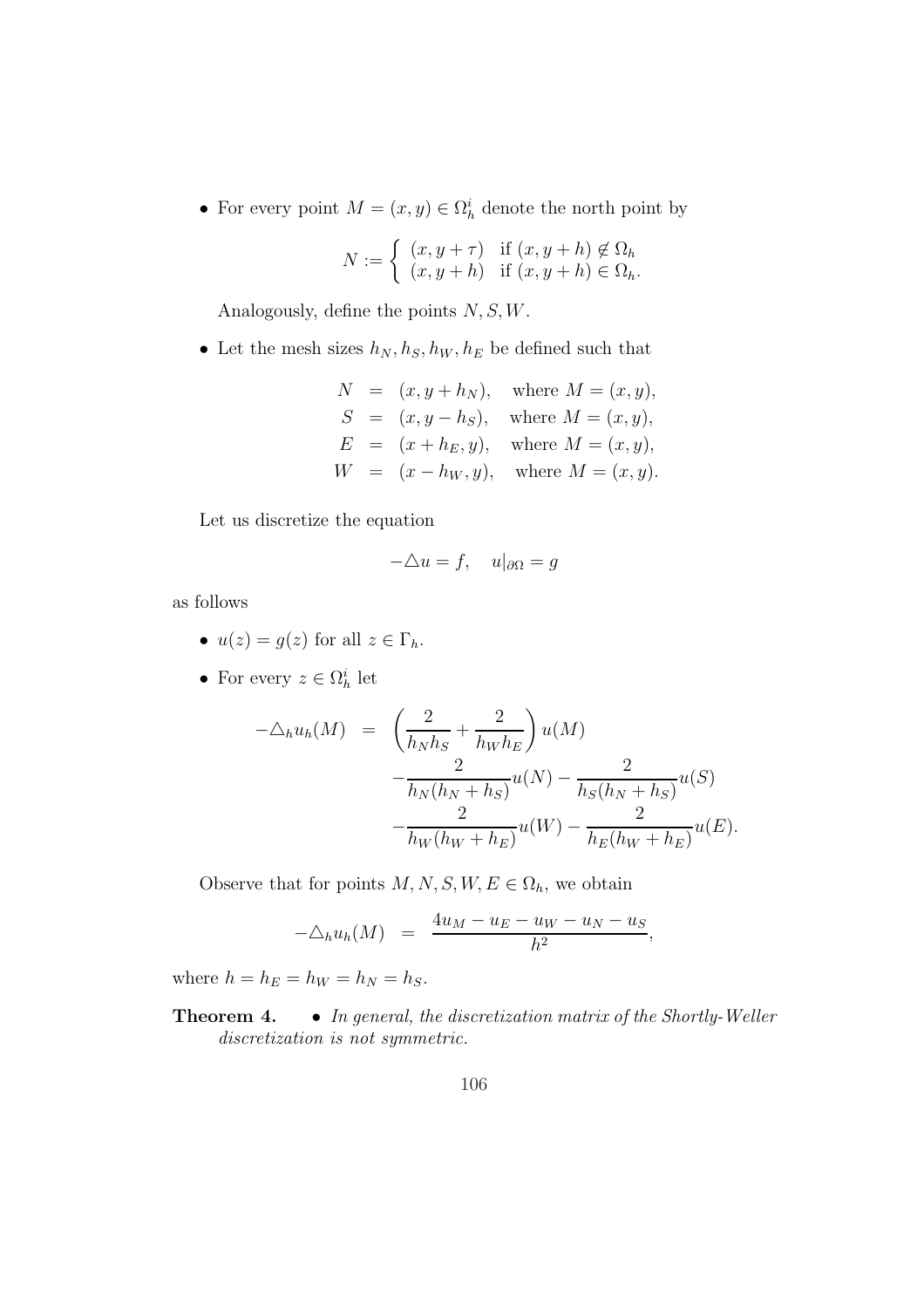- For every point $M = (x, y) \in \Omega_h^i$ denote the north point by

$$N := \begin{cases} (x, y+\tau) & \text{if } (x, y+h) \notin \Omega_h \\ (x, y+h) & \text{if } (x, y+h) \in \Omega_h. \end{cases}$$

  Analogously, define the points $N, S, W$.

- Let the mesh sizes $h_N, h_S, h_W, h_E$ be defined such that

$$\begin{aligned} N &= (x, y+h_N), \quad \text{where } M = (x,y), \\ S &= (x, y-h_S), \quad \text{where } M = (x,y), \\ E &= (x+h_E, y), \quad \text{where } M = (x,y), \\ W &= (x-h_W, y), \quad \text{where } M = (x,y). \end{aligned}$$

Let us discretize the equation

$$-\triangle u = f, \quad u|_{\partial\Omega} = g$$

as follows

- $u(z) = g(z)$ for all $z \in \Gamma_h$.
- For every $z \in \Omega_h^i$ let

$$\begin{aligned} -\triangle_h u_h(M) = &\left(\frac{2}{h_N h_S} + \frac{2}{h_W h_E}\right) u(M) \\ &- \frac{2}{h_N(h_N+h_S)} u(N) - \frac{2}{h_S(h_N+h_S)} u(S) \\ &- \frac{2}{h_W(h_W+h_E)} u(W) - \frac{2}{h_E(h_W+h_E)} u(E). \end{aligned}$$

Observe that for points $M, N, S, W, E \in \Omega_h$, we obtain

$$-\triangle_h u_h(M) = \frac{4u_M - u_E - u_W - u_N - u_S}{h^2},$$

where $h = h_E = h_W = h_N = h_S$.

**Theorem 4.** 
- *In general, the discretization matrix of the Shortly-Weller discretization is not symmetric.*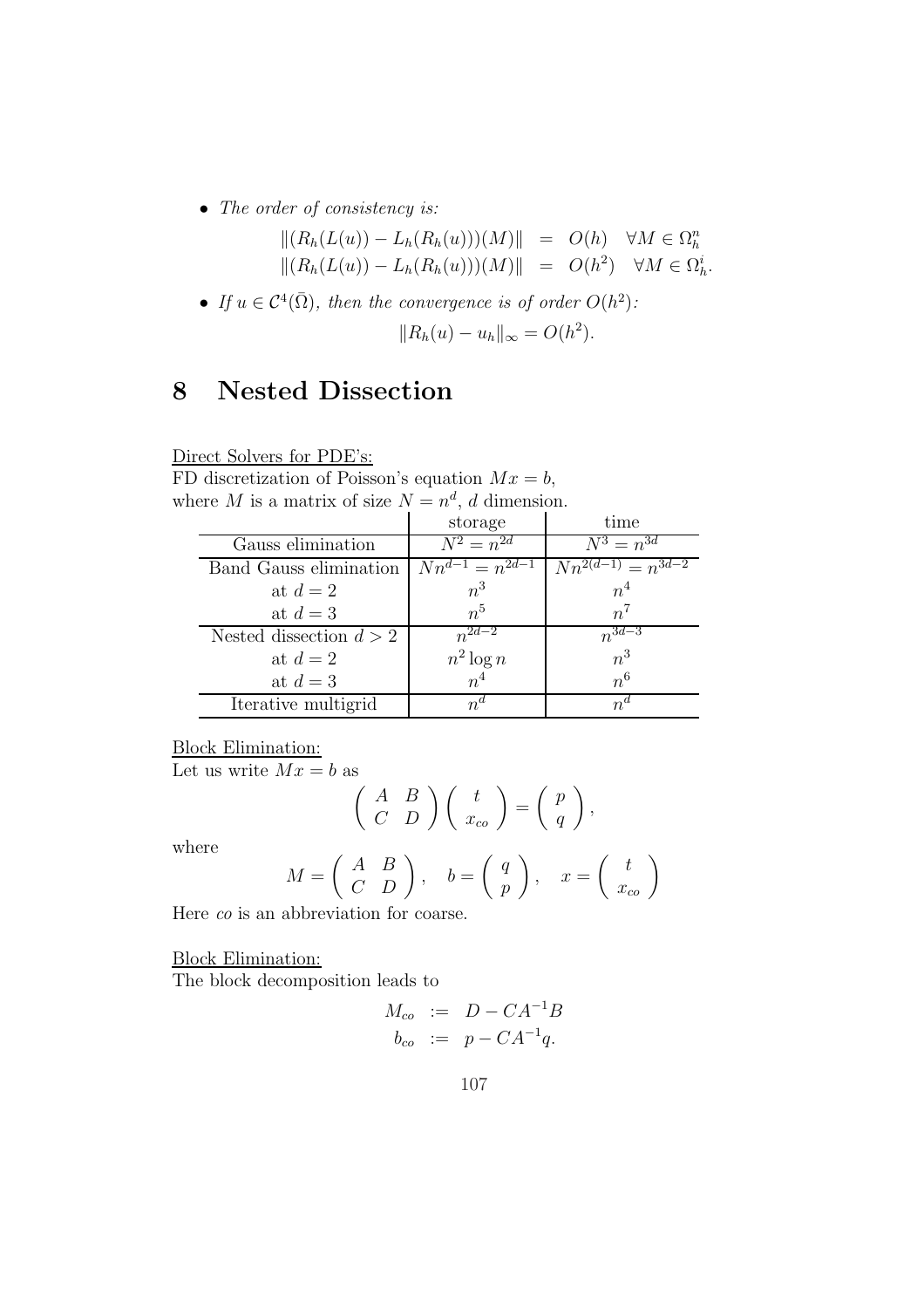- *The order of consistency is:*

$$\begin{aligned}
\|(R_h(L(u)) - L_h(R_h(u)))(M)\| &= O(h) \quad \forall M \in \Omega_h^n \\
\|(R_h(L(u)) - L_h(R_h(u)))(M)\| &= O(h^2) \quad \forall M \in \Omega_h^i.
\end{aligned}$$

- *If $u \in \mathcal{C}^4(\bar{\Omega})$, then the convergence is of order $O(h^2)$:*

$$\|R_h(u) - u_h\|_\infty = O(h^2).$$

# 8 Nested Dissection

Direct Solvers for PDE's:

FD discretization of Poisson's equation $Mx = b$,
where $M$ is a matrix of size $N = n^d$, $d$ dimension.

| | storage | time |
|---|---|---|
| Gauss elimination | $N^2 = n^{2d}$ | $N^3 = n^{3d}$ |
| Band Gauss elimination | $Nn^{d-1} = n^{2d-1}$ | $Nn^{2(d-1)} = n^{3d-2}$ |
| at $d = 2$ | $n^3$ | $n^4$ |
| at $d = 3$ | $n^5$ | $n^7$ |
| Nested dissection $d > 2$ | $n^{2d-2}$ | $n^{3d-3}$ |
| at $d = 2$ | $n^2 \log n$ | $n^3$ |
| at $d = 3$ | $n^4$ | $n^6$ |
| Iterative multigrid | $n^d$ | $n^d$ |

Block Elimination:

Let us write $Mx = b$ as

$$\begin{pmatrix} A & B \\ C & D \end{pmatrix} \begin{pmatrix} t \\ x_{co} \end{pmatrix} = \begin{pmatrix} p \\ q \end{pmatrix},$$

where

$$M = \begin{pmatrix} A & B \\ C & D \end{pmatrix}, \quad b = \begin{pmatrix} q \\ p \end{pmatrix}, \quad x = \begin{pmatrix} t \\ x_{co} \end{pmatrix}$$

Here *co* is an abbreviation for coarse.

Block Elimination:

The block decomposition leads to

$$\begin{aligned}
M_{co} &:= D - CA^{-1}B \\
b_{co} &:= p - CA^{-1}q.
\end{aligned}$$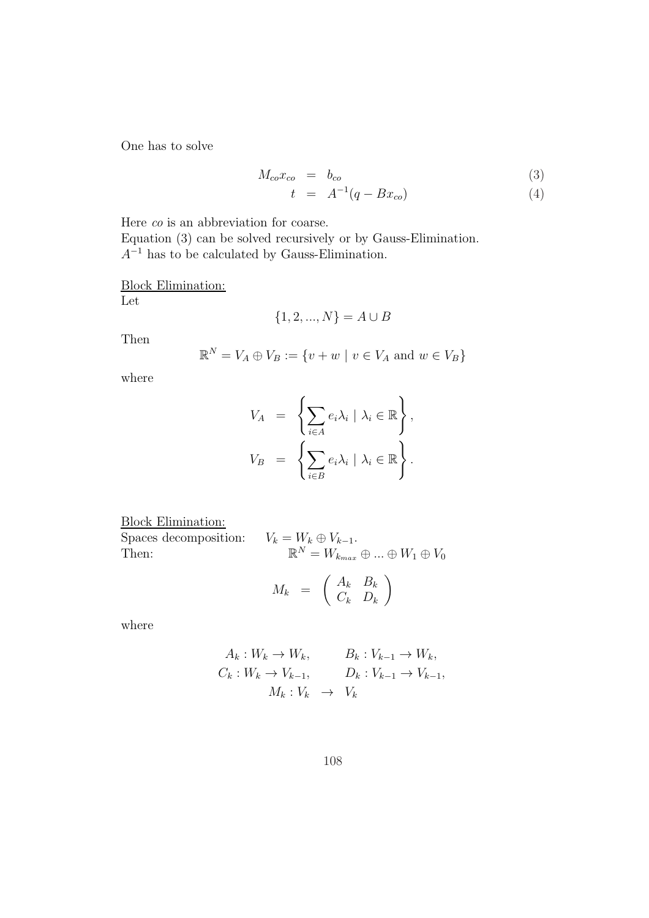One has to solve

$$
\begin{aligned}
M_{co} x_{co} &= b_{co} \qquad (3) \\
t &= A^{-1}(q - B x_{co}) \qquad (4)
\end{aligned}
$$

Here *co* is an abbreviation for coarse.
Equation (3) can be solved recursively or by Gauss-Elimination.
$A^{-1}$ has to be calculated by Gauss-Elimination.

<u>Block Elimination:</u>
Let

$$
\{1, 2, ..., N\} = A \cup B
$$

Then

$$
\mathbb{R}^N = V_A \oplus V_B := \{v + w \mid v \in V_A \text{ and } w \in V_B\}
$$

where

$$
\begin{aligned}
V_A &= \left\{ \sum_{i \in A} e_i \lambda_i \mid \lambda_i \in \mathbb{R} \right\}, \\
V_B &= \left\{ \sum_{i \in B} e_i \lambda_i \mid \lambda_i \in \mathbb{R} \right\}.
\end{aligned}
$$

<u>Block Elimination:</u>
Spaces decomposition: $V_k = W_k \oplus V_{k-1}$.
Then: $\mathbb{R}^N = W_{k_{max}} \oplus ... \oplus W_1 \oplus V_0$

$$
M_k = \begin{pmatrix} A_k & B_k \\ C_k & D_k \end{pmatrix}
$$

where

$$
\begin{aligned}
A_k : W_k \to W_k, &\qquad B_k : V_{k-1} \to W_k, \\
C_k : W_k \to V_{k-1}, &\qquad D_k : V_{k-1} \to V_{k-1}, \\
M_k : V_k &\to V_k
\end{aligned}
$$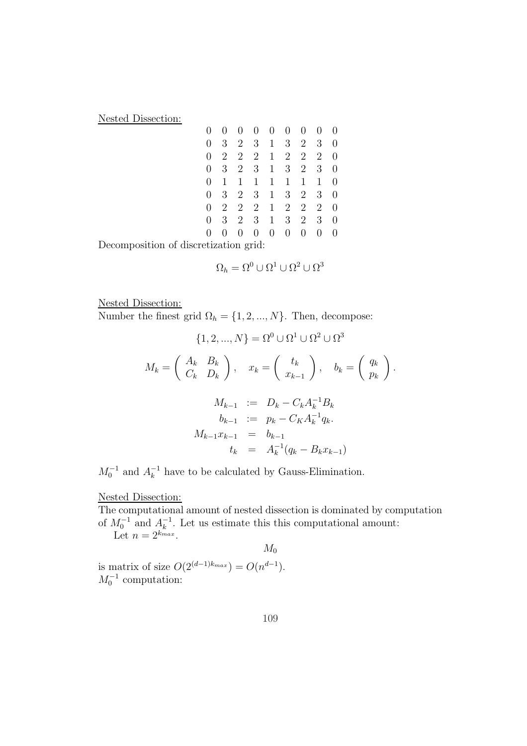Nested Dissection:

$$
\begin{array}{ccccccccc}
0 & 0 & 0 & 0 & 0 & 0 & 0 & 0 & 0 \\
0 & 3 & 2 & 3 & 1 & 3 & 2 & 3 & 0 \\
0 & 2 & 2 & 2 & 1 & 2 & 2 & 2 & 0 \\
0 & 3 & 2 & 3 & 1 & 3 & 2 & 3 & 0 \\
0 & 1 & 1 & 1 & 1 & 1 & 1 & 1 & 0 \\
0 & 3 & 2 & 3 & 1 & 3 & 2 & 3 & 0 \\
0 & 2 & 2 & 2 & 1 & 2 & 2 & 2 & 0 \\
0 & 3 & 2 & 3 & 1 & 3 & 2 & 3 & 0 \\
0 & 0 & 0 & 0 & 0 & 0 & 0 & 0 & 0
\end{array}
$$

Decomposition of discretization grid:

$$\Omega_h = \Omega^0 \cup \Omega^1 \cup \Omega^2 \cup \Omega^3$$

Nested Dissection:
Number the finest grid $\Omega_h = \{1, 2, ..., N\}$. Then, decompose:

$$\{1, 2, ..., N\} = \Omega^0 \cup \Omega^1 \cup \Omega^2 \cup \Omega^3$$

$$M_k = \begin{pmatrix} A_k & B_k \\ C_k & D_k \end{pmatrix}, \quad x_k = \begin{pmatrix} t_k \\ x_{k-1} \end{pmatrix}, \quad b_k = \begin{pmatrix} q_k \\ p_k \end{pmatrix}.$$

$$
\begin{aligned}
M_{k-1} &:= D_k - C_k A_k^{-1} B_k \\
b_{k-1} &:= p_k - C_K A_k^{-1} q_k. \\
M_{k-1} x_{k-1} &= b_{k-1} \\
t_k &= A_k^{-1}(q_k - B_k x_{k-1})
\end{aligned}
$$

$M_0^{-1}$ and $A_k^{-1}$ have to be calculated by Gauss-Elimination.

Nested Dissection:
The computational amount of nested dissection is dominated by computation of $M_0^{-1}$ and $A_k^{-1}$. Let us estimate this this computational amount:
Let $n = 2^{k_{max}}$.

$$M_0$$

is matrix of size $O(2^{(d-1)k_{max}}) = O(n^{d-1})$.
$M_0^{-1}$ computation: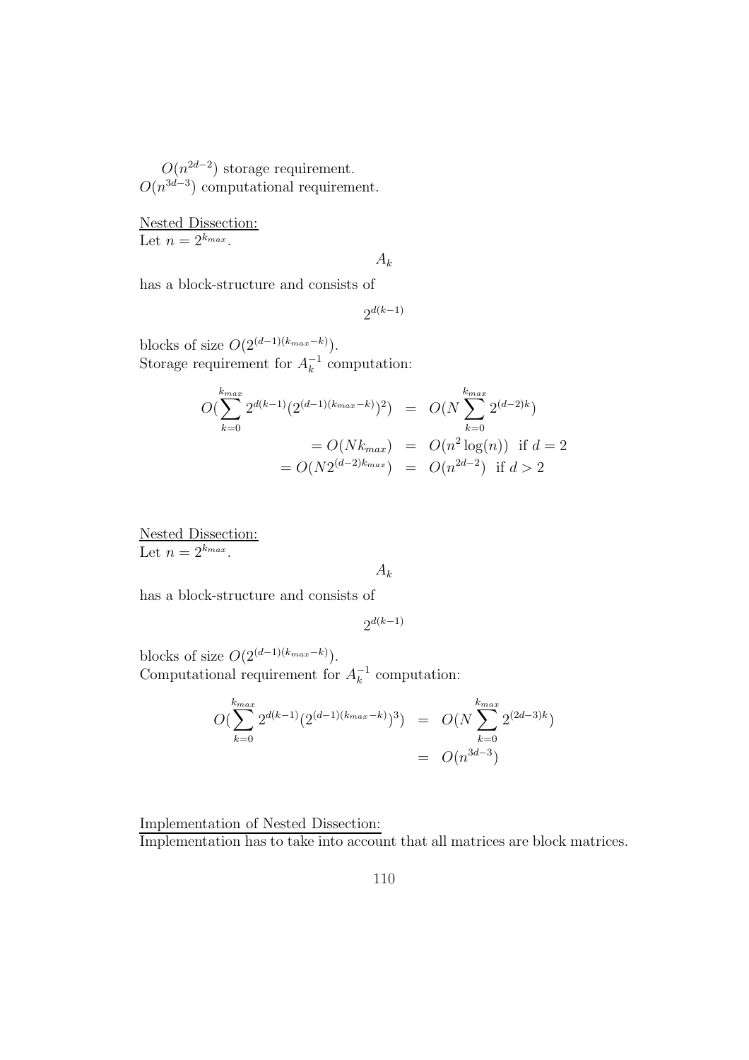$O(n^{2d-2})$ storage requirement.
$O(n^{3d-3})$ computational requirement.

Nested Dissection:
Let $n = 2^{k_{max}}$.

$$A_k$$

has a block-structure and consists of

$$2^{d(k-1)}$$

blocks of size $O(2^{(d-1)(k_{max}-k)})$.
Storage requirement for $A_k^{-1}$ computation:

$$\begin{aligned}
O(\sum_{k=0}^{k_{max}} 2^{d(k-1)}(2^{(d-1)(k_{max}-k)})^2) &= O(N \sum_{k=0}^{k_{max}} 2^{(d-2)k}) \\
= O(N k_{max}) &= O(n^2 \log(n)) \text{ if } d = 2 \\
= O(N 2^{(d-2)k_{max}}) &= O(n^{2d-2}) \text{ if } d > 2
\end{aligned}$$

Nested Dissection:
Let $n = 2^{k_{max}}$.

$$A_k$$

has a block-structure and consists of

$$2^{d(k-1)}$$

blocks of size $O(2^{(d-1)(k_{max}-k)})$.
Computational requirement for $A_k^{-1}$ computation:

$$\begin{aligned}
O(\sum_{k=0}^{k_{max}} 2^{d(k-1)}(2^{(d-1)(k_{max}-k)})^3) &= O(N \sum_{k=0}^{k_{max}} 2^{(2d-3)k}) \\
&= O(n^{3d-3})
\end{aligned}$$

Implementation of Nested Dissection:
Implementation has to take into account that all matrices are block matrices.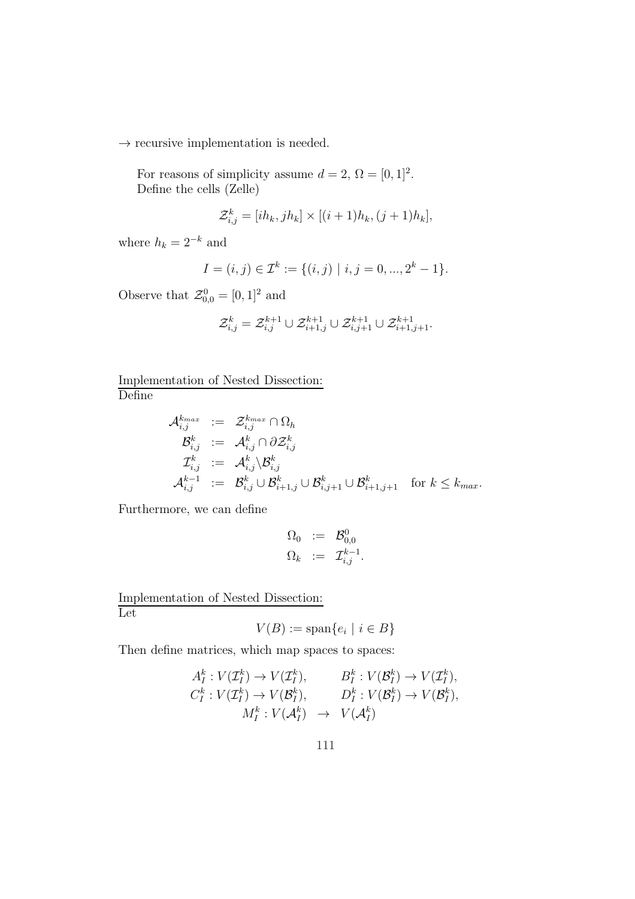$\rightarrow$ recursive implementation is needed.

For reasons of simplicity assume $d = 2$, $\Omega = [0, 1]^2$.
Define the cells (Zelle)

$$\mathcal{Z}_{i,j}^k = [ih_k, jh_k] \times [(i+1)h_k, (j+1)h_k],$$

where $h_k = 2^{-k}$ and

$$I = (i, j) \in \mathcal{I}^k := \{(i, j) \mid i, j = 0, ..., 2^k - 1\}.$$

Observe that $\mathcal{Z}_{0,0}^0 = [0, 1]^2$ and

$$\mathcal{Z}_{i,j}^k = \mathcal{Z}_{i,j}^{k+1} \cup \mathcal{Z}_{i+1,j}^{k+1} \cup \mathcal{Z}_{i,j+1}^{k+1} \cup \mathcal{Z}_{i+1,j+1}^{k+1}.$$

<u>Implementation of Nested Dissection:</u>
Define

$$\begin{aligned}
\mathcal{A}_{i,j}^{k_{max}} &:= \mathcal{Z}_{i,j}^{k_{max}} \cap \Omega_h \\
\mathcal{B}_{i,j}^k &:= \mathcal{A}_{i,j}^k \cap \partial \mathcal{Z}_{i,j}^k \\
\mathcal{I}_{i,j}^k &:= \mathcal{A}_{i,j}^k \backslash \mathcal{B}_{i,j}^k \\
\mathcal{A}_{i,j}^{k-1} &:= \mathcal{B}_{i,j}^k \cup \mathcal{B}_{i+1,j}^k \cup \mathcal{B}_{i,j+1}^k \cup \mathcal{B}_{i+1,j+1}^k \quad \text{for } k \leq k_{max}.
\end{aligned}$$

Furthermore, we can define

$$\begin{aligned}
\Omega_0 &:= \mathcal{B}_{0,0}^0 \\
\Omega_k &:= \mathcal{I}_{i,j}^{k-1}.
\end{aligned}$$

<u>Implementation of Nested Dissection:</u>
Let

$$V(B) := \text{span}\{e_i \mid i \in B\}$$

Then define matrices, which map spaces to spaces:

$$\begin{aligned}
A_I^k &: V(\mathcal{I}_I^k) \to V(\mathcal{I}_I^k), & B_I^k &: V(\mathcal{B}_I^k) \to V(\mathcal{I}_I^k), \\
C_I^k &: V(\mathcal{I}_I^k) \to V(\mathcal{B}_I^k), & D_I^k &: V(\mathcal{B}_I^k) \to V(\mathcal{B}_I^k),
\end{aligned}$$

$$M_I^k : V(\mathcal{A}_I^k) \rightarrow V(\mathcal{A}_I^k)$$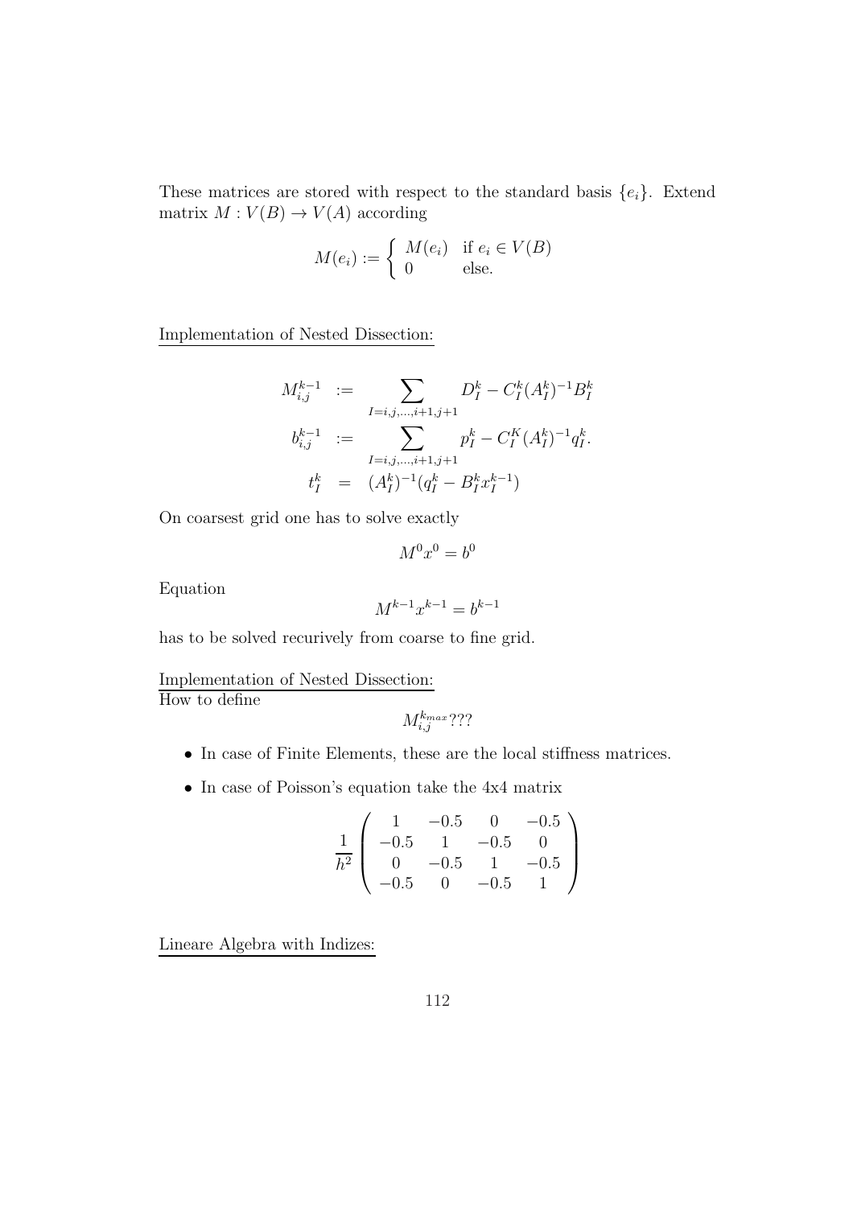These matrices are stored with respect to the standard basis $\{e_i\}$. Extend matrix $M : V(B) \to V(A)$ according

$$M(e_i) := \begin{cases} M(e_i) & \text{if } e_i \in V(B) \\ 0 & \text{else.} \end{cases}$$

Implementation of Nested Dissection:

$$\begin{aligned}
M_{i,j}^{k-1} &:= \sum_{I=i,j,\ldots,i+1,j+1} D_I^k - C_I^k (A_I^k)^{-1} B_I^k \\
b_{i,j}^{k-1} &:= \sum_{I=i,j,\ldots,i+1,j+1} p_I^k - C_I^K (A_I^k)^{-1} q_I^k. \\
t_I^k &= (A_I^k)^{-1}(q_I^k - B_I^k x_I^{k-1})
\end{aligned}$$

On coarsest grid one has to solve exactly

$$M^0 x^0 = b^0$$

Equation

$$M^{k-1} x^{k-1} = b^{k-1}$$

has to be solved recurively from coarse to fine grid.

Implementation of Nested Dissection:
How to define

$$M_{i,j}^{k_{max}} ???$$

- In case of Finite Elements, these are the local stiffness matrices.
- In case of Poisson's equation take the 4x4 matrix

$$\frac{1}{h^2} \begin{pmatrix} 1 & -0.5 & 0 & -0.5 \\ -0.5 & 1 & -0.5 & 0 \\ 0 & -0.5 & 1 & -0.5 \\ -0.5 & 0 & -0.5 & 1 \end{pmatrix}$$

Lineare Algebra with Indizes: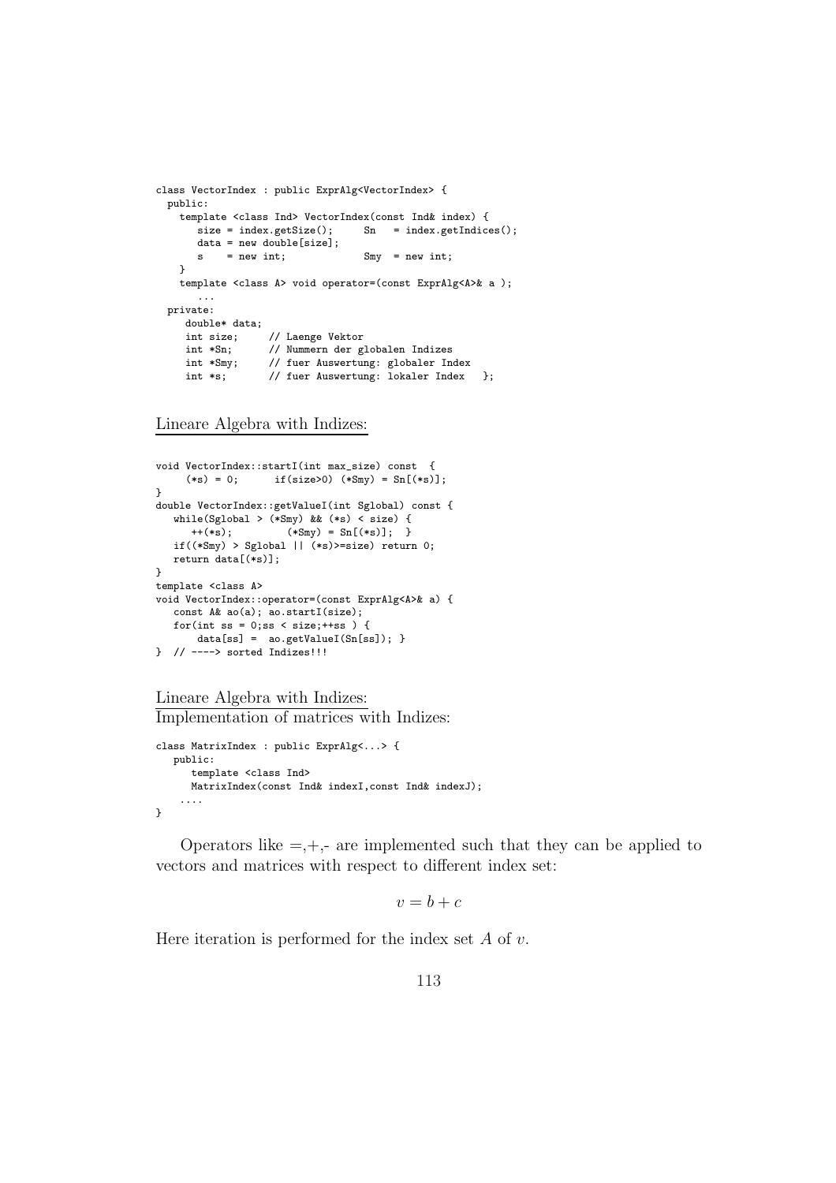```
class VectorIndex : public ExprAlg<VectorIndex> {
  public:
    template <class Ind> VectorIndex(const Ind& index) {
       size = index.getSize();     Sn   = index.getIndices();
       data = new double[size];
       s    = new int;             Smy  = new int;
    }
    template <class A> void operator=(const ExprAlg<A>& a );
       ...
  private:
     double* data;
     int size;      // Laenge Vektor
     int *Sn;       // Nummern der globalen Indizes
     int *Smy;      // fuer Auswertung: globaler Index
     int *s;        // fuer Auswertung: lokaler Index   };
```

Lineare Algebra with Indizes:

```
void VectorIndex::startI(int max_size) const  {
     (*s) = 0;      if(size>0) (*Smy) = Sn[(*s)];
}
double VectorIndex::getValueI(int Sglobal) const {
   while(Sglobal > (*Smy) && (*s) < size) {
      ++(*s);          (*Smy) = Sn[(*s)];  }
   if((*Smy) > Sglobal || (*s)>=size) return 0;
   return data[(*s)];
}
template <class A>
void VectorIndex::operator=(const ExprAlg<A>& a) {
   const A& ao(a); ao.startI(size);
   for(int ss = 0;ss < size;++ss ) {
       data[ss] =  ao.getValueI(Sn[ss]); }
}  // ----> sorted Indizes!!!
```

Lineare Algebra with Indizes:
Implementation of matrices with Indizes:

```
class MatrixIndex : public ExprAlg<...> {
   public:
      template <class Ind>
      MatrixIndex(const Ind& indexI,const Ind& indexJ);
    ....
}
```

Operators like =,+,- are implemented such that they can be applied to vectors and matrices with respect to different index set:

$$v = b + c$$

Here iteration is performed for the index set $A$ of $v$.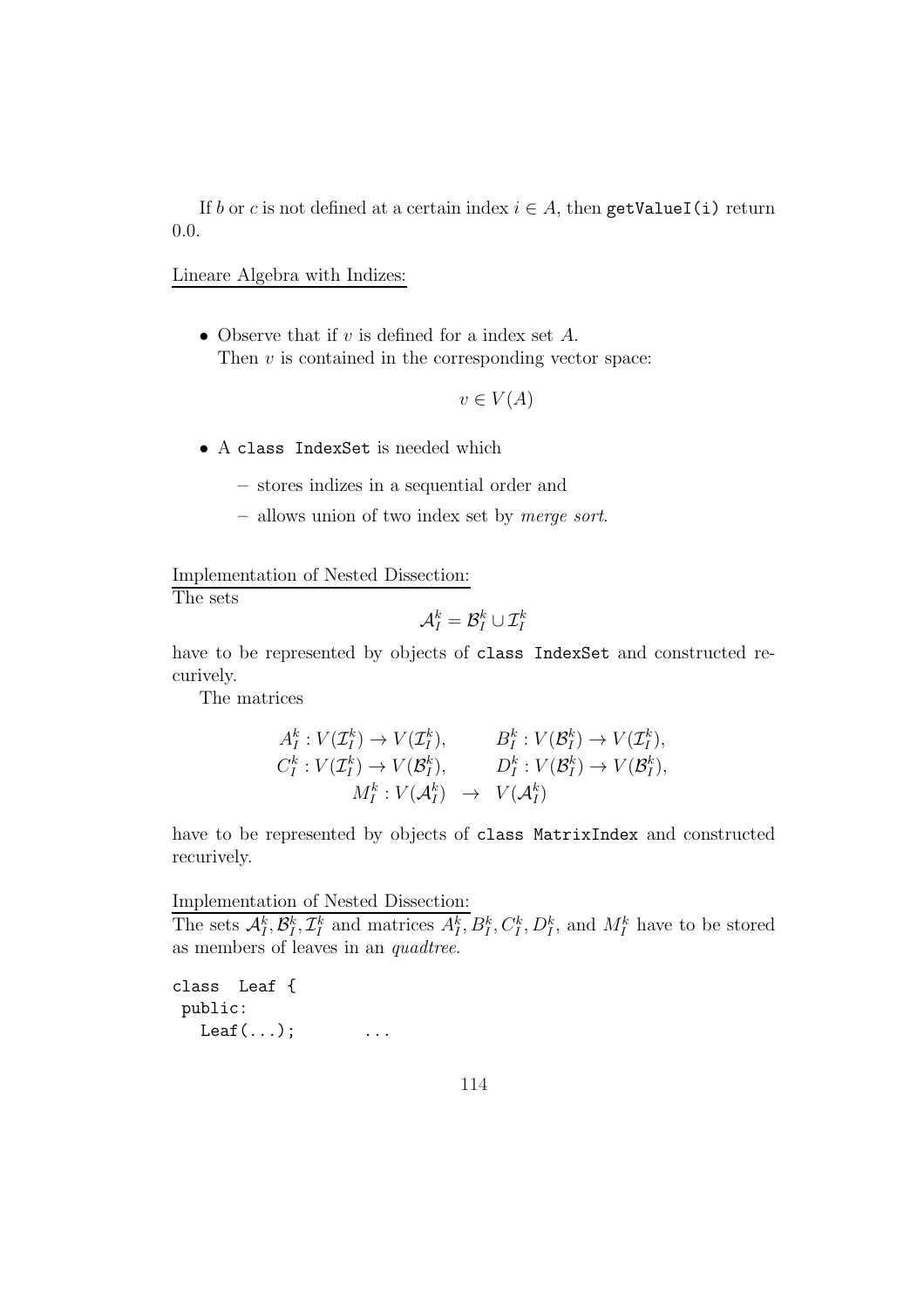If $b$ or $c$ is not defined at a certain index $i \in A$, then `getValueI(i)` return 0.0.

Lineare Algebra with Indizes:

- Observe that if $v$ is defined for a index set $A$.
  Then $v$ is contained in the corresponding vector space:

$$v \in V(A)$$

- A `class IndexSet` is needed which
  - stores indizes in a sequential order and
  - allows union of two index set by *merge sort*.

Implementation of Nested Dissection:

The sets

$$\mathcal{A}_I^k = \mathcal{B}_I^k \cup \mathcal{I}_I^k$$

have to be represented by objects of `class IndexSet` and constructed recurively.

The matrices

$$\begin{aligned}
A_I^k : V(\mathcal{I}_I^k) \to V(\mathcal{I}_I^k), \qquad & B_I^k : V(\mathcal{B}_I^k) \to V(\mathcal{I}_I^k), \\
C_I^k : V(\mathcal{I}_I^k) \to V(\mathcal{B}_I^k), \qquad & D_I^k : V(\mathcal{B}_I^k) \to V(\mathcal{B}_I^k), \\
M_I^k : V(\mathcal{A}_I^k) \;\; & \to \;\; V(\mathcal{A}_I^k)
\end{aligned}$$

have to be represented by objects of `class MatrixIndex` and constructed recurively.

Implementation of Nested Dissection:

The sets $\mathcal{A}_I^k, \mathcal{B}_I^k, \mathcal{I}_I^k$ and matrices $A_I^k, B_I^k, C_I^k, D_I^k$, and $M_I^k$ have to be stored as members of leaves in an *quadtree*.

```
class  Leaf {
 public:
   Leaf(...);        ...
```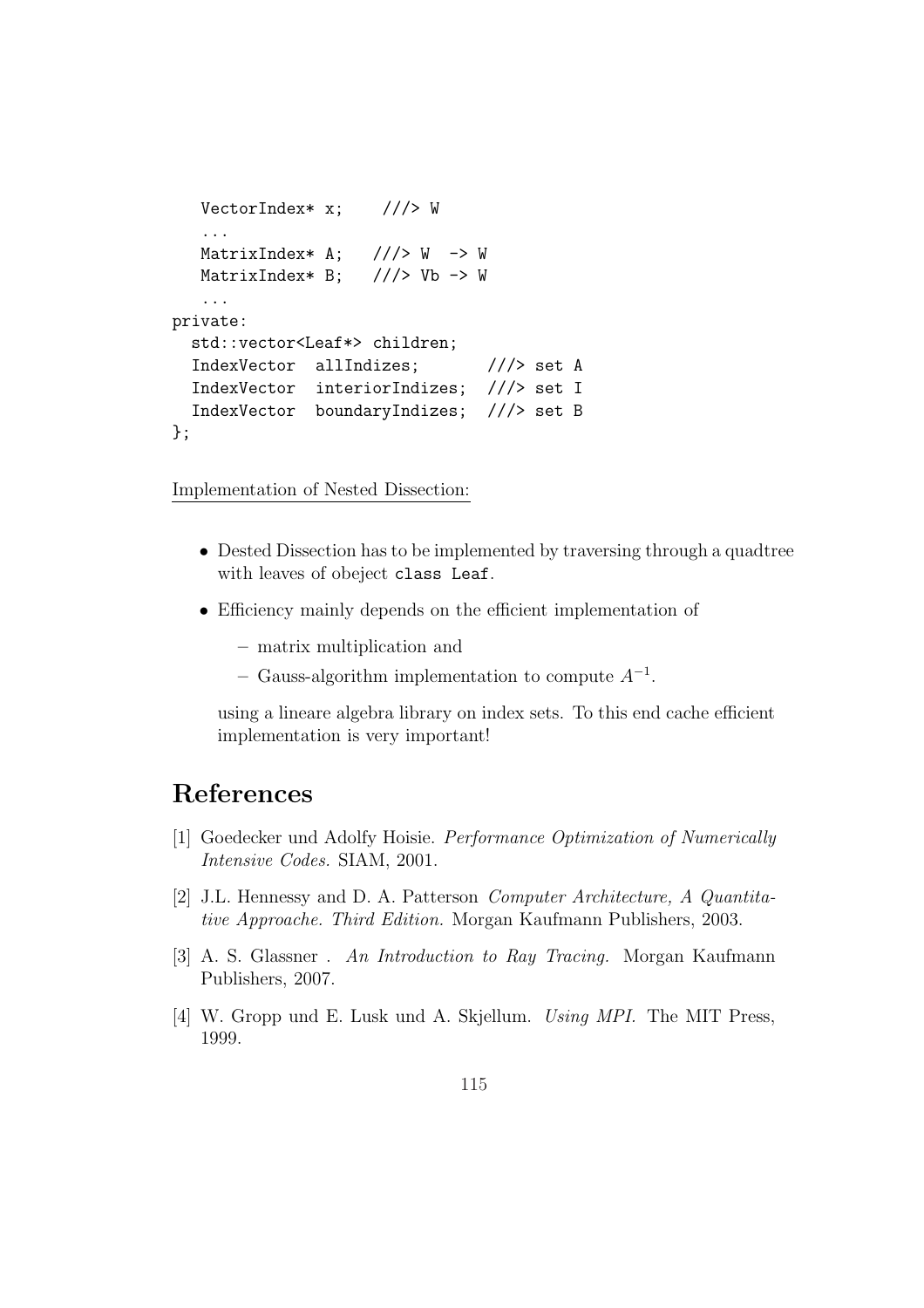```
   VectorIndex* x;    ///> W
   ...
   MatrixIndex* A;   ///> W  -> W
   MatrixIndex* B;   ///> Vb -> W
   ...
private:
  std::vector<Leaf*> children;
  IndexVector  allIndizes;       ///> set A
  IndexVector  interiorIndizes;  ///> set I
  IndexVector  boundaryIndizes;  ///> set B
};
```

Implementation of Nested Dissection:

- Dested Dissection has to be implemented by traversing through a quadtree with leaves of obeject `class Leaf`.
- Efficiency mainly depends on the efficient implementation of
  - matrix multiplication and
  - Gauss-algorithm implementation to compute $A^{-1}$.

  using a lineare algebra library on index sets. To this end cache efficient implementation is very important!

# References

[1] Goedecker und Adolfy Hoisie. *Performance Optimization of Numerically Intensive Codes.* SIAM, 2001.

[2] J.L. Hennessy and D. A. Patterson *Computer Architecture, A Quantitative Approache. Third Edition.* Morgan Kaufmann Publishers, 2003.

[3] A. S. Glassner . *An Introduction to Ray Tracing.* Morgan Kaufmann Publishers, 2007.

[4] W. Gropp und E. Lusk und A. Skjellum. *Using MPI.* The MIT Press, 1999.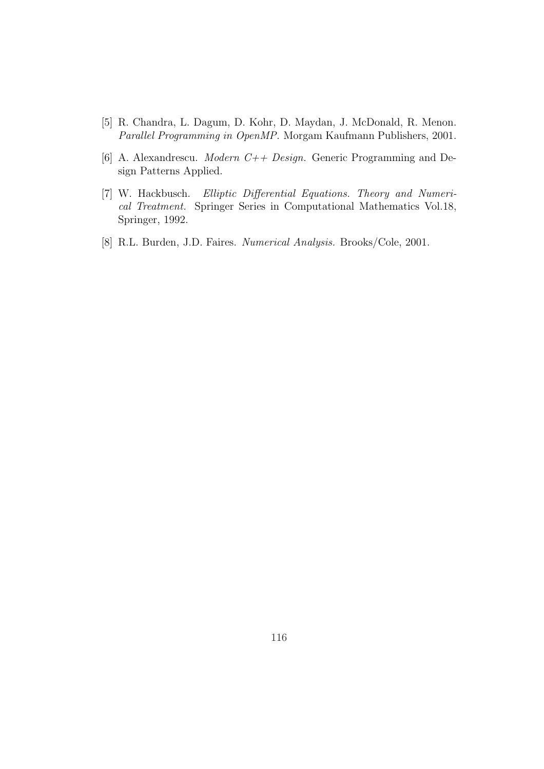[5] R. Chandra, L. Dagum, D. Kohr, D. Maydan, J. McDonald, R. Menon. *Parallel Programming in OpenMP.* Morgam Kaufmann Publishers, 2001.

[6] A. Alexandrescu. *Modern C++ Design.* Generic Programming and Design Patterns Applied.

[7] W. Hackbusch. *Elliptic Differential Equations. Theory and Numerical Treatment.* Springer Series in Computational Mathematics Vol.18, Springer, 1992.

[8] R.L. Burden, J.D. Faires. *Numerical Analysis.* Brooks/Cole, 2001.